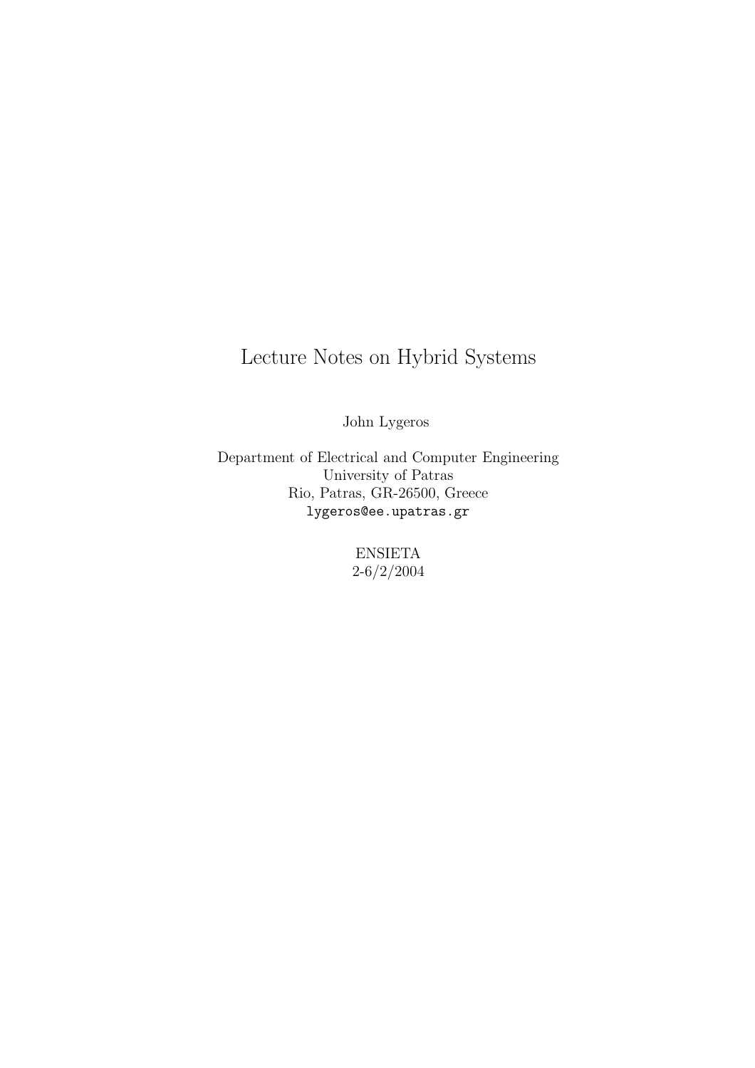# Lecture Notes on Hybrid Systems

John Lygeros

Department of Electrical and Computer Engineering
University of Patras
Rio, Patras, GR-26500, Greece
lygeros@ee.upatras.gr

ENSIETA
2-6/2/2004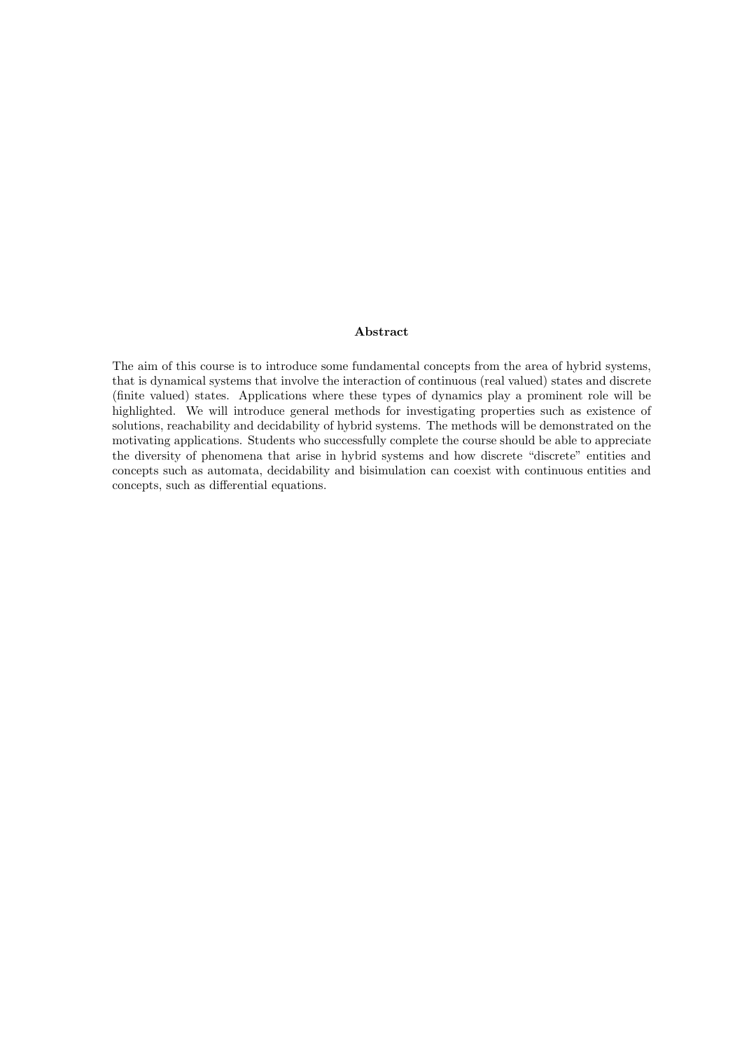**Abstract**

The aim of this course is to introduce some fundamental concepts from the area of hybrid systems, that is dynamical systems that involve the interaction of continuous (real valued) states and discrete (finite valued) states. Applications where these types of dynamics play a prominent role will be highlighted. We will introduce general methods for investigating properties such as existence of solutions, reachability and decidability of hybrid systems. The methods will be demonstrated on the motivating applications. Students who successfully complete the course should be able to appreciate the diversity of phenomena that arise in hybrid systems and how discrete "discrete" entities and concepts such as automata, decidability and bisimulation can coexist with continuous entities and concepts, such as differential equations.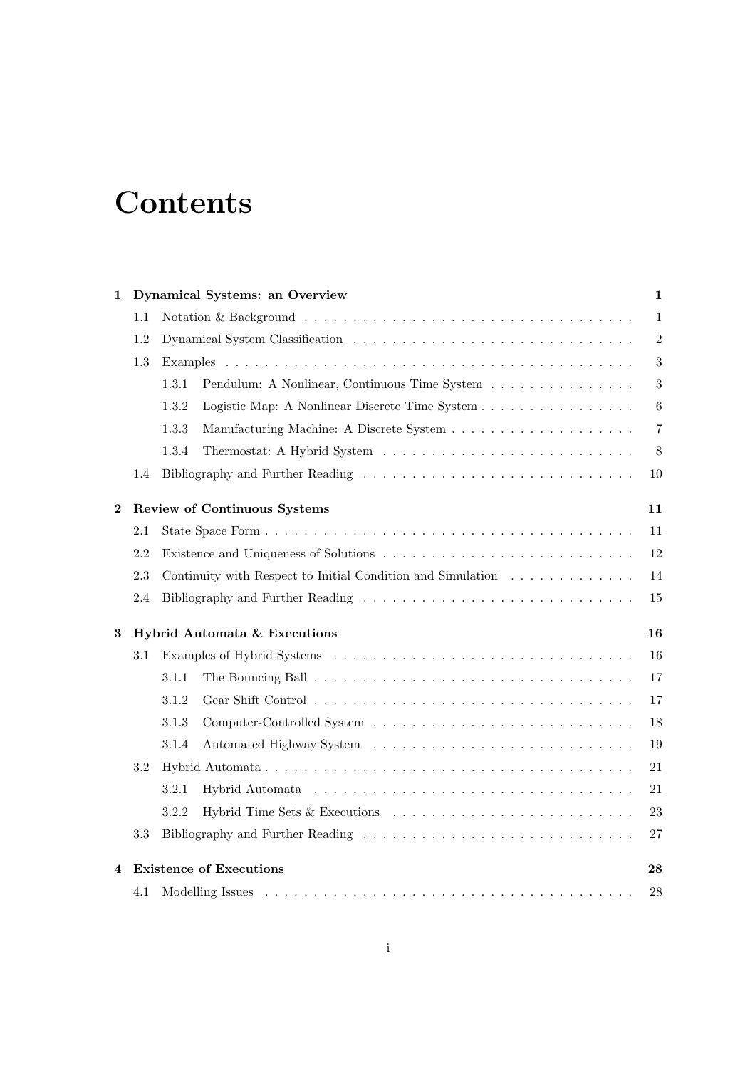# Contents

**1 Dynamical Systems: an Overview** **1**

- 1.1 Notation & Background . . . 1
- 1.2 Dynamical System Classification . . . 2
- 1.3 Examples . . . 3
  - 1.3.1 Pendulum: A Nonlinear, Continuous Time System . . . 3
  - 1.3.2 Logistic Map: A Nonlinear Discrete Time System . . . 6
  - 1.3.3 Manufacturing Machine: A Discrete System . . . 7
  - 1.3.4 Thermostat: A Hybrid System . . . 8
- 1.4 Bibliography and Further Reading . . . 10

**2 Review of Continuous Systems** **11**

- 2.1 State Space Form . . . 11
- 2.2 Existence and Uniqueness of Solutions . . . 12
- 2.3 Continuity with Respect to Initial Condition and Simulation . . . 14
- 2.4 Bibliography and Further Reading . . . 15

**3 Hybrid Automata & Executions** **16**

- 3.1 Examples of Hybrid Systems . . . 16
  - 3.1.1 The Bouncing Ball . . . 17
  - 3.1.2 Gear Shift Control . . . 17
  - 3.1.3 Computer-Controlled System . . . 18
  - 3.1.4 Automated Highway System . . . 19
- 3.2 Hybrid Automata . . . 21
  - 3.2.1 Hybrid Automata . . . 21
  - 3.2.2 Hybrid Time Sets & Executions . . . 23
- 3.3 Bibliography and Further Reading . . . 27

**4 Existence of Executions** **28**

- 4.1 Modelling Issues . . . 28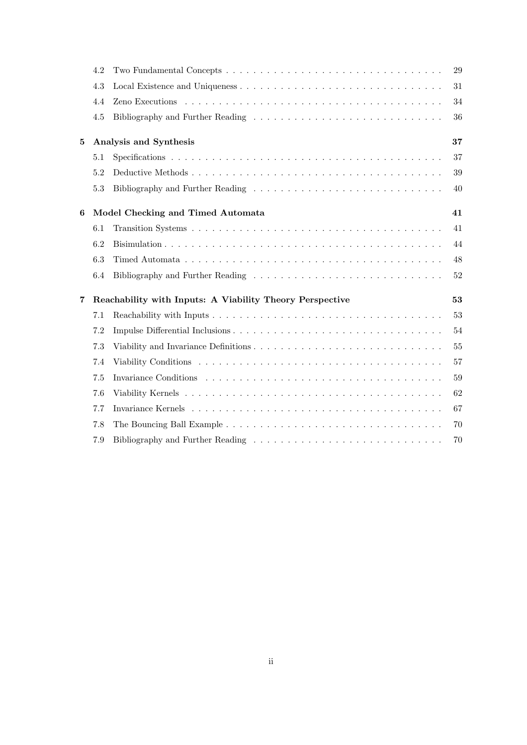4.2 Two Fundamental Concepts . . . . . . . . . . 29
4.3 Local Existence and Uniqueness . . . . . . . . . . 31
4.4 Zeno Executions . . . . . . . . . . 34
4.5 Bibliography and Further Reading . . . . . . . . . . 36

**5 Analysis and Synthesis** **37**

5.1 Specifications . . . . . . . . . . 37
5.2 Deductive Methods . . . . . . . . . . 39
5.3 Bibliography and Further Reading . . . . . . . . . . 40

**6 Model Checking and Timed Automata** **41**

6.1 Transition Systems . . . . . . . . . . 41
6.2 Bisimulation . . . . . . . . . . 44
6.3 Timed Automata . . . . . . . . . . 48
6.4 Bibliography and Further Reading . . . . . . . . . . 52

**7 Reachability with Inputs: A Viability Theory Perspective** **53**

7.1 Reachability with Inputs . . . . . . . . . . 53
7.2 Impulse Differential Inclusions . . . . . . . . . . 54
7.3 Viability and Invariance Definitions . . . . . . . . . . 55
7.4 Viability Conditions . . . . . . . . . . 57
7.5 Invariance Conditions . . . . . . . . . . 59
7.6 Viability Kernels . . . . . . . . . . 62
7.7 Invariance Kernels . . . . . . . . . . 67
7.8 The Bouncing Ball Example . . . . . . . . . . 70
7.9 Bibliography and Further Reading . . . . . . . . . . 70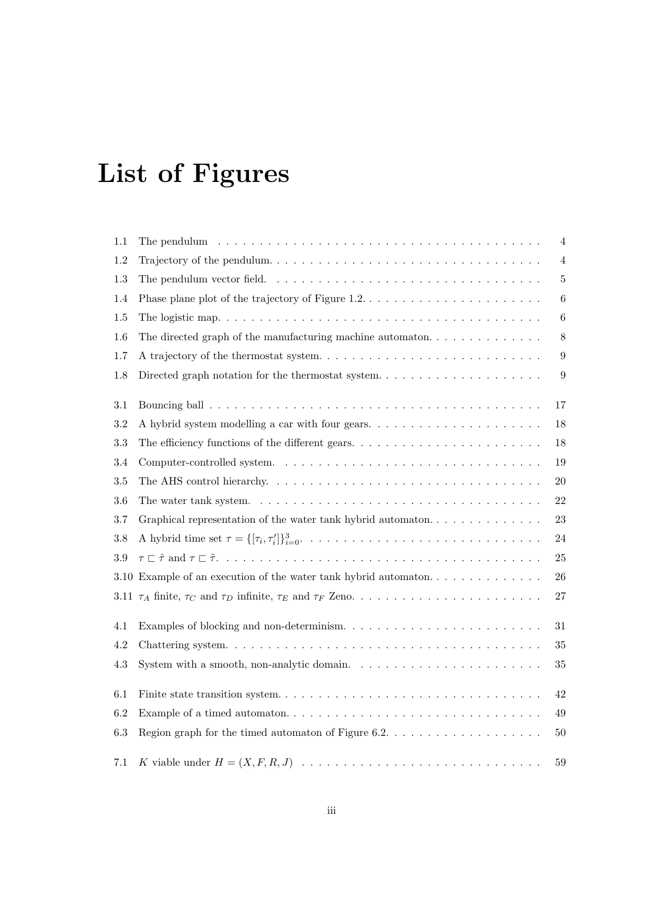# List of Figures

1.1 The pendulum . . . . . . . . . . . . . . . . . . . . . . . . . . . . . . . . . . . . . . . 4
1.2 Trajectory of the pendulum. . . . . . . . . . . . . . . . . . . . . . . . . . . . . . . . 4
1.3 The pendulum vector field. . . . . . . . . . . . . . . . . . . . . . . . . . . . . . . . 5
1.4 Phase plane plot of the trajectory of Figure 1.2. . . . . . . . . . . . . . . . . . . . . . 6
1.5 The logistic map. . . . . . . . . . . . . . . . . . . . . . . . . . . . . . . . . . . . . . 6
1.6 The directed graph of the manufacturing machine automaton. . . . . . . . . . . . . . 8
1.7 A trajectory of the thermostat system. . . . . . . . . . . . . . . . . . . . . . . . . . . 9
1.8 Directed graph notation for the thermostat system. . . . . . . . . . . . . . . . . . . . 9

3.1 Bouncing ball . . . . . . . . . . . . . . . . . . . . . . . . . . . . . . . . . . . . . . . 17
3.2 A hybrid system modelling a car with four gears. . . . . . . . . . . . . . . . . . . . . 18
3.3 The efficiency functions of the different gears. . . . . . . . . . . . . . . . . . . . . . . 18
3.4 Computer-controlled system. . . . . . . . . . . . . . . . . . . . . . . . . . . . . . . . 19
3.5 The AHS control hierarchy. . . . . . . . . . . . . . . . . . . . . . . . . . . . . . . . . 20
3.6 The water tank system. . . . . . . . . . . . . . . . . . . . . . . . . . . . . . . . . . . 22
3.7 Graphical representation of the water tank hybrid automaton. . . . . . . . . . . . . . 23
3.8 A hybrid time set $\tau = \{[\tau_i, \tau_i']\}_{i=0}^{3}$. . . . . . . . . . . . . . . . . . . . . . . . . . . . 24
3.9 $\tau \sqsubset \hat{\tau}$ and $\tau \sqsubset \tilde{\tau}$. . . . . . . . . . . . . . . . . . . . . . . . . . . . . . . . . . . . . . 25
3.10 Example of an execution of the water tank hybrid automaton. . . . . . . . . . . . . . 26
3.11 $\tau_A$ finite, $\tau_C$ and $\tau_D$ infinite, $\tau_E$ and $\tau_F$ Zeno. . . . . . . . . . . . . . . . . . . . . . . 27

4.1 Examples of blocking and non-determinism. . . . . . . . . . . . . . . . . . . . . . . . 31
4.2 Chattering system. . . . . . . . . . . . . . . . . . . . . . . . . . . . . . . . . . . . . 35
4.3 System with a smooth, non-analytic domain. . . . . . . . . . . . . . . . . . . . . . . 35

6.1 Finite state transition system. . . . . . . . . . . . . . . . . . . . . . . . . . . . . . . 42
6.2 Example of a timed automaton. . . . . . . . . . . . . . . . . . . . . . . . . . . . . . 49
6.3 Region graph for the timed automaton of Figure 6.2. . . . . . . . . . . . . . . . . . . 50

7.1 $K$ viable under $H = (X, F, R, J)$ . . . . . . . . . . . . . . . . . . . . . . . . . . . . . 59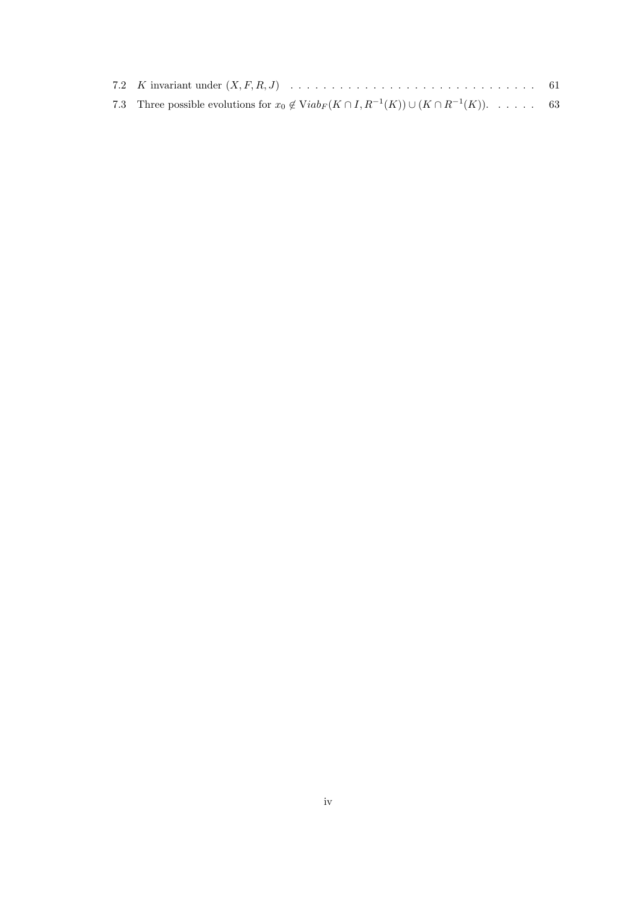7.2 $K$ invariant under $(X, F, R, J)$ . . . . . . . . . . . . . . . . . . . . . . . . . . . . . . 61

7.3 Three possible evolutions for $x_0 \notin \mathrm{V}iab_F(K \cap I, R^{-1}(K)) \cup (K \cap R^{-1}(K))$. . . . . . 63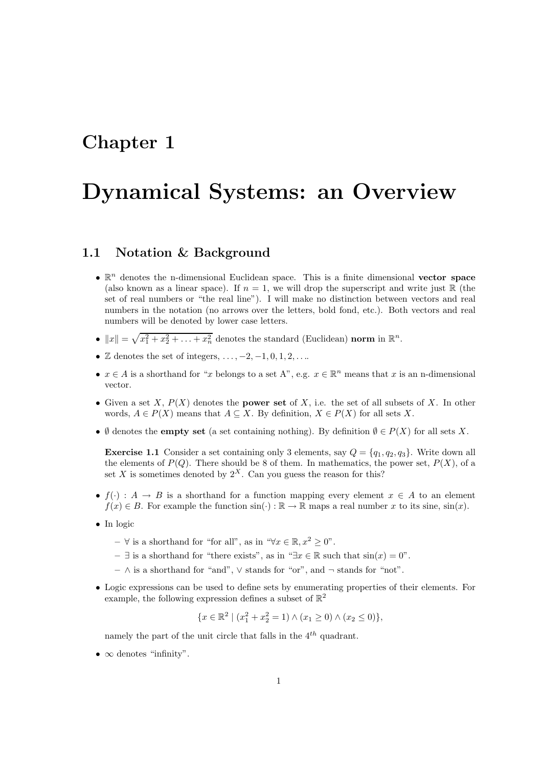# Chapter 1

# Dynamical Systems: an Overview

## 1.1 Notation & Background

- $\mathbb{R}^n$ denotes the n-dimensional Euclidean space. This is a finite dimensional **vector space** (also known as a linear space). If $n = 1$, we will drop the superscript and write just $\mathbb{R}$ (the set of real numbers or "the real line"). I will make no distinction between vectors and real numbers in the notation (no arrows over the letters, bold fond, etc.). Both vectors and real numbers will be denoted by lower case letters.
- $\|x\| = \sqrt{x_1^2 + x_2^2 + \ldots + x_n^2}$ denotes the standard (Euclidean) **norm** in $\mathbb{R}^n$.
- $\mathbb{Z}$ denotes the set of integers, $\ldots, -2, -1, 0, 1, 2, \ldots$.
- $x \in A$ is a shorthand for "$x$ belongs to a set A", e.g. $x \in \mathbb{R}^n$ means that $x$ is an n-dimensional vector.
- Given a set $X$, $P(X)$ denotes the **power set** of $X$, i.e. the set of all subsets of $X$. In other words, $A \in P(X)$ means that $A \subseteq X$. By definition, $X \in P(X)$ for all sets $X$.
- $\emptyset$ denotes the **empty set** (a set containing nothing). By definition $\emptyset \in P(X)$ for all sets $X$.

  **Exercise 1.1** Consider a set containing only 3 elements, say $Q = \{q_1, q_2, q_3\}$. Write down all the elements of $P(Q)$. There should be 8 of them. In mathematics, the power set, $P(X)$, of a set $X$ is sometimes denoted by $2^X$. Can you guess the reason for this?

- $f(\cdot) : A \to B$ is a shorthand for a function mapping every element $x \in A$ to an element $f(x) \in B$. For example the function $\sin(\cdot) : \mathbb{R} \to \mathbb{R}$ maps a real number $x$ to its sine, $\sin(x)$.
- In logic
  - $\forall$ is a shorthand for "for all", as in "$\forall x \in \mathbb{R}, x^2 \geq 0$".
  - $\exists$ is a shorthand for "there exists", as in "$\exists x \in \mathbb{R}$ such that $\sin(x) = 0$".
  - $\wedge$ is a shorthand for "and", $\vee$ stands for "or", and $\neg$ stands for "not".
- Logic expressions can be used to define sets by enumerating properties of their elements. For example, the following expression defines a subset of $\mathbb{R}^2$

$$\{x \in \mathbb{R}^2 \mid (x_1^2 + x_2^2 = 1) \wedge (x_1 \geq 0) \wedge (x_2 \leq 0)\},$$

  namely the part of the unit circle that falls in the $4^{th}$ quadrant.

- $\infty$ denotes "infinity".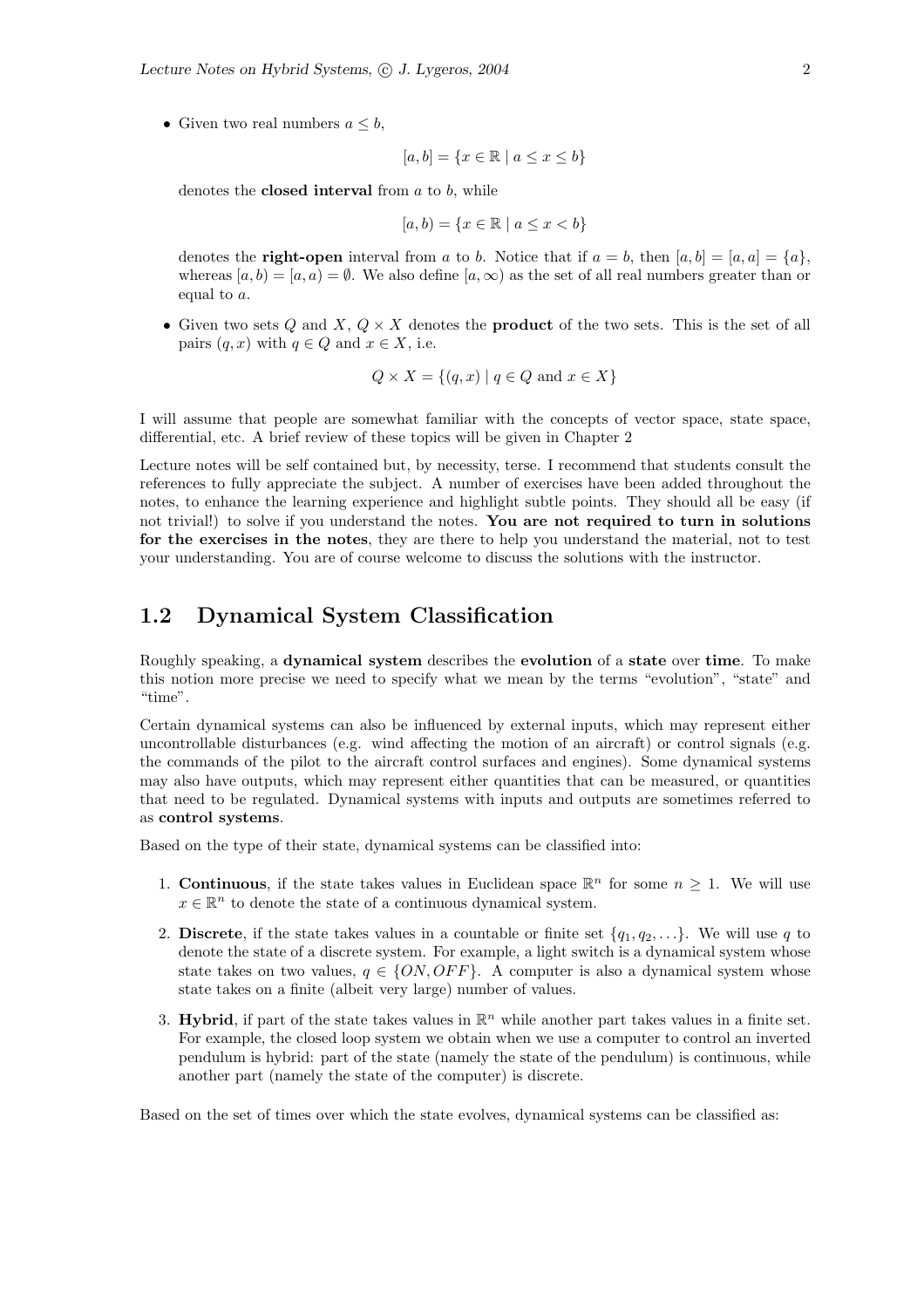- Given two real numbers $a \leq b$,

$$[a, b] = \{x \in \mathbb{R} \mid a \leq x \leq b\}$$

denotes the **closed interval** from $a$ to $b$, while

$$[a, b) = \{x \in \mathbb{R} \mid a \leq x < b\}$$

denotes the **right-open** interval from $a$ to $b$. Notice that if $a = b$, then $[a, b] = [a, a] = \{a\}$, whereas $[a, b) = [a, a) = \emptyset$. We also define $[a, \infty)$ as the set of all real numbers greater than or equal to $a$.

- Given two sets $Q$ and $X$, $Q \times X$ denotes the **product** of the two sets. This is the set of all pairs $(q, x)$ with $q \in Q$ and $x \in X$, i.e.

$$Q \times X = \{(q, x) \mid q \in Q \text{ and } x \in X\}$$

I will assume that people are somewhat familiar with the concepts of vector space, state space, differential, etc. A brief review of these topics will be given in Chapter 2

Lecture notes will be self contained but, by necessity, terse. I recommend that students consult the references to fully appreciate the subject. A number of exercises have been added throughout the notes, to enhance the learning experience and highlight subtle points. They should all be easy (if not trivial!) to solve if you understand the notes. **You are not required to turn in solutions for the exercises in the notes**, they are there to help you understand the material, not to test your understanding. You are of course welcome to discuss the solutions with the instructor.

## 1.2 Dynamical System Classification

Roughly speaking, a **dynamical system** describes the **evolution** of a **state** over **time**. To make this notion more precise we need to specify what we mean by the terms "evolution", "state" and "time".

Certain dynamical systems can also be influenced by external inputs, which may represent either uncontrollable disturbances (e.g. wind affecting the motion of an aircraft) or control signals (e.g. the commands of the pilot to the aircraft control surfaces and engines). Some dynamical systems may also have outputs, which may represent either quantities that can be measured, or quantities that need to be regulated. Dynamical systems with inputs and outputs are sometimes referred to as **control systems**.

Based on the type of their state, dynamical systems can be classified into:

1. **Continuous**, if the state takes values in Euclidean space $\mathbb{R}^n$ for some $n \geq 1$. We will use $x \in \mathbb{R}^n$ to denote the state of a continuous dynamical system.
2. **Discrete**, if the state takes values in a countable or finite set $\{q_1, q_2, \ldots\}$. We will use $q$ to denote the state of a discrete system. For example, a light switch is a dynamical system whose state takes on two values, $q \in \{ON, OFF\}$. A computer is also a dynamical system whose state takes on a finite (albeit very large) number of values.
3. **Hybrid**, if part of the state takes values in $\mathbb{R}^n$ while another part takes values in a finite set. For example, the closed loop system we obtain when we use a computer to control an inverted pendulum is hybrid: part of the state (namely the state of the pendulum) is continuous, while another part (namely the state of the computer) is discrete.

Based on the set of times over which the state evolves, dynamical systems can be classified as: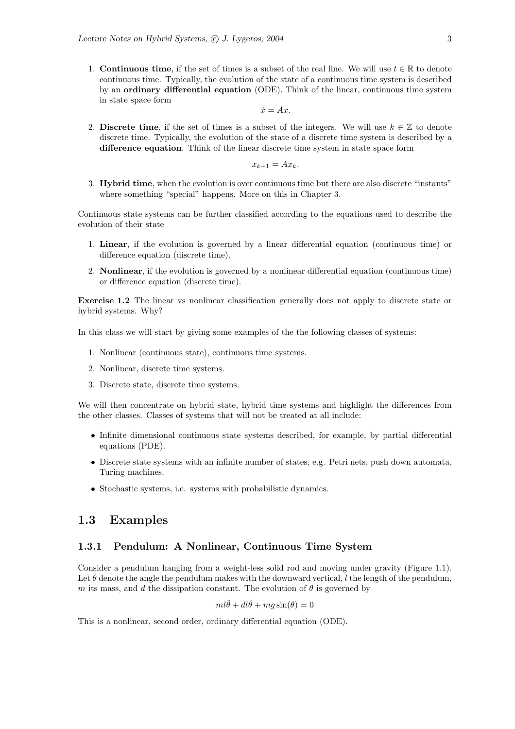1. **Continuous time**, if the set of times is a subset of the real line. We will use $t \in \mathbb{R}$ to denote continuous time. Typically, the evolution of the state of a continuous time system is described by an **ordinary differential equation** (ODE). Think of the linear, continuous time system in state space form

$$\dot{x} = Ax.$$

2. **Discrete time**, if the set of times is a subset of the integers. We will use $k \in \mathbb{Z}$ to denote discrete time. Typically, the evolution of the state of a discrete time system is described by a **difference equation**. Think of the linear discrete time system in state space form

$$x_{k+1} = Ax_k.$$

3. **Hybrid time**, when the evolution is over continuous time but there are also discrete "instants" where something "special" happens. More on this in Chapter 3.

Continuous state systems can be further classified according to the equations used to describe the evolution of their state

1. **Linear**, if the evolution is governed by a linear differential equation (continuous time) or difference equation (discrete time).
2. **Nonlinear**, if the evolution is governed by a nonlinear differential equation (continuous time) or difference equation (discrete time).

**Exercise 1.2** The linear vs nonlinear classification generally does not apply to discrete state or hybrid systems. Why?

In this class we will start by giving some examples of the the following classes of systems:

1. Nonlinear (continuous state), continuous time systems.
2. Nonlinear, discrete time systems.
3. Discrete state, discrete time systems.

We will then concentrate on hybrid state, hybrid time systems and highlight the differences from the other classes. Classes of systems that will not be treated at all include:

- Infinite dimensional continuous state systems described, for example, by partial differential equations (PDE).
- Discrete state systems with an infinite number of states, e.g. Petri nets, push down automata, Turing machines.
- Stochastic systems, i.e. systems with probabilistic dynamics.

## 1.3 Examples

### 1.3.1 Pendulum: A Nonlinear, Continuous Time System

Consider a pendulum hanging from a weight-less solid rod and moving under gravity (Figure 1.1). Let $\theta$ denote the angle the pendulum makes with the downward vertical, $l$ the length of the pendulum, $m$ its mass, and $d$ the dissipation constant. The evolution of $\theta$ is governed by

$$ml\ddot{\theta} + dl\dot{\theta} + mg\sin(\theta) = 0$$

This is a nonlinear, second order, ordinary differential equation (ODE).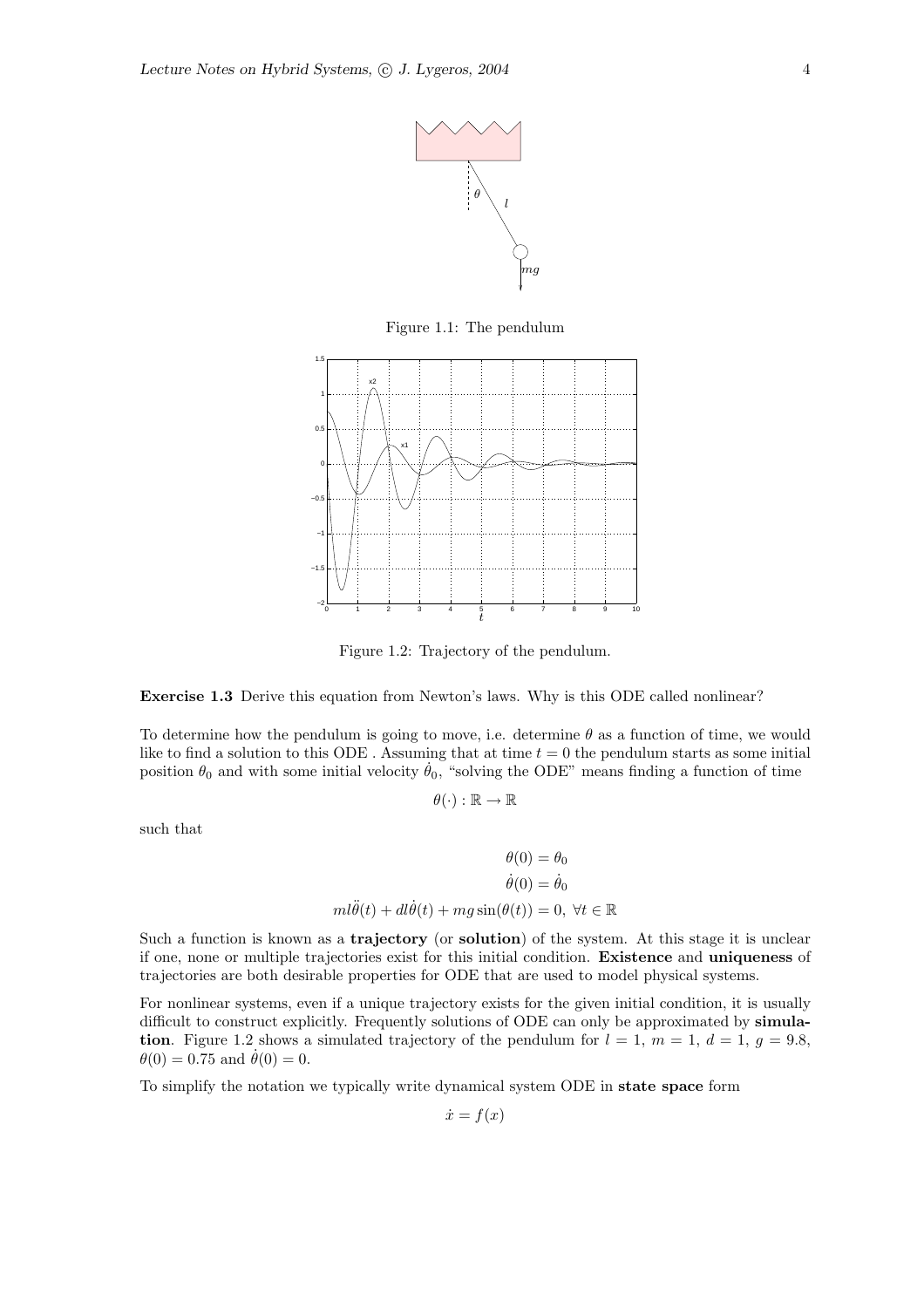Figure 1.1: The pendulum

Figure 1.2: Trajectory of the pendulum.

**Exercise 1.3** Derive this equation from Newton's laws. Why is this ODE called nonlinear?

To determine how the pendulum is going to move, i.e. determine $\theta$ as a function of time, we would like to find a solution to this ODE . Assuming that at time $t = 0$ the pendulum starts as some initial position $\theta_0$ and with some initial velocity $\dot{\theta}_0$, "solving the ODE" means finding a function of time

$$\theta(\cdot) : \mathbb{R} \to \mathbb{R}$$

such that

$$\begin{aligned}
\theta(0) &= \theta_0 \\
\dot{\theta}(0) &= \dot{\theta}_0 \\
ml\ddot{\theta}(t) + dl\dot{\theta}(t) + mg\sin(\theta(t)) &= 0, \ \forall t \in \mathbb{R}
\end{aligned}$$

Such a function is known as a **trajectory** (or **solution**) of the system. At this stage it is unclear if one, none or multiple trajectories exist for this initial condition. **Existence** and **uniqueness** of trajectories are both desirable properties for ODE that are used to model physical systems.

For nonlinear systems, even if a unique trajectory exists for the given initial condition, it is usually difficult to construct explicitly. Frequently solutions of ODE can only be approximated by **simulation**. Figure 1.2 shows a simulated trajectory of the pendulum for $l = 1$, $m = 1$, $d = 1$, $g = 9.8$, $\theta(0) = 0.75$ and $\dot{\theta}(0) = 0$.

To simplify the notation we typically write dynamical system ODE in **state space** form

$$\dot{x} = f(x)$$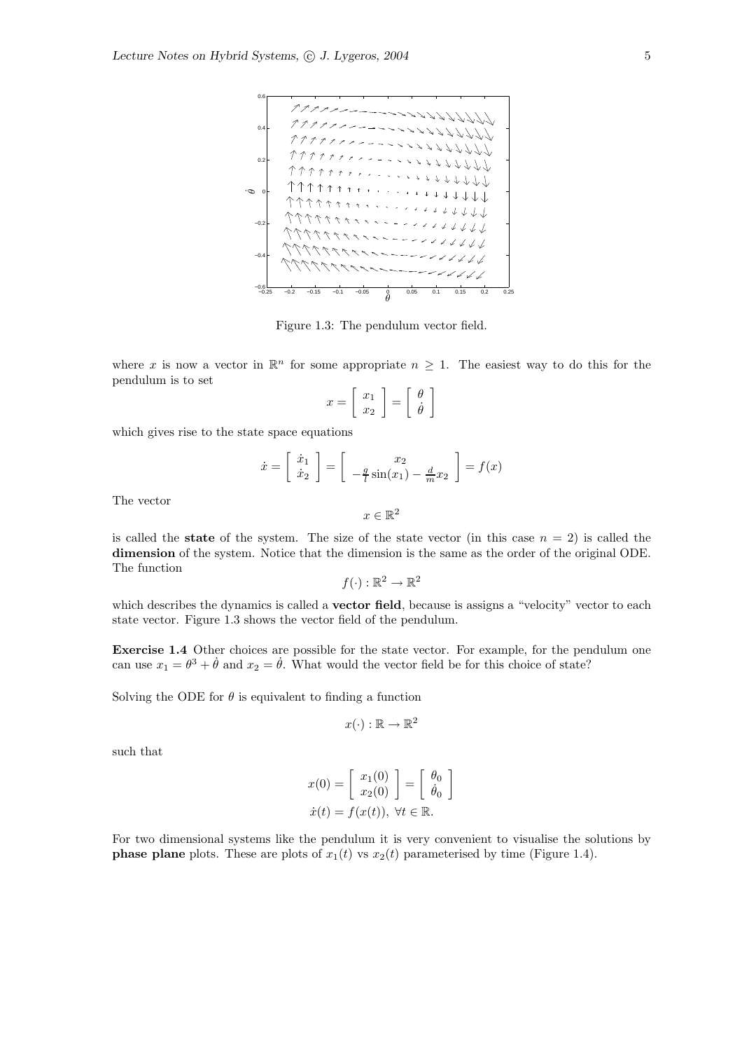Figure 1.3: The pendulum vector field.

where $x$ is now a vector in $\mathbb{R}^n$ for some appropriate $n \geq 1$. The easiest way to do this for the pendulum is to set

$$x = \begin{bmatrix} x_1 \\ x_2 \end{bmatrix} = \begin{bmatrix} \theta \\ \dot{\theta} \end{bmatrix}$$

which gives rise to the state space equations

$$\dot{x} = \begin{bmatrix} \dot{x}_1 \\ \dot{x}_2 \end{bmatrix} = \begin{bmatrix} x_2 \\ -\frac{g}{l}\sin(x_1) - \frac{d}{m}x_2 \end{bmatrix} = f(x)$$

The vector

$$x \in \mathbb{R}^2$$

is called the **state** of the system. The size of the state vector (in this case $n = 2$) is called the **dimension** of the system. Notice that the dimension is the same as the order of the original ODE. The function

$$f(\cdot) : \mathbb{R}^2 \to \mathbb{R}^2$$

which describes the dynamics is called a **vector field**, because is assigns a "velocity" vector to each state vector. Figure 1.3 shows the vector field of the pendulum.

**Exercise 1.4** Other choices are possible for the state vector. For example, for the pendulum one can use $x_1 = \theta^3 + \dot{\theta}$ and $x_2 = \dot{\theta}$. What would the vector field be for this choice of state?

Solving the ODE for $\theta$ is equivalent to finding a function

$$x(\cdot) : \mathbb{R} \to \mathbb{R}^2$$

such that

$$x(0) = \begin{bmatrix} x_1(0) \\ x_2(0) \end{bmatrix} = \begin{bmatrix} \theta_0 \\ \dot{\theta}_0 \end{bmatrix}$$

$$\dot{x}(t) = f(x(t)), \; \forall t \in \mathbb{R}.$$

For two dimensional systems like the pendulum it is very convenient to visualise the solutions by **phase plane** plots. These are plots of $x_1(t)$ vs $x_2(t)$ parameterised by time (Figure 1.4).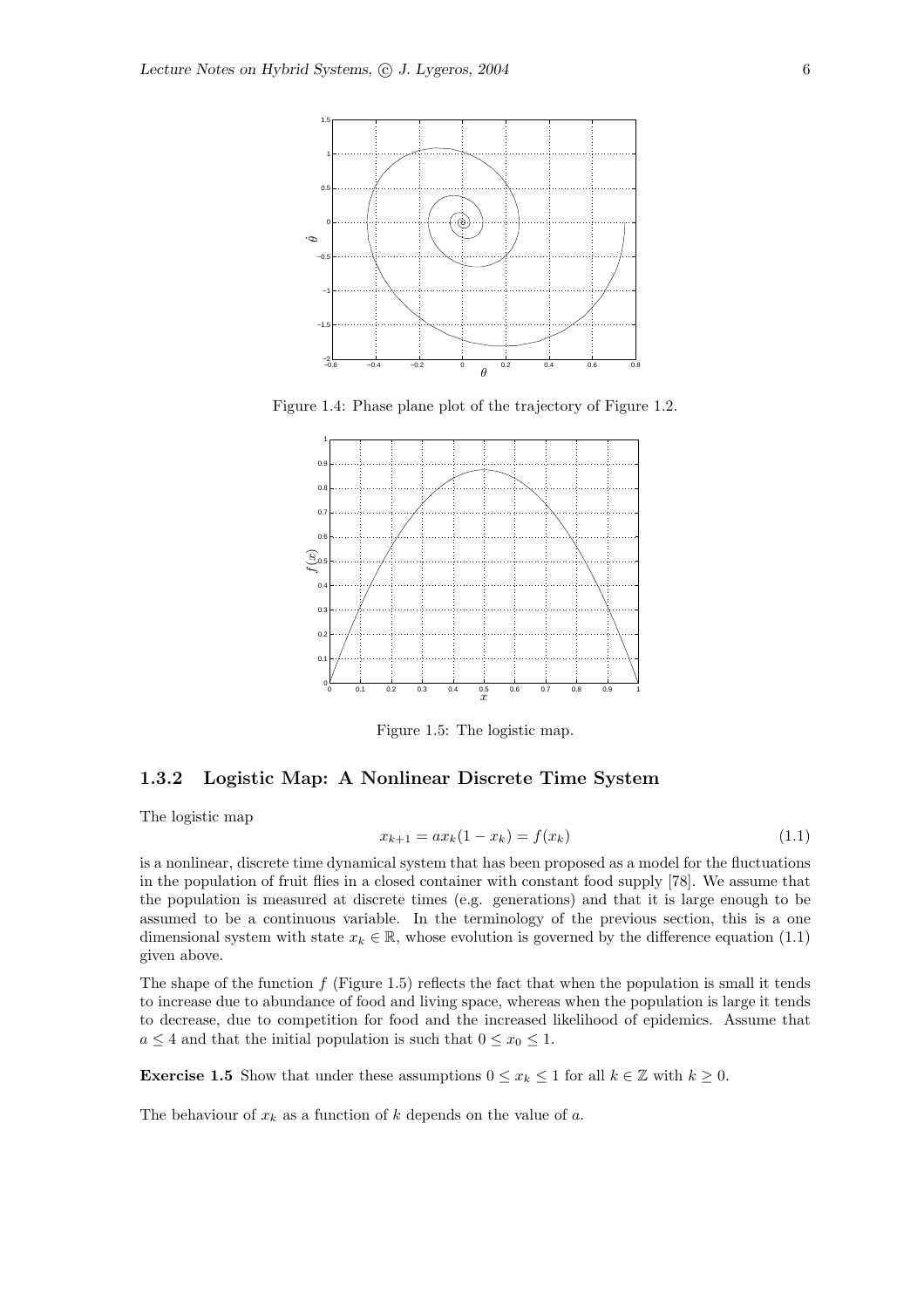Figure 1.4: Phase plane plot of the trajectory of Figure 1.2.

Figure 1.5: The logistic map.

### 1.3.2 Logistic Map: A Nonlinear Discrete Time System

The logistic map

$$x_{k+1} = ax_k(1 - x_k) = f(x_k) \tag{1.1}$$

is a nonlinear, discrete time dynamical system that has been proposed as a model for the fluctuations in the population of fruit flies in a closed container with constant food supply [78]. We assume that the population is measured at discrete times (e.g. generations) and that it is large enough to be assumed to be a continuous variable. In the terminology of the previous section, this is a one dimensional system with state $x_k \in \mathbb{R}$, whose evolution is governed by the difference equation (1.1) given above.

The shape of the function $f$ (Figure 1.5) reflects the fact that when the population is small it tends to increase due to abundance of food and living space, whereas when the population is large it tends to decrease, due to competition for food and the increased likelihood of epidemics. Assume that $a \leq 4$ and that the initial population is such that $0 \leq x_0 \leq 1$.

**Exercise 1.5** Show that under these assumptions $0 \leq x_k \leq 1$ for all $k \in \mathbb{Z}$ with $k \geq 0$.

The behaviour of $x_k$ as a function of $k$ depends on the value of $a$.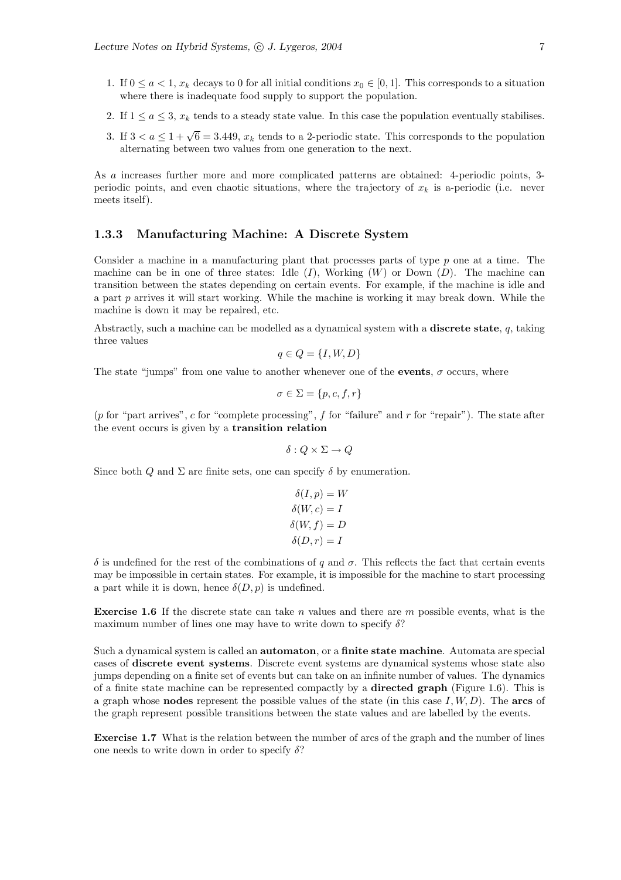1. If $0 \leq a < 1$, $x_k$ decays to 0 for all initial conditions $x_0 \in [0, 1]$. This corresponds to a situation where there is inadequate food supply to support the population.
2. If $1 \leq a \leq 3$, $x_k$ tends to a steady state value. In this case the population eventually stabilises.
3. If $3 < a \leq 1 + \sqrt{6} = 3.449$, $x_k$ tends to a 2-periodic state. This corresponds to the population alternating between two values from one generation to the next.

As $a$ increases further more and more complicated patterns are obtained: 4-periodic points, 3-periodic points, and even chaotic situations, where the trajectory of $x_k$ is a-periodic (i.e. never meets itself).

### 1.3.3 Manufacturing Machine: A Discrete System

Consider a machine in a manufacturing plant that processes parts of type $p$ one at a time. The machine can be in one of three states: Idle ($I$), Working ($W$) or Down ($D$). The machine can transition between the states depending on certain events. For example, if the machine is idle and a part $p$ arrives it will start working. While the machine is working it may break down. While the machine is down it may be repaired, etc.

Abstractly, such a machine can be modelled as a dynamical system with a **discrete state**, $q$, taking three values

$$q \in Q = \{I, W, D\}$$

The state "jumps" from one value to another whenever one of the **events**, $\sigma$ occurs, where

$$\sigma \in \Sigma = \{p, c, f, r\}$$

($p$ for "part arrives", $c$ for "complete processing", $f$ for "failure" and $r$ for "repair"). The state after the event occurs is given by a **transition relation**

$$\delta : Q \times \Sigma \to Q$$

Since both $Q$ and $\Sigma$ are finite sets, one can specify $\delta$ by enumeration.

$$\begin{aligned} \delta(I, p) &= W \\ \delta(W, c) &= I \\ \delta(W, f) &= D \\ \delta(D, r) &= I \end{aligned}$$

$\delta$ is undefined for the rest of the combinations of $q$ and $\sigma$. This reflects the fact that certain events may be impossible in certain states. For example, it is impossible for the machine to start processing a part while it is down, hence $\delta(D, p)$ is undefined.

**Exercise 1.6** If the discrete state can take $n$ values and there are $m$ possible events, what is the maximum number of lines one may have to write down to specify $\delta$?

Such a dynamical system is called an **automaton**, or a **finite state machine**. Automata are special cases of **discrete event systems**. Discrete event systems are dynamical systems whose state also jumps depending on a finite set of events but can take on an infinite number of values. The dynamics of a finite state machine can be represented compactly by a **directed graph** (Figure 1.6). This is a graph whose **nodes** represent the possible values of the state (in this case $I, W, D$). The **arcs** of the graph represent possible transitions between the state values and are labelled by the events.

**Exercise 1.7** What is the relation between the number of arcs of the graph and the number of lines one needs to write down in order to specify $\delta$?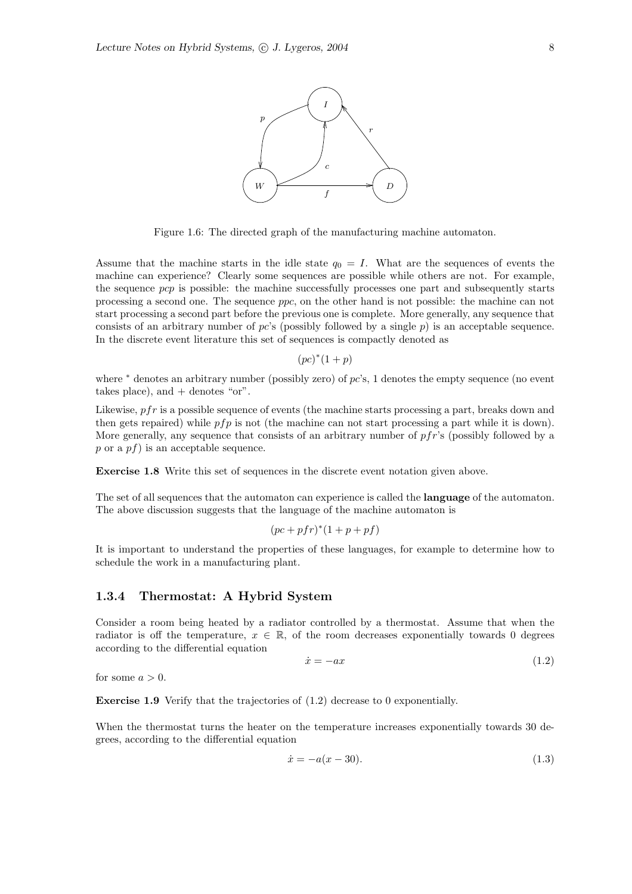Figure 1.6: The directed graph of the manufacturing machine automaton.

Assume that the machine starts in the idle state $q_0 = I$. What are the sequences of events the machine can experience? Clearly some sequences are possible while others are not. For example, the sequence *pcp* is possible: the machine successfully processes one part and subsequently starts processing a second one. The sequence *ppc*, on the other hand is not possible: the machine can not start processing a second part before the previous one is complete. More generally, any sequence that consists of an arbitrary number of *pc*'s (possibly followed by a single *p*) is an acceptable sequence. In the discrete event literature this set of sequences is compactly denoted as

$$(pc)^*(1 + p)$$

where $^*$ denotes an arbitrary number (possibly zero) of *pc*'s, 1 denotes the empty sequence (no event takes place), and + denotes "or".

Likewise, $pfr$ is a possible sequence of events (the machine starts processing a part, breaks down and then gets repaired) while $pfp$ is not (the machine can not start processing a part while it is down). More generally, any sequence that consists of an arbitrary number of $pfr$'s (possibly followed by a $p$ or a $pf$) is an acceptable sequence.

**Exercise 1.8** Write this set of sequences in the discrete event notation given above.

The set of all sequences that the automaton can experience is called the **language** of the automaton. The above discussion suggests that the language of the machine automaton is

$$(pc + pfr)^*(1 + p + pf)$$

It is important to understand the properties of these languages, for example to determine how to schedule the work in a manufacturing plant.

### 1.3.4 Thermostat: A Hybrid System

Consider a room being heated by a radiator controlled by a thermostat. Assume that when the radiator is off the temperature, $x \in \mathbb{R}$, of the room decreases exponentially towards 0 degrees according to the differential equation

$$\dot{x} = -ax \tag{1.2}$$

for some $a > 0$.

**Exercise 1.9** Verify that the trajectories of (1.2) decrease to 0 exponentially.

When the thermostat turns the heater on the temperature increases exponentially towards 30 degrees, according to the differential equation

$$\dot{x} = -a(x - 30). \tag{1.3}$$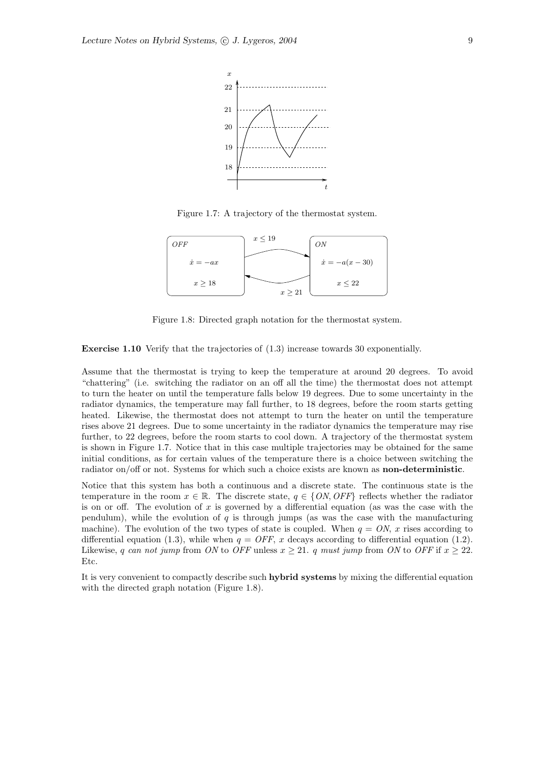Figure 1.7: A trajectory of the thermostat system.

Figure 1.8: Directed graph notation for the thermostat system.

**Exercise 1.10** Verify that the trajectories of (1.3) increase towards 30 exponentially.

Assume that the thermostat is trying to keep the temperature at around 20 degrees. To avoid "chattering" (i.e. switching the radiator on an off all the time) the thermostat does not attempt to turn the heater on until the temperature falls below 19 degrees. Due to some uncertainty in the radiator dynamics, the temperature may fall further, to 18 degrees, before the room starts getting heated. Likewise, the thermostat does not attempt to turn the heater on until the temperature rises above 21 degrees. Due to some uncertainty in the radiator dynamics the temperature may rise further, to 22 degrees, before the room starts to cool down. A trajectory of the thermostat system is shown in Figure 1.7. Notice that in this case multiple trajectories may be obtained for the same initial conditions, as for certain values of the temperature there is a choice between switching the radiator on/off or not. Systems for which such a choice exists are known as **non-deterministic**.

Notice that this system has both a continuous and a discrete state. The continuous state is the temperature in the room $x \in \mathbb{R}$. The discrete state, $q \in \{ON, OFF\}$ reflects whether the radiator is on or off. The evolution of $x$ is governed by a differential equation (as was the case with the pendulum), while the evolution of $q$ is through jumps (as was the case with the manufacturing machine). The evolution of the two types of state is coupled. When $q = ON$, $x$ rises according to differential equation (1.3), while when $q = OFF$, $x$ decays according to differential equation (1.2). Likewise, $q$ *can not jump* from $ON$ to $OFF$ unless $x \geq 21$. $q$ *must jump* from $ON$ to $OFF$ if $x \geq 22$. Etc.

It is very convenient to compactly describe such **hybrid systems** by mixing the differential equation with the directed graph notation (Figure 1.8).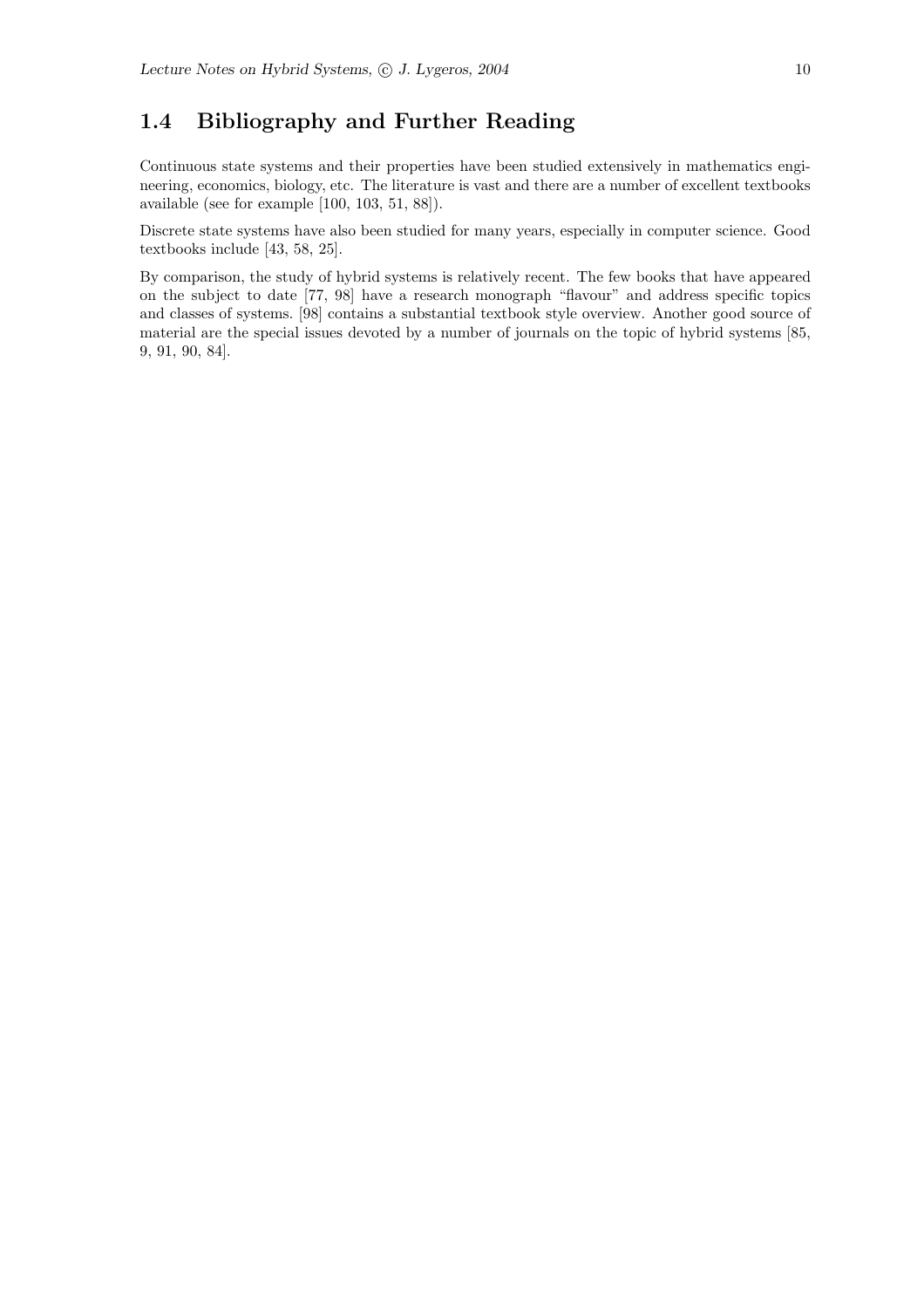## 1.4 Bibliography and Further Reading

Continuous state systems and their properties have been studied extensively in mathematics engineering, economics, biology, etc. The literature is vast and there are a number of excellent textbooks available (see for example [100, 103, 51, 88]).

Discrete state systems have also been studied for many years, especially in computer science. Good textbooks include [43, 58, 25].

By comparison, the study of hybrid systems is relatively recent. The few books that have appeared on the subject to date [77, 98] have a research monograph "flavour" and address specific topics and classes of systems. [98] contains a substantial textbook style overview. Another good source of material are the special issues devoted by a number of journals on the topic of hybrid systems [85, 9, 91, 90, 84].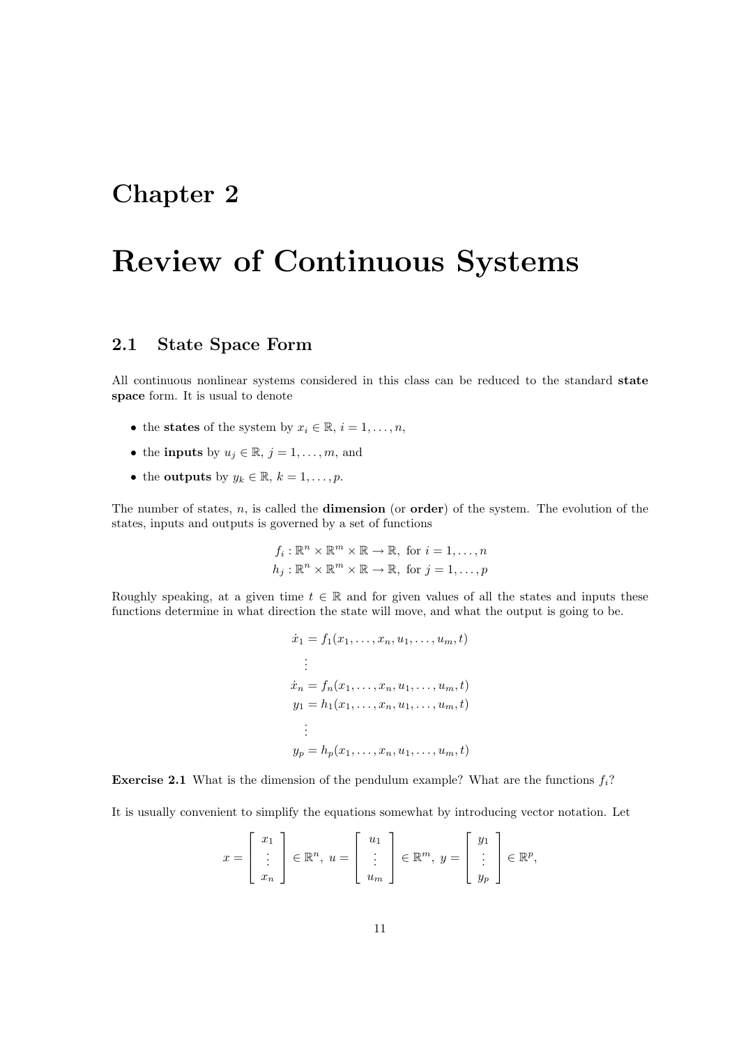# Chapter 2

# Review of Continuous Systems

## 2.1 State Space Form

All continuous nonlinear systems considered in this class can be reduced to the standard **state space** form. It is usual to denote

- the **states** of the system by $x_i \in \mathbb{R}$, $i = 1, \dots, n$,
- the **inputs** by $u_j \in \mathbb{R}$, $j = 1, \dots, m$, and
- the **outputs** by $y_k \in \mathbb{R}$, $k = 1, \dots, p$.

The number of states, $n$, is called the **dimension** (or **order**) of the system. The evolution of the states, inputs and outputs is governed by a set of functions

$$
\begin{aligned}
f_i &: \mathbb{R}^n \times \mathbb{R}^m \times \mathbb{R} \to \mathbb{R}, \text{ for } i = 1, \dots, n \\
h_j &: \mathbb{R}^n \times \mathbb{R}^m \times \mathbb{R} \to \mathbb{R}, \text{ for } j = 1, \dots, p
\end{aligned}
$$

Roughly speaking, at a given time $t \in \mathbb{R}$ and for given values of all the states and inputs these functions determine in what direction the state will move, and what the output is going to be.

$$
\begin{aligned}
\dot{x}_1 &= f_1(x_1, \dots, x_n, u_1, \dots, u_m, t) \\
&\vdots \\
\dot{x}_n &= f_n(x_1, \dots, x_n, u_1, \dots, u_m, t) \\
y_1 &= h_1(x_1, \dots, x_n, u_1, \dots, u_m, t) \\
&\vdots \\
y_p &= h_p(x_1, \dots, x_n, u_1, \dots, u_m, t)
\end{aligned}
$$

**Exercise 2.1** What is the dimension of the pendulum example? What are the functions $f_i$?

It is usually convenient to simplify the equations somewhat by introducing vector notation. Let

$$
x = \begin{bmatrix} x_1 \\ \vdots \\ x_n \end{bmatrix} \in \mathbb{R}^n, \; u = \begin{bmatrix} u_1 \\ \vdots \\ u_m \end{bmatrix} \in \mathbb{R}^m, \; y = \begin{bmatrix} y_1 \\ \vdots \\ y_p \end{bmatrix} \in \mathbb{R}^p,
$$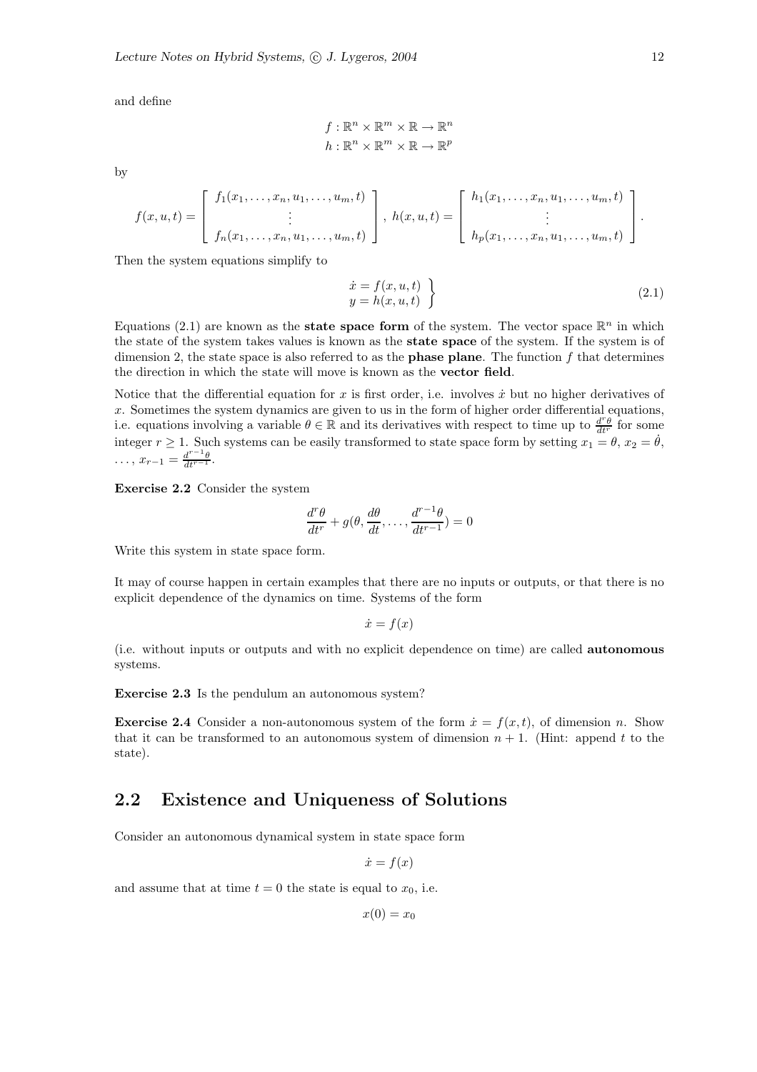and define

$$f : \mathbb{R}^n \times \mathbb{R}^m \times \mathbb{R} \to \mathbb{R}^n$$
$$h : \mathbb{R}^n \times \mathbb{R}^m \times \mathbb{R} \to \mathbb{R}^p$$

by

$$f(x,u,t) = \begin{bmatrix} f_1(x_1,\ldots,x_n,u_1,\ldots,u_m,t) \\ \vdots \\ f_n(x_1,\ldots,x_n,u_1,\ldots,u_m,t) \end{bmatrix}, \; h(x,u,t) = \begin{bmatrix} h_1(x_1,\ldots,x_n,u_1,\ldots,u_m,t) \\ \vdots \\ h_p(x_1,\ldots,x_n,u_1,\ldots,u_m,t) \end{bmatrix}.$$

Then the system equations simplify to

$$\left.\begin{array}{l} \dot{x} = f(x,u,t) \\ y = h(x,u,t) \end{array}\right\} \tag{2.1}$$

Equations (2.1) are known as the **state space form** of the system. The vector space $\mathbb{R}^n$ in which the state of the system takes values is known as the **state space** of the system. If the system is of dimension 2, the state space is also referred to as the **phase plane**. The function $f$ that determines the direction in which the state will move is known as the **vector field**.

Notice that the differential equation for $x$ is first order, i.e. involves $\dot{x}$ but no higher derivatives of $x$. Sometimes the system dynamics are given to us in the form of higher order differential equations, i.e. equations involving a variable $\theta \in \mathbb{R}$ and its derivatives with respect to time up to $\frac{d^r\theta}{dt^r}$ for some integer $r \geq 1$. Such systems can be easily transformed to state space form by setting $x_1 = \theta$, $x_2 = \dot{\theta}$, $\ldots$, $x_{r-1} = \frac{d^{r-1}\theta}{dt^{r-1}}$.

**Exercise 2.2** Consider the system

$$\frac{d^r\theta}{dt^r} + g(\theta, \frac{d\theta}{dt}, \ldots, \frac{d^{r-1}\theta}{dt^{r-1}}) = 0$$

Write this system in state space form.

It may of course happen in certain examples that there are no inputs or outputs, or that there is no explicit dependence of the dynamics on time. Systems of the form

$$\dot{x} = f(x)$$

(i.e. without inputs or outputs and with no explicit dependence on time) are called **autonomous** systems.

**Exercise 2.3** Is the pendulum an autonomous system?

**Exercise 2.4** Consider a non-autonomous system of the form $\dot{x} = f(x,t)$, of dimension $n$. Show that it can be transformed to an autonomous system of dimension $n+1$. (Hint: append $t$ to the state).

## 2.2 Existence and Uniqueness of Solutions

Consider an autonomous dynamical system in state space form

$$\dot{x} = f(x)$$

and assume that at time $t = 0$ the state is equal to $x_0$, i.e.

$$x(0) = x_0$$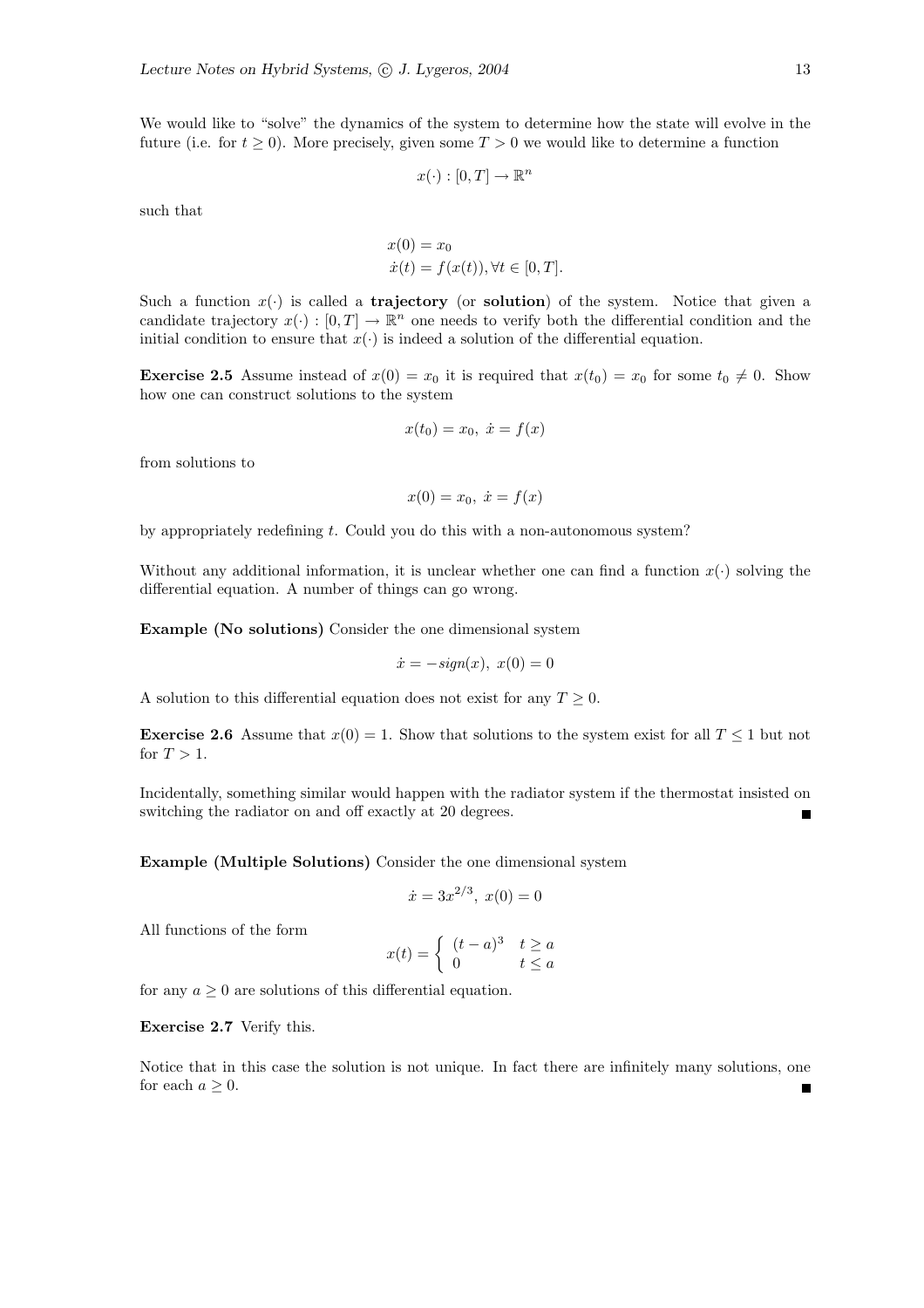We would like to "solve" the dynamics of the system to determine how the state will evolve in the future (i.e. for $t \geq 0$). More precisely, given some $T > 0$ we would like to determine a function

$$x(\cdot) : [0, T] \to \mathbb{R}^n$$

such that

$$\begin{aligned} x(0) &= x_0 \\ \dot{x}(t) &= f(x(t)), \forall t \in [0, T]. \end{aligned}$$

Such a function $x(\cdot)$ is called a **trajectory** (or **solution**) of the system. Notice that given a candidate trajectory $x(\cdot) : [0, T] \to \mathbb{R}^n$ one needs to verify both the differential condition and the initial condition to ensure that $x(\cdot)$ is indeed a solution of the differential equation.

**Exercise 2.5** Assume instead of $x(0) = x_0$ it is required that $x(t_0) = x_0$ for some $t_0 \neq 0$. Show how one can construct solutions to the system

$$x(t_0) = x_0, \ \dot{x} = f(x)$$

from solutions to

$$x(0) = x_0, \ \dot{x} = f(x)$$

by appropriately redefining $t$. Could you do this with a non-autonomous system?

Without any additional information, it is unclear whether one can find a function $x(\cdot)$ solving the differential equation. A number of things can go wrong.

**Example (No solutions)** Consider the one dimensional system

$$\dot{x} = -sign(x), \ x(0) = 0$$

A solution to this differential equation does not exist for any $T \geq 0$.

**Exercise 2.6** Assume that $x(0) = 1$. Show that solutions to the system exist for all $T \leq 1$ but not for $T > 1$.

Incidentally, something similar would happen with the radiator system if the thermostat insisted on switching the radiator on and off exactly at 20 degrees. ∎

**Example (Multiple Solutions)** Consider the one dimensional system

$$\dot{x} = 3x^{2/3}, \ x(0) = 0$$

All functions of the form

$$x(t) = \begin{cases} (t-a)^3 & t \geq a \\ 0 & t \leq a \end{cases}$$

for any $a \geq 0$ are solutions of this differential equation.

**Exercise 2.7** Verify this.

Notice that in this case the solution is not unique. In fact there are infinitely many solutions, one for each $a \geq 0$. ∎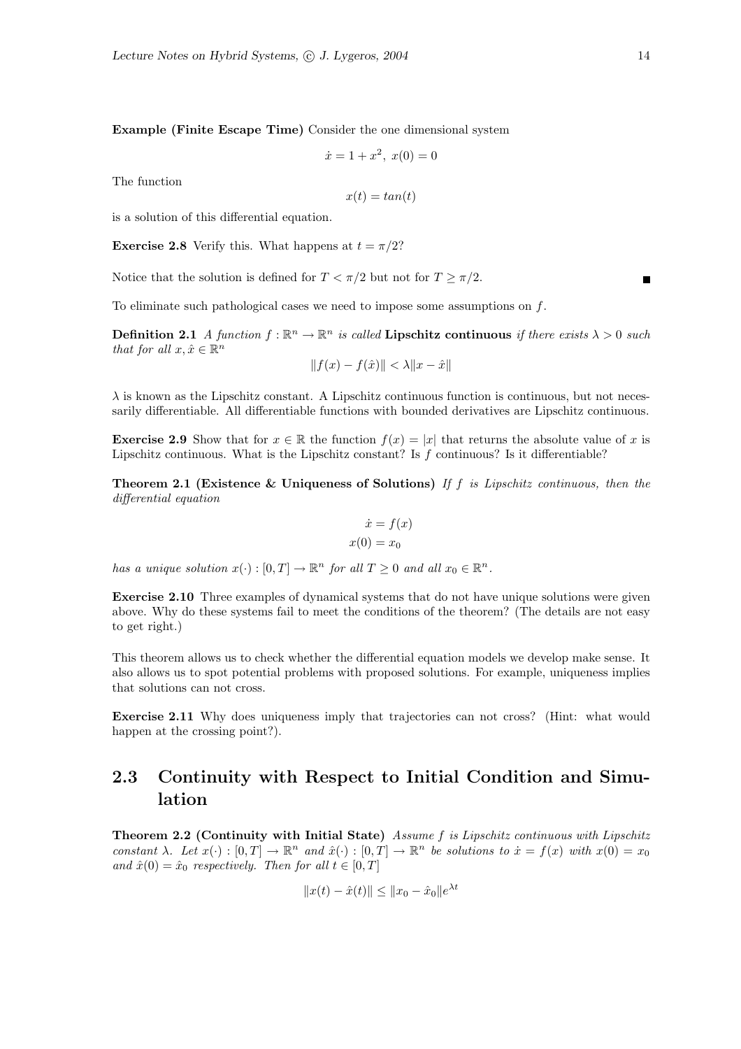**Example (Finite Escape Time)** Consider the one dimensional system

$$\dot{x} = 1 + x^2,\ x(0) = 0$$

The function

$$x(t) = tan(t)$$

is a solution of this differential equation.

**Exercise 2.8** Verify this. What happens at $t = \pi/2$?

Notice that the solution is defined for $T < \pi/2$ but not for $T \geq \pi/2$. ■

To eliminate such pathological cases we need to impose some assumptions on $f$.

**Definition 2.1** *A function $f : \mathbb{R}^n \to \mathbb{R}^n$ is called* **Lipschitz continuous** *if there exists $\lambda > 0$ such that for all $x, \hat{x} \in \mathbb{R}^n$*

$$\|f(x) - f(\hat{x})\| < \lambda \|x - \hat{x}\|$$

$\lambda$ is known as the Lipschitz constant. A Lipschitz continuous function is continuous, but not necessarily differentiable. All differentiable functions with bounded derivatives are Lipschitz continuous.

**Exercise 2.9** Show that for $x \in \mathbb{R}$ the function $f(x) = |x|$ that returns the absolute value of $x$ is Lipschitz continuous. What is the Lipschitz constant? Is $f$ continuous? Is it differentiable?

**Theorem 2.1 (Existence & Uniqueness of Solutions)** *If $f$ is Lipschitz continuous, then the differential equation*

$$\dot{x} = f(x)$$
$$x(0) = x_0$$

*has a unique solution $x(\cdot) : [0, T] \to \mathbb{R}^n$ for all $T \geq 0$ and all $x_0 \in \mathbb{R}^n$.*

**Exercise 2.10** Three examples of dynamical systems that do not have unique solutions were given above. Why do these systems fail to meet the conditions of the theorem? (The details are not easy to get right.)

This theorem allows us to check whether the differential equation models we develop make sense. It also allows us to spot potential problems with proposed solutions. For example, uniqueness implies that solutions can not cross.

**Exercise 2.11** Why does uniqueness imply that trajectories can not cross? (Hint: what would happen at the crossing point?).

## 2.3 Continuity with Respect to Initial Condition and Simulation

**Theorem 2.2 (Continuity with Initial State)** *Assume $f$ is Lipschitz continuous with Lipschitz constant $\lambda$. Let $x(\cdot) : [0, T] \to \mathbb{R}^n$ and $\hat{x}(\cdot) : [0, T] \to \mathbb{R}^n$ be solutions to $\dot{x} = f(x)$ with $x(0) = x_0$ and $\hat{x}(0) = \hat{x}_0$ respectively. Then for all $t \in [0, T]$*

$$\|x(t) - \hat{x}(t)\| \leq \|x_0 - \hat{x}_0\| e^{\lambda t}$$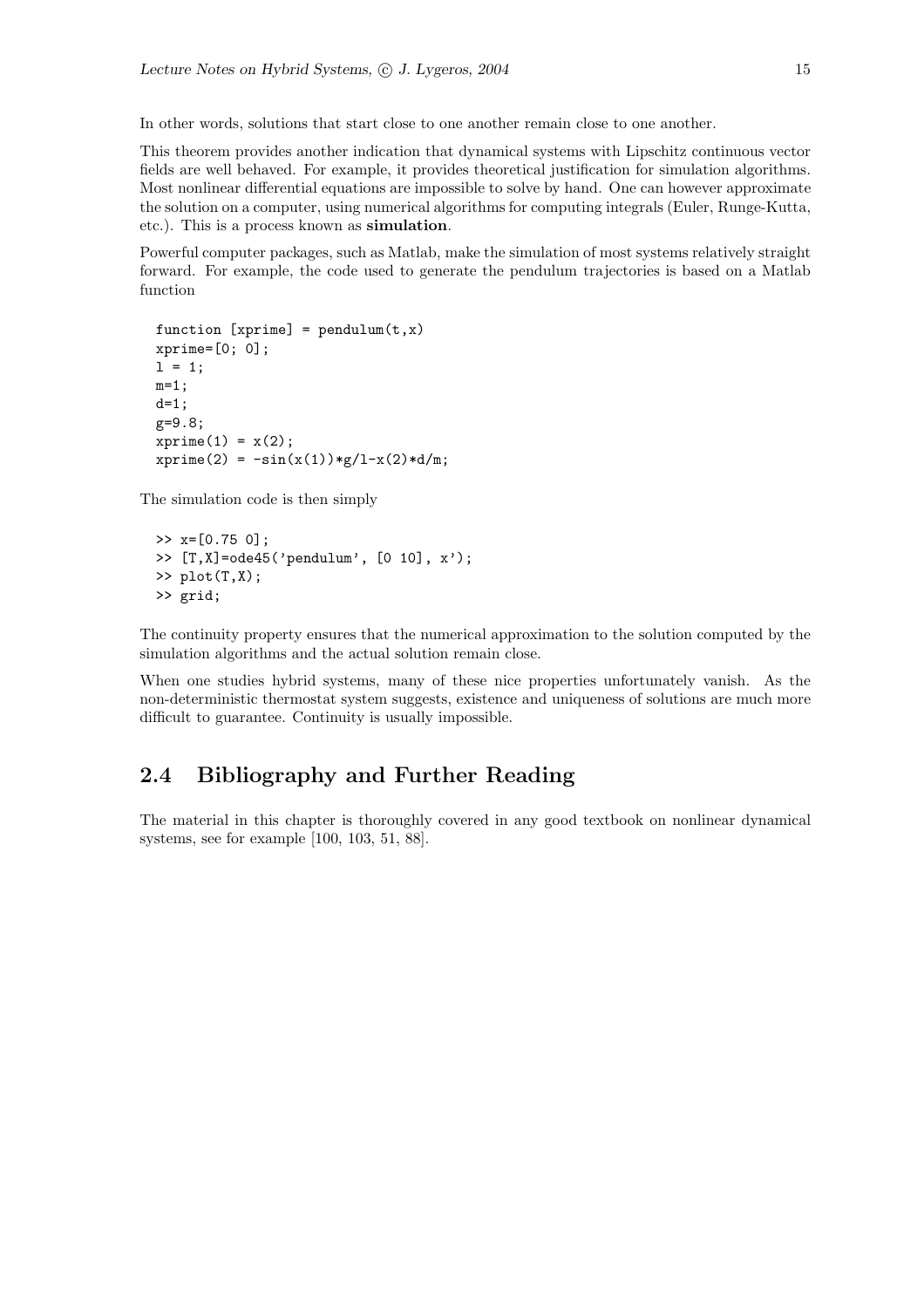In other words, solutions that start close to one another remain close to one another.

This theorem provides another indication that dynamical systems with Lipschitz continuous vector fields are well behaved. For example, it provides theoretical justification for simulation algorithms. Most nonlinear differential equations are impossible to solve by hand. One can however approximate the solution on a computer, using numerical algorithms for computing integrals (Euler, Runge-Kutta, etc.). This is a process known as **simulation**.

Powerful computer packages, such as Matlab, make the simulation of most systems relatively straight forward. For example, the code used to generate the pendulum trajectories is based on a Matlab function

```
function [xprime] = pendulum(t,x)
xprime=[0; 0];
l = 1;
m=1;
d=1;
g=9.8;
xprime(1) = x(2);
xprime(2) = -sin(x(1))*g/l-x(2)*d/m;
```

The simulation code is then simply

```
>> x=[0.75 0];
>> [T,X]=ode45('pendulum', [0 10], x');
>> plot(T,X);
>> grid;
```

The continuity property ensures that the numerical approximation to the solution computed by the simulation algorithms and the actual solution remain close.

When one studies hybrid systems, many of these nice properties unfortunately vanish. As the non-deterministic thermostat system suggests, existence and uniqueness of solutions are much more difficult to guarantee. Continuity is usually impossible.

## 2.4 Bibliography and Further Reading

The material in this chapter is thoroughly covered in any good textbook on nonlinear dynamical systems, see for example [100, 103, 51, 88].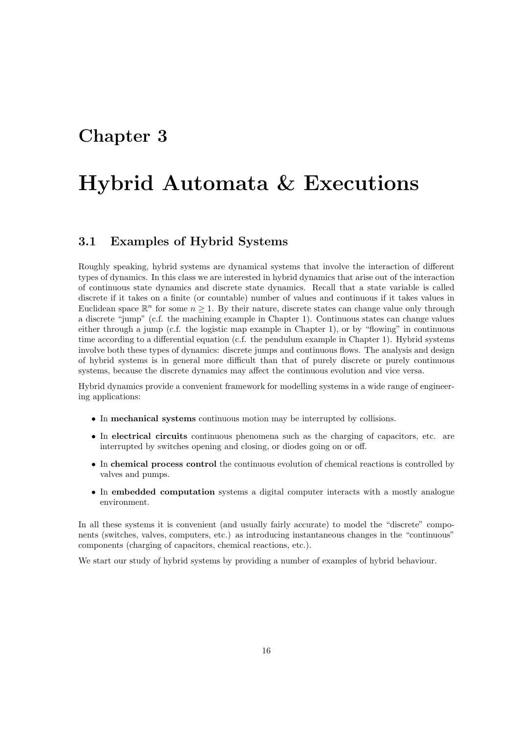# Chapter 3

# Hybrid Automata & Executions

## 3.1 Examples of Hybrid Systems

Roughly speaking, hybrid systems are dynamical systems that involve the interaction of different types of dynamics. In this class we are interested in hybrid dynamics that arise out of the interaction of continuous state dynamics and discrete state dynamics. Recall that a state variable is called discrete if it takes on a finite (or countable) number of values and continuous if it takes values in Euclidean space $\mathbb{R}^n$ for some $n \geq 1$. By their nature, discrete states can change value only through a discrete "jump" (c.f. the machining example in Chapter 1). Continuous states can change values either through a jump (c.f. the logistic map example in Chapter 1), or by "flowing" in continuous time according to a differential equation (c.f. the pendulum example in Chapter 1). Hybrid systems involve both these types of dynamics: discrete jumps and continuous flows. The analysis and design of hybrid systems is in general more difficult than that of purely discrete or purely continuous systems, because the discrete dynamics may affect the continuous evolution and vice versa.

Hybrid dynamics provide a convenient framework for modelling systems in a wide range of engineering applications:

- In **mechanical systems** continuous motion may be interrupted by collisions.
- In **electrical circuits** continuous phenomena such as the charging of capacitors, etc. are interrupted by switches opening and closing, or diodes going on or off.
- In **chemical process control** the continuous evolution of chemical reactions is controlled by valves and pumps.
- In **embedded computation** systems a digital computer interacts with a mostly analogue environment.

In all these systems it is convenient (and usually fairly accurate) to model the "discrete" components (switches, valves, computers, etc.) as introducing instantaneous changes in the "continuous" components (charging of capacitors, chemical reactions, etc.).

We start our study of hybrid systems by providing a number of examples of hybrid behaviour.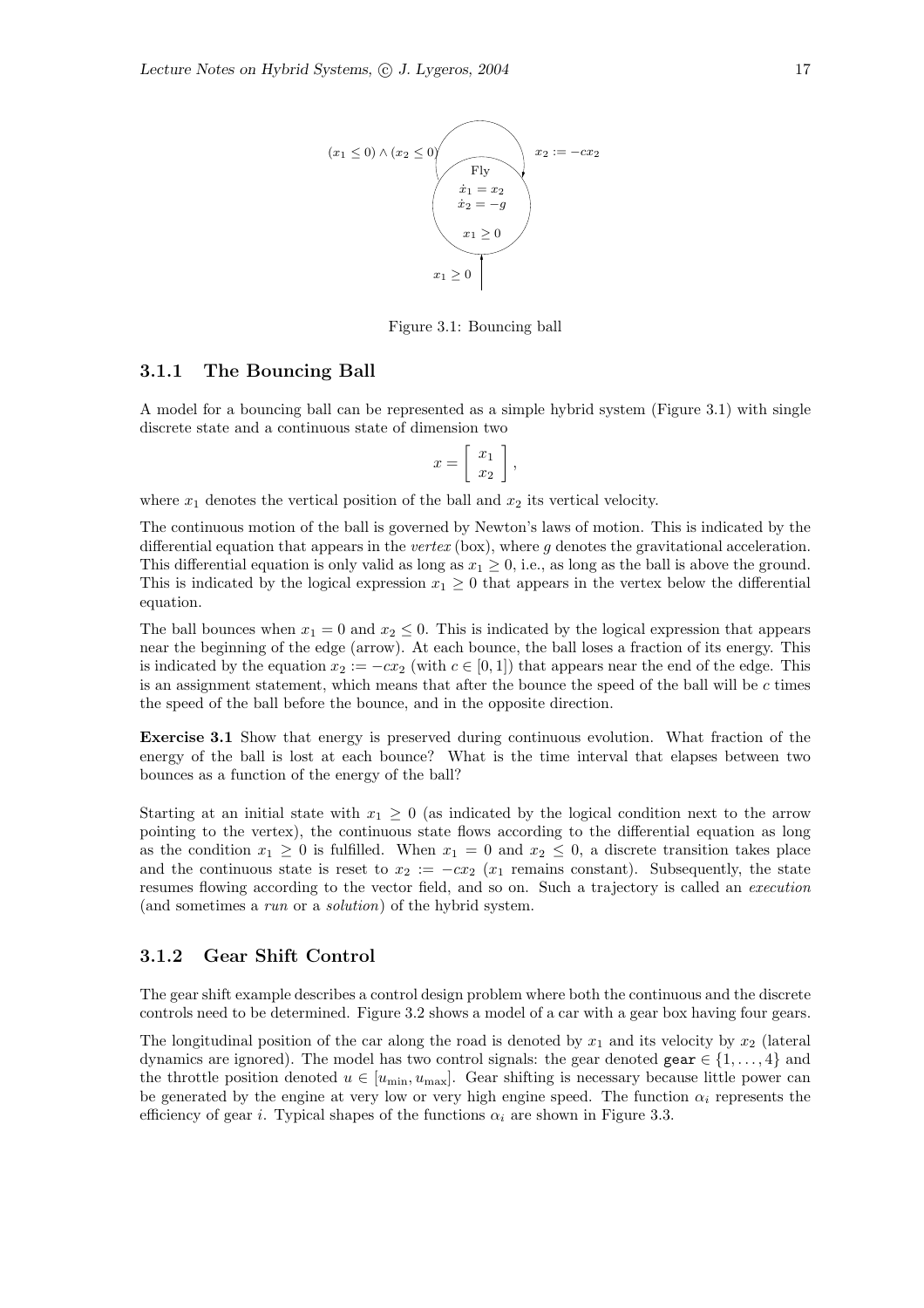Figure 3.1: Bouncing ball

### 3.1.1 The Bouncing Ball

A model for a bouncing ball can be represented as a simple hybrid system (Figure 3.1) with single discrete state and a continuous state of dimension two

$$x = \begin{bmatrix} x_1 \\ x_2 \end{bmatrix},$$

where $x_1$ denotes the vertical position of the ball and $x_2$ its vertical velocity.

The continuous motion of the ball is governed by Newton's laws of motion. This is indicated by the differential equation that appears in the *vertex* (box), where $g$ denotes the gravitational acceleration. This differential equation is only valid as long as $x_1 \geq 0$, i.e., as long as the ball is above the ground. This is indicated by the logical expression $x_1 \geq 0$ that appears in the vertex below the differential equation.

The ball bounces when $x_1 = 0$ and $x_2 \leq 0$. This is indicated by the logical expression that appears near the beginning of the edge (arrow). At each bounce, the ball loses a fraction of its energy. This is indicated by the equation $x_2 := -cx_2$ (with $c \in [0, 1]$) that appears near the end of the edge. This is an assignment statement, which means that after the bounce the speed of the ball will be $c$ times the speed of the ball before the bounce, and in the opposite direction.

**Exercise 3.1** Show that energy is preserved during continuous evolution. What fraction of the energy of the ball is lost at each bounce? What is the time interval that elapses between two bounces as a function of the energy of the ball?

Starting at an initial state with $x_1 \geq 0$ (as indicated by the logical condition next to the arrow pointing to the vertex), the continuous state flows according to the differential equation as long as the condition $x_1 \geq 0$ is fulfilled. When $x_1 = 0$ and $x_2 \leq 0$, a discrete transition takes place and the continuous state is reset to $x_2 := -cx_2$ ($x_1$ remains constant). Subsequently, the state resumes flowing according to the vector field, and so on. Such a trajectory is called an *execution* (and sometimes a *run* or a *solution*) of the hybrid system.

### 3.1.2 Gear Shift Control

The gear shift example describes a control design problem where both the continuous and the discrete controls need to be determined. Figure 3.2 shows a model of a car with a gear box having four gears.

The longitudinal position of the car along the road is denoted by $x_1$ and its velocity by $x_2$ (lateral dynamics are ignored). The model has two control signals: the gear denoted $\texttt{gear} \in \{1, \ldots, 4\}$ and the throttle position denoted $u \in [u_{\min}, u_{\max}]$. Gear shifting is necessary because little power can be generated by the engine at very low or very high engine speed. The function $\alpha_i$ represents the efficiency of gear $i$. Typical shapes of the functions $\alpha_i$ are shown in Figure 3.3.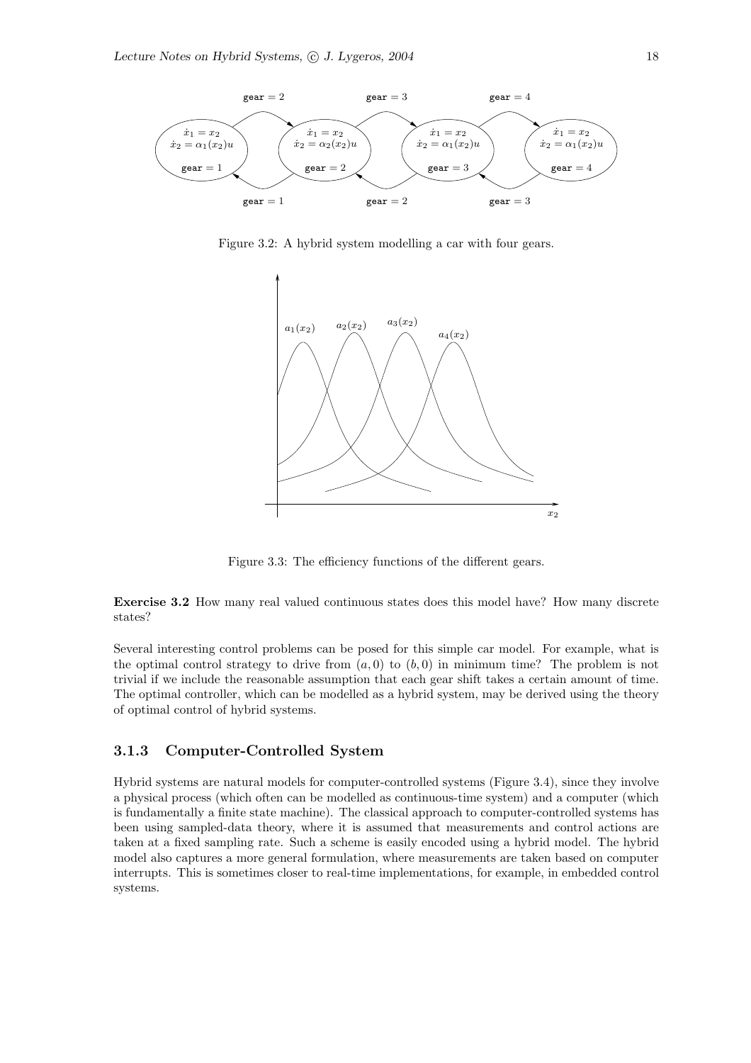Figure 3.2: A hybrid system modelling a car with four gears.

Figure 3.3: The efficiency functions of the different gears.

**Exercise 3.2** How many real valued continuous states does this model have? How many discrete states?

Several interesting control problems can be posed for this simple car model. For example, what is the optimal control strategy to drive from $(a, 0)$ to $(b, 0)$ in minimum time? The problem is not trivial if we include the reasonable assumption that each gear shift takes a certain amount of time. The optimal controller, which can be modelled as a hybrid system, may be derived using the theory of optimal control of hybrid systems.

### 3.1.3 Computer-Controlled System

Hybrid systems are natural models for computer-controlled systems (Figure 3.4), since they involve a physical process (which often can be modelled as continuous-time system) and a computer (which is fundamentally a finite state machine). The classical approach to computer-controlled systems has been using sampled-data theory, where it is assumed that measurements and control actions are taken at a fixed sampling rate. Such a scheme is easily encoded using a hybrid model. The hybrid model also captures a more general formulation, where measurements are taken based on computer interrupts. This is sometimes closer to real-time implementations, for example, in embedded control systems.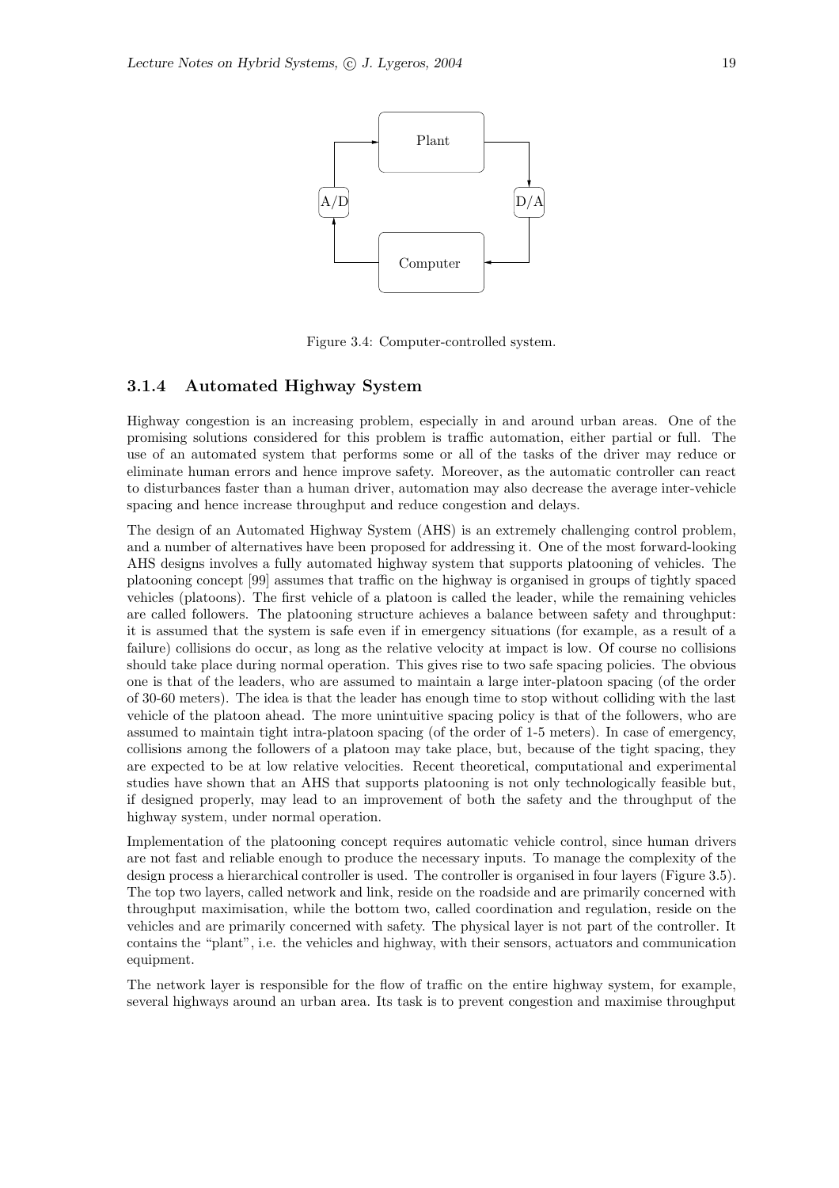Figure 3.4: Computer-controlled system.

### 3.1.4 Automated Highway System

Highway congestion is an increasing problem, especially in and around urban areas. One of the promising solutions considered for this problem is traffic automation, either partial or full. The use of an automated system that performs some or all of the tasks of the driver may reduce or eliminate human errors and hence improve safety. Moreover, as the automatic controller can react to disturbances faster than a human driver, automation may also decrease the average inter-vehicle spacing and hence increase throughput and reduce congestion and delays.

The design of an Automated Highway System (AHS) is an extremely challenging control problem, and a number of alternatives have been proposed for addressing it. One of the most forward-looking AHS designs involves a fully automated highway system that supports platooning of vehicles. The platooning concept [99] assumes that traffic on the highway is organised in groups of tightly spaced vehicles (platoons). The first vehicle of a platoon is called the leader, while the remaining vehicles are called followers. The platooning structure achieves a balance between safety and throughput: it is assumed that the system is safe even if in emergency situations (for example, as a result of a failure) collisions do occur, as long as the relative velocity at impact is low. Of course no collisions should take place during normal operation. This gives rise to two safe spacing policies. The obvious one is that of the leaders, who are assumed to maintain a large inter-platoon spacing (of the order of 30-60 meters). The idea is that the leader has enough time to stop without colliding with the last vehicle of the platoon ahead. The more unintuitive spacing policy is that of the followers, who are assumed to maintain tight intra-platoon spacing (of the order of 1-5 meters). In case of emergency, collisions among the followers of a platoon may take place, but, because of the tight spacing, they are expected to be at low relative velocities. Recent theoretical, computational and experimental studies have shown that an AHS that supports platooning is not only technologically feasible but, if designed properly, may lead to an improvement of both the safety and the throughput of the highway system, under normal operation.

Implementation of the platooning concept requires automatic vehicle control, since human drivers are not fast and reliable enough to produce the necessary inputs. To manage the complexity of the design process a hierarchical controller is used. The controller is organised in four layers (Figure 3.5). The top two layers, called network and link, reside on the roadside and are primarily concerned with throughput maximisation, while the bottom two, called coordination and regulation, reside on the vehicles and are primarily concerned with safety. The physical layer is not part of the controller. It contains the "plant", i.e. the vehicles and highway, with their sensors, actuators and communication equipment.

The network layer is responsible for the flow of traffic on the entire highway system, for example, several highways around an urban area. Its task is to prevent congestion and maximise throughput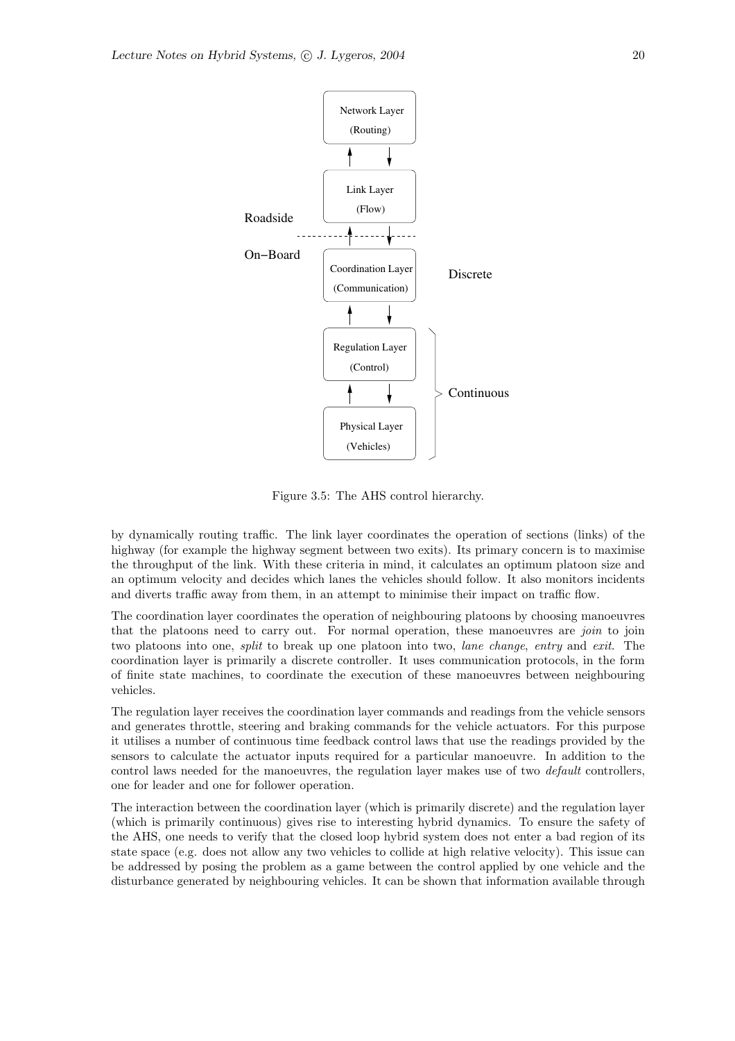Figure 3.5: The AHS control hierarchy.

by dynamically routing traffic. The link layer coordinates the operation of sections (links) of the highway (for example the highway segment between two exits). Its primary concern is to maximise the throughput of the link. With these criteria in mind, it calculates an optimum platoon size and an optimum velocity and decides which lanes the vehicles should follow. It also monitors incidents and diverts traffic away from them, in an attempt to minimise their impact on traffic flow.

The coordination layer coordinates the operation of neighbouring platoons by choosing manoeuvres that the platoons need to carry out. For normal operation, these manoeuvres are *join* to join two platoons into one, *split* to break up one platoon into two, *lane change*, *entry* and *exit*. The coordination layer is primarily a discrete controller. It uses communication protocols, in the form of finite state machines, to coordinate the execution of these manoeuvres between neighbouring vehicles.

The regulation layer receives the coordination layer commands and readings from the vehicle sensors and generates throttle, steering and braking commands for the vehicle actuators. For this purpose it utilises a number of continuous time feedback control laws that use the readings provided by the sensors to calculate the actuator inputs required for a particular manoeuvre. In addition to the control laws needed for the manoeuvres, the regulation layer makes use of two *default* controllers, one for leader and one for follower operation.

The interaction between the coordination layer (which is primarily discrete) and the regulation layer (which is primarily continuous) gives rise to interesting hybrid dynamics. To ensure the safety of the AHS, one needs to verify that the closed loop hybrid system does not enter a bad region of its state space (e.g. does not allow any two vehicles to collide at high relative velocity). This issue can be addressed by posing the problem as a game between the control applied by one vehicle and the disturbance generated by neighbouring vehicles. It can be shown that information available through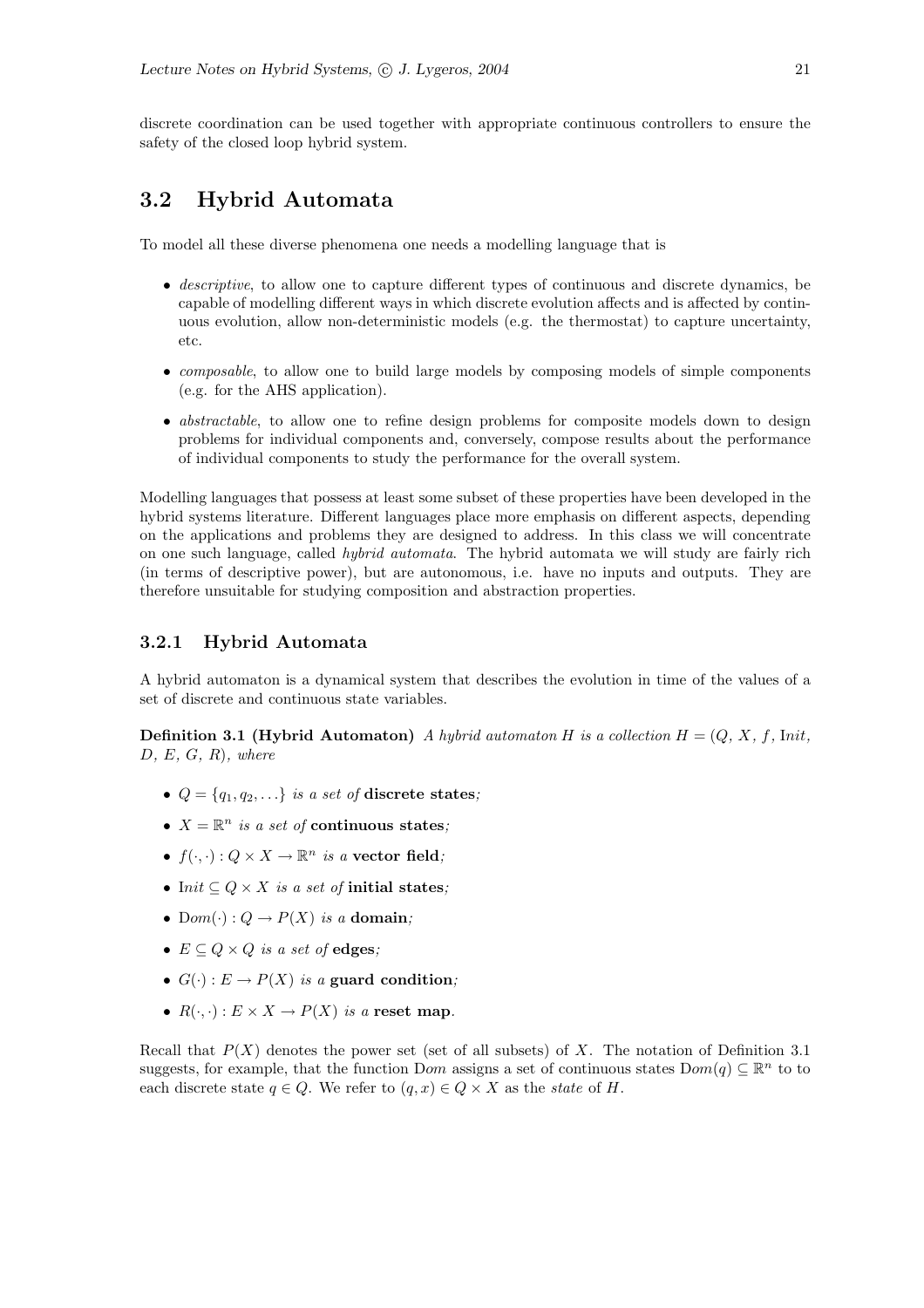discrete coordination can be used together with appropriate continuous controllers to ensure the safety of the closed loop hybrid system.

## 3.2 Hybrid Automata

To model all these diverse phenomena one needs a modelling language that is

- *descriptive*, to allow one to capture different types of continuous and discrete dynamics, be capable of modelling different ways in which discrete evolution affects and is affected by continuous evolution, allow non-deterministic models (e.g. the thermostat) to capture uncertainty, etc.
- *composable*, to allow one to build large models by composing models of simple components (e.g. for the AHS application).
- *abstractable*, to allow one to refine design problems for composite models down to design problems for individual components and, conversely, compose results about the performance of individual components to study the performance for the overall system.

Modelling languages that possess at least some subset of these properties have been developed in the hybrid systems literature. Different languages place more emphasis on different aspects, depending on the applications and problems they are designed to address. In this class we will concentrate on one such language, called *hybrid automata*. The hybrid automata we will study are fairly rich (in terms of descriptive power), but are autonomous, i.e. have no inputs and outputs. They are therefore unsuitable for studying composition and abstraction properties.

### 3.2.1 Hybrid Automata

A hybrid automaton is a dynamical system that describes the evolution in time of the values of a set of discrete and continuous state variables.

**Definition 3.1 (Hybrid Automaton)** *A hybrid automaton $H$ is a collection $H = (Q, X, f, \mathrm{I}nit, D, E, G, R)$, where*

- $Q = \{q_1, q_2, \ldots\}$ *is a set of* **discrete states***;*
- $X = \mathbb{R}^n$ *is a set of* **continuous states***;*
- $f(\cdot, \cdot) : Q \times X \to \mathbb{R}^n$ *is a* **vector field***;*
- $\mathrm{I}nit \subseteq Q \times X$ *is a set of* **initial states***;*
- $\mathrm{D}om(\cdot) : Q \to P(X)$ *is a* **domain***;*
- $E \subseteq Q \times Q$ *is a set of* **edges***;*
- $G(\cdot) : E \to P(X)$ *is a* **guard condition***;*
- $R(\cdot, \cdot) : E \times X \to P(X)$ *is a* **reset map**.

Recall that $P(X)$ denotes the power set (set of all subsets) of $X$. The notation of Definition 3.1 suggests, for example, that the function $\mathrm{D}om$ assigns a set of continuous states $\mathrm{D}om(q) \subseteq \mathbb{R}^n$ to to each discrete state $q \in Q$. We refer to $(q, x) \in Q \times X$ as the *state* of $H$.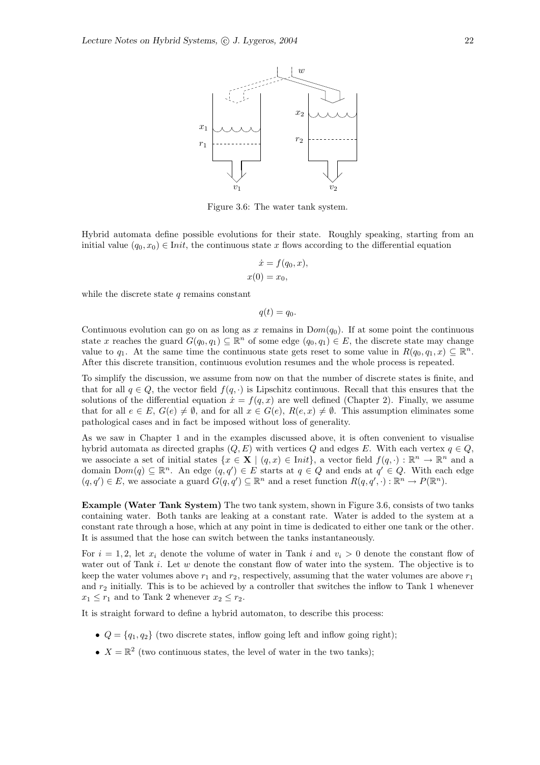Figure 3.6: The water tank system.

Hybrid automata define possible evolutions for their state. Roughly speaking, starting from an initial value $(q_0, x_0) \in \mathrm{I}nit$, the continuous state $x$ flows according to the differential equation

$$\dot{x} = f(q_0, x),$$
$$x(0) = x_0,$$

while the discrete state $q$ remains constant

$$q(t) = q_0.$$

Continuous evolution can go on as long as $x$ remains in $\mathrm{D}om(q_0)$. If at some point the continuous state $x$ reaches the guard $G(q_0, q_1) \subseteq \mathbb{R}^n$ of some edge $(q_0, q_1) \in E$, the discrete state may change value to $q_1$. At the same time the continuous state gets reset to some value in $R(q_0, q_1, x) \subseteq \mathbb{R}^n$. After this discrete transition, continuous evolution resumes and the whole process is repeated.

To simplify the discussion, we assume from now on that the number of discrete states is finite, and that for all $q \in Q$, the vector field $f(q, \cdot)$ is Lipschitz continuous. Recall that this ensures that the solutions of the differential equation $\dot{x} = f(q, x)$ are well defined (Chapter 2). Finally, we assume that for all $e \in E$, $G(e) \neq \emptyset$, and for all $x \in G(e)$, $R(e, x) \neq \emptyset$. This assumption eliminates some pathological cases and in fact be imposed without loss of generality.

As we saw in Chapter 1 and in the examples discussed above, it is often convenient to visualise hybrid automata as directed graphs $(Q, E)$ with vertices $Q$ and edges $E$. With each vertex $q \in Q$, we associate a set of initial states $\{x \in \mathbf{X} \mid (q, x) \in \mathrm{I}nit\}$, a vector field $f(q, \cdot) : \mathbb{R}^n \to \mathbb{R}^n$ and a domain $\mathrm{D}om(q) \subseteq \mathbb{R}^n$. An edge $(q, q') \in E$ starts at $q \in Q$ and ends at $q' \in Q$. With each edge $(q, q') \in E$, we associate a guard $G(q, q') \subseteq \mathbb{R}^n$ and a reset function $R(q, q', \cdot) : \mathbb{R}^n \to P(\mathbb{R}^n)$.

**Example (Water Tank System)** The two tank system, shown in Figure 3.6, consists of two tanks containing water. Both tanks are leaking at a constant rate. Water is added to the system at a constant rate through a hose, which at any point in time is dedicated to either one tank or the other. It is assumed that the hose can switch between the tanks instantaneously.

For $i = 1, 2$, let $x_i$ denote the volume of water in Tank $i$ and $v_i > 0$ denote the constant flow of water out of Tank $i$. Let $w$ denote the constant flow of water into the system. The objective is to keep the water volumes above $r_1$ and $r_2$, respectively, assuming that the water volumes are above $r_1$ and $r_2$ initially. This is to be achieved by a controller that switches the inflow to Tank 1 whenever $x_1 \leq r_1$ and to Tank 2 whenever $x_2 \leq r_2$.

It is straight forward to define a hybrid automaton, to describe this process:

- $Q = \{q_1, q_2\}$ (two discrete states, inflow going left and inflow going right);
- $X = \mathbb{R}^2$ (two continuous states, the level of water in the two tanks);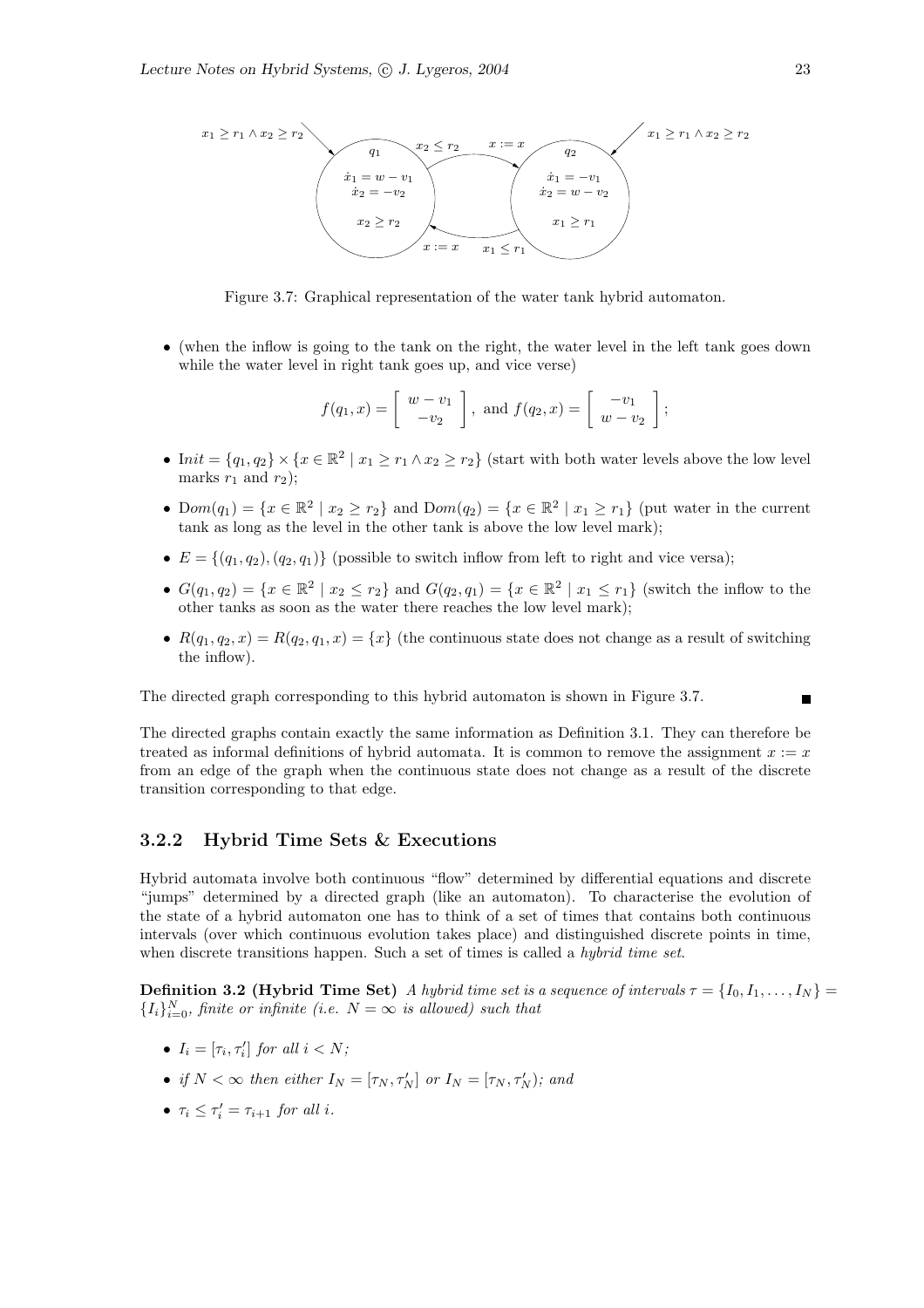Figure 3.7: Graphical representation of the water tank hybrid automaton.

- (when the inflow is going to the tank on the right, the water level in the left tank goes down while the water level in right tank goes up, and vice verse)

$$f(q_1, x) = \begin{bmatrix} w - v_1 \\ -v_2 \end{bmatrix}, \text{ and } f(q_2, x) = \begin{bmatrix} -v_1 \\ w - v_2 \end{bmatrix};$$

- $Init = \{q_1, q_2\} \times \{x \in \mathbb{R}^2 \mid x_1 \geq r_1 \wedge x_2 \geq r_2\}$ (start with both water levels above the low level marks $r_1$ and $r_2$);
- $Dom(q_1) = \{x \in \mathbb{R}^2 \mid x_2 \geq r_2\}$ and $Dom(q_2) = \{x \in \mathbb{R}^2 \mid x_1 \geq r_1\}$ (put water in the current tank as long as the level in the other tank is above the low level mark);
- $E = \{(q_1, q_2), (q_2, q_1)\}$ (possible to switch inflow from left to right and vice versa);
- $G(q_1, q_2) = \{x \in \mathbb{R}^2 \mid x_2 \leq r_2\}$ and $G(q_2, q_1) = \{x \in \mathbb{R}^2 \mid x_1 \leq r_1\}$ (switch the inflow to the other tanks as soon as the water there reaches the low level mark);
- $R(q_1, q_2, x) = R(q_2, q_1, x) = \{x\}$ (the continuous state does not change as a result of switching the inflow).

The directed graph corresponding to this hybrid automaton is shown in Figure 3.7. ■

The directed graphs contain exactly the same information as Definition 3.1. They can therefore be treated as informal definitions of hybrid automata. It is common to remove the assignment $x := x$ from an edge of the graph when the continuous state does not change as a result of the discrete transition corresponding to that edge.

### 3.2.2 Hybrid Time Sets & Executions

Hybrid automata involve both continuous "flow" determined by differential equations and discrete "jumps" determined by a directed graph (like an automaton). To characterise the evolution of the state of a hybrid automaton one has to think of a set of times that contains both continuous intervals (over which continuous evolution takes place) and distinguished discrete points in time, when discrete transitions happen. Such a set of times is called a *hybrid time set*.

**Definition 3.2 (Hybrid Time Set)** *A hybrid time set is a sequence of intervals $\tau = \{I_0, I_1, \ldots, I_N\} = \{I_i\}_{i=0}^N$, finite or infinite (i.e. $N = \infty$ is allowed) such that*

- *$I_i = [\tau_i, \tau_i']$ for all $i < N$;*
- *if $N < \infty$ then either $I_N = [\tau_N, \tau_N']$ or $I_N = [\tau_N, \tau_N')$; and*
- *$\tau_i \leq \tau_i' = \tau_{i+1}$ for all $i$.*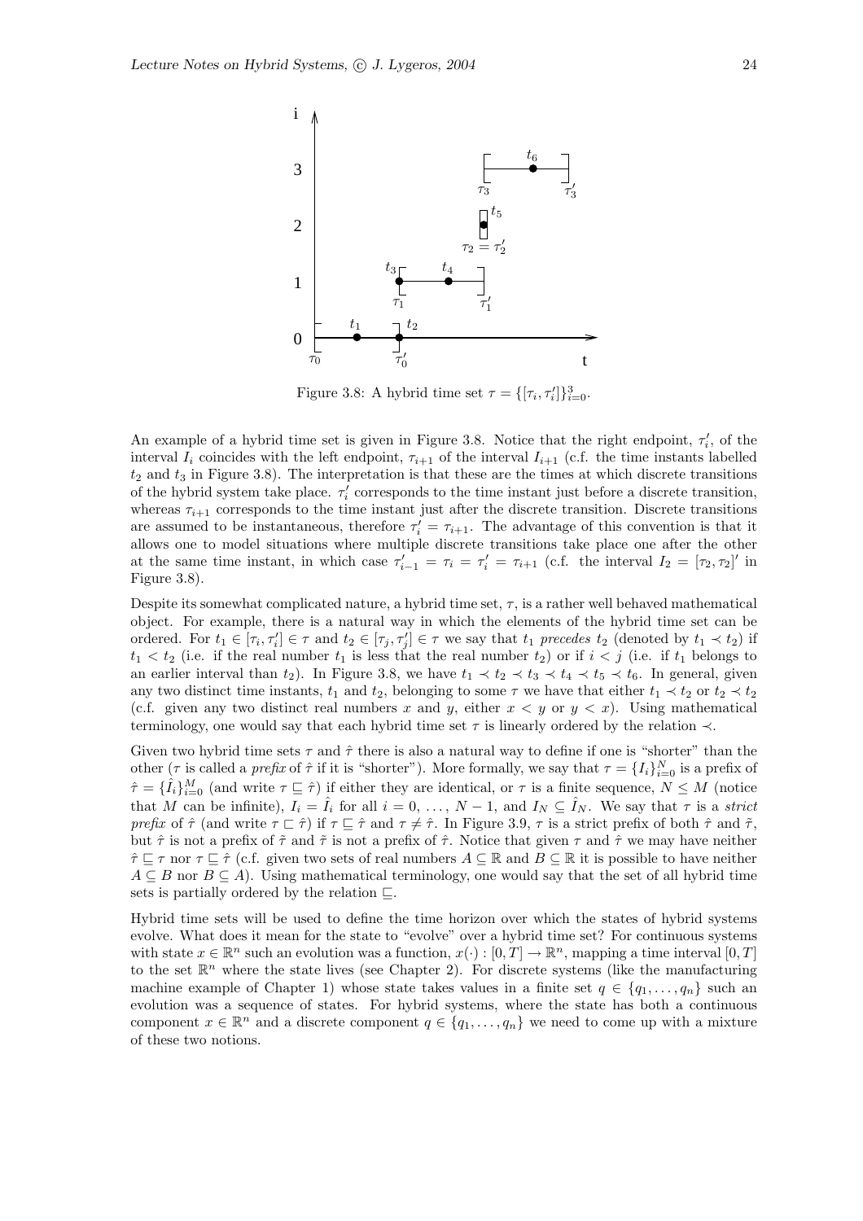Figure 3.8: A hybrid time set $\tau = \{[\tau_i, \tau_i']\}_{i=0}^3$.

An example of a hybrid time set is given in Figure 3.8. Notice that the right endpoint, $\tau_i'$, of the interval $I_i$ coincides with the left endpoint, $\tau_{i+1}$ of the interval $I_{i+1}$ (c.f. the time instants labelled $t_2$ and $t_3$ in Figure 3.8). The interpretation is that these are the times at which discrete transitions of the hybrid system take place. $\tau_i'$ corresponds to the time instant just before a discrete transition, whereas $\tau_{i+1}$ corresponds to the time instant just after the discrete transition. Discrete transitions are assumed to be instantaneous, therefore $\tau_i' = \tau_{i+1}$. The advantage of this convention is that it allows one to model situations where multiple discrete transitions take place one after the other at the same time instant, in which case $\tau_{i-1}' = \tau_i = \tau_i' = \tau_{i+1}$ (c.f. the interval $I_2 = [\tau_2, \tau_2]'$ in Figure 3.8).

Despite its somewhat complicated nature, a hybrid time set, $\tau$, is a rather well behaved mathematical object. For example, there is a natural way in which the elements of the hybrid time set can be ordered. For $t_1 \in [\tau_i, \tau_i'] \in \tau$ and $t_2 \in [\tau_j, \tau_j'] \in \tau$ we say that $t_1$ *precedes* $t_2$ (denoted by $t_1 \prec t_2$) if $t_1 < t_2$ (i.e. if the real number $t_1$ is less that the real number $t_2$) or if $i < j$ (i.e. if $t_1$ belongs to an earlier interval than $t_2$). In Figure 3.8, we have $t_1 \prec t_2 \prec t_3 \prec t_4 \prec t_5 \prec t_6$. In general, given any two distinct time instants, $t_1$ and $t_2$, belonging to some $\tau$ we have that either $t_1 \prec t_2$ or $t_2 \prec t_2$ (c.f. given any two distinct real numbers $x$ and $y$, either $x < y$ or $y < x$). Using mathematical terminology, one would say that each hybrid time set $\tau$ is linearly ordered by the relation $\prec$.

Given two hybrid time sets $\tau$ and $\hat{\tau}$ there is also a natural way to define if one is "shorter" than the other ($\tau$ is called a *prefix* of $\hat{\tau}$ if it is "shorter"). More formally, we say that $\tau = \{I_i\}_{i=0}^N$ is a prefix of $\hat{\tau} = \{\hat{I}_i\}_{i=0}^M$ (and write $\tau \sqsubseteq \hat{\tau}$) if either they are identical, or $\tau$ is a finite sequence, $N \leq M$ (notice that $M$ can be infinite), $I_i = \hat{I}_i$ for all $i = 0, \ldots, N-1$, and $I_N \subseteq \hat{I}_N$. We say that $\tau$ is a *strict prefix* of $\hat{\tau}$ (and write $\tau \sqsubset \hat{\tau}$) if $\tau \sqsubseteq \hat{\tau}$ and $\tau \neq \hat{\tau}$. In Figure 3.9, $\tau$ is a strict prefix of both $\hat{\tau}$ and $\tilde{\tau}$, but $\hat{\tau}$ is not a prefix of $\tilde{\tau}$ and $\tilde{\tau}$ is not a prefix of $\hat{\tau}$. Notice that given $\tau$ and $\hat{\tau}$ we may have neither $\hat{\tau} \sqsubseteq \tau$ nor $\tau \sqsubseteq \hat{\tau}$ (c.f. given two sets of real numbers $A \subseteq \mathbb{R}$ and $B \subseteq \mathbb{R}$ it is possible to have neither $A \subseteq B$ nor $B \subseteq A$). Using mathematical terminology, one would say that the set of all hybrid time sets is partially ordered by the relation $\sqsubseteq$.

Hybrid time sets will be used to define the time horizon over which the states of hybrid systems evolve. What does it mean for the state to "evolve" over a hybrid time set? For continuous systems with state $x \in \mathbb{R}^n$ such an evolution was a function, $x(\cdot) : [0, T] \to \mathbb{R}^n$, mapping a time interval $[0, T]$ to the set $\mathbb{R}^n$ where the state lives (see Chapter 2). For discrete systems (like the manufacturing machine example of Chapter 1) whose state takes values in a finite set $q \in \{q_1, \ldots, q_n\}$ such an evolution was a sequence of states. For hybrid systems, where the state has both a continuous component $x \in \mathbb{R}^n$ and a discrete component $q \in \{q_1, \ldots, q_n\}$ we need to come up with a mixture of these two notions.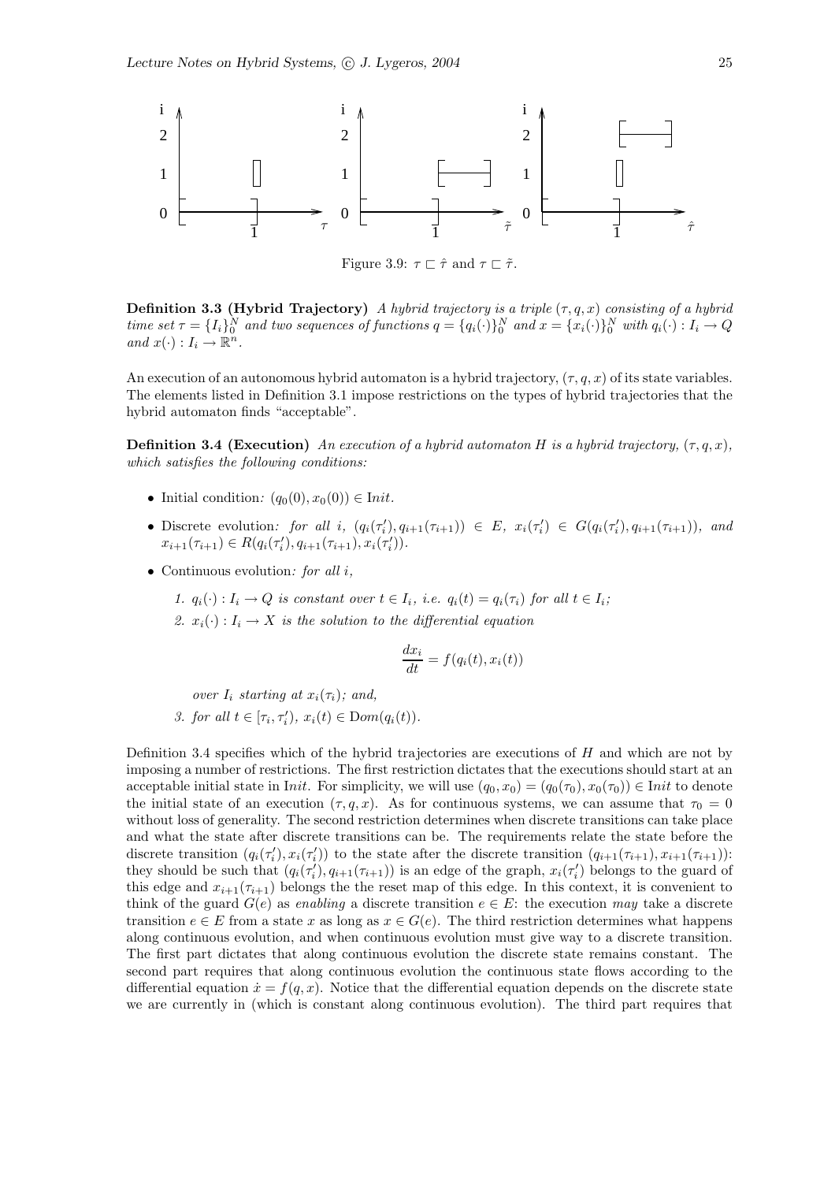Figure 3.9: $\tau \sqsubset \hat{\tau}$ and $\tau \sqsubset \tilde{\tau}$.

**Definition 3.3 (Hybrid Trajectory)** *A hybrid trajectory is a triple $(\tau, q, x)$ consisting of a hybrid time set $\tau = \{I_i\}_0^N$ and two sequences of functions $q = \{q_i(\cdot)\}_0^N$ and $x = \{x_i(\cdot)\}_0^N$ with $q_i(\cdot) : I_i \to Q$ and $x(\cdot) : I_i \to \mathbb{R}^n$.*

An execution of an autonomous hybrid automaton is a hybrid trajectory, $(\tau, q, x)$ of its state variables. The elements listed in Definition 3.1 impose restrictions on the types of hybrid trajectories that the hybrid automaton finds "acceptable".

**Definition 3.4 (Execution)** *An execution of a hybrid automaton $H$ is a hybrid trajectory, $(\tau, q, x)$, which satisfies the following conditions:*

- Initial condition*: $(q_0(0), x_0(0)) \in \mathrm{I}nit$.*
- Discrete evolution*: for all $i$, $(q_i(\tau_i'), q_{i+1}(\tau_{i+1})) \in E$, $x_i(\tau_i') \in G(q_i(\tau_i'), q_{i+1}(\tau_{i+1}))$, and $x_{i+1}(\tau_{i+1}) \in R(q_i(\tau_i'), q_{i+1}(\tau_{i+1}), x_i(\tau_i'))$.*
- Continuous evolution*: for all $i$,*
  1. *$q_i(\cdot) : I_i \to Q$ is constant over $t \in I_i$, i.e. $q_i(t) = q_i(\tau_i)$ for all $t \in I_i$;*
  2. *$x_i(\cdot) : I_i \to X$ is the solution to the differential equation*

     $$\frac{dx_i}{dt} = f(q_i(t), x_i(t))$$

     *over $I_i$ starting at $x_i(\tau_i)$; and,*
  3. *for all $t \in [\tau_i, \tau_i')$, $x_i(t) \in \mathrm{D}om(q_i(t))$.*

Definition 3.4 specifies which of the hybrid trajectories are executions of $H$ and which are not by imposing a number of restrictions. The first restriction dictates that the executions should start at an acceptable initial state in $\mathrm{I}nit$. For simplicity, we will use $(q_0, x_0) = (q_0(\tau_0), x_0(\tau_0)) \in \mathrm{I}nit$ to denote the initial state of an execution $(\tau, q, x)$. As for continuous systems, we can assume that $\tau_0 = 0$ without loss of generality. The second restriction determines when discrete transitions can take place and what the state after discrete transitions can be. The requirements relate the state before the discrete transition $(q_i(\tau_i'), x_i(\tau_i'))$ to the state after the discrete transition $(q_{i+1}(\tau_{i+1}), x_{i+1}(\tau_{i+1}))$: they should be such that $(q_i(\tau_i'), q_{i+1}(\tau_{i+1}))$ is an edge of the graph, $x_i(\tau_i')$ belongs to the guard of this edge and $x_{i+1}(\tau_{i+1})$ belongs the the reset map of this edge. In this context, it is convenient to think of the guard $G(e)$ as *enabling* a discrete transition $e \in E$: the execution *may* take a discrete transition $e \in E$ from a state $x$ as long as $x \in G(e)$. The third restriction determines what happens along continuous evolution, and when continuous evolution must give way to a discrete transition. The first part dictates that along continuous evolution the discrete state remains constant. The second part requires that along continuous evolution the continuous state flows according to the differential equation $\dot{x} = f(q, x)$. Notice that the differential equation depends on the discrete state we are currently in (which is constant along continuous evolution). The third part requires that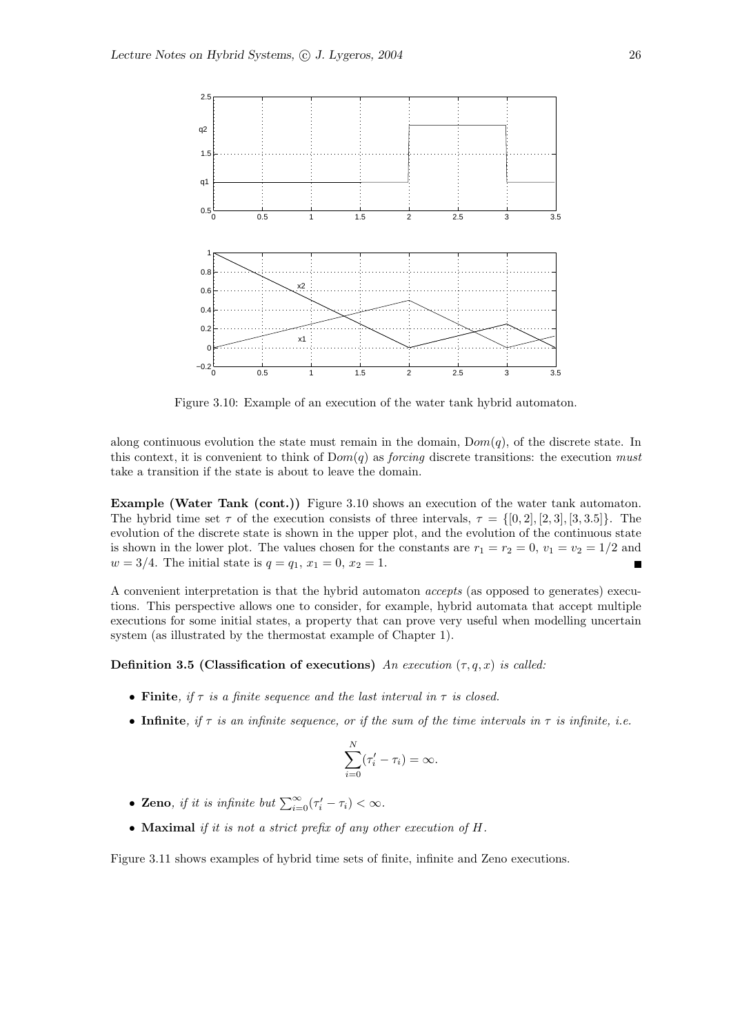Figure 3.10: Example of an execution of the water tank hybrid automaton.

along continuous evolution the state must remain in the domain, $\mathrm{D}om(q)$, of the discrete state. In this context, it is convenient to think of $\mathrm{D}om(q)$ as *forcing* discrete transitions: the execution *must* take a transition if the state is about to leave the domain.

**Example (Water Tank (cont.))** Figure 3.10 shows an execution of the water tank automaton. The hybrid time set $\tau$ of the execution consists of three intervals, $\tau = \{[0, 2], [2, 3], [3, 3.5]\}$. The evolution of the discrete state is shown in the upper plot, and the evolution of the continuous state is shown in the lower plot. The values chosen for the constants are $r_1 = r_2 = 0$, $v_1 = v_2 = 1/2$ and $w = 3/4$. The initial state is $q = q_1$, $x_1 = 0$, $x_2 = 1$. ■

A convenient interpretation is that the hybrid automaton *accepts* (as opposed to generates) executions. This perspective allows one to consider, for example, hybrid automata that accept multiple executions for some initial states, a property that can prove very useful when modelling uncertain system (as illustrated by the thermostat example of Chapter 1).

**Definition 3.5 (Classification of executions)** *An execution $(\tau, q, x)$ is called:*

- **Finite**, *if $\tau$ is a finite sequence and the last interval in $\tau$ is closed.*
- **Infinite**, *if $\tau$ is an infinite sequence, or if the sum of the time intervals in $\tau$ is infinite, i.e.*

$$\sum_{i=0}^{N} (\tau_i' - \tau_i) = \infty.$$

- **Zeno**, *if it is infinite but $\sum_{i=0}^{\infty} (\tau_i' - \tau_i) < \infty$.*
- **Maximal** *if it is not a strict prefix of any other execution of $H$.*

Figure 3.11 shows examples of hybrid time sets of finite, infinite and Zeno executions.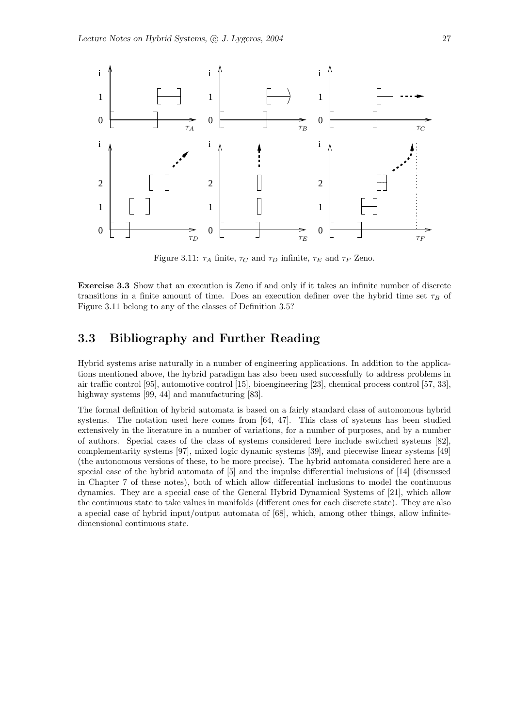Figure 3.11: $\tau_A$ finite, $\tau_C$ and $\tau_D$ infinite, $\tau_E$ and $\tau_F$ Zeno.

**Exercise 3.3** Show that an execution is Zeno if and only if it takes an infinite number of discrete transitions in a finite amount of time. Does an execution definer over the hybrid time set $\tau_B$ of Figure 3.11 belong to any of the classes of Definition 3.5?

## 3.3 Bibliography and Further Reading

Hybrid systems arise naturally in a number of engineering applications. In addition to the applications mentioned above, the hybrid paradigm has also been used successfully to address problems in air traffic control [95], automotive control [15], bioengineering [23], chemical process control [57, 33], highway systems [99, 44] and manufacturing [83].

The formal definition of hybrid automata is based on a fairly standard class of autonomous hybrid systems. The notation used here comes from [64, 47]. This class of systems has been studied extensively in the literature in a number of variations, for a number of purposes, and by a number of authors. Special cases of the class of systems considered here include switched systems [82], complementarity systems [97], mixed logic dynamic systems [39], and piecewise linear systems [49] (the autonomous versions of these, to be more precise). The hybrid automata considered here are a special case of the hybrid automata of [5] and the impulse differential inclusions of [14] (discussed in Chapter 7 of these notes), both of which allow differential inclusions to model the continuous dynamics. They are a special case of the General Hybrid Dynamical Systems of [21], which allow the continuous state to take values in manifolds (different ones for each discrete state). They are also a special case of hybrid input/output automata of [68], which, among other things, allow infinite-dimensional continuous state.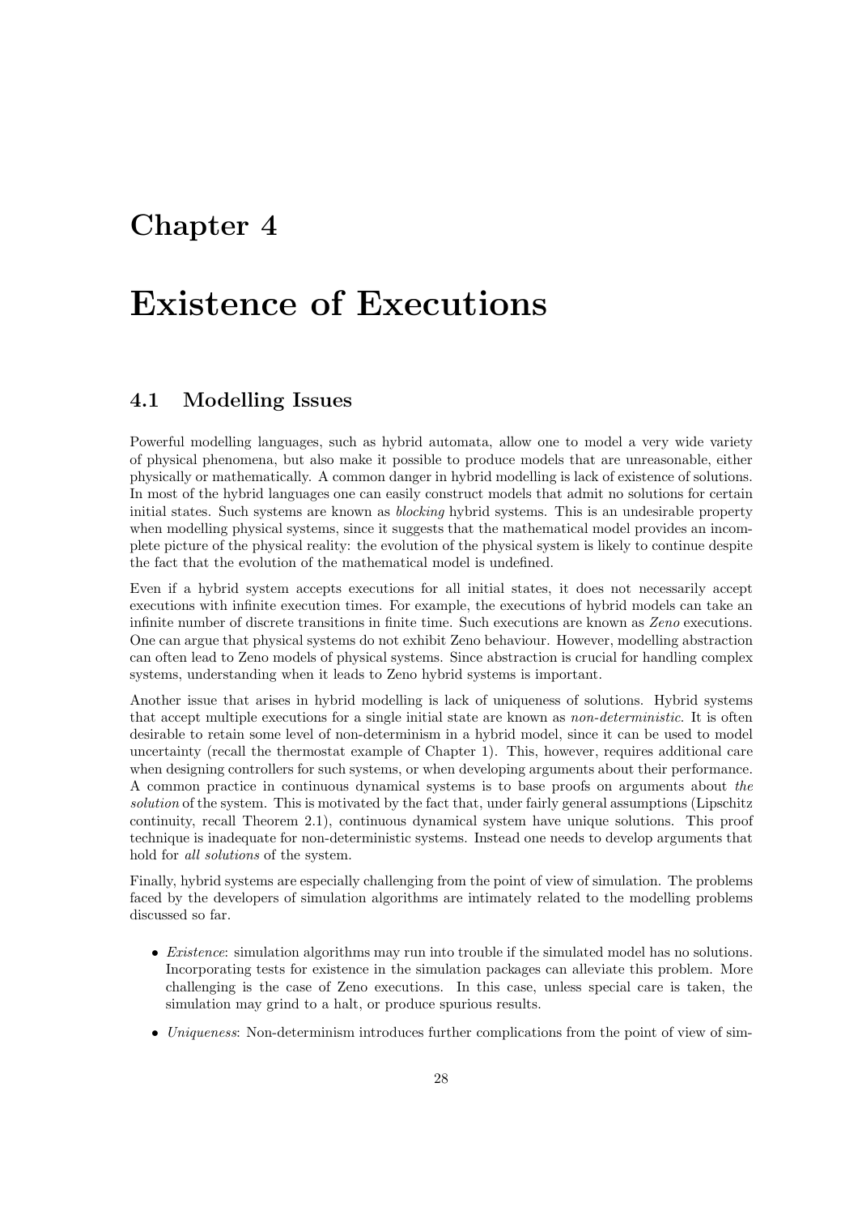# Chapter 4

# Existence of Executions

## 4.1 Modelling Issues

Powerful modelling languages, such as hybrid automata, allow one to model a very wide variety of physical phenomena, but also make it possible to produce models that are unreasonable, either physically or mathematically. A common danger in hybrid modelling is lack of existence of solutions. In most of the hybrid languages one can easily construct models that admit no solutions for certain initial states. Such systems are known as *blocking* hybrid systems. This is an undesirable property when modelling physical systems, since it suggests that the mathematical model provides an incomplete picture of the physical reality: the evolution of the physical system is likely to continue despite the fact that the evolution of the mathematical model is undefined.

Even if a hybrid system accepts executions for all initial states, it does not necessarily accept executions with infinite execution times. For example, the executions of hybrid models can take an infinite number of discrete transitions in finite time. Such executions are known as *Zeno* executions. One can argue that physical systems do not exhibit Zeno behaviour. However, modelling abstraction can often lead to Zeno models of physical systems. Since abstraction is crucial for handling complex systems, understanding when it leads to Zeno hybrid systems is important.

Another issue that arises in hybrid modelling is lack of uniqueness of solutions. Hybrid systems that accept multiple executions for a single initial state are known as *non-deterministic*. It is often desirable to retain some level of non-determinism in a hybrid model, since it can be used to model uncertainty (recall the thermostat example of Chapter 1). This, however, requires additional care when designing controllers for such systems, or when developing arguments about their performance. A common practice in continuous dynamical systems is to base proofs on arguments about *the solution* of the system. This is motivated by the fact that, under fairly general assumptions (Lipschitz continuity, recall Theorem 2.1), continuous dynamical system have unique solutions. This proof technique is inadequate for non-deterministic systems. Instead one needs to develop arguments that hold for *all solutions* of the system.

Finally, hybrid systems are especially challenging from the point of view of simulation. The problems faced by the developers of simulation algorithms are intimately related to the modelling problems discussed so far.

- *Existence*: simulation algorithms may run into trouble if the simulated model has no solutions. Incorporating tests for existence in the simulation packages can alleviate this problem. More challenging is the case of Zeno executions. In this case, unless special care is taken, the simulation may grind to a halt, or produce spurious results.
- *Uniqueness*: Non-determinism introduces further complications from the point of view of sim-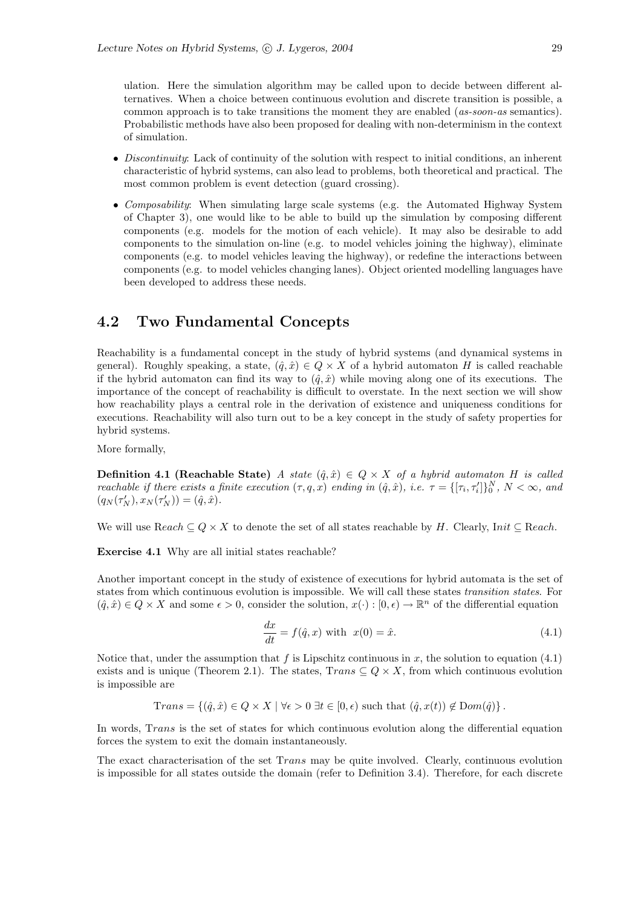ulation. Here the simulation algorithm may be called upon to decide between different alternatives. When a choice between continuous evolution and discrete transition is possible, a common approach is to take transitions the moment they are enabled (*as-soon-as* semantics). Probabilistic methods have also been proposed for dealing with non-determinism in the context of simulation.

- *Discontinuity*: Lack of continuity of the solution with respect to initial conditions, an inherent characteristic of hybrid systems, can also lead to problems, both theoretical and practical. The most common problem is event detection (guard crossing).
- *Composability*: When simulating large scale systems (e.g. the Automated Highway System of Chapter 3), one would like to be able to build up the simulation by composing different components (e.g. models for the motion of each vehicle). It may also be desirable to add components to the simulation on-line (e.g. to model vehicles joining the highway), eliminate components (e.g. to model vehicles leaving the highway), or redefine the interactions between components (e.g. to model vehicles changing lanes). Object oriented modelling languages have been developed to address these needs.

## 4.2 Two Fundamental Concepts

Reachability is a fundamental concept in the study of hybrid systems (and dynamical systems in general). Roughly speaking, a state, $(\hat{q}, \hat{x}) \in Q \times X$ of a hybrid automaton $H$ is called reachable if the hybrid automaton can find its way to $(\hat{q}, \hat{x})$ while moving along one of its executions. The importance of the concept of reachability is difficult to overstate. In the next section we will show how reachability plays a central role in the derivation of existence and uniqueness conditions for executions. Reachability will also turn out to be a key concept in the study of safety properties for hybrid systems.

More formally,

**Definition 4.1 (Reachable State)** *A state $(\hat{q}, \hat{x}) \in Q \times X$ of a hybrid automaton $H$ is called reachable if there exists a finite execution $(\tau, q, x)$ ending in $(\hat{q}, \hat{x})$, i.e. $\tau = \{[\tau_i, \tau_i']\}_0^N$, $N < \infty$, and $(q_N(\tau_N'), x_N(\tau_N')) = (\hat{q}, \hat{x})$.*

We will use $\mathrm{R}each \subseteq Q \times X$ to denote the set of all states reachable by $H$. Clearly, $\mathrm{I}nit \subseteq \mathrm{R}each$.

**Exercise 4.1** Why are all initial states reachable?

Another important concept in the study of existence of executions for hybrid automata is the set of states from which continuous evolution is impossible. We will call these states *transition states*. For $(\hat{q}, \hat{x}) \in Q \times X$ and some $\epsilon > 0$, consider the solution, $x(\cdot) : [0, \epsilon) \to \mathbb{R}^n$ of the differential equation

$$\frac{dx}{dt} = f(\hat{q}, x) \text{ with } x(0) = \hat{x}. \tag{4.1}$$

Notice that, under the assumption that $f$ is Lipschitz continuous in $x$, the solution to equation (4.1) exists and is unique (Theorem 2.1). The states, $\mathrm{T}rans \subseteq Q \times X$, from which continuous evolution is impossible are

$$\mathrm{T}rans = \{(\hat{q}, \hat{x}) \in Q \times X \mid \forall \epsilon > 0 \; \exists t \in [0, \epsilon) \text{ such that } (\hat{q}, x(t)) \notin \mathrm{D}om(\hat{q})\}.$$

In words, $\mathrm{T}rans$ is the set of states for which continuous evolution along the differential equation forces the system to exit the domain instantaneously.

The exact characterisation of the set $\mathrm{T}rans$ may be quite involved. Clearly, continuous evolution is impossible for all states outside the domain (refer to Definition 3.4). Therefore, for each discrete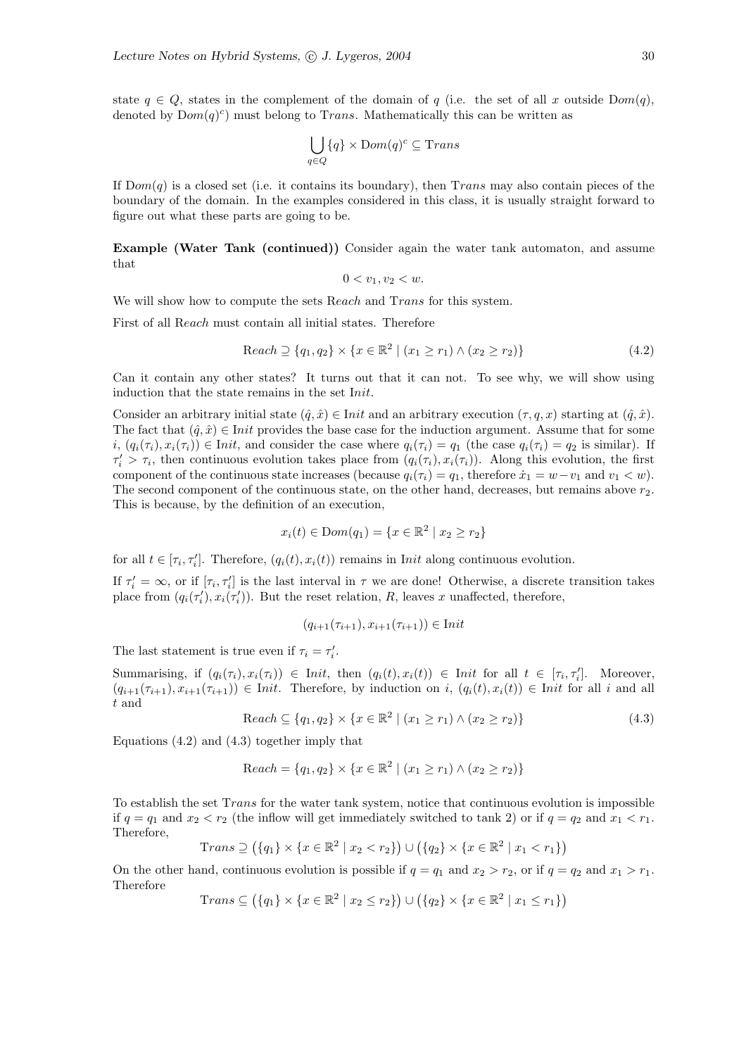state $q \in Q$, states in the complement of the domain of $q$ (i.e. the set of all $x$ outside $\mathrm{D}om(q)$, denoted by $\mathrm{D}om(q)^c$) must belong to $\mathrm{T}rans$. Mathematically this can be written as

$$\bigcup_{q \in Q} \{q\} \times \mathrm{D}om(q)^c \subseteq \mathrm{T}rans$$

If $\mathrm{D}om(q)$ is a closed set (i.e. it contains its boundary), then $\mathrm{T}rans$ may also contain pieces of the boundary of the domain. In the examples considered in this class, it is usually straight forward to figure out what these parts are going to be.

**Example (Water Tank (continued))** Consider again the water tank automaton, and assume that

$$0 < v_1, v_2 < w.$$

We will show how to compute the sets $\mathrm{R}each$ and $\mathrm{T}rans$ for this system.

First of all $\mathrm{R}each$ must contain all initial states. Therefore

$$\mathrm{R}each \supseteq \{q_1, q_2\} \times \{x \in \mathbb{R}^2 \mid (x_1 \geq r_1) \wedge (x_2 \geq r_2)\} \tag{4.2}$$

Can it contain any other states? It turns out that it can not. To see why, we will show using induction that the state remains in the set $\mathrm{I}nit$.

Consider an arbitrary initial state $(\hat{q}, \hat{x}) \in \mathrm{I}nit$ and an arbitrary execution $(\tau, q, x)$ starting at $(\hat{q}, \hat{x})$. The fact that $(\hat{q}, \hat{x}) \in \mathrm{I}nit$ provides the base case for the induction argument. Assume that for some $i$, $(q_i(\tau_i), x_i(\tau_i)) \in \mathrm{I}nit$, and consider the case where $q_i(\tau_i) = q_1$ (the case $q_i(\tau_i) = q_2$ is similar). If $\tau_i' > \tau_i$, then continuous evolution takes place from $(q_i(\tau_i), x_i(\tau_i))$. Along this evolution, the first component of the continuous state increases (because $q_i(\tau_i) = q_1$, therefore $\dot{x}_1 = w - v_1$ and $v_1 < w$). The second component of the continuous state, on the other hand, decreases, but remains above $r_2$. This is because, by the definition of an execution,

$$x_i(t) \in \mathrm{D}om(q_1) = \{x \in \mathbb{R}^2 \mid x_2 \geq r_2\}$$

for all $t \in [\tau_i, \tau_i']$. Therefore, $(q_i(t), x_i(t))$ remains in $\mathrm{I}nit$ along continuous evolution.

If $\tau_i' = \infty$, or if $[\tau_i, \tau_i']$ is the last interval in $\tau$ we are done! Otherwise, a discrete transition takes place from $(q_i(\tau_i'), x_i(\tau_i'))$. But the reset relation, $R$, leaves $x$ unaffected, therefore,

$$(q_{i+1}(\tau_{i+1}), x_{i+1}(\tau_{i+1})) \in \mathrm{I}nit$$

The last statement is true even if $\tau_i = \tau_i'$.

Summarising, if $(q_i(\tau_i), x_i(\tau_i)) \in \mathrm{I}nit$, then $(q_i(t), x_i(t)) \in \mathrm{I}nit$ for all $t \in [\tau_i, \tau_i']$. Moreover, $(q_{i+1}(\tau_{i+1}), x_{i+1}(\tau_{i+1})) \in \mathrm{I}nit$. Therefore, by induction on $i$, $(q_i(t), x_i(t)) \in \mathrm{I}nit$ for all $i$ and all $t$ and

$$\mathrm{R}each \subseteq \{q_1, q_2\} \times \{x \in \mathbb{R}^2 \mid (x_1 \geq r_1) \wedge (x_2 \geq r_2)\} \tag{4.3}$$

Equations (4.2) and (4.3) together imply that

$$\mathrm{R}each = \{q_1, q_2\} \times \{x \in \mathbb{R}^2 \mid (x_1 \geq r_1) \wedge (x_2 \geq r_2)\}$$

To establish the set $\mathrm{T}rans$ for the water tank system, notice that continuous evolution is impossible if $q = q_1$ and $x_2 < r_2$ (the inflow will get immediately switched to tank 2) or if $q = q_2$ and $x_1 < r_1$. Therefore,

$$\mathrm{T}rans \supseteq \left(\{q_1\} \times \{x \in \mathbb{R}^2 \mid x_2 < r_2\}\right) \cup \left(\{q_2\} \times \{x \in \mathbb{R}^2 \mid x_1 < r_1\}\right)$$

On the other hand, continuous evolution is possible if $q = q_1$ and $x_2 > r_2$, or if $q = q_2$ and $x_1 > r_1$. Therefore

$$\mathrm{T}rans \subseteq \left(\{q_1\} \times \{x \in \mathbb{R}^2 \mid x_2 \leq r_2\}\right) \cup \left(\{q_2\} \times \{x \in \mathbb{R}^2 \mid x_1 \leq r_1\}\right)$$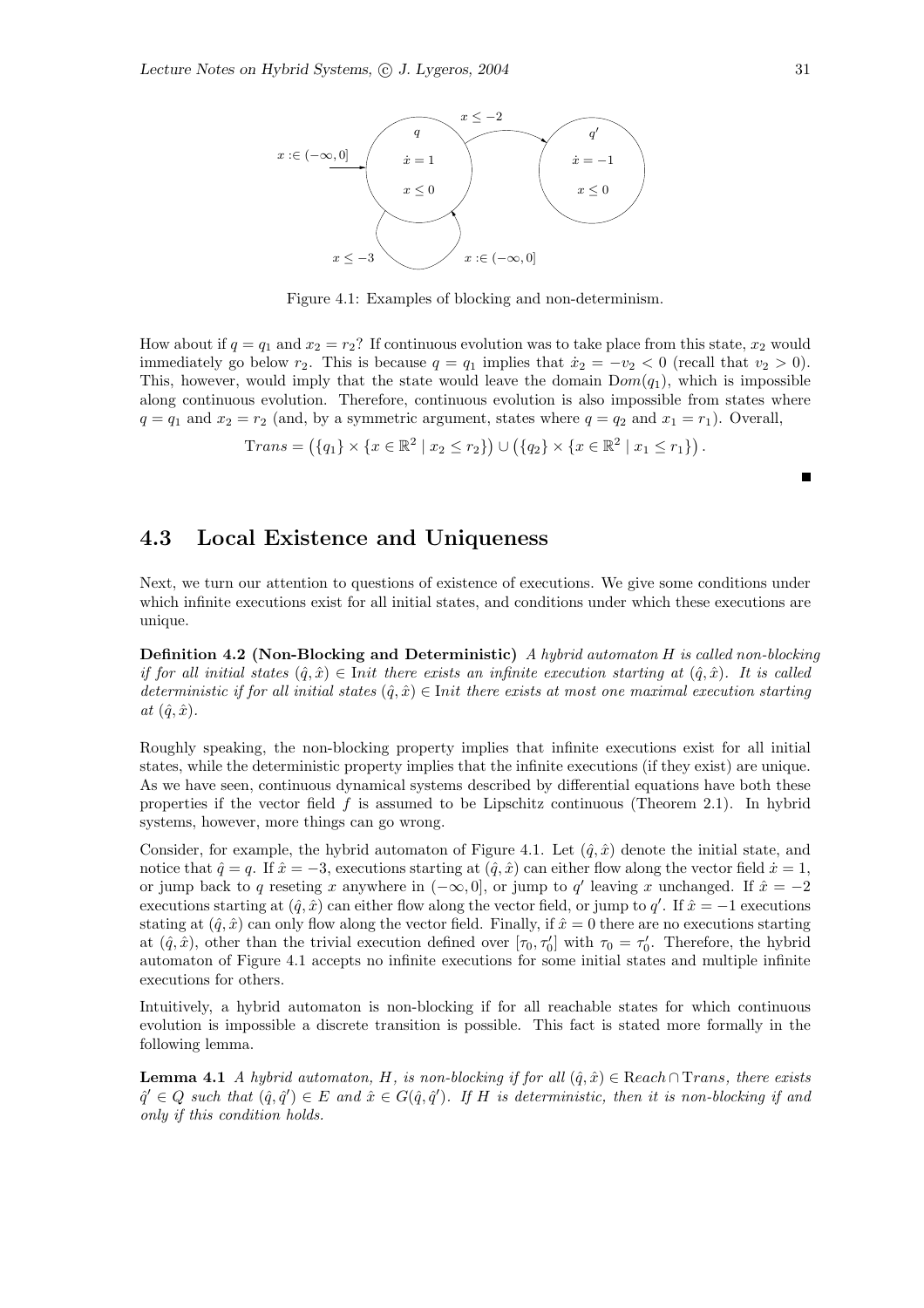Figure 4.1: Examples of blocking and non-determinism.

How about if $q = q_1$ and $x_2 = r_2$? If continuous evolution was to take place from this state, $x_2$ would immediately go below $r_2$. This is because $q = q_1$ implies that $\dot{x}_2 = -v_2 < 0$ (recall that $v_2 > 0$). This, however, would imply that the state would leave the domain $\mathrm{D}om(q_1)$, which is impossible along continuous evolution. Therefore, continuous evolution is also impossible from states where $q = q_1$ and $x_2 = r_2$ (and, by a symmetric argument, states where $q = q_2$ and $x_1 = r_1$). Overall,

$$\mathrm{T}rans = \left(\{q_1\} \times \{x \in \mathbb{R}^2 \mid x_2 \leq r_2\}\right) \cup \left(\{q_2\} \times \{x \in \mathbb{R}^2 \mid x_1 \leq r_1\}\right).$$

■

## 4.3 Local Existence and Uniqueness

Next, we turn our attention to questions of existence of executions. We give some conditions under which infinite executions exist for all initial states, and conditions under which these executions are unique.

**Definition 4.2 (Non-Blocking and Deterministic)** *A hybrid automaton $H$ is called non-blocking if for all initial states $(\hat{q}, \hat{x}) \in \mathrm{I}nit$ there exists an infinite execution starting at $(\hat{q}, \hat{x})$. It is called deterministic if for all initial states $(\hat{q}, \hat{x}) \in \mathrm{I}nit$ there exists at most one maximal execution starting at $(\hat{q}, \hat{x})$.*

Roughly speaking, the non-blocking property implies that infinite executions exist for all initial states, while the deterministic property implies that the infinite executions (if they exist) are unique. As we have seen, continuous dynamical systems described by differential equations have both these properties if the vector field $f$ is assumed to be Lipschitz continuous (Theorem 2.1). In hybrid systems, however, more things can go wrong.

Consider, for example, the hybrid automaton of Figure 4.1. Let $(\hat{q}, \hat{x})$ denote the initial state, and notice that $\hat{q} = q$. If $\hat{x} = -3$, executions starting at $(\hat{q}, \hat{x})$ can either flow along the vector field $\dot{x} = 1$, or jump back to $q$ reseting $x$ anywhere in $(-\infty, 0]$, or jump to $q'$ leaving $x$ unchanged. If $\hat{x} = -2$ executions starting at $(\hat{q}, \hat{x})$ can either flow along the vector field, or jump to $q'$. If $\hat{x} = -1$ executions stating at $(\hat{q}, \hat{x})$ can only flow along the vector field. Finally, if $\hat{x} = 0$ there are no executions starting at $(\hat{q}, \hat{x})$, other than the trivial execution defined over $[\tau_0, \tau_0']$ with $\tau_0 = \tau_0'$. Therefore, the hybrid automaton of Figure 4.1 accepts no infinite executions for some initial states and multiple infinite executions for others.

Intuitively, a hybrid automaton is non-blocking if for all reachable states for which continuous evolution is impossible a discrete transition is possible. This fact is stated more formally in the following lemma.

**Lemma 4.1** *A hybrid automaton, $H$, is non-blocking if for all $(\hat{q}, \hat{x}) \in \mathrm{R}each \cap \mathrm{T}rans$, there exists $\hat{q}' \in Q$ such that $(\hat{q}, \hat{q}') \in E$ and $\hat{x} \in G(\hat{q}, \hat{q}')$. If $H$ is deterministic, then it is non-blocking if and only if this condition holds.*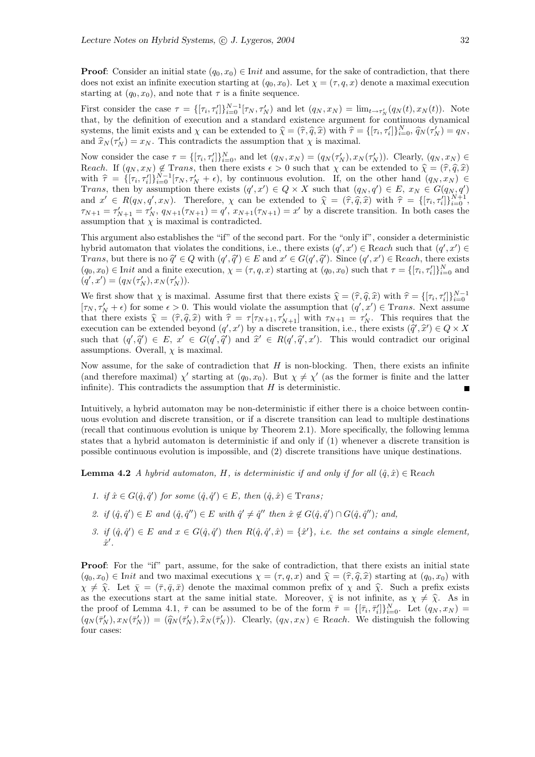**Proof**: Consider an initial state $(q_0, x_0) \in \mathrm{I}nit$ and assume, for the sake of contradiction, that there does not exist an infinite execution starting at $(q_0, x_0)$. Let $\chi = (\tau, q, x)$ denote a maximal execution starting at $(q_0, x_0)$, and note that $\tau$ is a finite sequence.

First consider the case $\tau = \{[\tau_i, \tau_i']\}_{i=0}^{N-1}[\tau_N, \tau_N')$ and let $(q_N, x_N) = \lim_{t \to \tau_N'} (q_N(t), x_N(t))$. Note that, by the definition of execution and a standard existence argument for continuous dynamical systems, the limit exists and $\chi$ can be extended to $\widehat{\chi} = (\widehat{\tau}, \widehat{q}, \widehat{x})$ with $\widehat{\tau} = \{[\tau_i, \tau_i']\}_{i=0}^{N}$, $\widehat{q}_N(\tau_N') = q_N$, and $\widehat{x}_N(\tau_N') = x_N$. This contradicts the assumption that $\chi$ is maximal.

Now consider the case $\tau = \{[\tau_i, \tau_i']\}_{i=0}^{N}$, and let $(q_N, x_N) = (q_N(\tau_N'), x_N(\tau_N'))$. Clearly, $(q_N, x_N) \in \mathrm{R}each$. If $(q_N, x_N) \notin \mathrm{T}rans$, then there exists $\epsilon > 0$ such that $\chi$ can be extended to $\widehat{\chi} = (\widehat{\tau}, \widehat{q}, \widehat{x})$ with $\widehat{\tau} = \{[\tau_i, \tau_i']\}_{i=0}^{N-1}[\tau_N, \tau_N' + \epsilon)$, by continuous evolution. If, on the other hand $(q_N, x_N) \in \mathrm{T}rans$, then by assumption there exists $(q', x') \in Q \times X$ such that $(q_N, q') \in E$, $x_N \in G(q_N, q')$ and $x' \in R(q_N, q', x_N)$. Therefore, $\chi$ can be extended to $\widehat{\chi} = (\widehat{\tau}, \widehat{q}, \widehat{x})$ with $\widehat{\tau} = \{[\tau_i, \tau_i']\}_{i=0}^{N+1}$, $\tau_{N+1} = \tau_{N+1}' = \tau_N'$, $q_{N+1}(\tau_{N+1}) = q'$, $x_{N+1}(\tau_{N+1}) = x'$ by a discrete transition. In both cases the assumption that $\chi$ is maximal is contradicted.

This argument also establishes the "if" of the second part. For the "only if", consider a deterministic hybrid automaton that violates the conditions, i.e., there exists $(q', x') \in \mathrm{R}each$ such that $(q', x') \in \mathrm{T}rans$, but there is no $\widehat{q}' \in Q$ with $(q', \widehat{q}') \in E$ and $x' \in G(q', \widehat{q}')$. Since $(q', x') \in \mathrm{R}each$, there exists $(q_0, x_0) \in \mathrm{I}nit$ and a finite execution, $\chi = (\tau, q, x)$ starting at $(q_0, x_0)$ such that $\tau = \{[\tau_i, \tau_i']\}_{i=0}^{N}$ and $(q', x') = (q_N(\tau_N'), x_N(\tau_N'))$.

We first show that $\chi$ is maximal. Assume first that there exists $\widehat{\chi} = (\widehat{\tau}, \widehat{q}, \widehat{x})$ with $\widehat{\tau} = \{[\tau_i, \tau_i']\}_{i=0}^{N-1}[\tau_N, \tau_N' + \epsilon)$ for some $\epsilon > 0$. This would violate the assumption that $(q', x') \in \mathrm{T}rans$. Next assume that there exists $\widehat{\chi} = (\widehat{\tau}, \widehat{q}, \widehat{x})$ with $\widehat{\tau} = \tau[\tau_{N+1}, \tau_{N+1}']$ with $\tau_{N+1} = \tau_N'$. This requires that the execution can be extended beyond $(q', x')$ by a discrete transition, i.e., there exists $(\widehat{q}', \widehat{x}') \in Q \times X$ such that $(q', \widehat{q}') \in E$, $x' \in G(q', \widehat{q}')$ and $\widehat{x}' \in R(q', \widehat{q}', x')$. This would contradict our original assumptions. Overall, $\chi$ is maximal.

Now assume, for the sake of contradiction that $H$ is non-blocking. Then, there exists an infinite (and therefore maximal) $\chi'$ starting at $(q_0, x_0)$. But $\chi \neq \chi'$ (as the former is finite and the latter infinite). This contradicts the assumption that $H$ is deterministic. ∎

Intuitively, a hybrid automaton may be non-deterministic if either there is a choice between continuous evolution and discrete transition, or if a discrete transition can lead to multiple destinations (recall that continuous evolution is unique by Theorem 2.1). More specifically, the following lemma states that a hybrid automaton is deterministic if and only if (1) whenever a discrete transition is possible continuous evolution is impossible, and (2) discrete transitions have unique destinations.

**Lemma 4.2** *A hybrid automaton, $H$, is deterministic if and only if for all $(\hat{q}, \hat{x}) \in \mathrm{R}each$*

1. *if $\hat{x} \in G(\hat{q}, \hat{q}')$ for some $(\hat{q}, \hat{q}') \in E$, then $(\hat{q}, \hat{x}) \in \mathrm{T}rans$;*
2. *if $(\hat{q}, \hat{q}') \in E$ and $(\hat{q}, \hat{q}'') \in E$ with $\hat{q}' \neq \hat{q}''$ then $\hat{x} \notin G(\hat{q}, \hat{q}') \cap G(\hat{q}, \hat{q}'')$; and,*
3. *if $(\hat{q}, \hat{q}') \in E$ and $x \in G(\hat{q}, \hat{q}')$ then $R(\hat{q}, \hat{q}', \hat{x}) = \{\hat{x}'\}$, i.e. the set contains a single element, $\hat{x}'$.*

**Proof**: For the "if" part, assume, for the sake of contradiction, that there exists an initial state $(q_0, x_0) \in \mathrm{I}nit$ and two maximal executions $\chi = (\tau, q, x)$ and $\widehat{\chi} = (\widehat{\tau}, \widehat{q}, \widehat{x})$ starting at $(q_0, x_0)$ with $\chi \neq \widehat{\chi}$. Let $\bar{\chi} = (\bar{\tau}, \bar{q}, \bar{x})$ denote the maximal common prefix of $\chi$ and $\widehat{\chi}$. Such a prefix exists as the executions start at the same initial state. Moreover, $\bar{\chi}$ is not infinite, as $\chi \neq \widehat{\chi}$. As in the proof of Lemma 4.1, $\bar{\tau}$ can be assumed to be of the form $\bar{\tau} = \{[\bar{\tau}_i, \bar{\tau}_i']\}_{i=0}^{N}$. Let $(q_N, x_N) = (q_N(\bar{\tau}_N'), x_N(\bar{\tau}_N')) = (\widehat{q}_N(\bar{\tau}_N'), \widehat{x}_N(\bar{\tau}_N'))$. Clearly, $(q_N, x_N) \in \mathrm{R}each$. We distinguish the following four cases: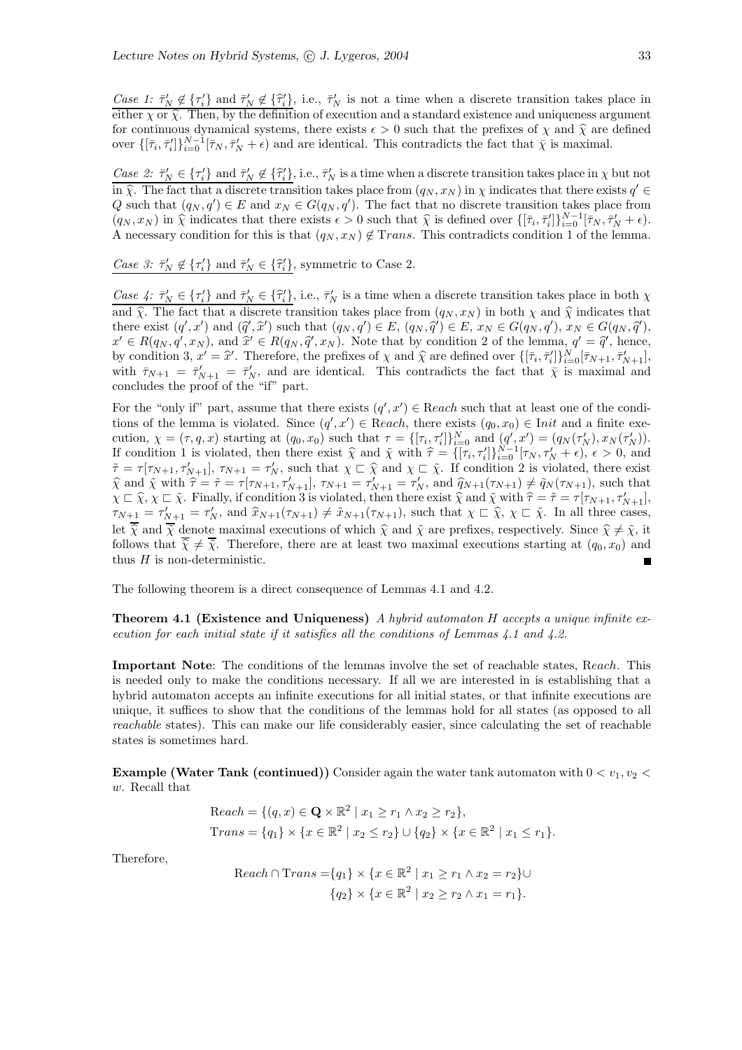*Case 1:* $\bar{\tau}'_N \notin \{\tau'_i\}$ and $\bar{\tau}'_N \notin \{\widehat{\tau}'_i\}$, i.e., $\bar{\tau}'_N$ is not a time when a discrete transition takes place in either $\chi$ or $\widehat{\chi}$. Then, by the definition of execution and a standard existence and uniqueness argument for continuous dynamical systems, there exists $\epsilon > 0$ such that the prefixes of $\chi$ and $\widehat{\chi}$ are defined over $\{[\bar{\tau}_i, \bar{\tau}'_i]\}_{i=0}^{N-1}[\bar{\tau}_N, \bar{\tau}'_N + \epsilon)$ and are identical. This contradicts the fact that $\bar{\chi}$ is maximal.

*Case 2:* $\bar{\tau}'_N \in \{\tau'_i\}$ and $\bar{\tau}'_N \notin \{\widehat{\tau}'_i\}$, i.e., $\bar{\tau}'_N$ is a time when a discrete transition takes place in $\chi$ but not in $\widehat{\chi}$. The fact that a discrete transition takes place from $(q_N, x_N)$ in $\chi$ indicates that there exists $q' \in Q$ such that $(q_N, q') \in E$ and $x_N \in G(q_N, q')$. The fact that no discrete transition takes place from $(q_N, x_N)$ in $\widehat{\chi}$ indicates that there exists $\epsilon > 0$ such that $\widehat{\chi}$ is defined over $\{[\bar{\tau}_i, \bar{\tau}'_i]\}_{i=0}^{N-1}[\bar{\tau}_N, \bar{\tau}'_N + \epsilon)$. A necessary condition for this is that $(q_N, x_N) \notin \mathrm{T}rans$. This contradicts condition 1 of the lemma.

*Case 3:* $\bar{\tau}'_N \notin \{\tau'_i\}$ and $\bar{\tau}'_N \in \{\widehat{\tau}'_i\}$, symmetric to Case 2.

*Case 4:* $\bar{\tau}'_N \in \{\tau'_i\}$ and $\bar{\tau}'_N \in \{\widehat{\tau}'_i\}$, i.e., $\bar{\tau}'_N$ is a time when a discrete transition takes place in both $\chi$ and $\widehat{\chi}$. The fact that a discrete transition takes place from $(q_N, x_N)$ in both $\chi$ and $\widehat{\chi}$ indicates that there exist $(q', x')$ and $(\widehat{q}', \widehat{x}')$ such that $(q_N, q') \in E$, $(q_N, \widehat{q}') \in E$, $x_N \in G(q_N, q')$, $x_N \in G(q_N, \widehat{q}')$, $x' \in R(q_N, q', x_N)$, and $\widehat{x}' \in R(q_N, \widehat{q}', x_N)$. Note that by condition 2 of the lemma, $q' = \widehat{q}'$, hence, by condition 3, $x' = \widehat{x}'$. Therefore, the prefixes of $\chi$ and $\widehat{\chi}$ are defined over $\{[\bar{\tau}_i, \bar{\tau}'_i]\}_{i=0}^{N}[\bar{\tau}_{N+1}, \bar{\tau}'_{N+1}]$, with $\bar{\tau}_{N+1} = \bar{\tau}'_{N+1} = \bar{\tau}'_N$, and are identical. This contradicts the fact that $\bar{\chi}$ is maximal and concludes the proof of the "if" part.

For the "only if" part, assume that there exists $(q', x') \in \mathrm{R}each$ such that at least one of the conditions of the lemma is violated. Since $(q', x') \in \mathrm{R}each$, there exists $(q_0, x_0) \in \mathrm{I}nit$ and a finite execution, $\chi = (\tau, q, x)$ starting at $(q_0, x_0)$ such that $\tau = \{[\tau_i, \tau'_i]\}_{i=0}^{N}$ and $(q', x') = (q_N(\tau'_N), x_N(\tau'_N))$. If condition 1 is violated, then there exist $\widehat{\chi}$ and $\tilde{\chi}$ with $\widehat{\tau} = \{[\tau_i, \tau'_i]\}_{i=0}^{N-1}[\tau_N, \tau'_N + \epsilon)$, $\epsilon > 0$, and $\tilde{\tau} = \tau[\tau_{N+1}, \tau'_{N+1}]$, $\tau_{N+1} = \tau'_N$, such that $\chi \sqsubset \widehat{\chi}$ and $\chi \sqsubset \tilde{\chi}$. If condition 2 is violated, there exist $\widehat{\chi}$ and $\tilde{\chi}$ with $\widehat{\tau} = \tilde{\tau} = \tau[\tau_{N+1}, \tau'_{N+1}]$, $\tau_{N+1} = \tau'_{N+1} = \tau'_N$, and $\widehat{q}_{N+1}(\tau_{N+1}) \neq \tilde{q}_N(\tau_{N+1})$, such that $\chi \sqsubset \widehat{\chi}$, $\chi \sqsubset \tilde{\chi}$. Finally, if condition 3 is violated, then there exist $\widehat{\chi}$ and $\tilde{\chi}$ with $\widehat{\tau} = \tilde{\tau} = \tau[\tau_{N+1}, \tau'_{N+1}]$, $\tau_{N+1} = \tau'_{N+1} = \tau'_N$, and $\widehat{x}_{N+1}(\tau_{N+1}) \neq \tilde{x}_{N+1}(\tau_{N+1})$, such that $\chi \sqsubset \widehat{\chi}$, $\chi \sqsubset \tilde{\chi}$. In all three cases, let $\overline{\widehat{\chi}}$ and $\overline{\tilde{\chi}}$ denote maximal executions of which $\widehat{\chi}$ and $\tilde{\chi}$ are prefixes, respectively. Since $\widehat{\chi} \neq \tilde{\chi}$, it follows that $\overline{\widehat{\chi}} \neq \overline{\tilde{\chi}}$. Therefore, there are at least two maximal executions starting at $(q_0, x_0)$ and thus $H$ is non-deterministic. ∎

The following theorem is a direct consequence of Lemmas 4.1 and 4.2.

**Theorem 4.1 (Existence and Uniqueness)** *A hybrid automaton $H$ accepts a unique infinite execution for each initial state if it satisfies all the conditions of Lemmas 4.1 and 4.2.*

**Important Note**: The conditions of the lemmas involve the set of reachable states, $\mathrm{R}each$. This is needed only to make the conditions necessary. If all we are interested in is establishing that a hybrid automaton accepts an infinite executions for all initial states, or that infinite executions are unique, it suffices to show that the conditions of the lemmas hold for all states (as opposed to all *reachable* states). This can make our life considerably easier, since calculating the set of reachable states is sometimes hard.

**Example (Water Tank (continued))** Consider again the water tank automaton with $0 < v_1, v_2 < w$. Recall that

$$
\begin{aligned}
\mathrm{R}each &= \{(q, x) \in \mathbf{Q} \times \mathbb{R}^2 \mid x_1 \geq r_1 \wedge x_2 \geq r_2\},\\
\mathrm{T}rans &= \{q_1\} \times \{x \in \mathbb{R}^2 \mid x_2 \leq r_2\} \cup \{q_2\} \times \{x \in \mathbb{R}^2 \mid x_1 \leq r_1\}.
\end{aligned}
$$

Therefore,

$$
\begin{aligned}
\mathrm{R}each \cap \mathrm{T}rans = &\{q_1\} \times \{x \in \mathbb{R}^2 \mid x_1 \geq r_1 \wedge x_2 = r_2\} \cup \\
&\{q_2\} \times \{x \in \mathbb{R}^2 \mid x_2 \geq r_2 \wedge x_1 = r_1\}.
\end{aligned}
$$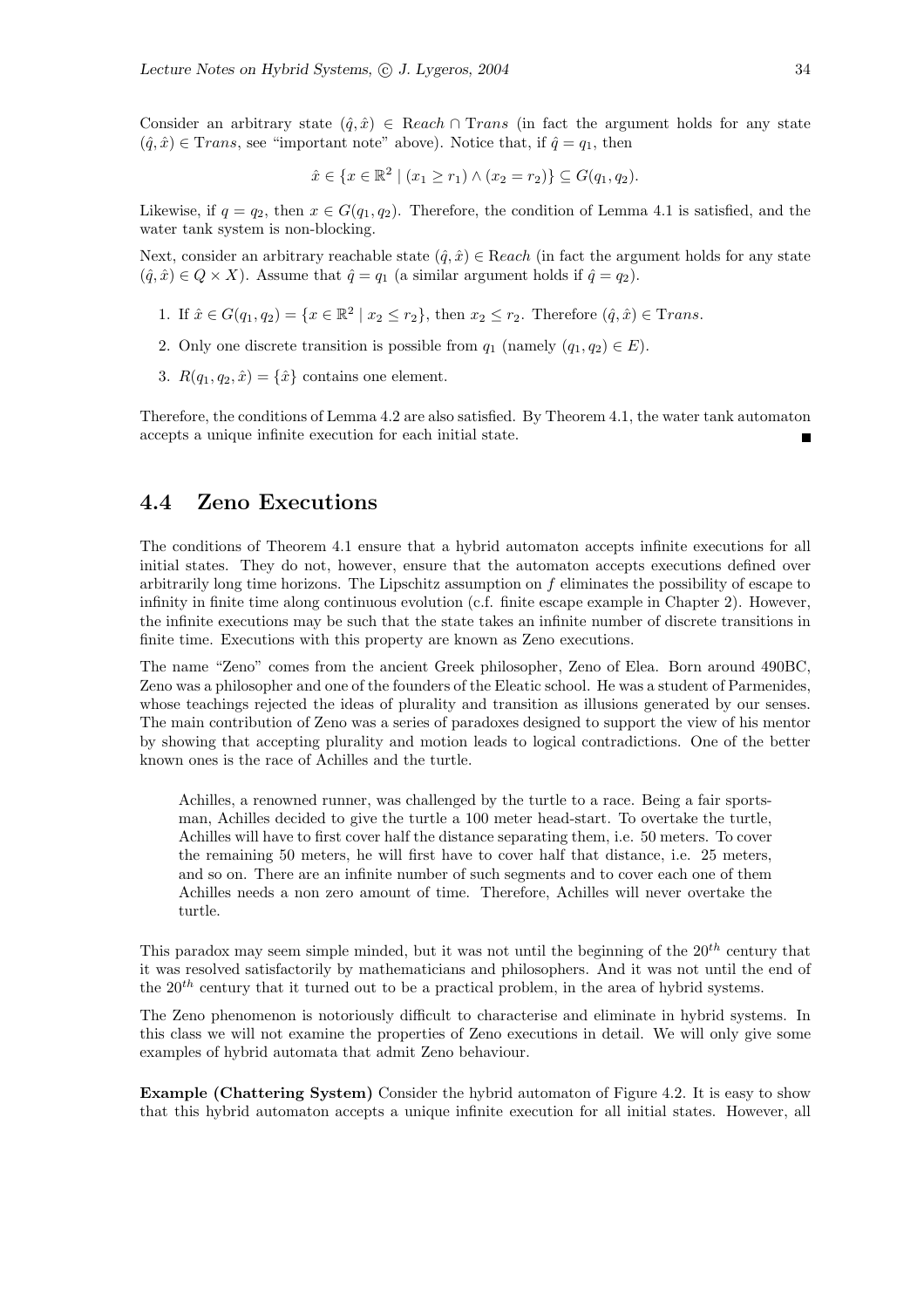Consider an arbitrary state $(\hat{q}, \hat{x}) \in \mathrm{R}each \cap \mathrm{T}rans$ (in fact the argument holds for any state $(\hat{q}, \hat{x}) \in \mathrm{T}rans$, see "important note" above). Notice that, if $\hat{q} = q_1$, then

$$\hat{x} \in \{x \in \mathbb{R}^2 \mid (x_1 \geq r_1) \wedge (x_2 = r_2)\} \subseteq G(q_1, q_2).$$

Likewise, if $q = q_2$, then $x \in G(q_1, q_2)$. Therefore, the condition of Lemma 4.1 is satisfied, and the water tank system is non-blocking.

Next, consider an arbitrary reachable state $(\hat{q}, \hat{x}) \in \mathrm{R}each$ (in fact the argument holds for any state $(\hat{q}, \hat{x}) \in Q \times X$). Assume that $\hat{q} = q_1$ (a similar argument holds if $\hat{q} = q_2$).

1. If $\hat{x} \in G(q_1, q_2) = \{x \in \mathbb{R}^2 \mid x_2 \leq r_2\}$, then $x_2 \leq r_2$. Therefore $(\hat{q}, \hat{x}) \in \mathrm{T}rans$.
2. Only one discrete transition is possible from $q_1$ (namely $(q_1, q_2) \in E$).
3. $R(q_1, q_2, \hat{x}) = \{\hat{x}\}$ contains one element.

Therefore, the conditions of Lemma 4.2 are also satisfied. By Theorem 4.1, the water tank automaton accepts a unique infinite execution for each initial state. ■

## 4.4 Zeno Executions

The conditions of Theorem 4.1 ensure that a hybrid automaton accepts infinite executions for all initial states. They do not, however, ensure that the automaton accepts executions defined over arbitrarily long time horizons. The Lipschitz assumption on $f$ eliminates the possibility of escape to infinity in finite time along continuous evolution (c.f. finite escape example in Chapter 2). However, the infinite executions may be such that the state takes an infinite number of discrete transitions in finite time. Executions with this property are known as Zeno executions.

The name "Zeno" comes from the ancient Greek philosopher, Zeno of Elea. Born around 490BC, Zeno was a philosopher and one of the founders of the Eleatic school. He was a student of Parmenides, whose teachings rejected the ideas of plurality and transition as illusions generated by our senses. The main contribution of Zeno was a series of paradoxes designed to support the view of his mentor by showing that accepting plurality and motion leads to logical contradictions. One of the better known ones is the race of Achilles and the turtle.

> Achilles, a renowned runner, was challenged by the turtle to a race. Being a fair sportsman, Achilles decided to give the turtle a 100 meter head-start. To overtake the turtle, Achilles will have to first cover half the distance separating them, i.e. 50 meters. To cover the remaining 50 meters, he will first have to cover half that distance, i.e. 25 meters, and so on. There are an infinite number of such segments and to cover each one of them Achilles needs a non zero amount of time. Therefore, Achilles will never overtake the turtle.

This paradox may seem simple minded, but it was not until the beginning of the $20^{th}$ century that it was resolved satisfactorily by mathematicians and philosophers. And it was not until the end of the $20^{th}$ century that it turned out to be a practical problem, in the area of hybrid systems.

The Zeno phenomenon is notoriously difficult to characterise and eliminate in hybrid systems. In this class we will not examine the properties of Zeno executions in detail. We will only give some examples of hybrid automata that admit Zeno behaviour.

**Example (Chattering System)** Consider the hybrid automaton of Figure 4.2. It is easy to show that this hybrid automaton accepts a unique infinite execution for all initial states. However, all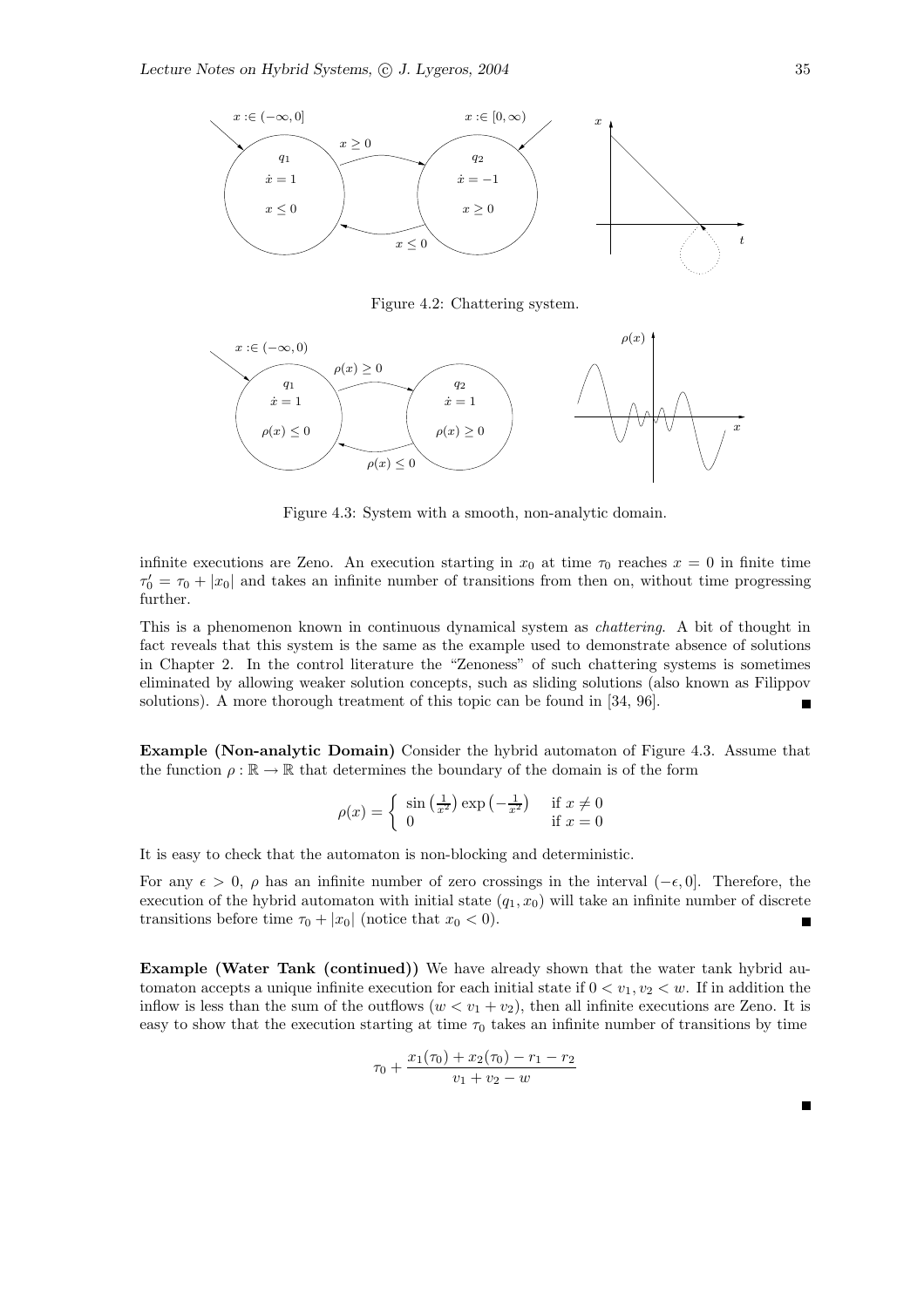Figure 4.2: Chattering system.

Figure 4.3: System with a smooth, non-analytic domain.

infinite executions are Zeno. An execution starting in $x_0$ at time $\tau_0$ reaches $x = 0$ in finite time $\tau_0' = \tau_0 + |x_0|$ and takes an infinite number of transitions from then on, without time progressing further.

This is a phenomenon known in continuous dynamical system as *chattering*. A bit of thought in fact reveals that this system is the same as the example used to demonstrate absence of solutions in Chapter 2. In the control literature the "Zenoness" of such chattering systems is sometimes eliminated by allowing weaker solution concepts, such as sliding solutions (also known as Filippov solutions). A more thorough treatment of this topic can be found in [34, 96]. ■

**Example (Non-analytic Domain)** Consider the hybrid automaton of Figure 4.3. Assume that the function $\rho : \mathbb{R} \to \mathbb{R}$ that determines the boundary of the domain is of the form

$$\rho(x) = \begin{cases} \sin\left(\frac{1}{x^2}\right)\exp\left(-\frac{1}{x^2}\right) & \text{if } x \neq 0 \\ 0 & \text{if } x = 0 \end{cases}$$

It is easy to check that the automaton is non-blocking and deterministic.

For any $\epsilon > 0$, $\rho$ has an infinite number of zero crossings in the interval $(-\epsilon, 0]$. Therefore, the execution of the hybrid automaton with initial state $(q_1, x_0)$ will take an infinite number of discrete transitions before time $\tau_0 + |x_0|$ (notice that $x_0 < 0$). ■

**Example (Water Tank (continued))** We have already shown that the water tank hybrid automaton accepts a unique infinite execution for each initial state if $0 < v_1, v_2 < w$. If in addition the inflow is less than the sum of the outflows ($w < v_1 + v_2$), then all infinite executions are Zeno. It is easy to show that the execution starting at time $\tau_0$ takes an infinite number of transitions by time

$$\tau_0 + \frac{x_1(\tau_0) + x_2(\tau_0) - r_1 - r_2}{v_1 + v_2 - w}$$

■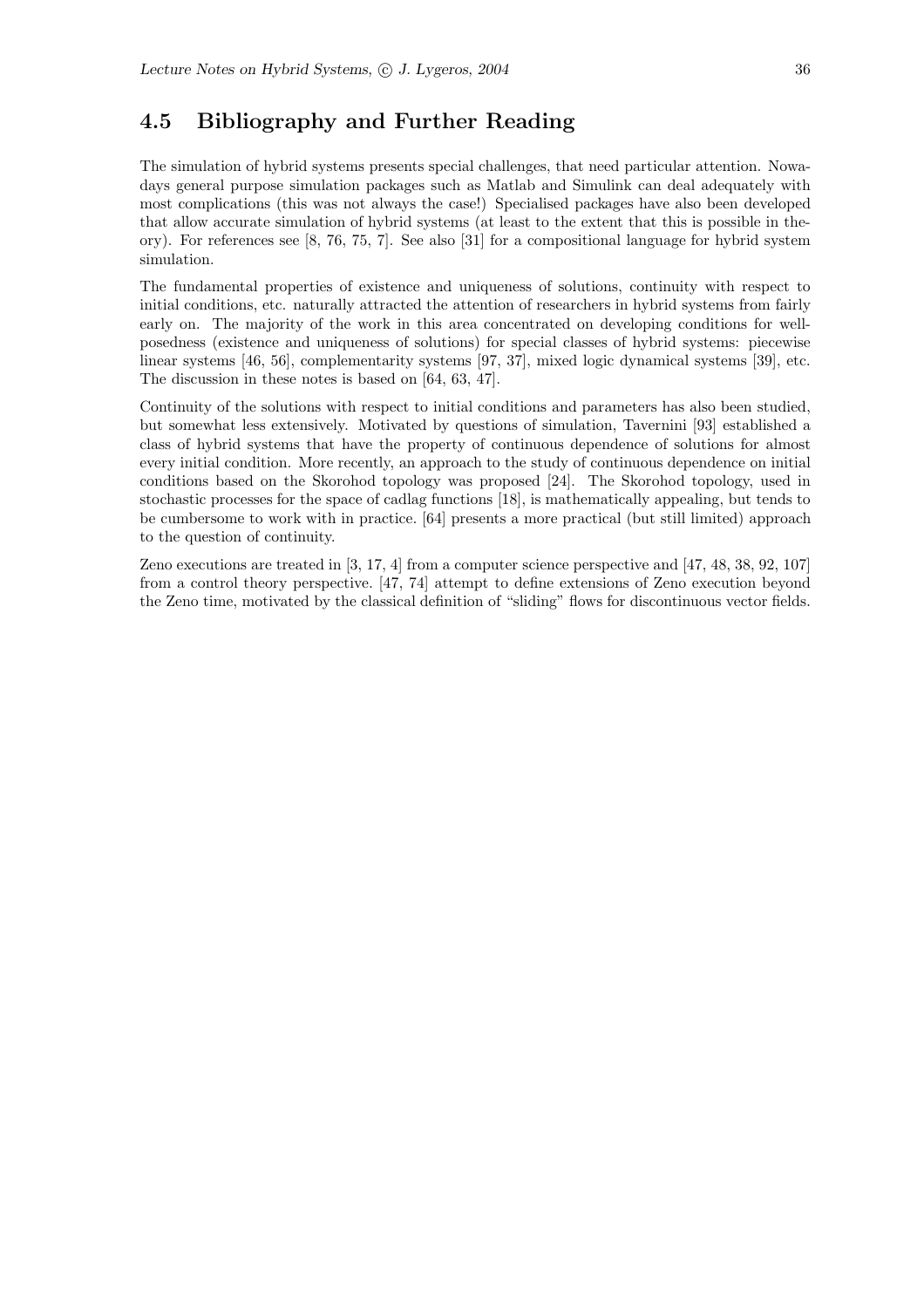## 4.5 Bibliography and Further Reading

The simulation of hybrid systems presents special challenges, that need particular attention. Nowadays general purpose simulation packages such as Matlab and Simulink can deal adequately with most complications (this was not always the case!) Specialised packages have also been developed that allow accurate simulation of hybrid systems (at least to the extent that this is possible in theory). For references see [8, 76, 75, 7]. See also [31] for a compositional language for hybrid system simulation.

The fundamental properties of existence and uniqueness of solutions, continuity with respect to initial conditions, etc. naturally attracted the attention of researchers in hybrid systems from fairly early on. The majority of the work in this area concentrated on developing conditions for well-posedness (existence and uniqueness of solutions) for special classes of hybrid systems: piecewise linear systems [46, 56], complementarity systems [97, 37], mixed logic dynamical systems [39], etc. The discussion in these notes is based on [64, 63, 47].

Continuity of the solutions with respect to initial conditions and parameters has also been studied, but somewhat less extensively. Motivated by questions of simulation, Tavernini [93] established a class of hybrid systems that have the property of continuous dependence of solutions for almost every initial condition. More recently, an approach to the study of continuous dependence on initial conditions based on the Skorohod topology was proposed [24]. The Skorohod topology, used in stochastic processes for the space of cadlag functions [18], is mathematically appealing, but tends to be cumbersome to work with in practice. [64] presents a more practical (but still limited) approach to the question of continuity.

Zeno executions are treated in [3, 17, 4] from a computer science perspective and [47, 48, 38, 92, 107] from a control theory perspective. [47, 74] attempt to define extensions of Zeno execution beyond the Zeno time, motivated by the classical definition of "sliding" flows for discontinuous vector fields.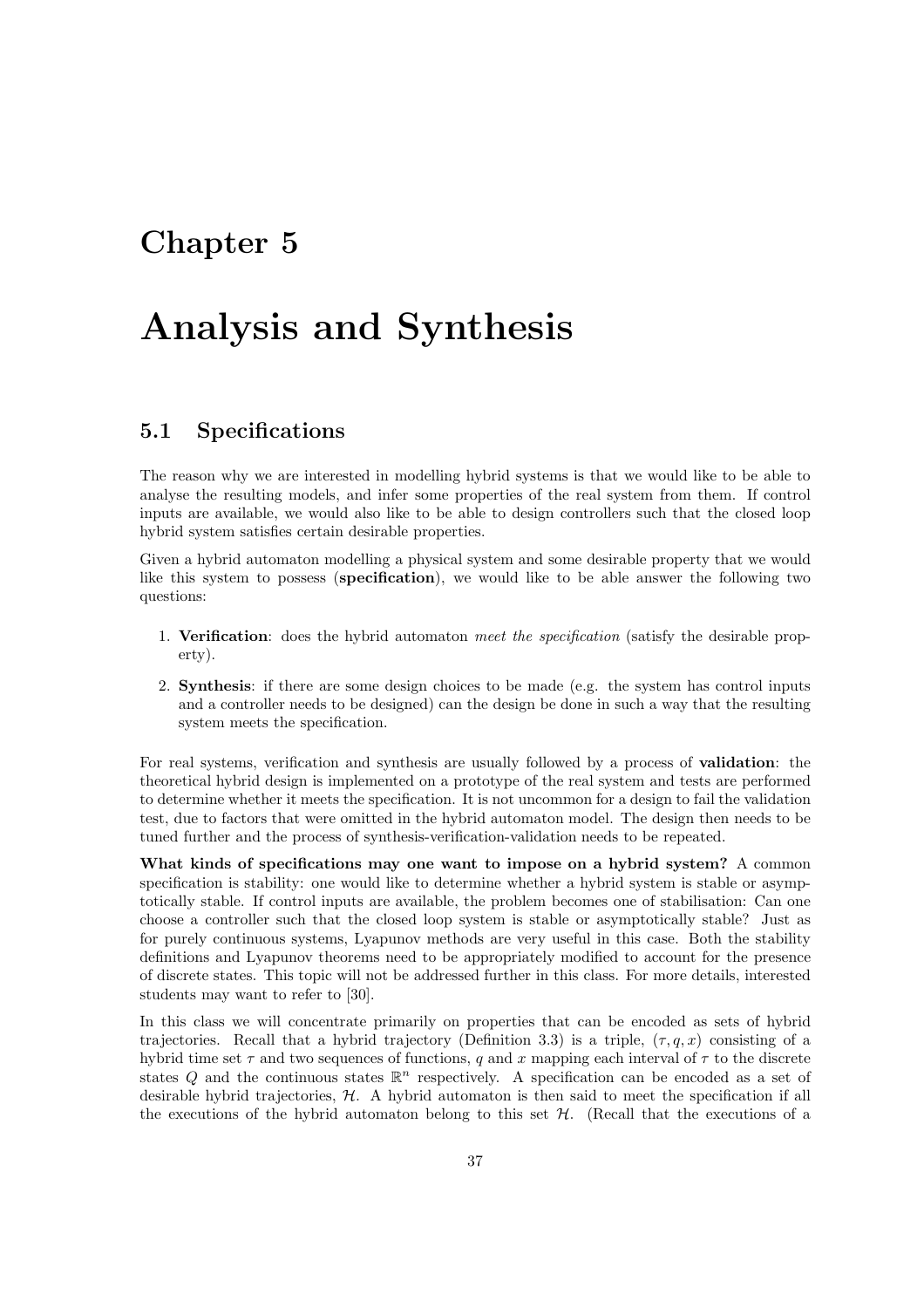# Chapter 5

# Analysis and Synthesis

## 5.1 Specifications

The reason why we are interested in modelling hybrid systems is that we would like to be able to analyse the resulting models, and infer some properties of the real system from them. If control inputs are available, we would also like to be able to design controllers such that the closed loop hybrid system satisfies certain desirable properties.

Given a hybrid automaton modelling a physical system and some desirable property that we would like this system to possess (**specification**), we would like to be able answer the following two questions:

1. **Verification**: does the hybrid automaton *meet the specification* (satisfy the desirable property).
2. **Synthesis**: if there are some design choices to be made (e.g. the system has control inputs and a controller needs to be designed) can the design be done in such a way that the resulting system meets the specification.

For real systems, verification and synthesis are usually followed by a process of **validation**: the theoretical hybrid design is implemented on a prototype of the real system and tests are performed to determine whether it meets the specification. It is not uncommon for a design to fail the validation test, due to factors that were omitted in the hybrid automaton model. The design then needs to be tuned further and the process of synthesis-verification-validation needs to be repeated.

**What kinds of specifications may one want to impose on a hybrid system?** A common specification is stability: one would like to determine whether a hybrid system is stable or asymptotically stable. If control inputs are available, the problem becomes one of stabilisation: Can one choose a controller such that the closed loop system is stable or asymptotically stable? Just as for purely continuous systems, Lyapunov methods are very useful in this case. Both the stability definitions and Lyapunov theorems need to be appropriately modified to account for the presence of discrete states. This topic will not be addressed further in this class. For more details, interested students may want to refer to [30].

In this class we will concentrate primarily on properties that can be encoded as sets of hybrid trajectories. Recall that a hybrid trajectory (Definition 3.3) is a triple, $(\tau, q, x)$ consisting of a hybrid time set $\tau$ and two sequences of functions, $q$ and $x$ mapping each interval of $\tau$ to the discrete states $Q$ and the continuous states $\mathbb{R}^n$ respectively. A specification can be encoded as a set of desirable hybrid trajectories, $\mathcal{H}$. A hybrid automaton is then said to meet the specification if all the executions of the hybrid automaton belong to this set $\mathcal{H}$. (Recall that the executions of a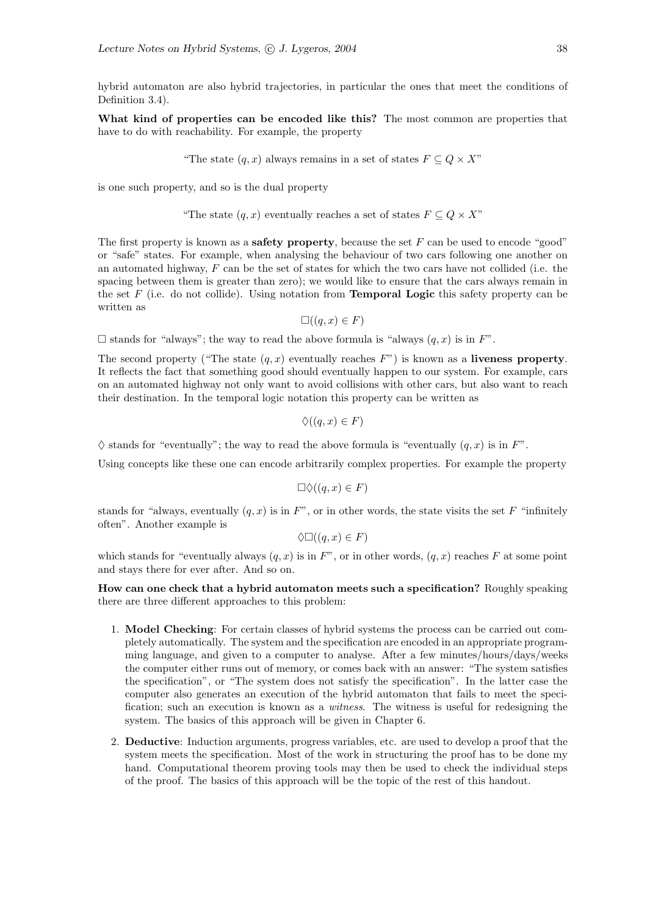hybrid automaton are also hybrid trajectories, in particular the ones that meet the conditions of Definition 3.4).

**What kind of properties can be encoded like this?** The most common are properties that have to do with reachability. For example, the property

"The state $(q, x)$ always remains in a set of states $F \subseteq Q \times X$"

is one such property, and so is the dual property

"The state $(q, x)$ eventually reaches a set of states $F \subseteq Q \times X$"

The first property is known as a **safety property**, because the set $F$ can be used to encode "good" or "safe" states. For example, when analysing the behaviour of two cars following one another on an automated highway, $F$ can be the set of states for which the two cars have not collided (i.e. the spacing between them is greater than zero); we would like to ensure that the cars always remain in the set $F$ (i.e. do not collide). Using notation from **Temporal Logic** this safety property can be written as

$$\Box((q, x) \in F)$$

$\Box$ stands for "always"; the way to read the above formula is "always $(q, x)$ is in $F$".

The second property ("The state $(q, x)$ eventually reaches $F$") is known as a **liveness property**. It reflects the fact that something good should eventually happen to our system. For example, cars on an automated highway not only want to avoid collisions with other cars, but also want to reach their destination. In the temporal logic notation this property can be written as

$$\Diamond((q, x) \in F)$$

$\Diamond$ stands for "eventually"; the way to read the above formula is "eventually $(q, x)$ is in $F$".

Using concepts like these one can encode arbitrarily complex properties. For example the property

$$\Box\Diamond((q, x) \in F)$$

stands for "always, eventually $(q, x)$ is in $F$", or in other words, the state visits the set $F$ "infinitely often". Another example is

$$\Diamond\Box((q, x) \in F)$$

which stands for "eventually always $(q, x)$ is in $F$", or in other words, $(q, x)$ reaches $F$ at some point and stays there for ever after. And so on.

**How can one check that a hybrid automaton meets such a specification?** Roughly speaking there are three different approaches to this problem:

1. **Model Checking**: For certain classes of hybrid systems the process can be carried out completely automatically. The system and the specification are encoded in an appropriate programming language, and given to a computer to analyse. After a few minutes/hours/days/weeks the computer either runs out of memory, or comes back with an answer: "The system satisfies the specification", or "The system does not satisfy the specification". In the latter case the computer also generates an execution of the hybrid automaton that fails to meet the specification; such an execution is known as a *witness*. The witness is useful for redesigning the system. The basics of this approach will be given in Chapter 6.

2. **Deductive**: Induction arguments, progress variables, etc. are used to develop a proof that the system meets the specification. Most of the work in structuring the proof has to be done my hand. Computational theorem proving tools may then be used to check the individual steps of the proof. The basics of this approach will be the topic of the rest of this handout.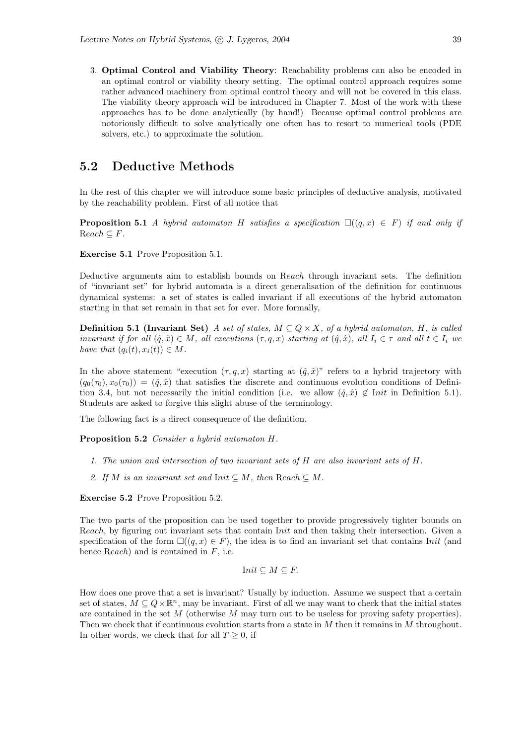3. **Optimal Control and Viability Theory**: Reachability problems can also be encoded in an optimal control or viability theory setting. The optimal control approach requires some rather advanced machinery from optimal control theory and will not be covered in this class. The viability theory approach will be introduced in Chapter 7. Most of the work with these approaches has to be done analytically (by hand!) Because optimal control problems are notoriously difficult to solve analytically one often has to resort to numerical tools (PDE solvers, etc.) to approximate the solution.

## 5.2 Deductive Methods

In the rest of this chapter we will introduce some basic principles of deductive analysis, motivated by the reachability problem. First of all notice that

**Proposition 5.1** *A hybrid automaton $H$ satisfies a specification $\Box((q,x) \in F)$ if and only if $\mathrm{R}each \subseteq F$.*

**Exercise 5.1** Prove Proposition 5.1.

Deductive arguments aim to establish bounds on $\mathrm{R}each$ through invariant sets. The definition of "invariant set" for hybrid automata is a direct generalisation of the definition for continuous dynamical systems: a set of states is called invariant if all executions of the hybrid automaton starting in that set remain in that set for ever. More formally,

**Definition 5.1 (Invariant Set)** *A set of states, $M \subseteq Q \times X$, of a hybrid automaton, $H$, is called invariant if for all $(\hat{q}, \hat{x}) \in M$, all executions $(\tau, q, x)$ starting at $(\hat{q}, \hat{x})$, all $I_i \in \tau$ and all $t \in I_i$ we have that $(q_i(t), x_i(t)) \in M$.*

In the above statement "execution $(\tau, q, x)$ starting at $(\hat{q}, \hat{x})$" refers to a hybrid trajectory with $(q_0(\tau_0), x_0(\tau_0)) = (\hat{q}, \hat{x})$ that satisfies the discrete and continuous evolution conditions of Definition 3.4, but not necessarily the initial condition (i.e. we allow $(\hat{q}, \hat{x}) \notin \mathrm{I}nit$ in Definition 5.1). Students are asked to forgive this slight abuse of the terminology.

The following fact is a direct consequence of the definition.

**Proposition 5.2** *Consider a hybrid automaton $H$.*

1. *The union and intersection of two invariant sets of $H$ are also invariant sets of $H$.*
2. *If $M$ is an invariant set and $\mathrm{I}nit \subseteq M$, then $\mathrm{R}each \subseteq M$.*

**Exercise 5.2** Prove Proposition 5.2.

The two parts of the proposition can be used together to provide progressively tighter bounds on $\mathrm{R}each$, by figuring out invariant sets that contain $\mathrm{I}nit$ and then taking their intersection. Given a specification of the form $\Box((q,x) \in F)$, the idea is to find an invariant set that contains $\mathrm{I}nit$ (and hence $\mathrm{R}each$) and is contained in $F$, i.e.

$$\mathrm{I}nit \subseteq M \subseteq F.$$

How does one prove that a set is invariant? Usually by induction. Assume we suspect that a certain set of states, $M \subseteq Q \times \mathbb{R}^n$, may be invariant. First of all we may want to check that the initial states are contained in the set $M$ (otherwise $M$ may turn out to be useless for proving safety properties). Then we check that if continuous evolution starts from a state in $M$ then it remains in $M$ throughout. In other words, we check that for all $T \geq 0$, if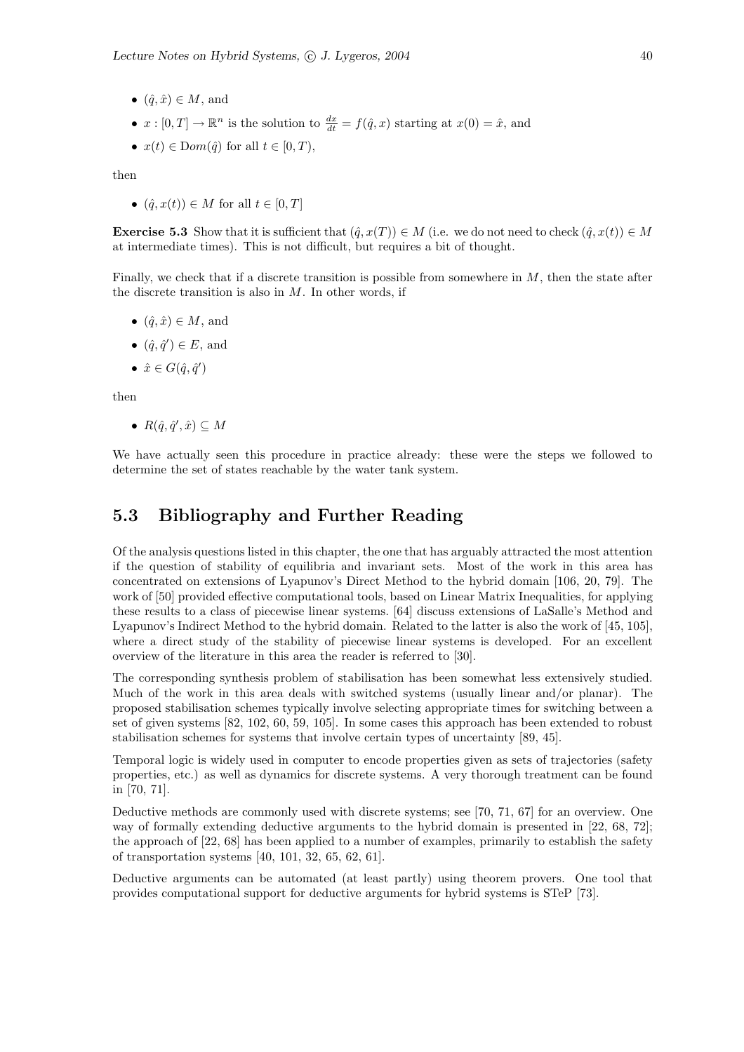- $(\hat{q}, \hat{x}) \in M$, and
- $x : [0, T] \to \mathbb{R}^n$ is the solution to $\frac{dx}{dt} = f(\hat{q}, x)$ starting at $x(0) = \hat{x}$, and
- $x(t) \in \mathrm{D}om(\hat{q})$ for all $t \in [0, T)$,

then

- $(\hat{q}, x(t)) \in M$ for all $t \in [0, T]$

**Exercise 5.3** Show that it is sufficient that $(\hat{q}, x(T)) \in M$ (i.e. we do not need to check $(\hat{q}, x(t)) \in M$ at intermediate times). This is not difficult, but requires a bit of thought.

Finally, we check that if a discrete transition is possible from somewhere in $M$, then the state after the discrete transition is also in $M$. In other words, if

- $(\hat{q}, \hat{x}) \in M$, and
- $(\hat{q}, \hat{q}') \in E$, and
- $\hat{x} \in G(\hat{q}, \hat{q}')$

then

- $R(\hat{q}, \hat{q}', \hat{x}) \subseteq M$

We have actually seen this procedure in practice already: these were the steps we followed to determine the set of states reachable by the water tank system.

## 5.3 Bibliography and Further Reading

Of the analysis questions listed in this chapter, the one that has arguably attracted the most attention if the question of stability of equilibria and invariant sets. Most of the work in this area has concentrated on extensions of Lyapunov's Direct Method to the hybrid domain [106, 20, 79]. The work of [50] provided effective computational tools, based on Linear Matrix Inequalities, for applying these results to a class of piecewise linear systems. [64] discuss extensions of LaSalle's Method and Lyapunov's Indirect Method to the hybrid domain. Related to the latter is also the work of [45, 105], where a direct study of the stability of piecewise linear systems is developed. For an excellent overview of the literature in this area the reader is referred to [30].

The corresponding synthesis problem of stabilisation has been somewhat less extensively studied. Much of the work in this area deals with switched systems (usually linear and/or planar). The proposed stabilisation schemes typically involve selecting appropriate times for switching between a set of given systems [82, 102, 60, 59, 105]. In some cases this approach has been extended to robust stabilisation schemes for systems that involve certain types of uncertainty [89, 45].

Temporal logic is widely used in computer to encode properties given as sets of trajectories (safety properties, etc.) as well as dynamics for discrete systems. A very thorough treatment can be found in [70, 71].

Deductive methods are commonly used with discrete systems; see [70, 71, 67] for an overview. One way of formally extending deductive arguments to the hybrid domain is presented in [22, 68, 72]; the approach of [22, 68] has been applied to a number of examples, primarily to establish the safety of transportation systems [40, 101, 32, 65, 62, 61].

Deductive arguments can be automated (at least partly) using theorem provers. One tool that provides computational support for deductive arguments for hybrid systems is STeP [73].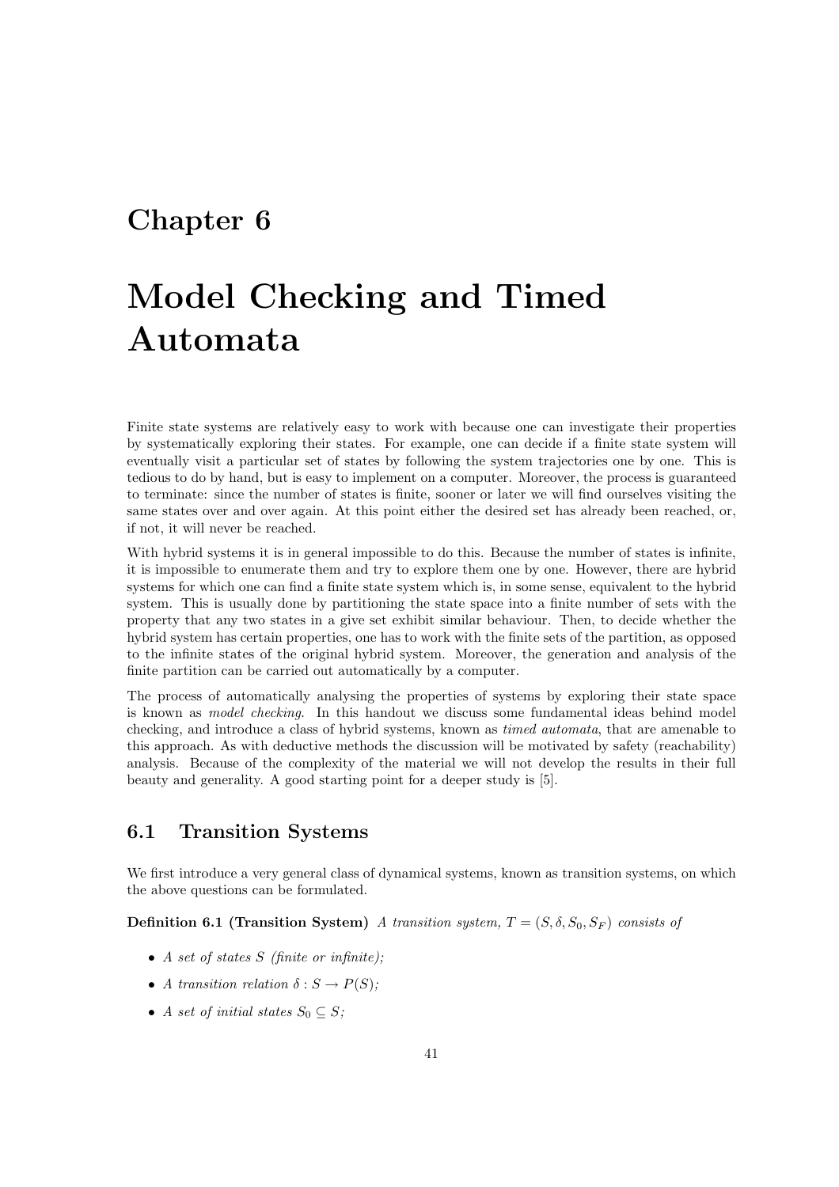# Chapter 6

# Model Checking and Timed Automata

Finite state systems are relatively easy to work with because one can investigate their properties by systematically exploring their states. For example, one can decide if a finite state system will eventually visit a particular set of states by following the system trajectories one by one. This is tedious to do by hand, but is easy to implement on a computer. Moreover, the process is guaranteed to terminate: since the number of states is finite, sooner or later we will find ourselves visiting the same states over and over again. At this point either the desired set has already been reached, or, if not, it will never be reached.

With hybrid systems it is in general impossible to do this. Because the number of states is infinite, it is impossible to enumerate them and try to explore them one by one. However, there are hybrid systems for which one can find a finite state system which is, in some sense, equivalent to the hybrid system. This is usually done by partitioning the state space into a finite number of sets with the property that any two states in a give set exhibit similar behaviour. Then, to decide whether the hybrid system has certain properties, one has to work with the finite sets of the partition, as opposed to the infinite states of the original hybrid system. Moreover, the generation and analysis of the finite partition can be carried out automatically by a computer.

The process of automatically analysing the properties of systems by exploring their state space is known as *model checking*. In this handout we discuss some fundamental ideas behind model checking, and introduce a class of hybrid systems, known as *timed automata*, that are amenable to this approach. As with deductive methods the discussion will be motivated by safety (reachability) analysis. Because of the complexity of the material we will not develop the results in their full beauty and generality. A good starting point for a deeper study is [5].

## 6.1 Transition Systems

We first introduce a very general class of dynamical systems, known as transition systems, on which the above questions can be formulated.

**Definition 6.1 (Transition System)** *A transition system, $T = (S, \delta, S_0, S_F)$ consists of*

- *A set of states $S$ (finite or infinite);*
- *A transition relation $\delta : S \to P(S)$;*
- *A set of initial states $S_0 \subseteq S$;*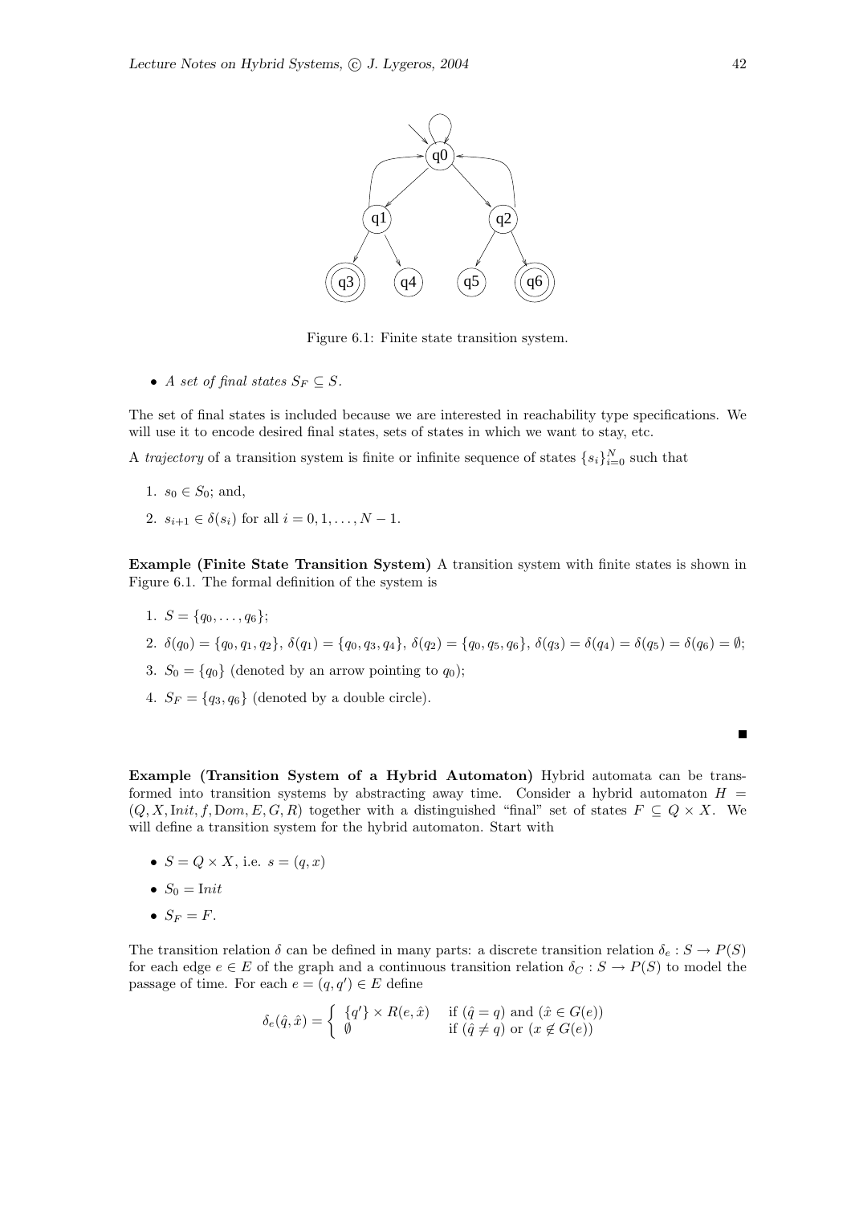Figure 6.1: Finite state transition system.

- *A set of final states $S_F \subseteq S$.*

The set of final states is included because we are interested in reachability type specifications. We will use it to encode desired final states, sets of states in which we want to stay, etc.

A *trajectory* of a transition system is finite or infinite sequence of states $\{s_i\}_{i=0}^N$ such that

1. $s_0 \in S_0$; and,
2. $s_{i+1} \in \delta(s_i)$ for all $i = 0, 1, \ldots, N-1$.

**Example (Finite State Transition System)** A transition system with finite states is shown in Figure 6.1. The formal definition of the system is

1. $S = \{q_0, \ldots, q_6\}$;
2. $\delta(q_0) = \{q_0, q_1, q_2\}$, $\delta(q_1) = \{q_0, q_3, q_4\}$, $\delta(q_2) = \{q_0, q_5, q_6\}$, $\delta(q_3) = \delta(q_4) = \delta(q_5) = \delta(q_6) = \emptyset$;
3. $S_0 = \{q_0\}$ (denoted by an arrow pointing to $q_0$);
4. $S_F = \{q_3, q_6\}$ (denoted by a double circle).

■

**Example (Transition System of a Hybrid Automaton)** Hybrid automata can be transformed into transition systems by abstracting away time. Consider a hybrid automaton $H = (Q, X, \text{I}nit, f, \text{D}om, E, G, R)$ together with a distinguished "final" set of states $F \subseteq Q \times X$. We will define a transition system for the hybrid automaton. Start with

- $S = Q \times X$, i.e. $s = (q, x)$
- $S_0 = \text{I}nit$
- $S_F = F$.

The transition relation $\delta$ can be defined in many parts: a discrete transition relation $\delta_e : S \to P(S)$ for each edge $e \in E$ of the graph and a continuous transition relation $\delta_C : S \to P(S)$ to model the passage of time. For each $e = (q, q') \in E$ define

$$\delta_e(\hat{q}, \hat{x}) = \begin{cases} \{q'\} \times R(e, \hat{x}) & \text{if } (\hat{q} = q) \text{ and } (\hat{x} \in G(e)) \\ \emptyset & \text{if } (\hat{q} \neq q) \text{ or } (x \notin G(e)) \end{cases}$$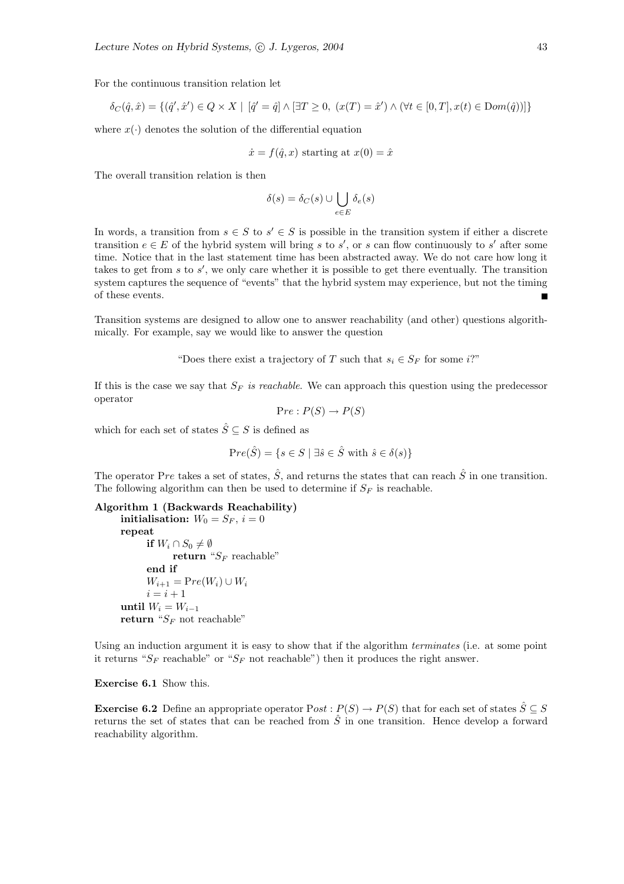For the continuous transition relation let

$$\delta_C(\hat{q}, \hat{x}) = \{(\hat{q}', \hat{x}') \in Q \times X \mid [\hat{q}' = \hat{q}] \wedge [\exists T \geq 0,\ (x(T) = \hat{x}') \wedge (\forall t \in [0, T], x(t) \in \mathrm{D}om(\hat{q}))]\}$$

where $x(\cdot)$ denotes the solution of the differential equation

$$\dot{x} = f(\hat{q}, x) \text{ starting at } x(0) = \hat{x}$$

The overall transition relation is then

$$\delta(s) = \delta_C(s) \cup \bigcup_{e \in E} \delta_e(s)$$

In words, a transition from $s \in S$ to $s' \in S$ is possible in the transition system if either a discrete transition $e \in E$ of the hybrid system will bring $s$ to $s'$, or $s$ can flow continuously to $s'$ after some time. Notice that in the last statement time has been abstracted away. We do not care how long it takes to get from $s$ to $s'$, we only care whether it is possible to get there eventually. The transition system captures the sequence of "events" that the hybrid system may experience, but not the timing of these events. ■

Transition systems are designed to allow one to answer reachability (and other) questions algorithmically. For example, say we would like to answer the question

"Does there exist a trajectory of $T$ such that $s_i \in S_F$ for some $i$?"

If this is the case we say that $S_F$ *is reachable*. We can approach this question using the predecessor operator

$$\mathrm{P}re : P(S) \to P(S)$$

which for each set of states $\hat{S} \subseteq S$ is defined as

$$\mathrm{P}re(\hat{S}) = \{s \in S \mid \exists \hat{s} \in \hat{S} \text{ with } \hat{s} \in \delta(s)\}$$

The operator $\mathrm{P}re$ takes a set of states, $\hat{S}$, and returns the states that can reach $\hat{S}$ in one transition. The following algorithm can then be used to determine if $S_F$ is reachable.

**Algorithm 1 (Backwards Reachability)**

```
initialisation: W_0 = S_F, i = 0
repeat
    if W_i ∩ S_0 ≠ ∅
        return "S_F reachable"
    end if
    W_{i+1} = Pre(W_i) ∪ W_i
    i = i + 1
until W_i = W_{i-1}
return "S_F not reachable"
```

Using an induction argument it is easy to show that if the algorithm *terminates* (i.e. at some point it returns "$S_F$ reachable" or "$S_F$ not reachable") then it produces the right answer.

**Exercise 6.1** Show this.

**Exercise 6.2** Define an appropriate operator $\mathrm{P}ost : P(S) \to P(S)$ that for each set of states $\hat{S} \subseteq S$ returns the set of states that can be reached from $\hat{S}$ in one transition. Hence develop a forward reachability algorithm.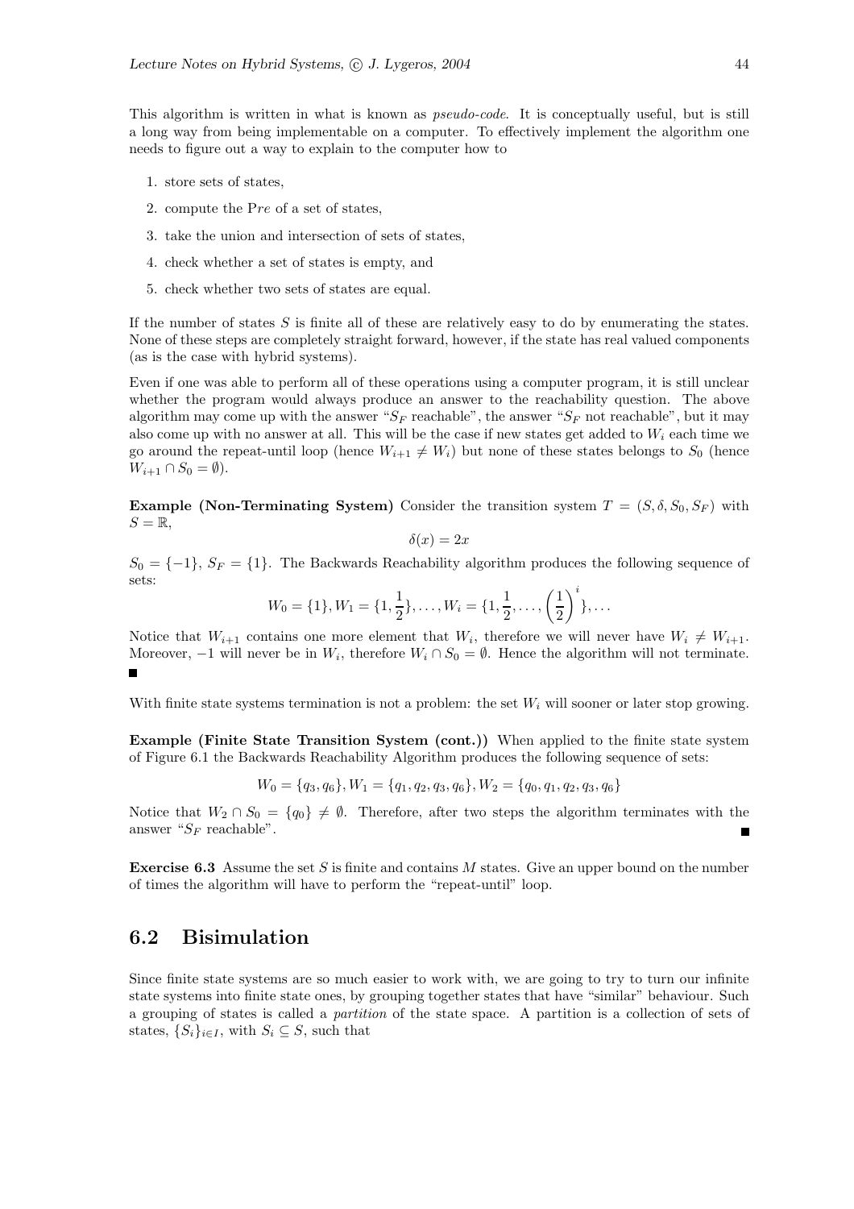This algorithm is written in what is known as *pseudo-code*. It is conceptually useful, but is still a long way from being implementable on a computer. To effectively implement the algorithm one needs to figure out a way to explain to the computer how to

1. store sets of states,
2. compute the P*re* of a set of states,
3. take the union and intersection of sets of states,
4. check whether a set of states is empty, and
5. check whether two sets of states are equal.

If the number of states $S$ is finite all of these are relatively easy to do by enumerating the states. None of these steps are completely straight forward, however, if the state has real valued components (as is the case with hybrid systems).

Even if one was able to perform all of these operations using a computer program, it is still unclear whether the program would always produce an answer to the reachability question. The above algorithm may come up with the answer "$S_F$ reachable", the answer "$S_F$ not reachable", but it may also come up with no answer at all. This will be the case if new states get added to $W_i$ each time we go around the repeat-until loop (hence $W_{i+1} \neq W_i$) but none of these states belongs to $S_0$ (hence $W_{i+1} \cap S_0 = \emptyset$).

**Example (Non-Terminating System)** Consider the transition system $T = (S, \delta, S_0, S_F)$ with $S = \mathbb{R}$,

$$\delta(x) = 2x$$

$S_0 = \{-1\}$, $S_F = \{1\}$. The Backwards Reachability algorithm produces the following sequence of sets:

$$W_0 = \{1\}, W_1 = \{1, \frac{1}{2}\}, \ldots, W_i = \{1, \frac{1}{2}, \ldots, \left(\frac{1}{2}\right)^i\}, \ldots$$

Notice that $W_{i+1}$ contains one more element that $W_i$, therefore we will never have $W_i \neq W_{i+1}$. Moreover, $-1$ will never be in $W_i$, therefore $W_i \cap S_0 = \emptyset$. Hence the algorithm will not terminate. ■

With finite state systems termination is not a problem: the set $W_i$ will sooner or later stop growing.

**Example (Finite State Transition System (cont.))** When applied to the finite state system of Figure 6.1 the Backwards Reachability Algorithm produces the following sequence of sets:

$$W_0 = \{q_3, q_6\}, W_1 = \{q_1, q_2, q_3, q_6\}, W_2 = \{q_0, q_1, q_2, q_3, q_6\}$$

Notice that $W_2 \cap S_0 = \{q_0\} \neq \emptyset$. Therefore, after two steps the algorithm terminates with the answer "$S_F$ reachable". ■

**Exercise 6.3** Assume the set $S$ is finite and contains $M$ states. Give an upper bound on the number of times the algorithm will have to perform the "repeat-until" loop.

## 6.2 Bisimulation

Since finite state systems are so much easier to work with, we are going to try to turn our infinite state systems into finite state ones, by grouping together states that have "similar" behaviour. Such a grouping of states is called a *partition* of the state space. A partition is a collection of sets of states, $\{S_i\}_{i \in I}$, with $S_i \subseteq S$, such that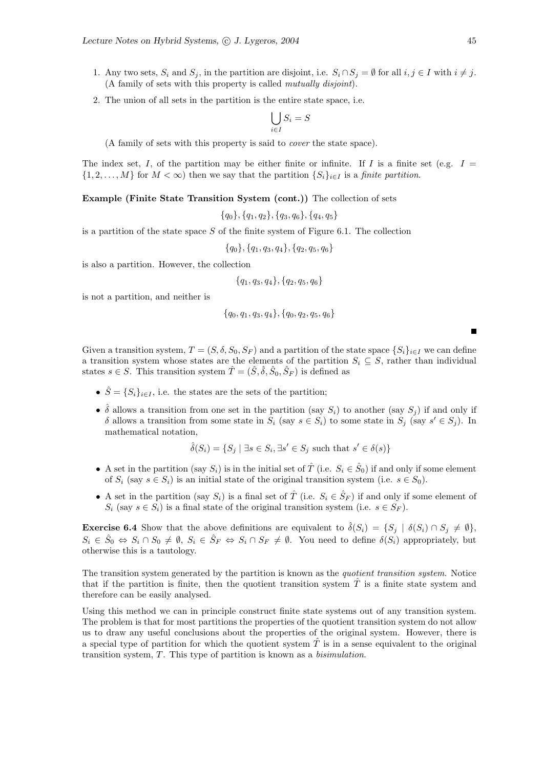1. Any two sets, $S_i$ and $S_j$, in the partition are disjoint, i.e. $S_i \cap S_j = \emptyset$ for all $i, j \in I$ with $i \neq j$. (A family of sets with this property is called *mutually disjoint*).
2. The union of all sets in the partition is the entire state space, i.e.

$$\bigcup_{i \in I} S_i = S$$

(A family of sets with this property is said to *cover* the state space).

The index set, $I$, of the partition may be either finite or infinite. If $I$ is a finite set (e.g. $I = \{1, 2, \ldots, M\}$ for $M < \infty$) then we say that the partition $\{S_i\}_{i \in I}$ is a *finite partition*.

**Example (Finite State Transition System (cont.))** The collection of sets

$$\{q_0\}, \{q_1, q_2\}, \{q_3, q_6\}, \{q_4, q_5\}$$

is a partition of the state space $S$ of the finite system of Figure 6.1. The collection

$$\{q_0\}, \{q_1, q_3, q_4\}, \{q_2, q_5, q_6\}$$

is also a partition. However, the collection

$$\{q_1, q_3, q_4\}, \{q_2, q_5, q_6\}$$

is not a partition, and neither is

$$\{q_0, q_1, q_3, q_4\}, \{q_0, q_2, q_5, q_6\}$$

■

Given a transition system, $T = (S, \delta, S_0, S_F)$ and a partition of the state space $\{S_i\}_{i \in I}$ we can define a transition system whose states are the elements of the partition $S_i \subseteq S$, rather than individual states $s \in S$. This transition system $\hat{T} = (\hat{S}, \hat{\delta}, \hat{S}_0, \hat{S}_F)$ is defined as

- $\hat{S} = \{S_i\}_{i \in I}$, i.e. the states are the sets of the partition;
- $\hat{\delta}$ allows a transition from one set in the partition (say $S_i$) to another (say $S_j$) if and only if $\delta$ allows a transition from some state in $S_i$ (say $s \in S_i$) to some state in $S_j$ (say $s' \in S_j$). In mathematical notation,

$$\hat{\delta}(S_i) = \{S_j \mid \exists s \in S_i, \exists s' \in S_j \text{ such that } s' \in \delta(s)\}$$

- A set in the partition (say $S_i$) is in the initial set of $\hat{T}$ (i.e. $S_i \in \hat{S}_0$) if and only if some element of $S_i$ (say $s \in S_i$) is an initial state of the original transition system (i.e. $s \in S_0$).
- A set in the partition (say $S_i$) is a final set of $\hat{T}$ (i.e. $S_i \in \hat{S}_F$) if and only if some element of $S_i$ (say $s \in S_i$) is a final state of the original transition system (i.e. $s \in S_F$).

**Exercise 6.4** Show that the above definitions are equivalent to $\hat{\delta}(S_i) = \{S_j \mid \delta(S_i) \cap S_j \neq \emptyset\}$, $S_i \in \hat{S}_0 \Leftrightarrow S_i \cap S_0 \neq \emptyset$, $S_i \in \hat{S}_F \Leftrightarrow S_i \cap S_F \neq \emptyset$. You need to define $\delta(S_i)$ appropriately, but otherwise this is a tautology.

The transition system generated by the partition is known as the *quotient transition system*. Notice that if the partition is finite, then the quotient transition system $\hat{T}$ is a finite state system and therefore can be easily analysed.

Using this method we can in principle construct finite state systems out of any transition system. The problem is that for most partitions the properties of the quotient transition system do not allow us to draw any useful conclusions about the properties of the original system. However, there is a special type of partition for which the quotient system $\hat{T}$ is in a sense equivalent to the original transition system, $T$. This type of partition is known as a *bisimulation*.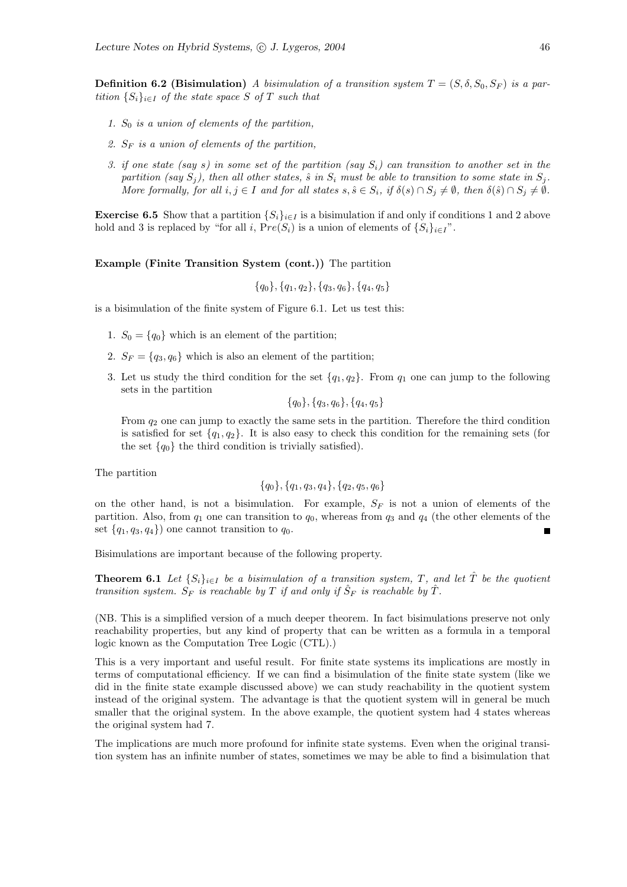**Definition 6.2 (Bisimulation)** *A bisimulation of a transition system $T = (S, \delta, S_0, S_F)$ is a partition $\{S_i\}_{i \in I}$ of the state space $S$ of $T$ such that*

1. *$S_0$ is a union of elements of the partition,*
2. *$S_F$ is a union of elements of the partition,*
3. *if one state (say $s$) in some set of the partition (say $S_i$) can transition to another set in the partition (say $S_j$), then all other states, $\hat{s}$ in $S_i$ must be able to transition to some state in $S_j$. More formally, for all $i, j \in I$ and for all states $s, \hat{s} \in S_i$, if $\delta(s) \cap S_j \neq \emptyset$, then $\delta(\hat{s}) \cap S_j \neq \emptyset$.*

**Exercise 6.5** Show that a partition $\{S_i\}_{i \in I}$ is a bisimulation if and only if conditions 1 and 2 above hold and 3 is replaced by "for all $i$, $Pre(S_i)$ is a union of elements of $\{S_i\}_{i \in I}$".

**Example (Finite Transition System (cont.))** The partition

$$\{q_0\}, \{q_1, q_2\}, \{q_3, q_6\}, \{q_4, q_5\}$$

is a bisimulation of the finite system of Figure 6.1. Let us test this:

1. $S_0 = \{q_0\}$ which is an element of the partition;
2. $S_F = \{q_3, q_6\}$ which is also an element of the partition;
3. Let us study the third condition for the set $\{q_1, q_2\}$. From $q_1$ one can jump to the following sets in the partition

$$\{q_0\}, \{q_3, q_6\}, \{q_4, q_5\}$$

From $q_2$ one can jump to exactly the same sets in the partition. Therefore the third condition is satisfied for set $\{q_1, q_2\}$. It is also easy to check this condition for the remaining sets (for the set $\{q_0\}$ the third condition is trivially satisfied).

The partition

$$\{q_0\}, \{q_1, q_3, q_4\}, \{q_2, q_5, q_6\}$$

on the other hand, is not a bisimulation. For example, $S_F$ is not a union of elements of the partition. Also, from $q_1$ one can transition to $q_0$, whereas from $q_3$ and $q_4$ (the other elements of the set $\{q_1, q_3, q_4\}$) one cannot transition to $q_0$. ■

Bisimulations are important because of the following property.

**Theorem 6.1** *Let $\{S_i\}_{i \in I}$ be a bisimulation of a transition system, $T$, and let $\hat{T}$ be the quotient transition system. $S_F$ is reachable by $T$ if and only if $\hat{S}_F$ is reachable by $\hat{T}$.*

(NB. This is a simplified version of a much deeper theorem. In fact bisimulations preserve not only reachability properties, but any kind of property that can be written as a formula in a temporal logic known as the Computation Tree Logic (CTL).)

This is a very important and useful result. For finite state systems its implications are mostly in terms of computational efficiency. If we can find a bisimulation of the finite state system (like we did in the finite state example discussed above) we can study reachability in the quotient system instead of the original system. The advantage is that the quotient system will in general be much smaller that the original system. In the above example, the quotient system had 4 states whereas the original system had 7.

The implications are much more profound for infinite state systems. Even when the original transition system has an infinite number of states, sometimes we may be able to find a bisimulation that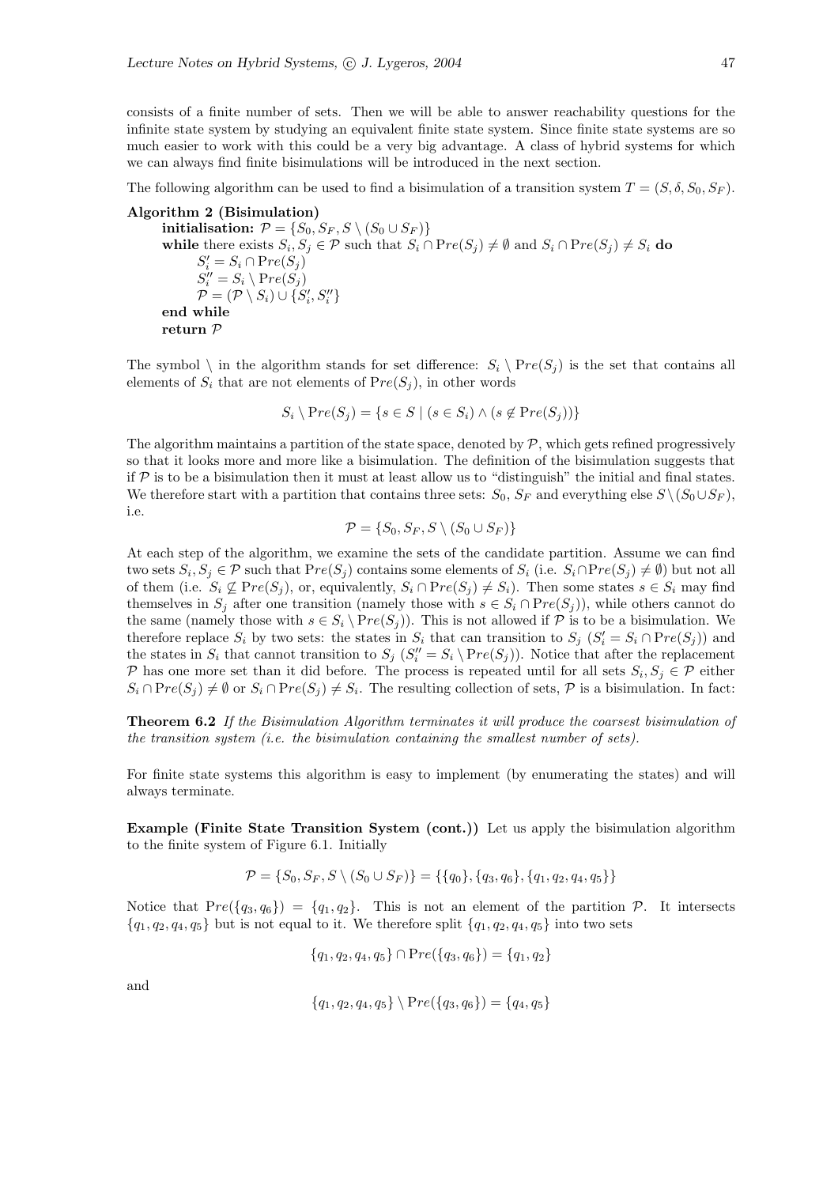consists of a finite number of sets. Then we will be able to answer reachability questions for the infinite state system by studying an equivalent finite state system. Since finite state systems are so much easier to work with this could be a very big advantage. A class of hybrid systems for which we can always find finite bisimulations will be introduced in the next section.

The following algorithm can be used to find a bisimulation of a transition system $T = (S, \delta, S_0, S_F)$.

**Algorithm 2 (Bisimulation)**

> **initialisation:** $\mathcal{P} = \{S_0, S_F, S \setminus (S_0 \cup S_F)\}$
> **while** there exists $S_i, S_j \in \mathcal{P}$ such that $S_i \cap Pre(S_j) \neq \emptyset$ and $S_i \cap Pre(S_j) \neq S_i$ **do**
> &nbsp;&nbsp;&nbsp;&nbsp;$S_i' = S_i \cap Pre(S_j)$
> &nbsp;&nbsp;&nbsp;&nbsp;$S_i'' = S_i \setminus Pre(S_j)$
> &nbsp;&nbsp;&nbsp;&nbsp;$\mathcal{P} = (\mathcal{P} \setminus S_i) \cup \{S_i', S_i''\}$
> **end while**
> **return** $\mathcal{P}$

The symbol $\setminus$ in the algorithm stands for set difference: $S_i \setminus Pre(S_j)$ is the set that contains all elements of $S_i$ that are not elements of $Pre(S_j)$, in other words

$$S_i \setminus Pre(S_j) = \{s \in S \mid (s \in S_i) \wedge (s \notin Pre(S_j))\}$$

The algorithm maintains a partition of the state space, denoted by $\mathcal{P}$, which gets refined progressively so that it looks more and more like a bisimulation. The definition of the bisimulation suggests that if $\mathcal{P}$ is to be a bisimulation then it must at least allow us to "distinguish" the initial and final states. We therefore start with a partition that contains three sets: $S_0$, $S_F$ and everything else $S \setminus (S_0 \cup S_F)$, i.e.

$$\mathcal{P} = \{S_0, S_F, S \setminus (S_0 \cup S_F)\}$$

At each step of the algorithm, we examine the sets of the candidate partition. Assume we can find two sets $S_i, S_j \in \mathcal{P}$ such that $Pre(S_j)$ contains some elements of $S_i$ (i.e. $S_i \cap Pre(S_j) \neq \emptyset$) but not all of them (i.e. $S_i \not\subseteq Pre(S_j)$, or, equivalently, $S_i \cap Pre(S_j) \neq S_i$). Then some states $s \in S_i$ may find themselves in $S_j$ after one transition (namely those with $s \in S_i \cap Pre(S_j)$), while others cannot do the same (namely those with $s \in S_i \setminus Pre(S_j)$). This is not allowed if $\mathcal{P}$ is to be a bisimulation. We therefore replace $S_i$ by two sets: the states in $S_i$ that can transition to $S_j$ ($S_i' = S_i \cap Pre(S_j)$) and the states in $S_i$ that cannot transition to $S_j$ ($S_i'' = S_i \setminus Pre(S_j)$). Notice that after the replacement $\mathcal{P}$ has one more set than it did before. The process is repeated until for all sets $S_i, S_j \in \mathcal{P}$ either $S_i \cap Pre(S_j) \neq \emptyset$ or $S_i \cap Pre(S_j) \neq S_i$. The resulting collection of sets, $\mathcal{P}$ is a bisimulation. In fact:

**Theorem 6.2** *If the Bisimulation Algorithm terminates it will produce the coarsest bisimulation of the transition system (i.e. the bisimulation containing the smallest number of sets).*

For finite state systems this algorithm is easy to implement (by enumerating the states) and will always terminate.

**Example (Finite State Transition System (cont.))** Let us apply the bisimulation algorithm to the finite system of Figure 6.1. Initially

$$\mathcal{P} = \{S_0, S_F, S \setminus (S_0 \cup S_F)\} = \{\{q_0\}, \{q_3, q_6\}, \{q_1, q_2, q_4, q_5\}\}$$

Notice that $Pre(\{q_3, q_6\}) = \{q_1, q_2\}$. This is not an element of the partition $\mathcal{P}$. It intersects $\{q_1, q_2, q_4, q_5\}$ but is not equal to it. We therefore split $\{q_1, q_2, q_4, q_5\}$ into two sets

$$\{q_1, q_2, q_4, q_5\} \cap Pre(\{q_3, q_6\}) = \{q_1, q_2\}$$

and

$$\{q_1, q_2, q_4, q_5\} \setminus Pre(\{q_3, q_6\}) = \{q_4, q_5\}$$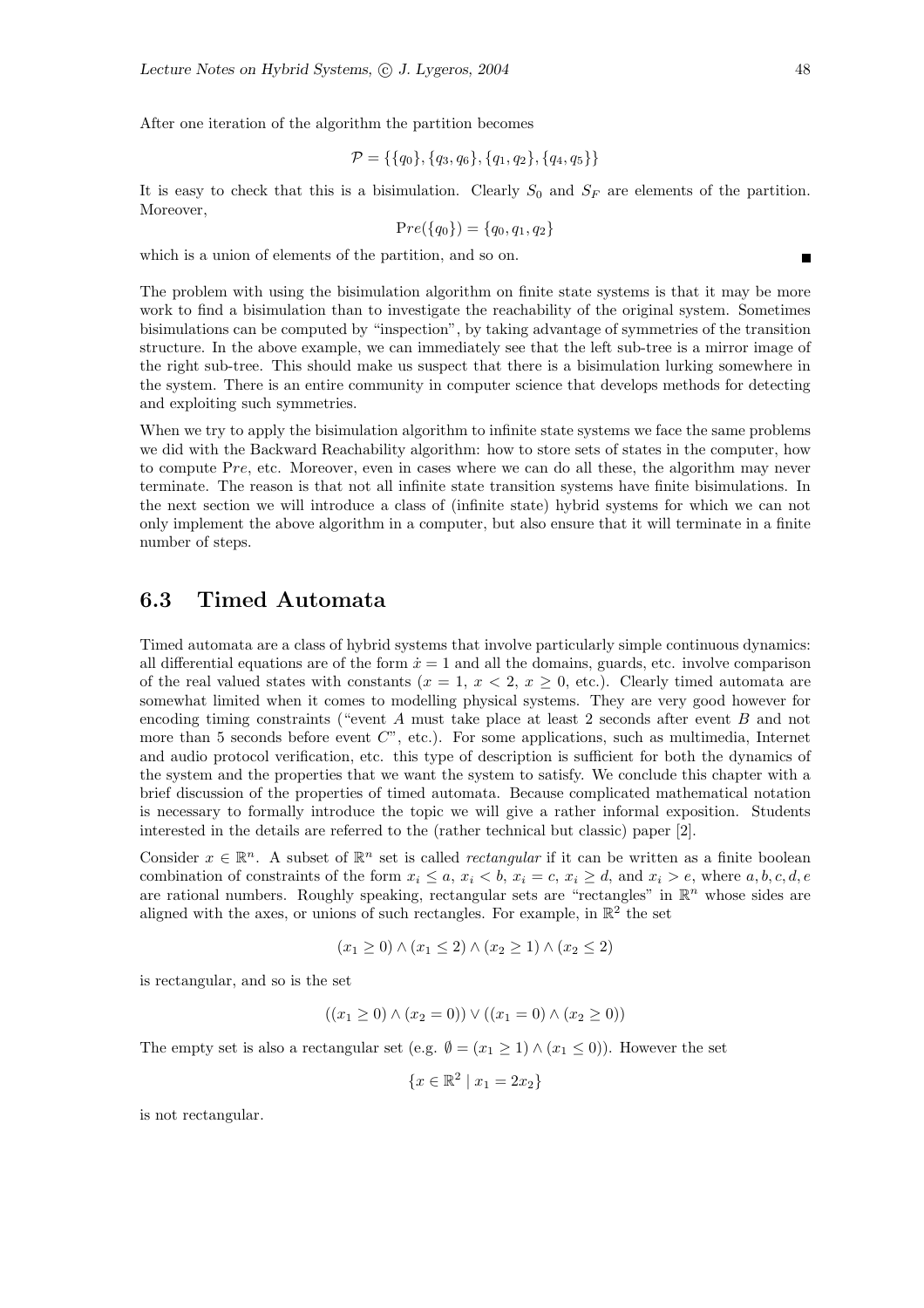After one iteration of the algorithm the partition becomes

$$\mathcal{P} = \{\{q_0\}, \{q_3, q_6\}, \{q_1, q_2\}, \{q_4, q_5\}\}$$

It is easy to check that this is a bisimulation. Clearly $S_0$ and $S_F$ are elements of the partition. Moreover,

$$\mathrm{P}re(\{q_0\}) = \{q_0, q_1, q_2\}$$

which is a union of elements of the partition, and so on. ∎

The problem with using the bisimulation algorithm on finite state systems is that it may be more work to find a bisimulation than to investigate the reachability of the original system. Sometimes bisimulations can be computed by "inspection", by taking advantage of symmetries of the transition structure. In the above example, we can immediately see that the left sub-tree is a mirror image of the right sub-tree. This should make us suspect that there is a bisimulation lurking somewhere in the system. There is an entire community in computer science that develops methods for detecting and exploiting such symmetries.

When we try to apply the bisimulation algorithm to infinite state systems we face the same problems we did with the Backward Reachability algorithm: how to store sets of states in the computer, how to compute $\mathrm{P}re$, etc. Moreover, even in cases where we can do all these, the algorithm may never terminate. The reason is that not all infinite state transition systems have finite bisimulations. In the next section we will introduce a class of (infinite state) hybrid systems for which we can not only implement the above algorithm in a computer, but also ensure that it will terminate in a finite number of steps.

## 6.3 Timed Automata

Timed automata are a class of hybrid systems that involve particularly simple continuous dynamics: all differential equations are of the form $\dot{x} = 1$ and all the domains, guards, etc. involve comparison of the real valued states with constants ($x = 1$, $x < 2$, $x \geq 0$, etc.). Clearly timed automata are somewhat limited when it comes to modelling physical systems. They are very good however for encoding timing constraints ("event $A$ must take place at least 2 seconds after event $B$ and not more than 5 seconds before event $C$", etc.). For some applications, such as multimedia, Internet and audio protocol verification, etc. this type of description is sufficient for both the dynamics of the system and the properties that we want the system to satisfy. We conclude this chapter with a brief discussion of the properties of timed automata. Because complicated mathematical notation is necessary to formally introduce the topic we will give a rather informal exposition. Students interested in the details are referred to the (rather technical but classic) paper [2].

Consider $x \in \mathbb{R}^n$. A subset of $\mathbb{R}^n$ set is called *rectangular* if it can be written as a finite boolean combination of constraints of the form $x_i \leq a$, $x_i < b$, $x_i = c$, $x_i \geq d$, and $x_i > e$, where $a, b, c, d, e$ are rational numbers. Roughly speaking, rectangular sets are "rectangles" in $\mathbb{R}^n$ whose sides are aligned with the axes, or unions of such rectangles. For example, in $\mathbb{R}^2$ the set

$$(x_1 \geq 0) \wedge (x_1 \leq 2) \wedge (x_2 \geq 1) \wedge (x_2 \leq 2)$$

is rectangular, and so is the set

$$((x_1 \geq 0) \wedge (x_2 = 0)) \vee ((x_1 = 0) \wedge (x_2 \geq 0))$$

The empty set is also a rectangular set (e.g. $\emptyset = (x_1 \geq 1) \wedge (x_1 \leq 0)$). However the set

$$\{x \in \mathbb{R}^2 \mid x_1 = 2x_2\}$$

is not rectangular.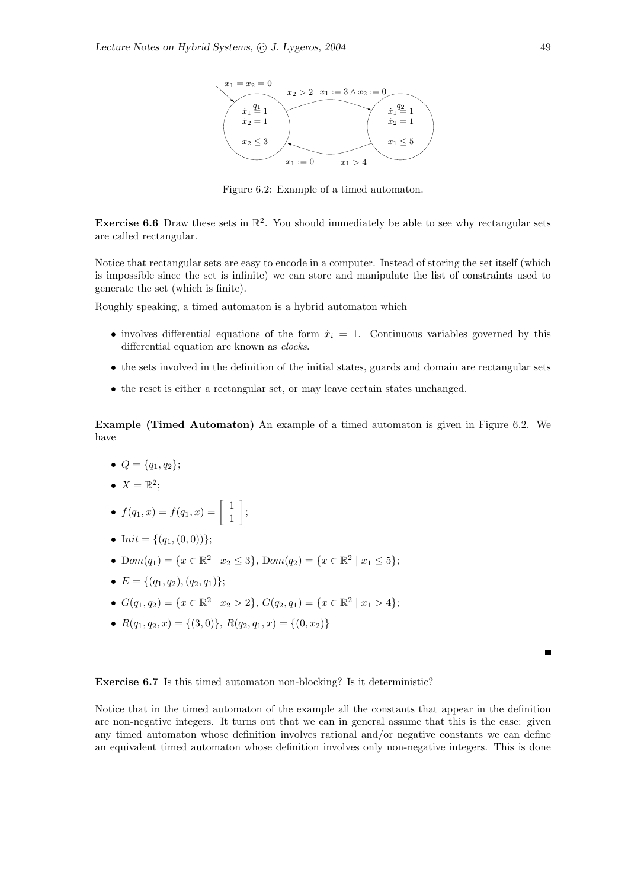Figure 6.2: Example of a timed automaton.

**Exercise 6.6** Draw these sets in $\mathbb{R}^2$. You should immediately be able to see why rectangular sets are called rectangular.

Notice that rectangular sets are easy to encode in a computer. Instead of storing the set itself (which is impossible since the set is infinite) we can store and manipulate the list of constraints used to generate the set (which is finite).

Roughly speaking, a timed automaton is a hybrid automaton which

- involves differential equations of the form $\dot{x}_i = 1$. Continuous variables governed by this differential equation are known as *clocks*.
- the sets involved in the definition of the initial states, guards and domain are rectangular sets
- the reset is either a rectangular set, or may leave certain states unchanged.

**Example (Timed Automaton)** An example of a timed automaton is given in Figure 6.2. We have

- $Q = \{q_1, q_2\}$;
- $X = \mathbb{R}^2$;
- $f(q_1, x) = f(q_1, x) = \left[ \begin{array}{c} 1 \\ 1 \end{array} \right]$;
- $\mathrm{I}nit = \{(q_1, (0, 0))\}$;
- $\mathrm{D}om(q_1) = \{x \in \mathbb{R}^2 \mid x_2 \leq 3\}$, $\mathrm{D}om(q_2) = \{x \in \mathbb{R}^2 \mid x_1 \leq 5\}$;
- $E = \{(q_1, q_2), (q_2, q_1)\}$;
- $G(q_1, q_2) = \{x \in \mathbb{R}^2 \mid x_2 > 2\}$, $G(q_2, q_1) = \{x \in \mathbb{R}^2 \mid x_1 > 4\}$;
- $R(q_1, q_2, x) = \{(3, 0)\}$, $R(q_2, q_1, x) = \{(0, x_2)\}$

■

**Exercise 6.7** Is this timed automaton non-blocking? Is it deterministic?

Notice that in the timed automaton of the example all the constants that appear in the definition are non-negative integers. It turns out that we can in general assume that this is the case: given any timed automaton whose definition involves rational and/or negative constants we can define an equivalent timed automaton whose definition involves only non-negative integers. This is done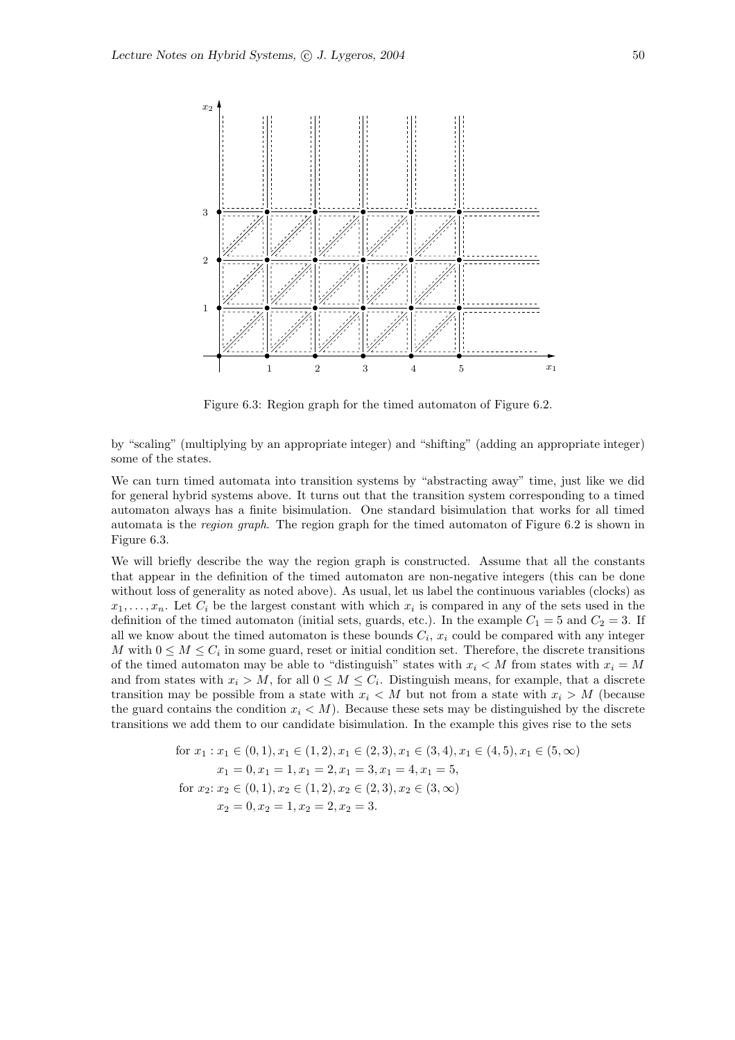Figure 6.3: Region graph for the timed automaton of Figure 6.2.

by "scaling" (multiplying by an appropriate integer) and "shifting" (adding an appropriate integer) some of the states.

We can turn timed automata into transition systems by "abstracting away" time, just like we did for general hybrid systems above. It turns out that the transition system corresponding to a timed automaton always has a finite bisimulation. One standard bisimulation that works for all timed automata is the *region graph*. The region graph for the timed automaton of Figure 6.2 is shown in Figure 6.3.

We will briefly describe the way the region graph is constructed. Assume that all the constants that appear in the definition of the timed automaton are non-negative integers (this can be done without loss of generality as noted above). As usual, let us label the continuous variables (clocks) as $x_1, \ldots, x_n$. Let $C_i$ be the largest constant with which $x_i$ is compared in any of the sets used in the definition of the timed automaton (initial sets, guards, etc.). In the example $C_1 = 5$ and $C_2 = 3$. If all we know about the timed automaton is these bounds $C_i$, $x_i$ could be compared with any integer $M$ with $0 \leq M \leq C_i$ in some guard, reset or initial condition set. Therefore, the discrete transitions of the timed automaton may be able to "distinguish" states with $x_i < M$ from states with $x_i = M$ and from states with $x_i > M$, for all $0 \leq M \leq C_i$. Distinguish means, for example, that a discrete transition may be possible from a state with $x_i < M$ but not from a state with $x_i > M$ (because the guard contains the condition $x_i < M$). Because these sets may be distinguished by the discrete transitions we add them to our candidate bisimulation. In the example this gives rise to the sets

$$
\begin{aligned}
\text{for } x_1 : & \; x_1 \in (0,1), x_1 \in (1,2), x_1 \in (2,3), x_1 \in (3,4), x_1 \in (4,5), x_1 \in (5,\infty) \\
& \; x_1 = 0, x_1 = 1, x_1 = 2, x_1 = 3, x_1 = 4, x_1 = 5, \\
\text{for } x_2 : & \; x_2 \in (0,1), x_2 \in (1,2), x_2 \in (2,3), x_2 \in (3,\infty) \\
& \; x_2 = 0, x_2 = 1, x_2 = 2, x_2 = 3.
\end{aligned}
$$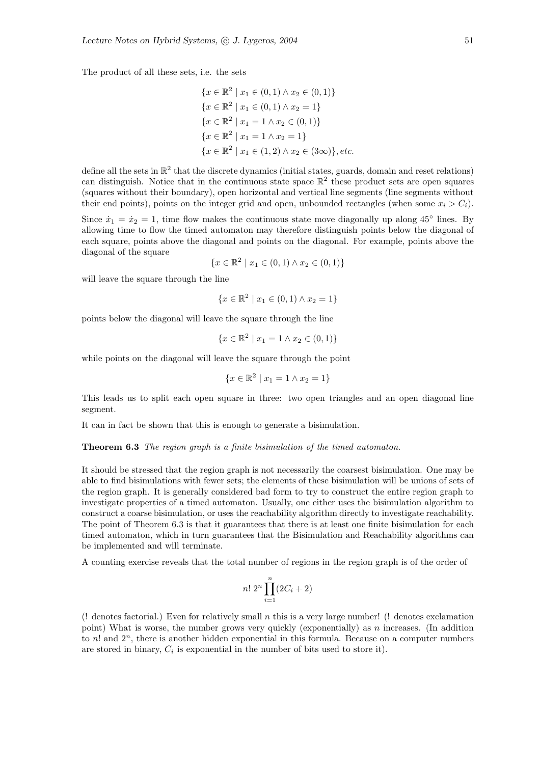The product of all these sets, i.e. the sets

$$
\begin{aligned}
&\{x \in \mathbb{R}^2 \mid x_1 \in (0,1) \wedge x_2 \in (0,1)\} \\
&\{x \in \mathbb{R}^2 \mid x_1 \in (0,1) \wedge x_2 = 1\} \\
&\{x \in \mathbb{R}^2 \mid x_1 = 1 \wedge x_2 \in (0,1)\} \\
&\{x \in \mathbb{R}^2 \mid x_1 = 1 \wedge x_2 = 1\} \\
&\{x \in \mathbb{R}^2 \mid x_1 \in (1,2) \wedge x_2 \in (3\infty)\}, etc.
\end{aligned}
$$

define all the sets in $\mathbb{R}^2$ that the discrete dynamics (initial states, guards, domain and reset relations) can distinguish. Notice that in the continuous state space $\mathbb{R}^2$ these product sets are open squares (squares without their boundary), open horizontal and vertical line segments (line segments without their end points), points on the integer grid and open, unbounded rectangles (when some $x_i > C_i$).

Since $\dot{x}_1 = \dot{x}_2 = 1$, time flow makes the continuous state move diagonally up along $45^\circ$ lines. By allowing time to flow the timed automaton may therefore distinguish points below the diagonal of each square, points above the diagonal and points on the diagonal. For example, points above the diagonal of the square

$$\{x \in \mathbb{R}^2 \mid x_1 \in (0,1) \wedge x_2 \in (0,1)\}$$

will leave the square through the line

$$\{x \in \mathbb{R}^2 \mid x_1 \in (0,1) \wedge x_2 = 1\}$$

points below the diagonal will leave the square through the line

$$\{x \in \mathbb{R}^2 \mid x_1 = 1 \wedge x_2 \in (0,1)\}$$

while points on the diagonal will leave the square through the point

$$\{x \in \mathbb{R}^2 \mid x_1 = 1 \wedge x_2 = 1\}$$

This leads us to split each open square in three: two open triangles and an open diagonal line segment.

It can in fact be shown that this is enough to generate a bisimulation.

**Theorem 6.3** *The region graph is a finite bisimulation of the timed automaton.*

It should be stressed that the region graph is not necessarily the coarsest bisimulation. One may be able to find bisimulations with fewer sets; the elements of these bisimulation will be unions of sets of the region graph. It is generally considered bad form to try to construct the entire region graph to investigate properties of a timed automaton. Usually, one either uses the bisimulation algorithm to construct a coarse bisimulation, or uses the reachability algorithm directly to investigate reachability. The point of Theorem 6.3 is that it guarantees that there is at least one finite bisimulation for each timed automaton, which in turn guarantees that the Bisimulation and Reachability algorithms can be implemented and will terminate.

A counting exercise reveals that the total number of regions in the region graph is of the order of

$$n!\, 2^n \prod_{i=1}^{n} (2C_i + 2)$$

(! denotes factorial.) Even for relatively small $n$ this is a very large number! (! denotes exclamation point) What is worse, the number grows very quickly (exponentially) as $n$ increases. (In addition to $n!$ and $2^n$, there is another hidden exponential in this formula. Because on a computer numbers are stored in binary, $C_i$ is exponential in the number of bits used to store it).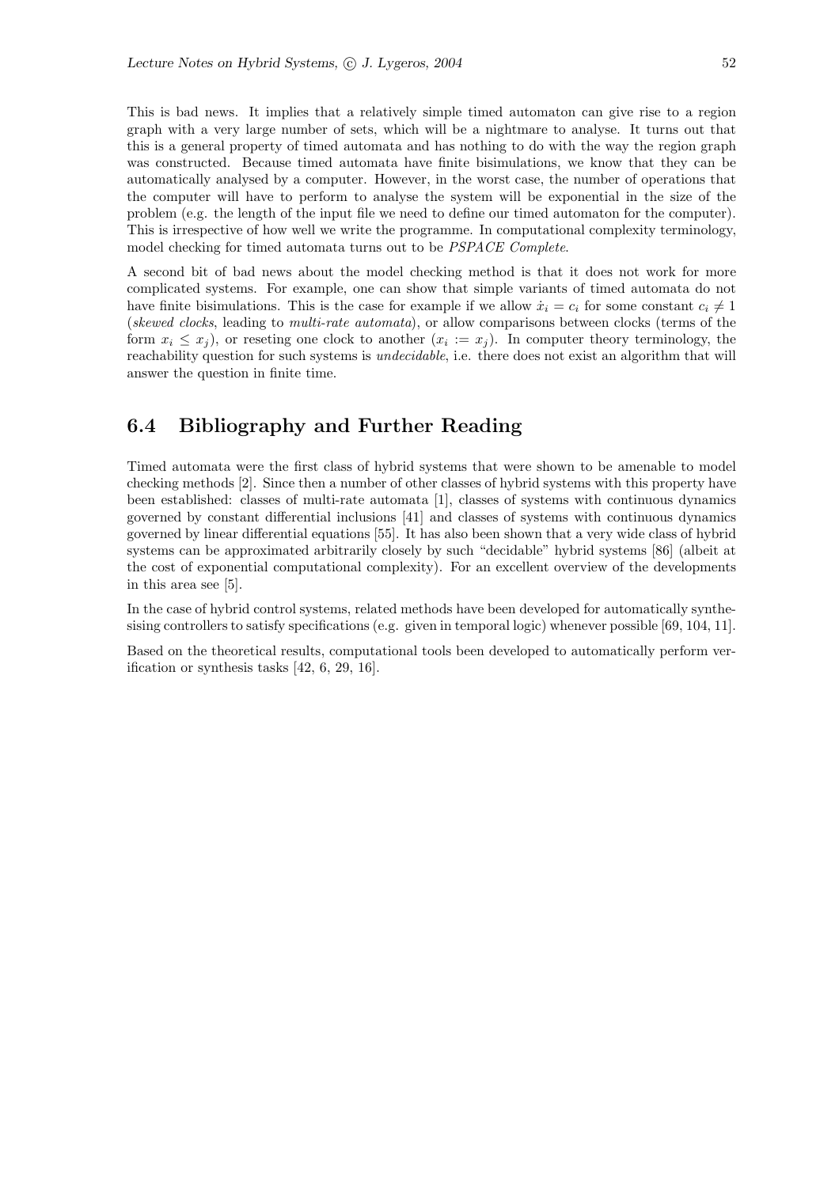This is bad news. It implies that a relatively simple timed automaton can give rise to a region graph with a very large number of sets, which will be a nightmare to analyse. It turns out that this is a general property of timed automata and has nothing to do with the way the region graph was constructed. Because timed automata have finite bisimulations, we know that they can be automatically analysed by a computer. However, in the worst case, the number of operations that the computer will have to perform to analyse the system will be exponential in the size of the problem (e.g. the length of the input file we need to define our timed automaton for the computer). This is irrespective of how well we write the programme. In computational complexity terminology, model checking for timed automata turns out to be *PSPACE Complete*.

A second bit of bad news about the model checking method is that it does not work for more complicated systems. For example, one can show that simple variants of timed automata do not have finite bisimulations. This is the case for example if we allow $\dot{x}_i = c_i$ for some constant $c_i \neq 1$ (*skewed clocks*, leading to *multi-rate automata*), or allow comparisons between clocks (terms of the form $x_i \leq x_j$), or reseting one clock to another ($x_i := x_j$). In computer theory terminology, the reachability question for such systems is *undecidable*, i.e. there does not exist an algorithm that will answer the question in finite time.

## 6.4 Bibliography and Further Reading

Timed automata were the first class of hybrid systems that were shown to be amenable to model checking methods [2]. Since then a number of other classes of hybrid systems with this property have been established: classes of multi-rate automata [1], classes of systems with continuous dynamics governed by constant differential inclusions [41] and classes of systems with continuous dynamics governed by linear differential equations [55]. It has also been shown that a very wide class of hybrid systems can be approximated arbitrarily closely by such "decidable" hybrid systems [86] (albeit at the cost of exponential computational complexity). For an excellent overview of the developments in this area see [5].

In the case of hybrid control systems, related methods have been developed for automatically synthesising controllers to satisfy specifications (e.g. given in temporal logic) whenever possible [69, 104, 11].

Based on the theoretical results, computational tools been developed to automatically perform verification or synthesis tasks [42, 6, 29, 16].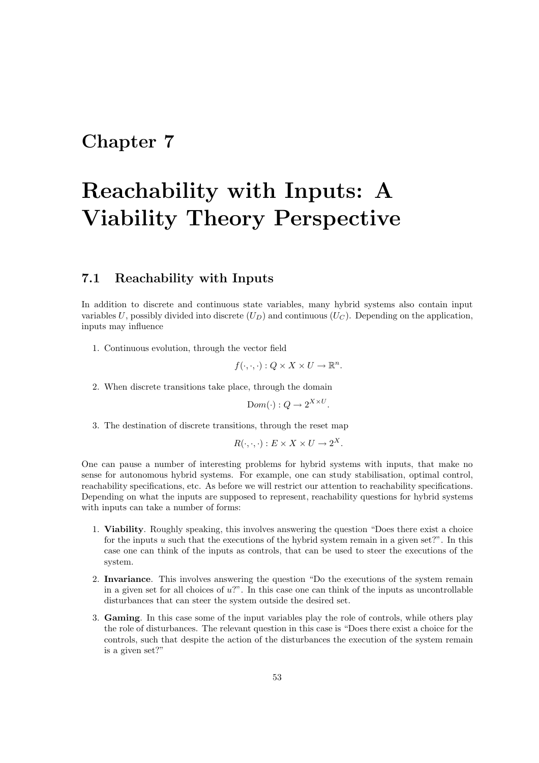# Chapter 7

# Reachability with Inputs: A Viability Theory Perspective

## 7.1 Reachability with Inputs

In addition to discrete and continuous state variables, many hybrid systems also contain input variables $U$, possibly divided into discrete ($U_D$) and continuous ($U_C$). Depending on the application, inputs may influence

1. Continuous evolution, through the vector field
$$f(\cdot,\cdot,\cdot) : Q \times X \times U \to \mathbb{R}^n.$$
2. When discrete transitions take place, through the domain
$$\mathrm{D}om(\cdot) : Q \to 2^{X \times U}.$$
3. The destination of discrete transitions, through the reset map
$$R(\cdot,\cdot,\cdot) : E \times X \times U \to 2^X.$$

One can pause a number of interesting problems for hybrid systems with inputs, that make no sense for autonomous hybrid systems. For example, one can study stabilisation, optimal control, reachability specifications, etc. As before we will restrict our attention to reachability specifications. Depending on what the inputs are supposed to represent, reachability questions for hybrid systems with inputs can take a number of forms:

1. **Viability**. Roughly speaking, this involves answering the question "Does there exist a choice for the inputs $u$ such that the executions of the hybrid system remain in a given set?". In this case one can think of the inputs as controls, that can be used to steer the executions of the system.
2. **Invariance**. This involves answering the question "Do the executions of the system remain in a given set for all choices of $u$?". In this case one can think of the inputs as uncontrollable disturbances that can steer the system outside the desired set.
3. **Gaming**. In this case some of the input variables play the role of controls, while others play the role of disturbances. The relevant question in this case is "Does there exist a choice for the controls, such that despite the action of the disturbances the execution of the system remain is a given set?"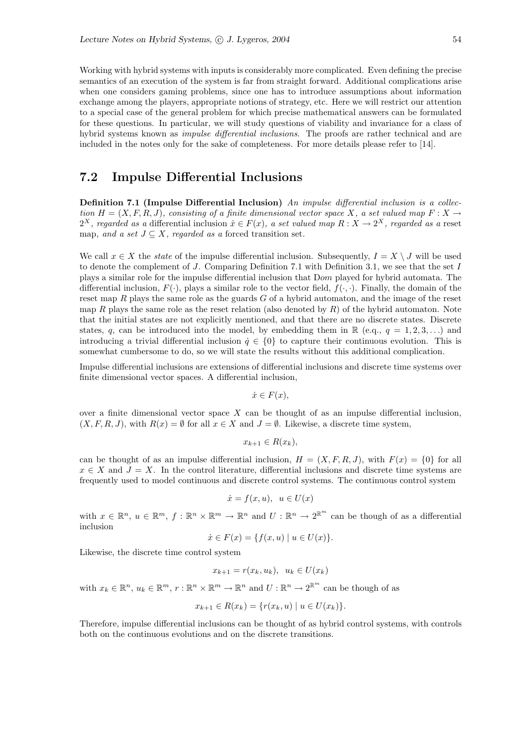Working with hybrid systems with inputs is considerably more complicated. Even defining the precise semantics of an execution of the system is far from straight forward. Additional complications arise when one considers gaming problems, since one has to introduce assumptions about information exchange among the players, appropriate notions of strategy, etc. Here we will restrict our attention to a special case of the general problem for which precise mathematical answers can be formulated for these questions. In particular, we will study questions of viability and invariance for a class of hybrid systems known as *impulse differential inclusions*. The proofs are rather technical and are included in the notes only for the sake of completeness. For more details please refer to [14].

## 7.2 Impulse Differential Inclusions

**Definition 7.1 (Impulse Differential Inclusion)** *An impulse differential inclusion is a collection $H = (X, F, R, J)$, consisting of a finite dimensional vector space $X$, a set valued map $F : X \to 2^X$, regarded as a* differential inclusion $\dot{x} \in F(x)$*, a set valued map $R : X \to 2^X$, regarded as a* reset map*, and a set $J \subseteq X$, regarded as a* forced transition set.

We call $x \in X$ the *state* of the impulse differential inclusion. Subsequently, $I = X \setminus J$ will be used to denote the complement of $J$. Comparing Definition 7.1 with Definition 3.1, we see that the set $I$ plays a similar role for the impulse differential inclusion that D*om* played for hybrid automata. The differential inclusion, $F(\cdot)$, plays a similar role to the vector field, $f(\cdot, \cdot)$. Finally, the domain of the reset map $R$ plays the same role as the guards $G$ of a hybrid automaton, and the image of the reset map $R$ plays the same role as the reset relation (also denoted by $R$) of the hybrid automaton. Note that the initial states are not explicitly mentioned, and that there are no discrete states. Discrete states, $q$, can be introduced into the model, by embedding them in $\mathbb{R}$ (e.g., $q = 1, 2, 3, \ldots$) and introducing a trivial differential inclusion $\dot{q} \in \{0\}$ to capture their continuous evolution. This is somewhat cumbersome to do, so we will state the results without this additional complication.

Impulse differential inclusions are extensions of differential inclusions and discrete time systems over finite dimensional vector spaces. A differential inclusion,

$$\dot{x} \in F(x),$$

over a finite dimensional vector space $X$ can be thought of as an impulse differential inclusion, $(X, F, R, J)$, with $R(x) = \emptyset$ for all $x \in X$ and $J = \emptyset$. Likewise, a discrete time system,

$$x_{k+1} \in R(x_k),$$

can be thought of as an impulse differential inclusion, $H = (X, F, R, J)$, with $F(x) = \{0\}$ for all $x \in X$ and $J = X$. In the control literature, differential inclusions and discrete time systems are frequently used to model continuous and discrete control systems. The continuous control system

$$\dot{x} = f(x, u), \;\; u \in U(x)$$

with $x \in \mathbb{R}^n$, $u \in \mathbb{R}^m$, $f : \mathbb{R}^n \times \mathbb{R}^m \to \mathbb{R}^n$ and $U : \mathbb{R}^n \to 2^{\mathbb{R}^m}$ can be though of as a differential inclusion

$$\dot{x} \in F(x) = \{f(x, u) \mid u \in U(x)\}.$$

Likewise, the discrete time control system

$$x_{k+1} = r(x_k, u_k), \;\; u_k \in U(x_k)$$

with $x_k \in \mathbb{R}^n$, $u_k \in \mathbb{R}^m$, $r : \mathbb{R}^n \times \mathbb{R}^m \to \mathbb{R}^n$ and $U : \mathbb{R}^n \to 2^{\mathbb{R}^m}$ can be though of as

$$x_{k+1} \in R(x_k) = \{r(x_k, u) \mid u \in U(x_k)\}.$$

Therefore, impulse differential inclusions can be thought of as hybrid control systems, with controls both on the continuous evolutions and on the discrete transitions.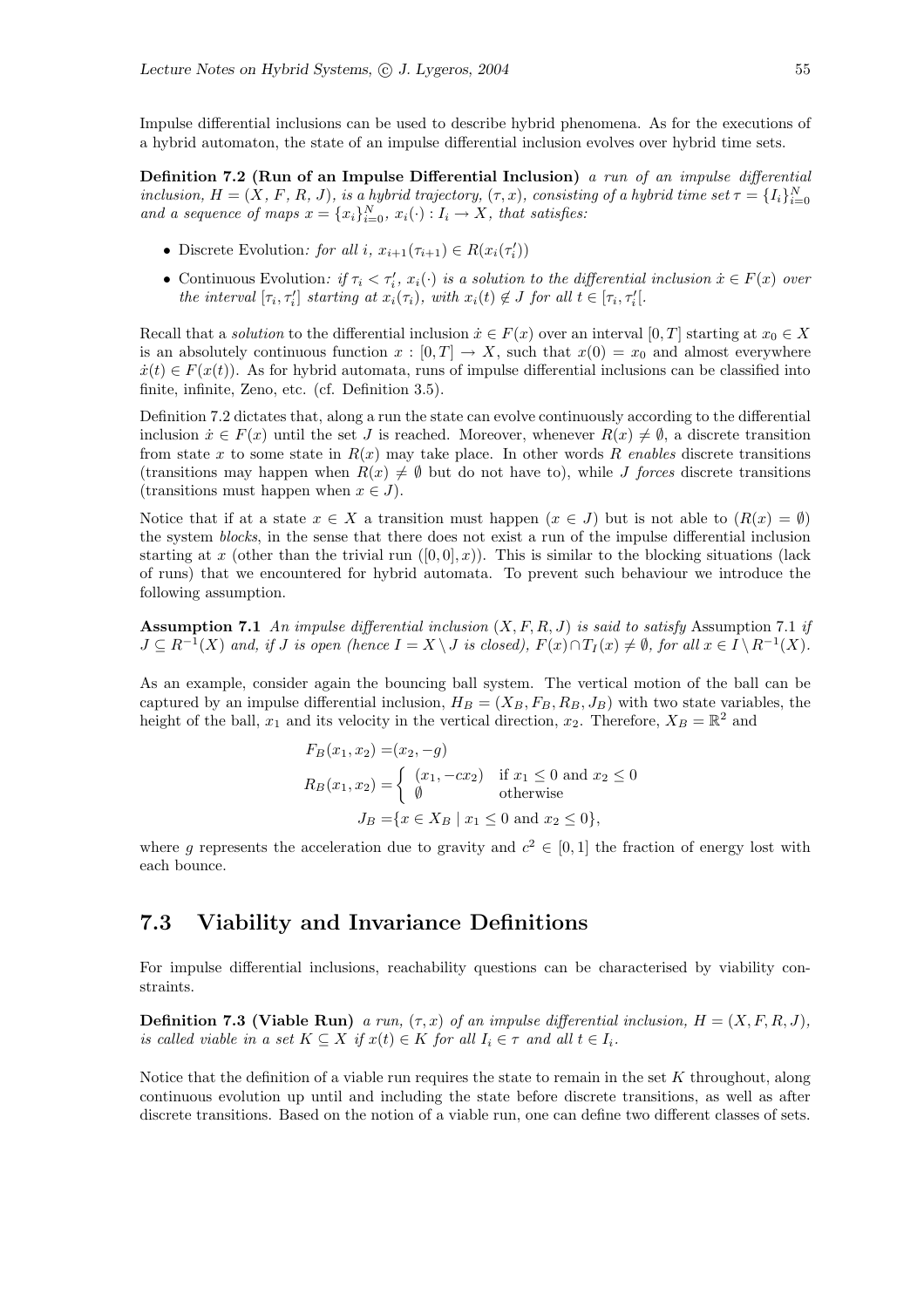Impulse differential inclusions can be used to describe hybrid phenomena. As for the executions of a hybrid automaton, the state of an impulse differential inclusion evolves over hybrid time sets.

**Definition 7.2 (Run of an Impulse Differential Inclusion)** *a run of an impulse differential inclusion, $H = (X, F, R, J)$, is a hybrid trajectory, $(\tau, x)$, consisting of a hybrid time set $\tau = \{I_i\}_{i=0}^N$ and a sequence of maps $x = \{x_i\}_{i=0}^N$, $x_i(\cdot) : I_i \to X$, that satisfies:*

- Discrete Evolution*: for all $i$, $x_{i+1}(\tau_{i+1}) \in R(x_i(\tau_i'))$*
- Continuous Evolution*: if $\tau_i < \tau_i'$, $x_i(\cdot)$ is a solution to the differential inclusion $\dot{x} \in F(x)$ over the interval $[\tau_i, \tau_i']$ starting at $x_i(\tau_i)$, with $x_i(t) \notin J$ for all $t \in [\tau_i, \tau_i'[$.*

Recall that a *solution* to the differential inclusion $\dot{x} \in F(x)$ over an interval $[0, T]$ starting at $x_0 \in X$ is an absolutely continuous function $x : [0, T] \to X$, such that $x(0) = x_0$ and almost everywhere $\dot{x}(t) \in F(x(t))$. As for hybrid automata, runs of impulse differential inclusions can be classified into finite, infinite, Zeno, etc. (cf. Definition 3.5).

Definition 7.2 dictates that, along a run the state can evolve continuously according to the differential inclusion $\dot{x} \in F(x)$ until the set $J$ is reached. Moreover, whenever $R(x) \neq \emptyset$, a discrete transition from state $x$ to some state in $R(x)$ may take place. In other words $R$ *enables* discrete transitions (transitions may happen when $R(x) \neq \emptyset$ but do not have to), while $J$ *forces* discrete transitions (transitions must happen when $x \in J$).

Notice that if at a state $x \in X$ a transition must happen ($x \in J$) but is not able to ($R(x) = \emptyset$) the system *blocks*, in the sense that there does not exist a run of the impulse differential inclusion starting at $x$ (other than the trivial run $([0, 0], x)$). This is similar to the blocking situations (lack of runs) that we encountered for hybrid automata. To prevent such behaviour we introduce the following assumption.

**Assumption 7.1** *An impulse differential inclusion $(X, F, R, J)$ is said to satisfy* Assumption 7.1 *if $J \subseteq R^{-1}(X)$ and, if $J$ is open (hence $I = X \setminus J$ is closed), $F(x) \cap T_I(x) \neq \emptyset$, for all $x \in I \setminus R^{-1}(X)$.*

As an example, consider again the bouncing ball system. The vertical motion of the ball can be captured by an impulse differential inclusion, $H_B = (X_B, F_B, R_B, J_B)$ with two state variables, the height of the ball, $x_1$ and its velocity in the vertical direction, $x_2$. Therefore, $X_B = \mathbb{R}^2$ and

$$
\begin{aligned}
F_B(x_1, x_2) &= (x_2, -g) \\
R_B(x_1, x_2) &= \begin{cases} (x_1, -cx_2) & \text{if } x_1 \leq 0 \text{ and } x_2 \leq 0 \\ \emptyset & \text{otherwise} \end{cases} \\
J_B &= \{x \in X_B \mid x_1 \leq 0 \text{ and } x_2 \leq 0\},
\end{aligned}
$$

where $g$ represents the acceleration due to gravity and $c^2 \in [0, 1]$ the fraction of energy lost with each bounce.

## 7.3 Viability and Invariance Definitions

For impulse differential inclusions, reachability questions can be characterised by viability constraints.

**Definition 7.3 (Viable Run)** *a run, $(\tau, x)$ of an impulse differential inclusion, $H = (X, F, R, J)$, is called viable in a set $K \subseteq X$ if $x(t) \in K$ for all $I_i \in \tau$ and all $t \in I_i$.*

Notice that the definition of a viable run requires the state to remain in the set $K$ throughout, along continuous evolution up until and including the state before discrete transitions, as well as after discrete transitions. Based on the notion of a viable run, one can define two different classes of sets.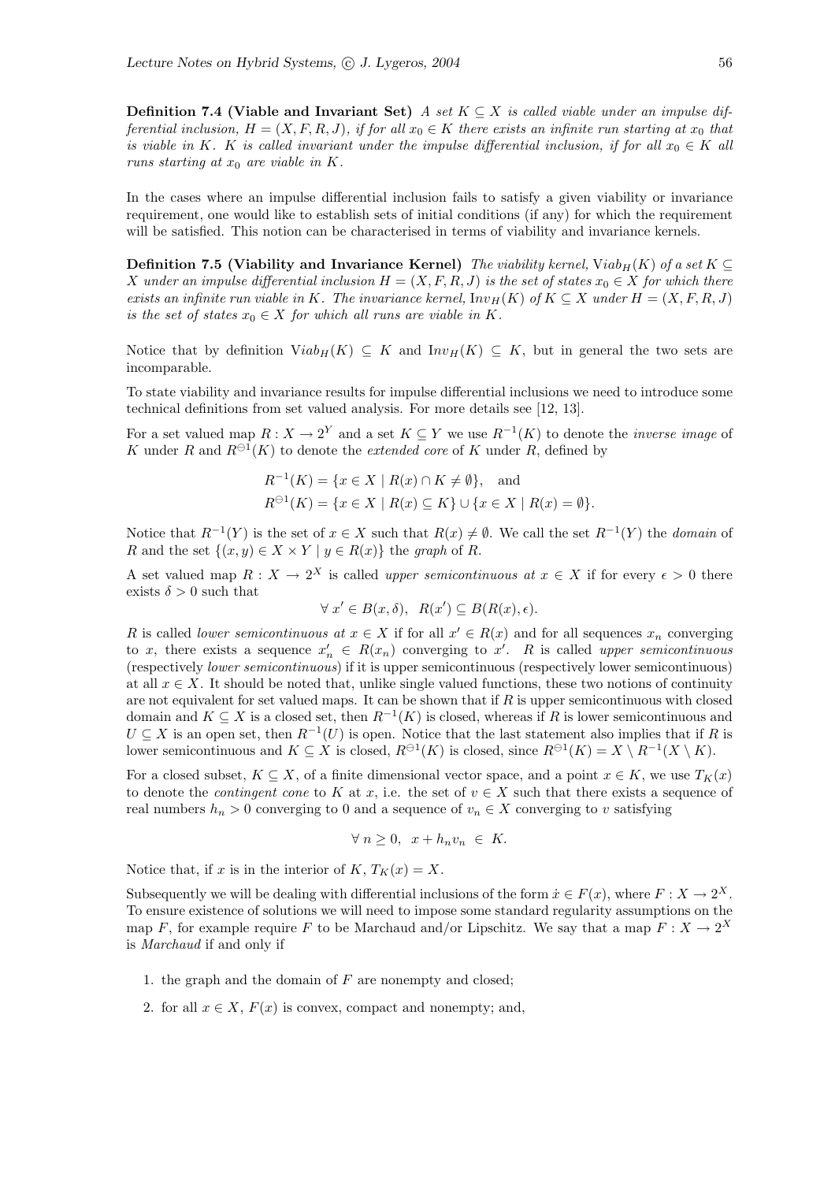**Definition 7.4 (Viable and Invariant Set)** *A set $K \subseteq X$ is called viable under an impulse differential inclusion, $H = (X, F, R, J)$, if for all $x_0 \in K$ there exists an infinite run starting at $x_0$ that is viable in $K$. $K$ is called invariant under the impulse differential inclusion, if for all $x_0 \in K$ all runs starting at $x_0$ are viable in $K$.*

In the cases where an impulse differential inclusion fails to satisfy a given viability or invariance requirement, one would like to establish sets of initial conditions (if any) for which the requirement will be satisfied. This notion can be characterised in terms of viability and invariance kernels.

**Definition 7.5 (Viability and Invariance Kernel)** *The viability kernel, $\text{V}iab_H(K)$ of a set $K \subseteq X$ under an impulse differential inclusion $H = (X, F, R, J)$ is the set of states $x_0 \in X$ for which there exists an infinite run viable in $K$. The invariance kernel, $\text{I}nv_H(K)$ of $K \subseteq X$ under $H = (X, F, R, J)$ is the set of states $x_0 \in X$ for which all runs are viable in $K$.*

Notice that by definition $\text{V}iab_H(K) \subseteq K$ and $\text{I}nv_H(K) \subseteq K$, but in general the two sets are incomparable.

To state viability and invariance results for impulse differential inclusions we need to introduce some technical definitions from set valued analysis. For more details see [12, 13].

For a set valued map $R : X \to 2^Y$ and a set $K \subseteq Y$ we use $R^{-1}(K)$ to denote the *inverse image* of $K$ under $R$ and $R^{\ominus 1}(K)$ to denote the *extended core* of $K$ under $R$, defined by

$$
\begin{aligned}
R^{-1}(K) &= \{x \in X \mid R(x) \cap K \neq \emptyset\}, \quad \text{and} \\
R^{\ominus 1}(K) &= \{x \in X \mid R(x) \subseteq K\} \cup \{x \in X \mid R(x) = \emptyset\}.
\end{aligned}
$$

Notice that $R^{-1}(Y)$ is the set of $x \in X$ such that $R(x) \neq \emptyset$. We call the set $R^{-1}(Y)$ the *domain* of $R$ and the set $\{(x, y) \in X \times Y \mid y \in R(x)\}$ the *graph* of $R$.

A set valued map $R : X \to 2^X$ is called *upper semicontinuous at* $x \in X$ if for every $\epsilon > 0$ there exists $\delta > 0$ such that

$$
\forall\, x' \in B(x, \delta), \;\; R(x') \subseteq B(R(x), \epsilon).
$$

$R$ is called *lower semicontinuous at* $x \in X$ if for all $x' \in R(x)$ and for all sequences $x_n$ converging to $x$, there exists a sequence $x'_n \in R(x_n)$ converging to $x'$. $R$ is called *upper semicontinuous* (respectively *lower semicontinuous*) if it is upper semicontinuous (respectively lower semicontinuous) at all $x \in X$. It should be noted that, unlike single valued functions, these two notions of continuity are not equivalent for set valued maps. It can be shown that if $R$ is upper semicontinuous with closed domain and $K \subseteq X$ is a closed set, then $R^{-1}(K)$ is closed, whereas if $R$ is lower semicontinuous and $U \subseteq X$ is an open set, then $R^{-1}(U)$ is open. Notice that the last statement also implies that if $R$ is lower semicontinuous and $K \subseteq X$ is closed, $R^{\ominus 1}(K)$ is closed, since $R^{\ominus 1}(K) = X \setminus R^{-1}(X \setminus K)$.

For a closed subset, $K \subseteq X$, of a finite dimensional vector space, and a point $x \in K$, we use $T_K(x)$ to denote the *contingent cone* to $K$ at $x$, i.e. the set of $v \in X$ such that there exists a sequence of real numbers $h_n > 0$ converging to 0 and a sequence of $v_n \in X$ converging to $v$ satisfying

$$
\forall\, n \geq 0, \;\; x + h_n v_n \;\in\; K.
$$

Notice that, if $x$ is in the interior of $K$, $T_K(x) = X$.

Subsequently we will be dealing with differential inclusions of the form $\dot{x} \in F(x)$, where $F : X \to 2^X$. To ensure existence of solutions we will need to impose some standard regularity assumptions on the map $F$, for example require $F$ to be Marchaud and/or Lipschitz. We say that a map $F : X \to 2^X$ is *Marchaud* if and only if

1. the graph and the domain of $F$ are nonempty and closed;
2. for all $x \in X$, $F(x)$ is convex, compact and nonempty; and,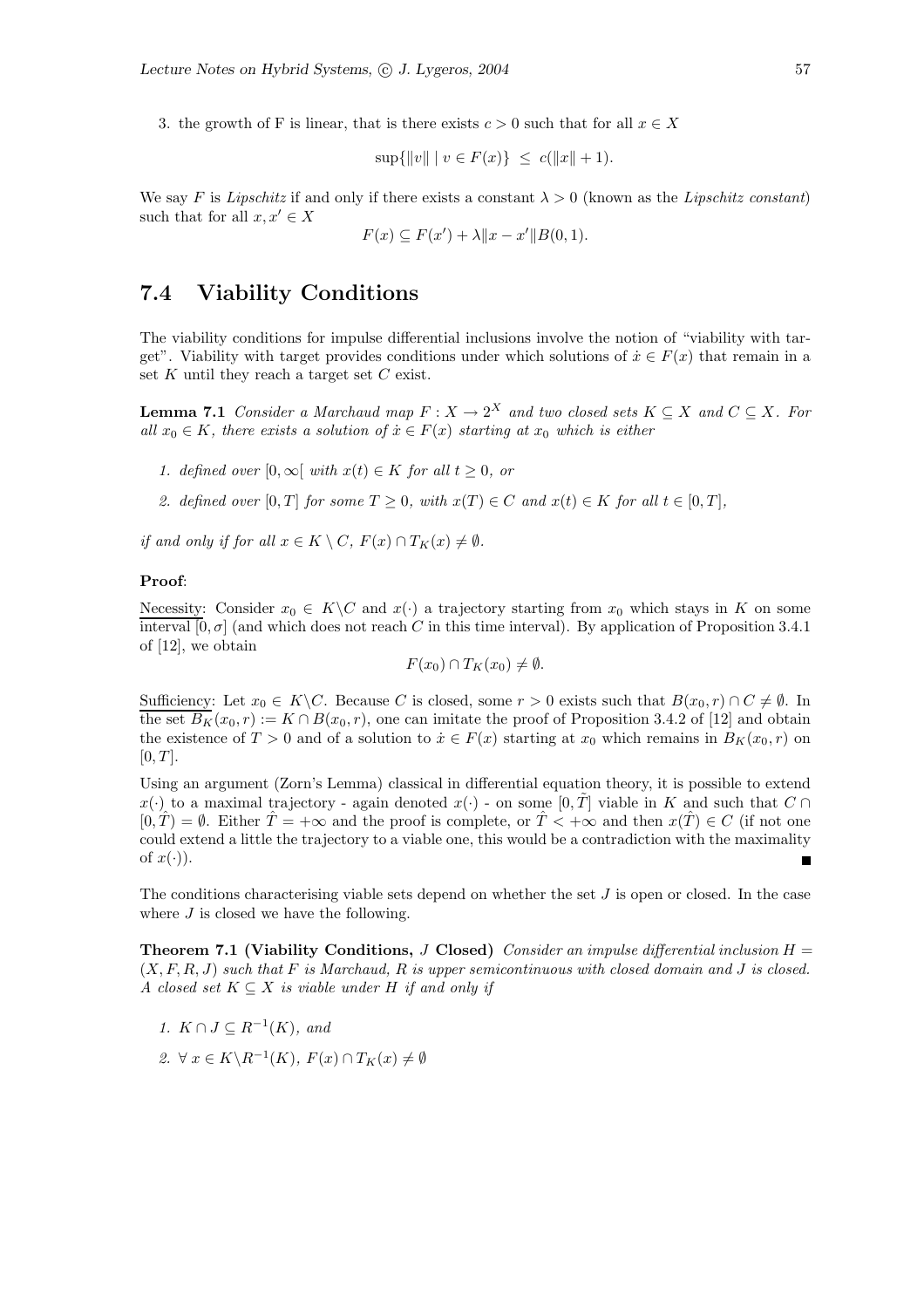3. the growth of F is linear, that is there exists $c > 0$ such that for all $x \in X$

$$\sup\{\|v\| \mid v \in F(x)\} \leq c(\|x\| + 1).$$

We say $F$ is *Lipschitz* if and only if there exists a constant $\lambda > 0$ (known as the *Lipschitz constant*) such that for all $x, x' \in X$

$$F(x) \subseteq F(x') + \lambda\|x - x'\|B(0, 1).$$

## 7.4 Viability Conditions

The viability conditions for impulse differential inclusions involve the notion of "viability with target". Viability with target provides conditions under which solutions of $\dot{x} \in F(x)$ that remain in a set $K$ until they reach a target set $C$ exist.

**Lemma 7.1** *Consider a Marchaud map $F : X \to 2^X$ and two closed sets $K \subseteq X$ and $C \subseteq X$. For all $x_0 \in K$, there exists a solution of $\dot{x} \in F(x)$ starting at $x_0$ which is either*

1. *defined over $[0, \infty[$ with $x(t) \in K$ for all $t \geq 0$, or*
2. *defined over $[0, T]$ for some $T \geq 0$, with $x(T) \in C$ and $x(t) \in K$ for all $t \in [0, T]$,*

*if and only if for all $x \in K \setminus C$, $F(x) \cap T_K(x) \neq \emptyset$.*

**Proof**:

Necessity: Consider $x_0 \in K \setminus C$ and $x(\cdot)$ a trajectory starting from $x_0$ which stays in $K$ on some interval $[0, \sigma]$ (and which does not reach $C$ in this time interval). By application of Proposition 3.4.1 of [12], we obtain

$$F(x_0) \cap T_K(x_0) \neq \emptyset.$$

Sufficiency: Let $x_0 \in K \setminus C$. Because $C$ is closed, some $r > 0$ exists such that $B(x_0, r) \cap C \neq \emptyset$. In the set $B_K(x_0, r) := K \cap B(x_0, r)$, one can imitate the proof of Proposition 3.4.2 of [12] and obtain the existence of $T > 0$ and of a solution to $\dot{x} \in F(x)$ starting at $x_0$ which remains in $B_K(x_0, r)$ on $[0, T]$.

Using an argument (Zorn's Lemma) classical in differential equation theory, it is possible to extend $x(\cdot)$ to a maximal trajectory - again denoted $x(\cdot)$ - on some $[0, \tilde{T}]$ viable in $K$ and such that $C \cap [0, \hat{T}) = \emptyset$. Either $\hat{T} = +\infty$ and the proof is complete, or $\hat{T} < +\infty$ and then $x(\hat{T}) \in C$ (if not one could extend a little the trajectory to a viable one, this would be a contradiction with the maximality of $x(\cdot)$). ∎

The conditions characterising viable sets depend on whether the set $J$ is open or closed. In the case where $J$ is closed we have the following.

**Theorem 7.1 (Viability Conditions, $J$ Closed)** *Consider an impulse differential inclusion $H = (X, F, R, J)$ such that $F$ is Marchaud, $R$ is upper semicontinuous with closed domain and $J$ is closed. A closed set $K \subseteq X$ is viable under $H$ if and only if*

1. *$K \cap J \subseteq R^{-1}(K)$, and*
2. *$\forall\, x \in K \setminus R^{-1}(K)$, $F(x) \cap T_K(x) \neq \emptyset$*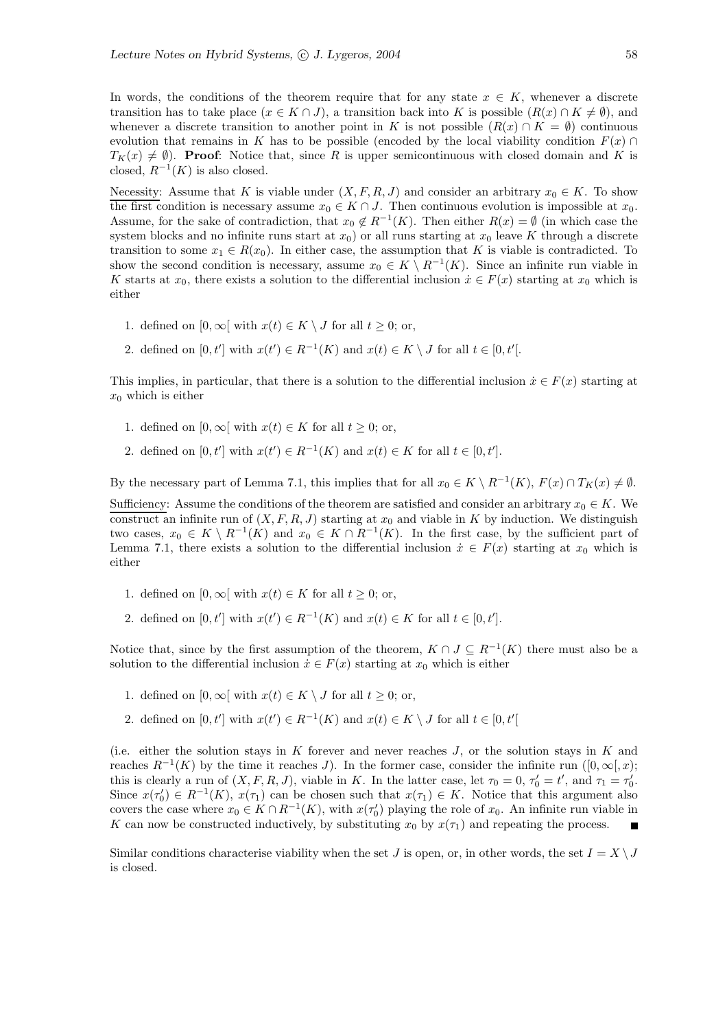In words, the conditions of the theorem require that for any state $x \in K$, whenever a discrete transition has to take place ($x \in K \cap J$), a transition back into $K$ is possible ($R(x) \cap K \neq \emptyset$), and whenever a discrete transition to another point in $K$ is not possible ($R(x) \cap K = \emptyset$) continuous evolution that remains in $K$ has to be possible (encoded by the local viability condition $F(x) \cap T_K(x) \neq \emptyset$). **Proof**: Notice that, since $R$ is upper semicontinuous with closed domain and $K$ is closed, $R^{-1}(K)$ is also closed.

Necessity: Assume that $K$ is viable under $(X, F, R, J)$ and consider an arbitrary $x_0 \in K$. To show the first condition is necessary assume $x_0 \in K \cap J$. Then continuous evolution is impossible at $x_0$. Assume, for the sake of contradiction, that $x_0 \notin R^{-1}(K)$. Then either $R(x) = \emptyset$ (in which case the system blocks and no infinite runs start at $x_0$) or all runs starting at $x_0$ leave $K$ through a discrete transition to some $x_1 \in R(x_0)$. In either case, the assumption that $K$ is viable is contradicted. To show the second condition is necessary, assume $x_0 \in K \setminus R^{-1}(K)$. Since an infinite run viable in $K$ starts at $x_0$, there exists a solution to the differential inclusion $\dot{x} \in F(x)$ starting at $x_0$ which is either

1. defined on $[0, \infty[$ with $x(t) \in K \setminus J$ for all $t \geq 0$; or,
2. defined on $[0, t']$ with $x(t') \in R^{-1}(K)$ and $x(t) \in K \setminus J$ for all $t \in [0, t'[$.

This implies, in particular, that there is a solution to the differential inclusion $\dot{x} \in F(x)$ starting at $x_0$ which is either

1. defined on $[0, \infty[$ with $x(t) \in K$ for all $t \geq 0$; or,
2. defined on $[0, t']$ with $x(t') \in R^{-1}(K)$ and $x(t) \in K$ for all $t \in [0, t']$.

By the necessary part of Lemma 7.1, this implies that for all $x_0 \in K \setminus R^{-1}(K)$, $F(x) \cap T_K(x) \neq \emptyset$.

Sufficiency: Assume the conditions of the theorem are satisfied and consider an arbitrary $x_0 \in K$. We construct an infinite run of $(X, F, R, J)$ starting at $x_0$ and viable in $K$ by induction. We distinguish two cases, $x_0 \in K \setminus R^{-1}(K)$ and $x_0 \in K \cap R^{-1}(K)$. In the first case, by the sufficient part of Lemma 7.1, there exists a solution to the differential inclusion $\dot{x} \in F(x)$ starting at $x_0$ which is either

1. defined on $[0, \infty[$ with $x(t) \in K$ for all $t \geq 0$; or,
2. defined on $[0, t']$ with $x(t') \in R^{-1}(K)$ and $x(t) \in K$ for all $t \in [0, t']$.

Notice that, since by the first assumption of the theorem, $K \cap J \subseteq R^{-1}(K)$ there must also be a solution to the differential inclusion $\dot{x} \in F(x)$ starting at $x_0$ which is either

1. defined on $[0, \infty[$ with $x(t) \in K \setminus J$ for all $t \geq 0$; or,
2. defined on $[0, t']$ with $x(t') \in R^{-1}(K)$ and $x(t) \in K \setminus J$ for all $t \in [0, t'[$

(i.e. either the solution stays in $K$ forever and never reaches $J$, or the solution stays in $K$ and reaches $R^{-1}(K)$ by the time it reaches $J$). In the former case, consider the infinite run $([0, \infty[, x)$; this is clearly a run of $(X, F, R, J)$, viable in $K$. In the latter case, let $\tau_0 = 0$, $\tau_0' = t'$, and $\tau_1 = \tau_0'$. Since $x(\tau_0') \in R^{-1}(K)$, $x(\tau_1)$ can be chosen such that $x(\tau_1) \in K$. Notice that this argument also covers the case where $x_0 \in K \cap R^{-1}(K)$, with $x(\tau_0')$ playing the role of $x_0$. An infinite run viable in $K$ can now be constructed inductively, by substituting $x_0$ by $x(\tau_1)$ and repeating the process. ■

Similar conditions characterise viability when the set $J$ is open, or, in other words, the set $I = X \setminus J$ is closed.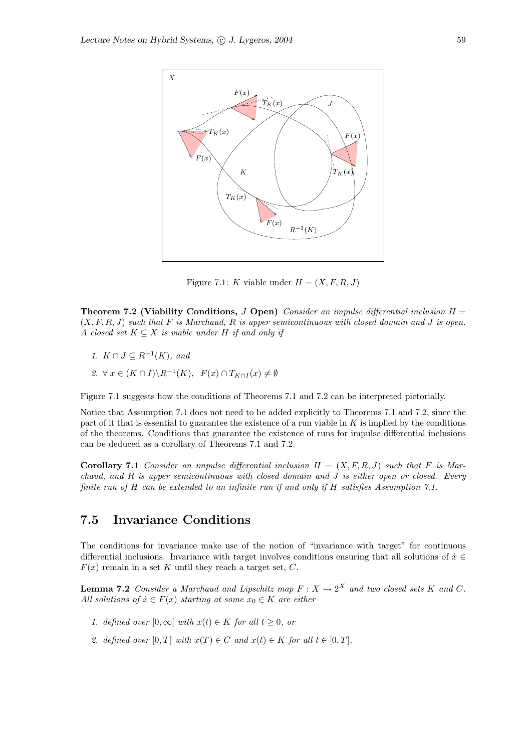Figure 7.1: $K$ viable under $H = (X, F, R, J)$

**Theorem 7.2 (Viability Conditions, $J$ Open)** *Consider an impulse differential inclusion $H = (X, F, R, J)$ such that $F$ is Marchaud, $R$ is upper semicontinuous with closed domain and $J$ is open. A closed set $K \subseteq X$ is viable under $H$ if and only if*

1. $K \cap J \subseteq R^{-1}(K)$, *and*
2. $\forall\, x \in (K \cap I) \backslash R^{-1}(K), \;\; F(x) \cap T_{K \cap I}(x) \neq \emptyset$

Figure 7.1 suggests how the conditions of Theorems 7.1 and 7.2 can be interpreted pictorially.

Notice that Assumption 7.1 does not need to be added explicitly to Theorems 7.1 and 7.2, since the part of it that is essential to guarantee the existence of a run viable in $K$ is implied by the conditions of the theorems. Conditions that guarantee the existence of runs for impulse differential inclusions can be deduced as a corollary of Theorems 7.1 and 7.2.

**Corollary 7.1** *Consider an impulse differential inclusion $H = (X, F, R, J)$ such that $F$ is Marchaud, and $R$ is upper semicontinuous with closed domain and $J$ is either open or closed. Every finite run of $H$ can be extended to an infinite run if and only if $H$ satisfies Assumption 7.1.*

## 7.5 Invariance Conditions

The conditions for invariance make use of the notion of "invariance with target" for continuous differential inclusions. Invariance with target involves conditions ensuring that all solutions of $\dot{x} \in F(x)$ remain in a set $K$ until they reach a target set, $C$.

**Lemma 7.2** *Consider a Marchaud and Lipschitz map $F : X \to 2^X$ and two closed sets $K$ and $C$. All solutions of $\dot{x} \in F(x)$ starting at some $x_0 \in K$ are either*

1. *defined over $[0, \infty[$ with $x(t) \in K$ for all $t \geq 0$, or*
2. *defined over $[0, T]$ with $x(T) \in C$ and $x(t) \in K$ for all $t \in [0, T]$,*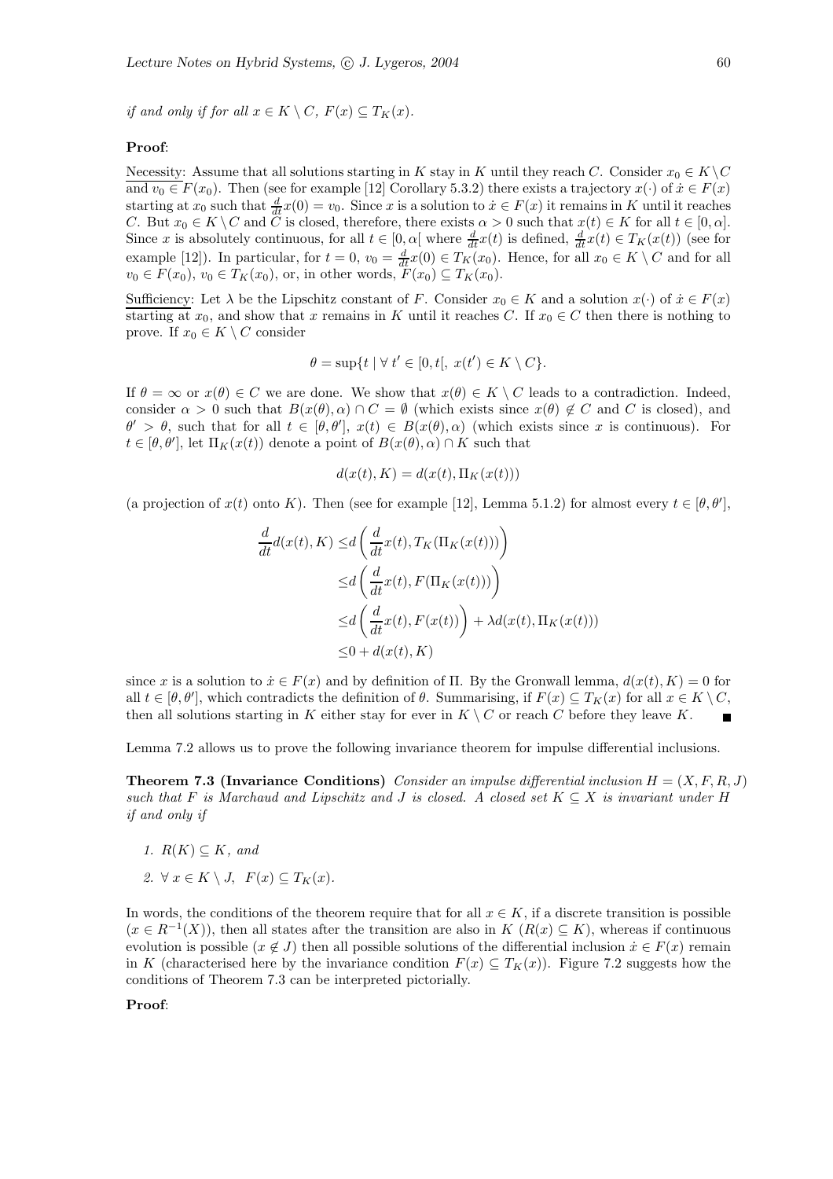*if and only if for all $x \in K \setminus C$, $F(x) \subseteq T_K(x)$.*

**Proof**:

Necessity: Assume that all solutions starting in $K$ stay in $K$ until they reach $C$. Consider $x_0 \in K \setminus C$ and $v_0 \in F(x_0)$. Then (see for example [12] Corollary 5.3.2) there exists a trajectory $x(\cdot)$ of $\dot{x} \in F(x)$ starting at $x_0$ such that $\frac{d}{dt}x(0) = v_0$. Since $x$ is a solution to $\dot{x} \in F(x)$ it remains in $K$ until it reaches $C$. But $x_0 \in K \setminus C$ and $C$ is closed, therefore, there exists $\alpha > 0$ such that $x(t) \in K$ for all $t \in [0, \alpha]$. Since $x$ is absolutely continuous, for all $t \in [0, \alpha[$ where $\frac{d}{dt}x(t)$ is defined, $\frac{d}{dt}x(t) \in T_K(x(t))$ (see for example [12]). In particular, for $t = 0$, $v_0 = \frac{d}{dt}x(0) \in T_K(x_0)$. Hence, for all $x_0 \in K \setminus C$ and for all $v_0 \in F(x_0)$, $v_0 \in T_K(x_0)$, or, in other words, $F(x_0) \subseteq T_K(x_0)$.

Sufficiency: Let $\lambda$ be the Lipschitz constant of $F$. Consider $x_0 \in K$ and a solution $x(\cdot)$ of $\dot{x} \in F(x)$ starting at $x_0$, and show that $x$ remains in $K$ until it reaches $C$. If $x_0 \in C$ then there is nothing to prove. If $x_0 \in K \setminus C$ consider

$$\theta = \sup\{t \mid \forall\, t' \in [0, t[,\ x(t') \in K \setminus C\}.$$

If $\theta = \infty$ or $x(\theta) \in C$ we are done. We show that $x(\theta) \in K \setminus C$ leads to a contradiction. Indeed, consider $\alpha > 0$ such that $B(x(\theta), \alpha) \cap C = \emptyset$ (which exists since $x(\theta) \notin C$ and $C$ is closed), and $\theta' > \theta$, such that for all $t \in [\theta, \theta']$, $x(t) \in B(x(\theta), \alpha)$ (which exists since $x$ is continuous). For $t \in [\theta, \theta']$, let $\Pi_K(x(t))$ denote a point of $B(x(\theta), \alpha) \cap K$ such that

$$d(x(t), K) = d(x(t), \Pi_K(x(t)))$$

(a projection of $x(t)$ onto $K$). Then (see for example [12], Lemma 5.1.2) for almost every $t \in [\theta, \theta']$,

$$\begin{aligned}
\frac{d}{dt}d(x(t), K) \leq & d\left(\frac{d}{dt}x(t), T_K(\Pi_K(x(t)))\right) \\
\leq & d\left(\frac{d}{dt}x(t), F(\Pi_K(x(t)))\right) \\
\leq & d\left(\frac{d}{dt}x(t), F(x(t))\right) + \lambda d(x(t), \Pi_K(x(t))) \\
\leq & 0 + d(x(t), K)
\end{aligned}$$

since $x$ is a solution to $\dot{x} \in F(x)$ and by definition of $\Pi$. By the Gronwall lemma, $d(x(t), K) = 0$ for all $t \in [\theta, \theta']$, which contradicts the definition of $\theta$. Summarising, if $F(x) \subseteq T_K(x)$ for all $x \in K \setminus C$, then all solutions starting in $K$ either stay for ever in $K \setminus C$ or reach $C$ before they leave $K$. ∎

Lemma 7.2 allows us to prove the following invariance theorem for impulse differential inclusions.

**Theorem 7.3 (Invariance Conditions)** *Consider an impulse differential inclusion $H = (X, F, R, J)$ such that $F$ is Marchaud and Lipschitz and $J$ is closed. A closed set $K \subseteq X$ is invariant under $H$ if and only if*

1. *$R(K) \subseteq K$, and*
2. *$\forall\, x \in K \setminus J,\ \ F(x) \subseteq T_K(x)$.*

In words, the conditions of the theorem require that for all $x \in K$, if a discrete transition is possible ($x \in R^{-1}(X)$), then all states after the transition are also in $K$ ($R(x) \subseteq K$), whereas if continuous evolution is possible ($x \notin J$) then all possible solutions of the differential inclusion $\dot{x} \in F(x)$ remain in $K$ (characterised here by the invariance condition $F(x) \subseteq T_K(x)$). Figure 7.2 suggests how the conditions of Theorem 7.3 can be interpreted pictorially.

**Proof**: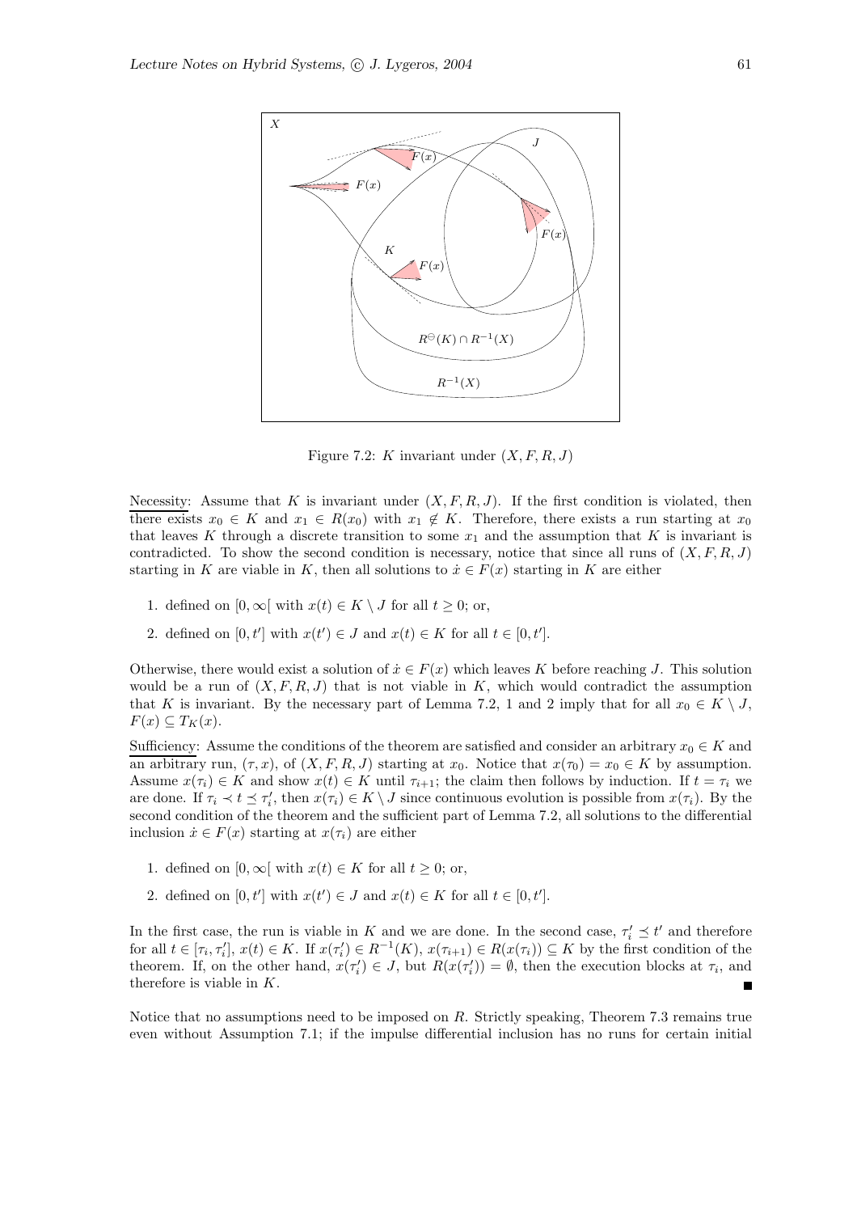Figure 7.2: $K$ invariant under $(X, F, R, J)$

Necessity: Assume that $K$ is invariant under $(X, F, R, J)$. If the first condition is violated, then there exists $x_0 \in K$ and $x_1 \in R(x_0)$ with $x_1 \notin K$. Therefore, there exists a run starting at $x_0$ that leaves $K$ through a discrete transition to some $x_1$ and the assumption that $K$ is invariant is contradicted. To show the second condition is necessary, notice that since all runs of $(X, F, R, J)$ starting in $K$ are viable in $K$, then all solutions to $\dot{x} \in F(x)$ starting in $K$ are either

1. defined on $[0, \infty[$ with $x(t) \in K \setminus J$ for all $t \geq 0$; or,
2. defined on $[0, t']$ with $x(t') \in J$ and $x(t) \in K$ for all $t \in [0, t']$.

Otherwise, there would exist a solution of $\dot{x} \in F(x)$ which leaves $K$ before reaching $J$. This solution would be a run of $(X, F, R, J)$ that is not viable in $K$, which would contradict the assumption that $K$ is invariant. By the necessary part of Lemma 7.2, 1 and 2 imply that for all $x_0 \in K \setminus J$, $F(x) \subseteq T_K(x)$.

Sufficiency: Assume the conditions of the theorem are satisfied and consider an arbitrary $x_0 \in K$ and an arbitrary run, $(\tau, x)$, of $(X, F, R, J)$ starting at $x_0$. Notice that $x(\tau_0) = x_0 \in K$ by assumption. Assume $x(\tau_i) \in K$ and show $x(t) \in K$ until $\tau_{i+1}$; the claim then follows by induction. If $t = \tau_i$ we are done. If $\tau_i \prec t \preceq \tau_i'$, then $x(\tau_i) \in K \setminus J$ since continuous evolution is possible from $x(\tau_i)$. By the second condition of the theorem and the sufficient part of Lemma 7.2, all solutions to the differential inclusion $\dot{x} \in F(x)$ starting at $x(\tau_i)$ are either

1. defined on $[0, \infty[$ with $x(t) \in K$ for all $t \geq 0$; or,
2. defined on $[0, t']$ with $x(t') \in J$ and $x(t) \in K$ for all $t \in [0, t']$.

In the first case, the run is viable in $K$ and we are done. In the second case, $\tau_i' \preceq t'$ and therefore for all $t \in [\tau_i, \tau_i']$, $x(t) \in K$. If $x(\tau_i') \in R^{-1}(K)$, $x(\tau_{i+1}) \in R(x(\tau_i)) \subseteq K$ by the first condition of the theorem. If, on the other hand, $x(\tau_i') \in J$, but $R(x(\tau_i')) = \emptyset$, then the execution blocks at $\tau_i$, and therefore is viable in $K$. ∎

Notice that no assumptions need to be imposed on $R$. Strictly speaking, Theorem 7.3 remains true even without Assumption 7.1; if the impulse differential inclusion has no runs for certain initial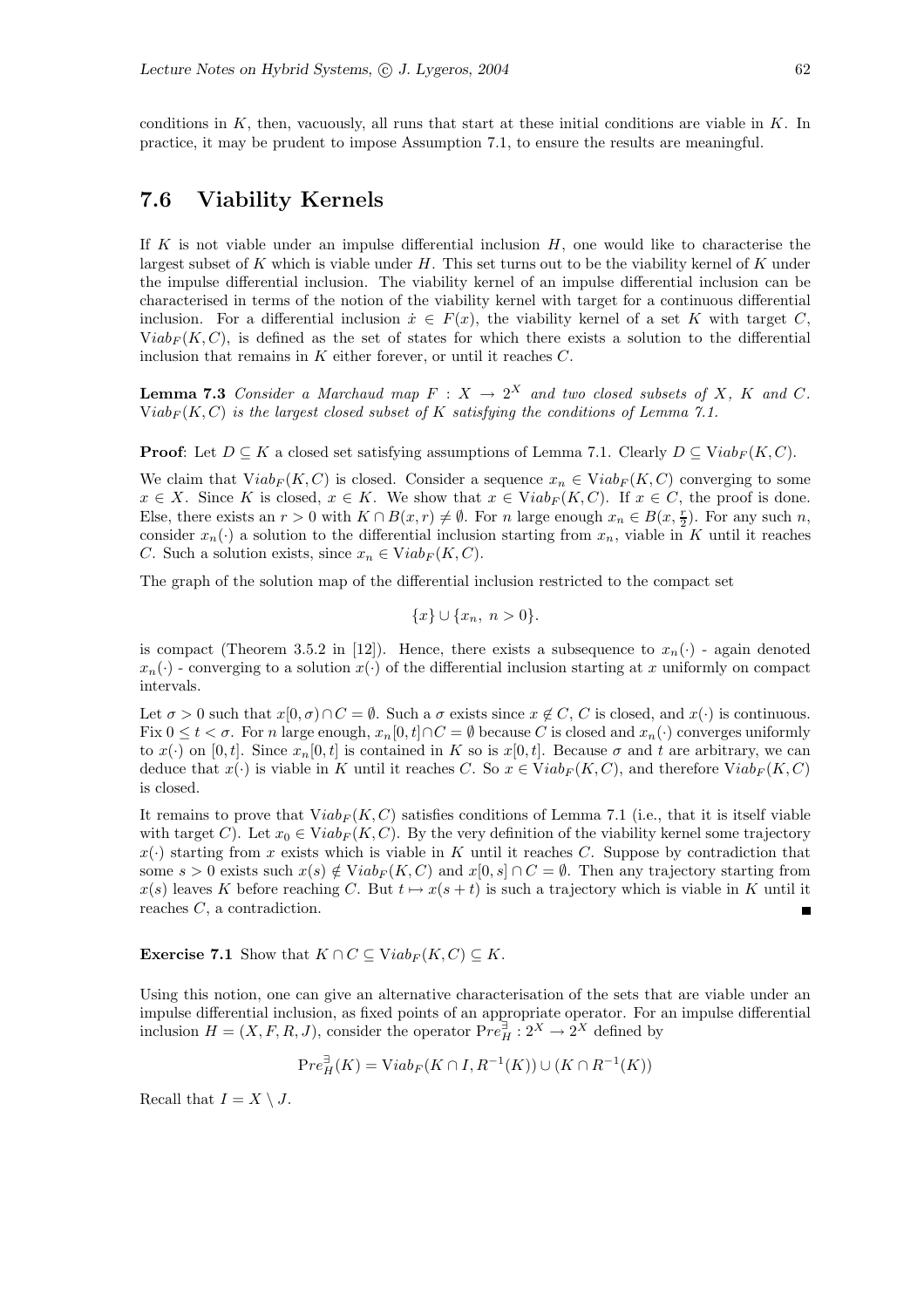conditions in $K$, then, vacuously, all runs that start at these initial conditions are viable in $K$. In practice, it may be prudent to impose Assumption 7.1, to ensure the results are meaningful.

## 7.6 Viability Kernels

If $K$ is not viable under an impulse differential inclusion $H$, one would like to characterise the largest subset of $K$ which is viable under $H$. This set turns out to be the viability kernel of $K$ under the impulse differential inclusion. The viability kernel of an impulse differential inclusion can be characterised in terms of the notion of the viability kernel with target for a continuous differential inclusion. For a differential inclusion $\dot{x} \in F(x)$, the viability kernel of a set $K$ with target $C$, $\mathrm{V}iab_F(K, C)$, is defined as the set of states for which there exists a solution to the differential inclusion that remains in $K$ either forever, or until it reaches $C$.

**Lemma 7.3** *Consider a Marchaud map $F : X \to 2^X$ and two closed subsets of $X$, $K$ and $C$. $\mathrm{V}iab_F(K, C)$ is the largest closed subset of $K$ satisfying the conditions of Lemma 7.1.*

**Proof**: Let $D \subseteq K$ a closed set satisfying assumptions of Lemma 7.1. Clearly $D \subseteq \mathrm{V}iab_F(K, C)$.

We claim that $\mathrm{V}iab_F(K, C)$ is closed. Consider a sequence $x_n \in \mathrm{V}iab_F(K, C)$ converging to some $x \in X$. Since $K$ is closed, $x \in K$. We show that $x \in \mathrm{V}iab_F(K, C)$. If $x \in C$, the proof is done. Else, there exists an $r > 0$ with $K \cap B(x, r) \neq \emptyset$. For $n$ large enough $x_n \in B(x, \frac{r}{2})$. For any such $n$, consider $x_n(\cdot)$ a solution to the differential inclusion starting from $x_n$, viable in $K$ until it reaches $C$. Such a solution exists, since $x_n \in \mathrm{V}iab_F(K, C)$.

The graph of the solution map of the differential inclusion restricted to the compact set

$$\{x\} \cup \{x_n,\ n > 0\}.$$

is compact (Theorem 3.5.2 in [12]). Hence, there exists a subsequence to $x_n(\cdot)$ - again denoted $x_n(\cdot)$ - converging to a solution $x(\cdot)$ of the differential inclusion starting at $x$ uniformly on compact intervals.

Let $\sigma > 0$ such that $x[0, \sigma) \cap C = \emptyset$. Such a $\sigma$ exists since $x \notin C$, $C$ is closed, and $x(\cdot)$ is continuous. Fix $0 \leq t < \sigma$. For $n$ large enough, $x_n[0, t] \cap C = \emptyset$ because $C$ is closed and $x_n(\cdot)$ converges uniformly to $x(\cdot)$ on $[0, t]$. Since $x_n[0, t]$ is contained in $K$ so is $x[0, t]$. Because $\sigma$ and $t$ are arbitrary, we can deduce that $x(\cdot)$ is viable in $K$ until it reaches $C$. So $x \in \mathrm{V}iab_F(K, C)$, and therefore $\mathrm{V}iab_F(K, C)$ is closed.

It remains to prove that $\mathrm{V}iab_F(K, C)$ satisfies conditions of Lemma 7.1 (i.e., that it is itself viable with target $C$). Let $x_0 \in \mathrm{V}iab_F(K, C)$. By the very definition of the viability kernel some trajectory $x(\cdot)$ starting from $x$ exists which is viable in $K$ until it reaches $C$. Suppose by contradiction that some $s > 0$ exists such $x(s) \notin \mathrm{V}iab_F(K, C)$ and $x[0, s] \cap C = \emptyset$. Then any trajectory starting from $x(s)$ leaves $K$ before reaching $C$. But $t \mapsto x(s + t)$ is such a trajectory which is viable in $K$ until it reaches $C$, a contradiction. ∎

**Exercise 7.1** Show that $K \cap C \subseteq \mathrm{V}iab_F(K, C) \subseteq K$.

Using this notion, one can give an alternative characterisation of the sets that are viable under an impulse differential inclusion, as fixed points of an appropriate operator. For an impulse differential inclusion $H = (X, F, R, J)$, consider the operator $\mathrm{P}re_H^{\exists} : 2^X \to 2^X$ defined by

$$\mathrm{P}re_H^{\exists}(K) = \mathrm{V}iab_F(K \cap I, R^{-1}(K)) \cup (K \cap R^{-1}(K))$$

Recall that $I = X \setminus J$.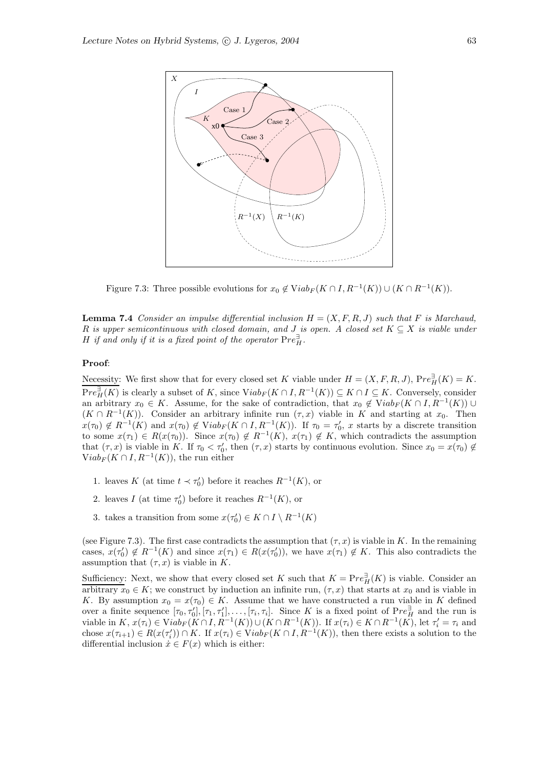Figure 7.3: Three possible evolutions for $x_0 \notin \text{V}iab_F(K \cap I, R^{-1}(K)) \cup (K \cap R^{-1}(K))$.

**Lemma 7.4** *Consider an impulse differential inclusion $H = (X, F, R, J)$ such that $F$ is Marchaud, $R$ is upper semicontinuous with closed domain, and $J$ is open. A closed set $K \subseteq X$ is viable under $H$ if and only if it is a fixed point of the operator* $\text{Pre}_H^{\exists}$.

**Proof**:

Necessity: We first show that for every closed set $K$ viable under $H = (X, F, R, J)$, $\text{Pre}_H^{\exists}(K) = K$. $\text{Pre}_H^{\exists}(K)$ is clearly a subset of $K$, since $\text{V}iab_F(K \cap I, R^{-1}(K)) \subseteq K \cap I \subseteq K$. Conversely, consider an arbitrary $x_0 \in K$. Assume, for the sake of contradiction, that $x_0 \notin \text{V}iab_F(K \cap I, R^{-1}(K)) \cup (K \cap R^{-1}(K))$. Consider an arbitrary infinite run $(\tau, x)$ viable in $K$ and starting at $x_0$. Then $x(\tau_0) \notin R^{-1}(K)$ and $x(\tau_0) \notin \text{V}iab_F(K \cap I, R^{-1}(K))$. If $\tau_0 = \tau_0'$, $x$ starts by a discrete transition to some $x(\tau_1) \in R(x(\tau_0))$. Since $x(\tau_0) \notin R^{-1}(K)$, $x(\tau_1) \notin K$, which contradicts the assumption that $(\tau, x)$ is viable in $K$. If $\tau_0 < \tau_0'$, then $(\tau, x)$ starts by continuous evolution. Since $x_0 = x(\tau_0) \notin \text{V}iab_F(K \cap I, R^{-1}(K))$, the run either

1. leaves $K$ (at time $t \prec \tau_0'$) before it reaches $R^{-1}(K)$, or
2. leaves $I$ (at time $\tau_0'$) before it reaches $R^{-1}(K)$, or
3. takes a transition from some $x(\tau_0') \in K \cap I \setminus R^{-1}(K)$

(see Figure 7.3). The first case contradicts the assumption that $(\tau, x)$ is viable in $K$. In the remaining cases, $x(\tau_0') \notin R^{-1}(K)$ and since $x(\tau_1) \in R(x(\tau_0'))$, we have $x(\tau_1) \notin K$. This also contradicts the assumption that $(\tau, x)$ is viable in $K$.

Sufficiency: Next, we show that every closed set $K$ such that $K = \text{Pre}_H^{\exists}(K)$ is viable. Consider an arbitrary $x_0 \in K$; we construct by induction an infinite run, $(\tau, x)$ that starts at $x_0$ and is viable in $K$. By assumption $x_0 = x(\tau_0) \in K$. Assume that we have constructed a run viable in $K$ defined over a finite sequence $[\tau_0, \tau_0'], [\tau_1, \tau_1'], \ldots, [\tau_i, \tau_i]$. Since $K$ is a fixed point of $\text{Pre}_H^{\exists}$ and the run is viable in $K$, $x(\tau_i) \in \text{V}iab_F(K \cap I, R^{-1}(K)) \cup (K \cap R^{-1}(K))$. If $x(\tau_i) \in K \cap R^{-1}(K)$, let $\tau_i' = \tau_i$ and chose $x(\tau_{i+1}) \in R(x(\tau_i')) \cap K$. If $x(\tau_i) \in \text{V}iab_F(K \cap I, R^{-1}(K))$, then there exists a solution to the differential inclusion $\dot{x} \in F(x)$ which is either: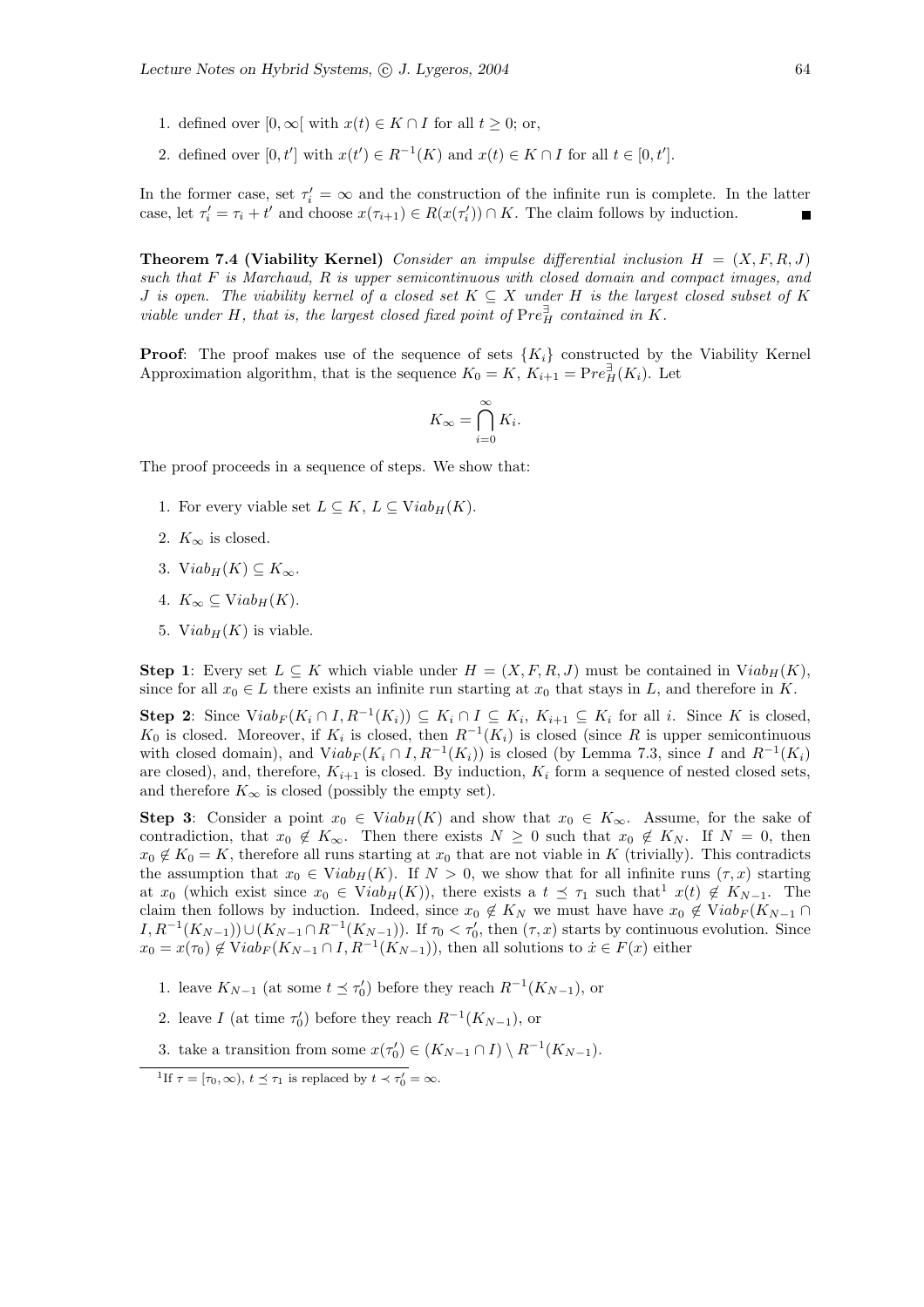1. defined over $[0, \infty[$ with $x(t) \in K \cap I$ for all $t \geq 0$; or,
2. defined over $[0, t']$ with $x(t') \in R^{-1}(K)$ and $x(t) \in K \cap I$ for all $t \in [0, t']$.

In the former case, set $\tau_i' = \infty$ and the construction of the infinite run is complete. In the latter case, let $\tau_i' = \tau_i + t'$ and choose $x(\tau_{i+1}) \in R(x(\tau_i')) \cap K$. The claim follows by induction. ■

**Theorem 7.4 (Viability Kernel)** *Consider an impulse differential inclusion $H = (X, F, R, J)$ such that $F$ is Marchaud, $R$ is upper semicontinuous with closed domain and compact images, and $J$ is open. The viability kernel of a closed set $K \subseteq X$ under $H$ is the largest closed subset of $K$ viable under $H$, that is, the largest closed fixed point of $\text{Pre}_H^{\exists}$ contained in $K$.*

**Proof**: The proof makes use of the sequence of sets $\{K_i\}$ constructed by the Viability Kernel Approximation algorithm, that is the sequence $K_0 = K$, $K_{i+1} = \text{Pre}_H^{\exists}(K_i)$. Let

$$K_\infty = \bigcap_{i=0}^{\infty} K_i.$$

The proof proceeds in a sequence of steps. We show that:

1. For every viable set $L \subseteq K$, $L \subseteq \text{Viab}_H(K)$.
2. $K_\infty$ is closed.
3. $\text{Viab}_H(K) \subseteq K_\infty$.
4. $K_\infty \subseteq \text{Viab}_H(K)$.
5. $\text{Viab}_H(K)$ is viable.

**Step 1**: Every set $L \subseteq K$ which viable under $H = (X, F, R, J)$ must be contained in $\text{Viab}_H(K)$, since for all $x_0 \in L$ there exists an infinite run starting at $x_0$ that stays in $L$, and therefore in $K$.

**Step 2**: Since $\text{Viab}_F(K_i \cap I, R^{-1}(K_i)) \subseteq K_i \cap I \subseteq K_i$, $K_{i+1} \subseteq K_i$ for all $i$. Since $K$ is closed, $K_0$ is closed. Moreover, if $K_i$ is closed, then $R^{-1}(K_i)$ is closed (since $R$ is upper semicontinuous with closed domain), and $\text{Viab}_F(K_i \cap I, R^{-1}(K_i))$ is closed (by Lemma 7.3, since $I$ and $R^{-1}(K_i)$ are closed), and, therefore, $K_{i+1}$ is closed. By induction, $K_i$ form a sequence of nested closed sets, and therefore $K_\infty$ is closed (possibly the empty set).

**Step 3**: Consider a point $x_0 \in \text{Viab}_H(K)$ and show that $x_0 \in K_\infty$. Assume, for the sake of contradiction, that $x_0 \notin K_\infty$. Then there exists $N \geq 0$ such that $x_0 \notin K_N$. If $N = 0$, then $x_0 \notin K_0 = K$, therefore all runs starting at $x_0$ that are not viable in $K$ (trivially). This contradicts the assumption that $x_0 \in \text{Viab}_H(K)$. If $N > 0$, we show that for all infinite runs $(\tau, x)$ starting at $x_0$ (which exist since $x_0 \in \text{Viab}_H(K)$), there exists a $t \preceq \tau_1$ such that[1] $x(t) \notin K_{N-1}$. The claim then follows by induction. Indeed, since $x_0 \notin K_N$ we must have have $x_0 \notin \text{Viab}_F(K_{N-1} \cap I, R^{-1}(K_{N-1})) \cup (K_{N-1} \cap R^{-1}(K_{N-1}))$. If $\tau_0 < \tau_0'$, then $(\tau, x)$ starts by continuous evolution. Since $x_0 = x(\tau_0) \notin \text{Viab}_F(K_{N-1} \cap I, R^{-1}(K_{N-1}))$, then all solutions to $\dot{x} \in F(x)$ either

1. leave $K_{N-1}$ (at some $t \preceq \tau_0'$) before they reach $R^{-1}(K_{N-1})$, or
2. leave $I$ (at time $\tau_0'$) before they reach $R^{-1}(K_{N-1})$, or
3. take a transition from some $x(\tau_0') \in (K_{N-1} \cap I) \setminus R^{-1}(K_{N-1})$.

[1] If $\tau = [\tau_0, \infty)$, $t \preceq \tau_1$ is replaced by $t \prec \tau_0' = \infty$.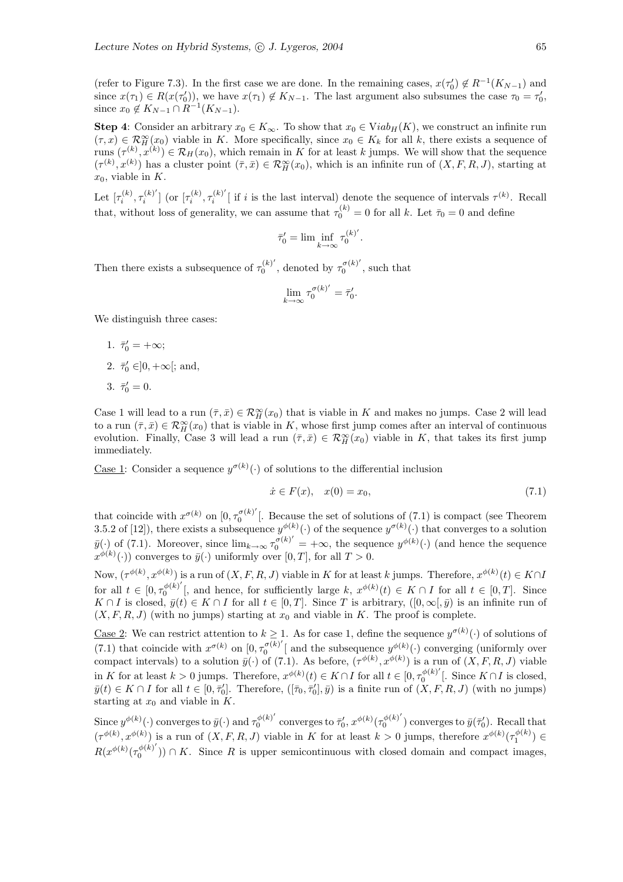(refer to Figure 7.3). In the first case we are done. In the remaining cases, $x(\tau_0') \notin R^{-1}(K_{N-1})$ and since $x(\tau_1) \in R(x(\tau_0'))$, we have $x(\tau_1) \notin K_{N-1}$. The last argument also subsumes the case $\tau_0 = \tau_0'$, since $x_0 \notin K_{N-1} \cap R^{-1}(K_{N-1})$.

**Step 4**: Consider an arbitrary $x_0 \in K_\infty$. To show that $x_0 \in Viab_H(K)$, we construct an infinite run $(\tau, x) \in \mathcal{R}_H^\infty(x_0)$ viable in $K$. More specifically, since $x_0 \in K_k$ for all $k$, there exists a sequence of runs $(\tau^{(k)}, x^{(k)}) \in \mathcal{R}_H(x_0)$, which remain in $K$ for at least $k$ jumps. We will show that the sequence $(\tau^{(k)}, x^{(k)})$ has a cluster point $(\bar{\tau}, \bar{x}) \in \mathcal{R}_H^\infty(x_0)$, which is an infinite run of $(X, F, R, J)$, starting at $x_0$, viable in $K$.

Let $[\tau_i^{(k)}, \tau_i^{(k)'}]$ (or $[\tau_i^{(k)}, \tau_i^{(k)'}[$ if $i$ is the last interval) denote the sequence of intervals $\tau^{(k)}$. Recall that, without loss of generality, we can assume that $\tau_0^{(k)} = 0$ for all $k$. Let $\bar{\tau}_0 = 0$ and define

$$\bar{\tau}_0' = \liminf_{k \to \infty} \tau_0^{(k)'}.$$

Then there exists a subsequence of $\tau_0^{(k)'}$, denoted by $\tau_0^{\sigma(k)'}$, such that

$$\lim_{k \to \infty} \tau_0^{\sigma(k)'} = \bar{\tau}_0'.$$

We distinguish three cases:

1. $\bar{\tau}_0' = +\infty$;
2. $\bar{\tau}_0' \in ]0, +\infty[$; and,
3. $\bar{\tau}_0' = 0$.

Case 1 will lead to a run $(\bar{\tau}, \bar{x}) \in \mathcal{R}_H^\infty(x_0)$ that is viable in $K$ and makes no jumps. Case 2 will lead to a run $(\bar{\tau}, \bar{x}) \in \mathcal{R}_H^\infty(x_0)$ that is viable in $K$, whose first jump comes after an interval of continuous evolution. Finally, Case 3 will lead a run $(\bar{\tau}, \bar{x}) \in \mathcal{R}_H^\infty(x_0)$ viable in $K$, that takes its first jump immediately.

Case 1: Consider a sequence $y^{\sigma(k)}(\cdot)$ of solutions to the differential inclusion

$$\dot{x} \in F(x), \quad x(0) = x_0, \tag{7.1}$$

that coincide with $x^{\sigma(k)}$ on $[0, \tau_0^{\sigma(k)'}[$. Because the set of solutions of (7.1) is compact (see Theorem 3.5.2 of [12]), there exists a subsequence $y^{\phi(k)}(\cdot)$ of the sequence $y^{\sigma(k)}(\cdot)$ that converges to a solution $\bar{y}(\cdot)$ of (7.1). Moreover, since $\lim_{k\to\infty} \tau_0^{\sigma(k)'} = +\infty$, the sequence $y^{\phi(k)}(\cdot)$ (and hence the sequence $x^{\phi(k)}(\cdot)$) converges to $\bar{y}(\cdot)$ uniformly over $[0, T]$, for all $T > 0$.

Now, $(\tau^{\phi(k)}, x^{\phi(k)})$ is a run of $(X, F, R, J)$ viable in $K$ for at least $k$ jumps. Therefore, $x^{\phi(k)}(t) \in K \cap I$ for all $t \in [0, \tau_0^{\phi(k)'}[$, and hence, for sufficiently large $k$, $x^{\phi(k)}(t) \in K \cap I$ for all $t \in [0, T]$. Since $K \cap I$ is closed, $\bar{y}(t) \in K \cap I$ for all $t \in [0, T]$. Since $T$ is arbitrary, $([0, \infty[, \bar{y})$ is an infinite run of $(X, F, R, J)$ (with no jumps) starting at $x_0$ and viable in $K$. The proof is complete.

Case 2: We can restrict attention to $k \geq 1$. As for case 1, define the sequence $y^{\sigma(k)}(\cdot)$ of solutions of (7.1) that coincide with $x^{\sigma(k)}$ on $[0, \tau_0^{\sigma(k)'}[$ and the subsequence $y^{\phi(k)}(\cdot)$ converging (uniformly over compact intervals) to a solution $\bar{y}(\cdot)$ of (7.1). As before, $(\tau^{\phi(k)}, x^{\phi(k)})$ is a run of $(X, F, R, J)$ viable in $K$ for at least $k > 0$ jumps. Therefore, $x^{\phi(k)}(t) \in K \cap I$ for all $t \in [0, \tau_0^{\phi(k)'}[$. Since $K \cap I$ is closed, $\bar{y}(t) \in K \cap I$ for all $t \in [0, \bar{\tau}_0']$. Therefore, $([\bar{\tau}_0, \bar{\tau}_0'], \bar{y})$ is a finite run of $(X, F, R, J)$ (with no jumps) starting at $x_0$ and viable in $K$.

Since $y^{\phi(k)}(\cdot)$ converges to $\bar{y}(\cdot)$ and $\tau_0^{\phi(k)'}$ converges to $\bar{\tau}_0'$, $x^{\phi(k)}(\tau_0^{\phi(k)'})$ converges to $\bar{y}(\bar{\tau}_0')$. Recall that $(\tau^{\phi(k)}, x^{\phi(k)})$ is a run of $(X, F, R, J)$ viable in $K$ for at least $k > 0$ jumps, therefore $x^{\phi(k)}(\tau_1^{\phi(k)}) \in R(x^{\phi(k)}(\tau_0^{\phi(k)'})) \cap K$. Since $R$ is upper semicontinuous with closed domain and compact images,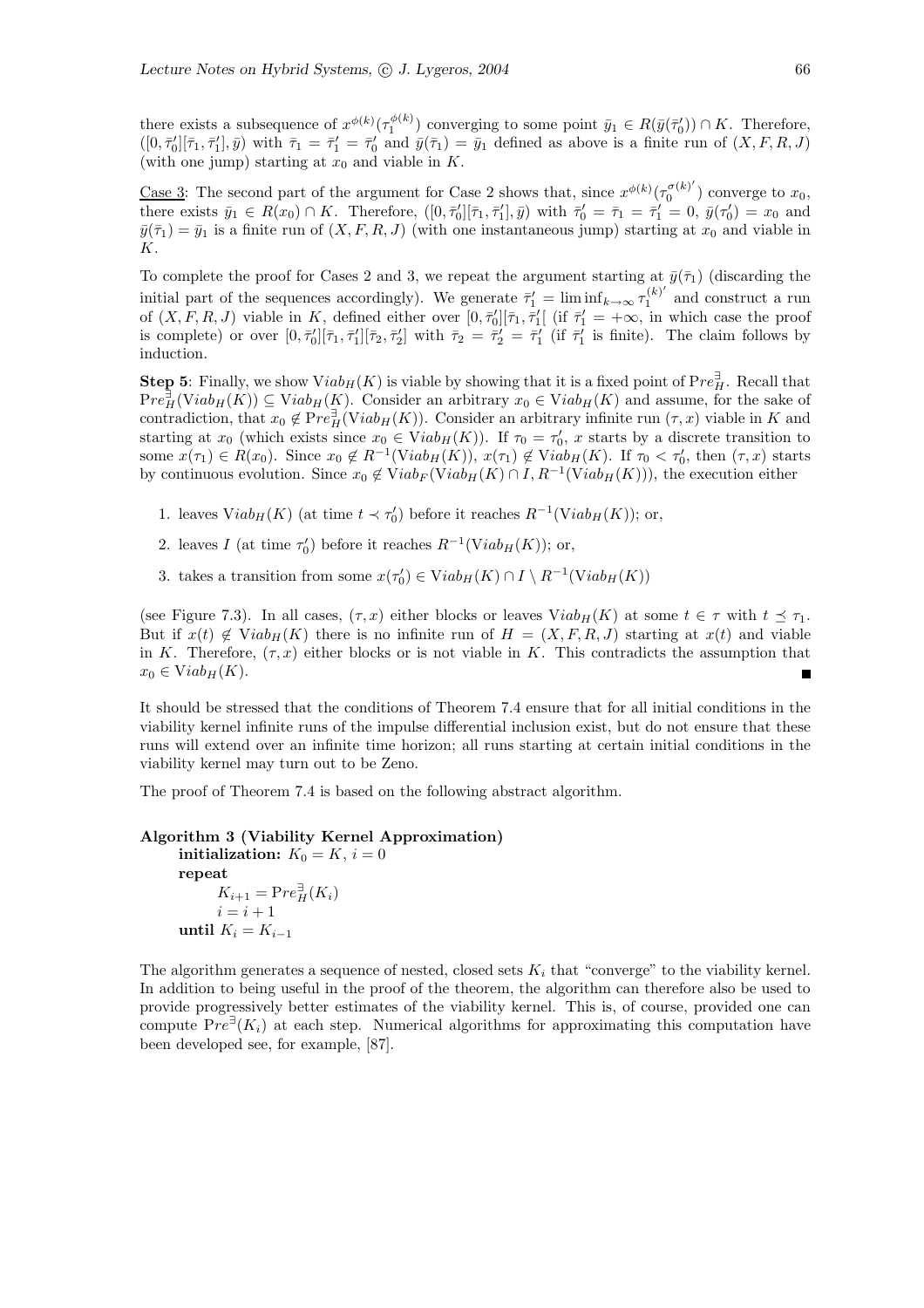there exists a subsequence of $x^{\phi(k)}(\tau_1^{\phi(k)})$ converging to some point $\bar{y}_1 \in R(\bar{y}(\bar{\tau}_0')) \cap K$. Therefore, $([0, \bar{\tau}_0'][\bar{\tau}_1, \bar{\tau}_1'], \bar{y})$ with $\bar{\tau}_1 = \bar{\tau}_1' = \bar{\tau}_0'$ and $\bar{y}(\bar{\tau}_1) = \bar{y}_1$ defined as above is a finite run of $(X, F, R, J)$ (with one jump) starting at $x_0$ and viable in $K$.

<u>Case 3</u>: The second part of the argument for Case 2 shows that, since $x^{\phi(k)}(\tau_0^{\sigma(k)'})$ converge to $x_0$, there exists $\bar{y}_1 \in R(x_0) \cap K$. Therefore, $([0, \bar{\tau}_0'][\bar{\tau}_1, \bar{\tau}_1'], \bar{y})$ with $\bar{\tau}_0' = \bar{\tau}_1 = \bar{\tau}_1' = 0$, $\bar{y}(\tau_0') = x_0$ and $\bar{y}(\bar{\tau}_1) = \bar{y}_1$ is a finite run of $(X, F, R, J)$ (with one instantaneous jump) starting at $x_0$ and viable in $K$.

To complete the proof for Cases 2 and 3, we repeat the argument starting at $\bar{y}(\bar{\tau}_1)$ (discarding the initial part of the sequences accordingly). We generate $\bar{\tau}_1' = \liminf_{k \to \infty} \tau_1^{(k)'}$ and construct a run of $(X, F, R, J)$ viable in $K$, defined either over $[0, \bar{\tau}_0'][\bar{\tau}_1, \bar{\tau}_1'[$ (if $\bar{\tau}_1' = +\infty$, in which case the proof is complete) or over $[0, \bar{\tau}_0'][\bar{\tau}_1, \bar{\tau}_1'][\bar{\tau}_2, \bar{\tau}_2']$ with $\bar{\tau}_2 = \bar{\tau}_2' = \bar{\tau}_1'$ (if $\bar{\tau}_1'$ is finite). The claim follows by induction.

**Step 5**: Finally, we show $\text{V}iab_H(K)$ is viable by showing that it is a fixed point of $\text{P}re_H^{\exists}$. Recall that $\text{P}re_H^{\exists}(\text{V}iab_H(K)) \subseteq \text{V}iab_H(K)$. Consider an arbitrary $x_0 \in \text{V}iab_H(K)$ and assume, for the sake of contradiction, that $x_0 \notin \text{P}re_H^{\exists}(\text{V}iab_H(K))$. Consider an arbitrary infinite run $(\tau, x)$ viable in $K$ and starting at $x_0$ (which exists since $x_0 \in \text{V}iab_H(K)$). If $\tau_0 = \tau_0'$, $x$ starts by a discrete transition to some $x(\tau_1) \in R(x_0)$. Since $x_0 \notin R^{-1}(\text{V}iab_H(K))$, $x(\tau_1) \notin \text{V}iab_H(K)$. If $\tau_0 < \tau_0'$, then $(\tau, x)$ starts by continuous evolution. Since $x_0 \notin \text{V}iab_F(\text{V}iab_H(K) \cap I, R^{-1}(\text{V}iab_H(K)))$, the execution either

1. leaves $\text{V}iab_H(K)$ (at time $t \prec \tau_0'$) before it reaches $R^{-1}(\text{V}iab_H(K))$; or,
2. leaves $I$ (at time $\tau_0'$) before it reaches $R^{-1}(\text{V}iab_H(K))$; or,
3. takes a transition from some $x(\tau_0') \in \text{V}iab_H(K) \cap I \setminus R^{-1}(\text{V}iab_H(K))$

(see Figure 7.3). In all cases, $(\tau, x)$ either blocks or leaves $\text{V}iab_H(K)$ at some $t \in \tau$ with $t \preceq \tau_1$. But if $x(t) \notin \text{V}iab_H(K)$ there is no infinite run of $H = (X, F, R, J)$ starting at $x(t)$ and viable in $K$. Therefore, $(\tau, x)$ either blocks or is not viable in $K$. This contradicts the assumption that $x_0 \in \text{V}iab_H(K)$. ∎

It should be stressed that the conditions of Theorem 7.4 ensure that for all initial conditions in the viability kernel infinite runs of the impulse differential inclusion exist, but do not ensure that these runs will extend over an infinite time horizon; all runs starting at certain initial conditions in the viability kernel may turn out to be Zeno.

The proof of Theorem 7.4 is based on the following abstract algorithm.

**Algorithm 3 (Viability Kernel Approximation)**
**initialization:** $K_0 = K$, $i = 0$
**repeat**
$K_{i+1} = \text{P}re_H^{\exists}(K_i)$
$i = i + 1$
**until** $K_i = K_{i-1}$

The algorithm generates a sequence of nested, closed sets $K_i$ that "converge" to the viability kernel. In addition to being useful in the proof of the theorem, the algorithm can therefore also be used to provide progressively better estimates of the viability kernel. This is, of course, provided one can compute $\text{P}re^{\exists}(K_i)$ at each step. Numerical algorithms for approximating this computation have been developed see, for example, [87].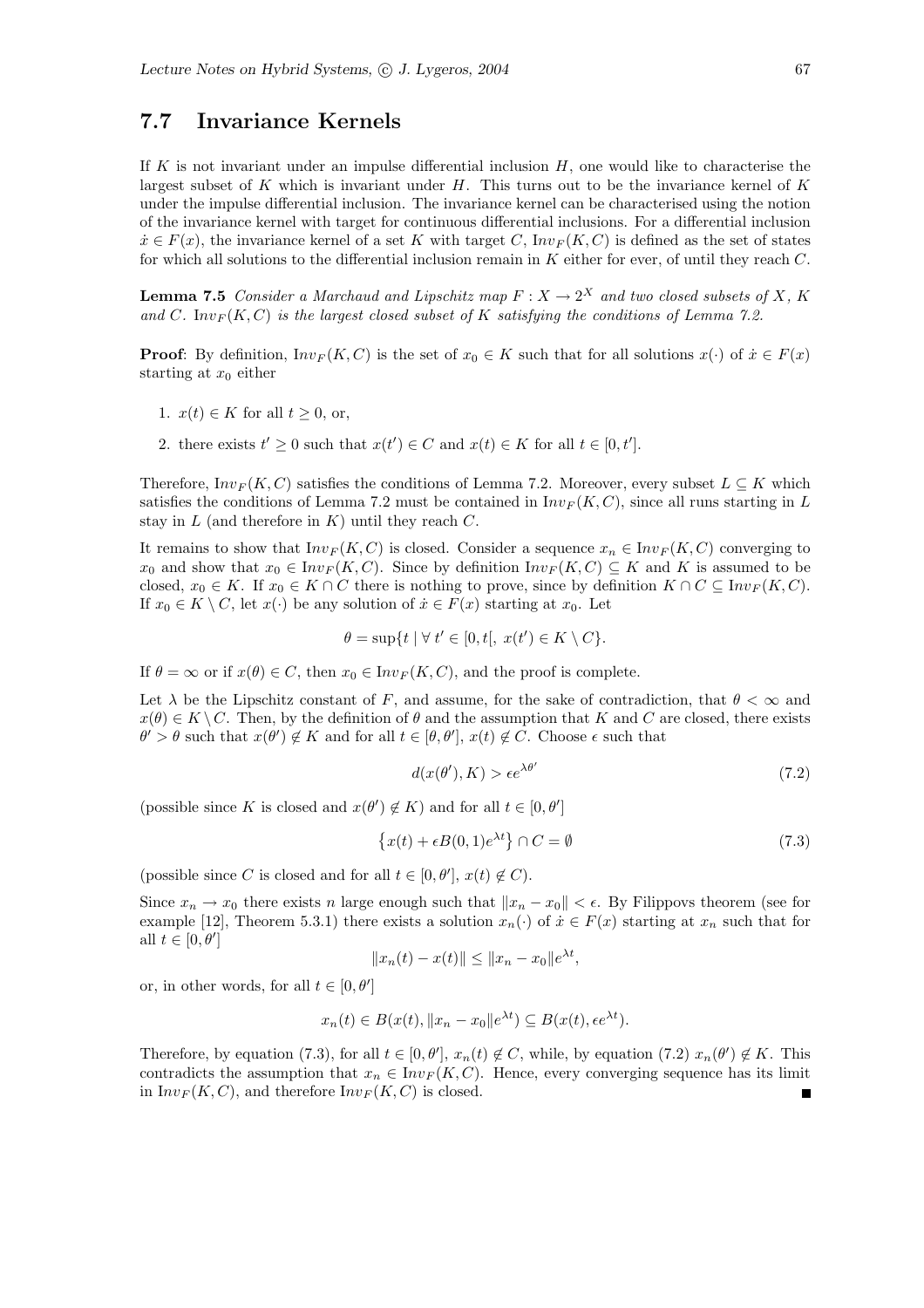## 7.7 Invariance Kernels

If $K$ is not invariant under an impulse differential inclusion $H$, one would like to characterise the largest subset of $K$ which is invariant under $H$. This turns out to be the invariance kernel of $K$ under the impulse differential inclusion. The invariance kernel can be characterised using the notion of the invariance kernel with target for continuous differential inclusions. For a differential inclusion $\dot{x} \in F(x)$, the invariance kernel of a set $K$ with target $C$, $\text{Inv}_F(K, C)$ is defined as the set of states for which all solutions to the differential inclusion remain in $K$ either for ever, of until they reach $C$.

**Lemma 7.5** *Consider a Marchaud and Lipschitz map $F : X \to 2^X$ and two closed subsets of $X$, $K$ and $C$. $\text{Inv}_F(K, C)$ is the largest closed subset of $K$ satisfying the conditions of Lemma 7.2.*

**Proof**: By definition, $\text{Inv}_F(K, C)$ is the set of $x_0 \in K$ such that for all solutions $x(\cdot)$ of $\dot{x} \in F(x)$ starting at $x_0$ either

1. $x(t) \in K$ for all $t \geq 0$, or,
2. there exists $t' \geq 0$ such that $x(t') \in C$ and $x(t) \in K$ for all $t \in [0, t']$.

Therefore, $\text{Inv}_F(K, C)$ satisfies the conditions of Lemma 7.2. Moreover, every subset $L \subseteq K$ which satisfies the conditions of Lemma 7.2 must be contained in $\text{Inv}_F(K, C)$, since all runs starting in $L$ stay in $L$ (and therefore in $K$) until they reach $C$.

It remains to show that $\text{Inv}_F(K, C)$ is closed. Consider a sequence $x_n \in \text{Inv}_F(K, C)$ converging to $x_0$ and show that $x_0 \in \text{Inv}_F(K, C)$. Since by definition $\text{Inv}_F(K, C) \subseteq K$ and $K$ is assumed to be closed, $x_0 \in K$. If $x_0 \in K \cap C$ there is nothing to prove, since by definition $K \cap C \subseteq \text{Inv}_F(K, C)$. If $x_0 \in K \setminus C$, let $x(\cdot)$ be any solution of $\dot{x} \in F(x)$ starting at $x_0$. Let

$$\theta = \sup\{t \mid \forall\, t' \in [0, t[,\ x(t') \in K \setminus C\}.$$

If $\theta = \infty$ or if $x(\theta) \in C$, then $x_0 \in \text{Inv}_F(K, C)$, and the proof is complete.

Let $\lambda$ be the Lipschitz constant of $F$, and assume, for the sake of contradiction, that $\theta < \infty$ and $x(\theta) \in K \setminus C$. Then, by the definition of $\theta$ and the assumption that $K$ and $C$ are closed, there exists $\theta' > \theta$ such that $x(\theta') \notin K$ and for all $t \in [\theta, \theta']$, $x(t) \notin C$. Choose $\epsilon$ such that

$$d(x(\theta'), K) > \epsilon e^{\lambda \theta'} \tag{7.2}$$

(possible since $K$ is closed and $x(\theta') \notin K$) and for all $t \in [0, \theta']$

$$\left\{x(t) + \epsilon B(0, 1) e^{\lambda t}\right\} \cap C = \emptyset \tag{7.3}$$

(possible since $C$ is closed and for all $t \in [0, \theta']$, $x(t) \notin C$).

Since $x_n \to x_0$ there exists $n$ large enough such that $\|x_n - x_0\| < \epsilon$. By Filippovs theorem (see for example [12], Theorem 5.3.1) there exists a solution $x_n(\cdot)$ of $\dot{x} \in F(x)$ starting at $x_n$ such that for all $t \in [0, \theta']$

$$\|x_n(t) - x(t)\| \leq \|x_n - x_0\| e^{\lambda t},$$

or, in other words, for all $t \in [0, \theta']$

$$x_n(t) \in B(x(t), \|x_n - x_0\| e^{\lambda t}) \subseteq B(x(t), \epsilon e^{\lambda t}).$$

Therefore, by equation (7.3), for all $t \in [0, \theta']$, $x_n(t) \notin C$, while, by equation (7.2) $x_n(\theta') \notin K$. This contradicts the assumption that $x_n \in \text{Inv}_F(K, C)$. Hence, every converging sequence has its limit in $\text{Inv}_F(K, C)$, and therefore $\text{Inv}_F(K, C)$ is closed. ∎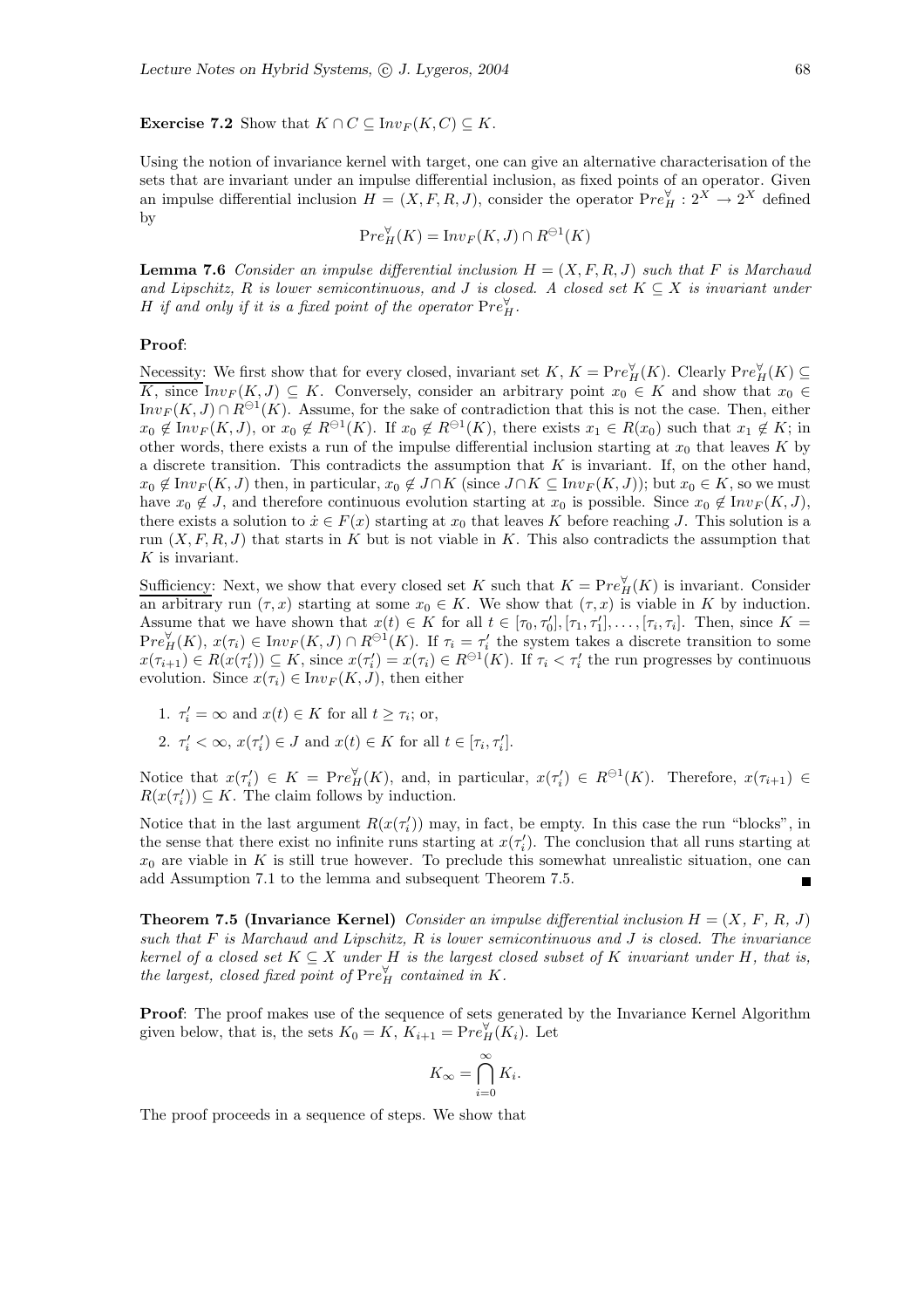**Exercise 7.2** Show that $K \cap C \subseteq \text{Inv}_F(K, C) \subseteq K$.

Using the notion of invariance kernel with target, one can give an alternative characterisation of the sets that are invariant under an impulse differential inclusion, as fixed points of an operator. Given an impulse differential inclusion $H = (X, F, R, J)$, consider the operator $\text{Pre}_H^{\forall} : 2^X \to 2^X$ defined by

$$\text{Pre}_H^{\forall}(K) = \text{Inv}_F(K, J) \cap R^{\ominus 1}(K)$$

**Lemma 7.6** *Consider an impulse differential inclusion $H = (X, F, R, J)$ such that $F$ is Marchaud and Lipschitz, $R$ is lower semicontinuous, and $J$ is closed. A closed set $K \subseteq X$ is invariant under $H$ if and only if it is a fixed point of the operator $\text{Pre}_H^{\forall}$.*

**Proof**:

Necessity: We first show that for every closed, invariant set $K$, $K = \text{Pre}_H^{\forall}(K)$. Clearly $\text{Pre}_H^{\forall}(K) \subseteq K$, since $\text{Inv}_F(K, J) \subseteq K$. Conversely, consider an arbitrary point $x_0 \in K$ and show that $x_0 \in \text{Inv}_F(K, J) \cap R^{\ominus 1}(K)$. Assume, for the sake of contradiction that this is not the case. Then, either $x_0 \notin \text{Inv}_F(K, J)$, or $x_0 \notin R^{\ominus 1}(K)$. If $x_0 \notin R^{\ominus 1}(K)$, there exists $x_1 \in R(x_0)$ such that $x_1 \notin K$; in other words, there exists a run of the impulse differential inclusion starting at $x_0$ that leaves $K$ by a discrete transition. This contradicts the assumption that $K$ is invariant. If, on the other hand, $x_0 \notin \text{Inv}_F(K, J)$ then, in particular, $x_0 \notin J \cap K$ (since $J \cap K \subseteq \text{Inv}_F(K, J)$); but $x_0 \in K$, so we must have $x_0 \notin J$, and therefore continuous evolution starting at $x_0$ is possible. Since $x_0 \notin \text{Inv}_F(K, J)$, there exists a solution to $\dot{x} \in F(x)$ starting at $x_0$ that leaves $K$ before reaching $J$. This solution is a run $(X, F, R, J)$ that starts in $K$ but is not viable in $K$. This also contradicts the assumption that $K$ is invariant.

Sufficiency: Next, we show that every closed set $K$ such that $K = \text{Pre}_H^{\forall}(K)$ is invariant. Consider an arbitrary run $(\tau, x)$ starting at some $x_0 \in K$. We show that $(\tau, x)$ is viable in $K$ by induction. Assume that we have shown that $x(t) \in K$ for all $t \in [\tau_0, \tau_0'], [\tau_1, \tau_1'], \ldots, [\tau_i, \tau_i]$. Then, since $K = \text{Pre}_H^{\forall}(K)$, $x(\tau_i) \in \text{Inv}_F(K, J) \cap R^{\ominus 1}(K)$. If $\tau_i = \tau_i'$ the system takes a discrete transition to some $x(\tau_{i+1}) \in R(x(\tau_i')) \subseteq K$, since $x(\tau_i') = x(\tau_i) \in R^{\ominus 1}(K)$. If $\tau_i < \tau_i'$ the run progresses by continuous evolution. Since $x(\tau_i) \in \text{Inv}_F(K, J)$, then either

1. $\tau_i' = \infty$ and $x(t) \in K$ for all $t \geq \tau_i$; or,
2. $\tau_i' < \infty$, $x(\tau_i') \in J$ and $x(t) \in K$ for all $t \in [\tau_i, \tau_i']$.

Notice that $x(\tau_i') \in K = \text{Pre}_H^{\forall}(K)$, and, in particular, $x(\tau_i') \in R^{\ominus 1}(K)$. Therefore, $x(\tau_{i+1}) \in R(x(\tau_i')) \subseteq K$. The claim follows by induction.

Notice that in the last argument $R(x(\tau_i'))$ may, in fact, be empty. In this case the run "blocks", in the sense that there exist no infinite runs starting at $x(\tau_i')$. The conclusion that all runs starting at $x_0$ are viable in $K$ is still true however. To preclude this somewhat unrealistic situation, one can add Assumption 7.1 to the lemma and subsequent Theorem 7.5. ∎

**Theorem 7.5 (Invariance Kernel)** *Consider an impulse differential inclusion $H = (X, F, R, J)$ such that $F$ is Marchaud and Lipschitz, $R$ is lower semicontinuous and $J$ is closed. The invariance kernel of a closed set $K \subseteq X$ under $H$ is the largest closed subset of $K$ invariant under $H$, that is, the largest, closed fixed point of $\text{Pre}_H^{\forall}$ contained in $K$.*

**Proof**: The proof makes use of the sequence of sets generated by the Invariance Kernel Algorithm given below, that is, the sets $K_0 = K$, $K_{i+1} = \text{Pre}_H^{\forall}(K_i)$. Let

$$K_\infty = \bigcap_{i=0}^{\infty} K_i.$$

The proof proceeds in a sequence of steps. We show that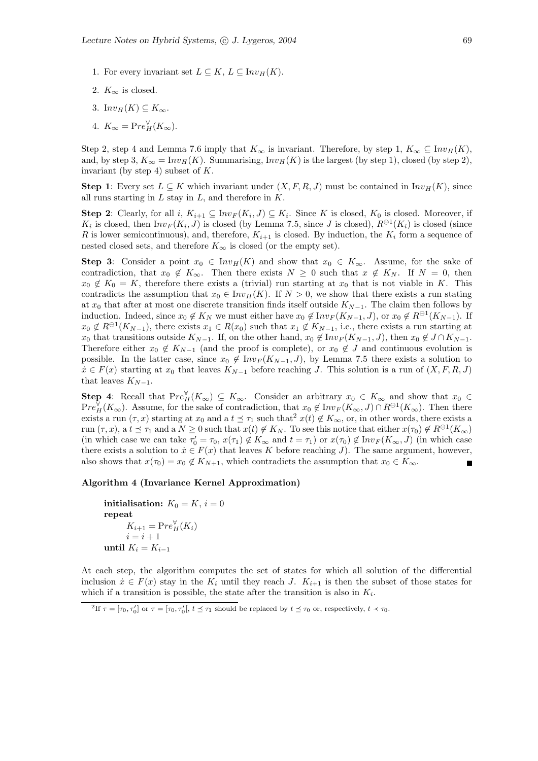1. For every invariant set $L \subseteq K$, $L \subseteq \text{Inv}_H(K)$.
2. $K_\infty$ is closed.
3. $\text{Inv}_H(K) \subseteq K_\infty$.
4. $K_\infty = \text{Pre}_H^\forall(K_\infty)$.

Step 2, step 4 and Lemma 7.6 imply that $K_\infty$ is invariant. Therefore, by step 1, $K_\infty \subseteq \text{Inv}_H(K)$, and, by step 3, $K_\infty = \text{Inv}_H(K)$. Summarising, $\text{Inv}_H(K)$ is the largest (by step 1), closed (by step 2), invariant (by step 4) subset of $K$.

**Step 1**: Every set $L \subseteq K$ which invariant under $(X, F, R, J)$ must be contained in $\text{Inv}_H(K)$, since all runs starting in $L$ stay in $L$, and therefore in $K$.

**Step 2**: Clearly, for all $i$, $K_{i+1} \subseteq \text{Inv}_F(K_i, J) \subseteq K_i$. Since $K$ is closed, $K_0$ is closed. Moreover, if $K_i$ is closed, then $\text{Inv}_F(K_i, J)$ is closed (by Lemma 7.5, since $J$ is closed), $R^{\ominus 1}(K_i)$ is closed (since $R$ is lower semicontinuous), and, therefore, $K_{i+1}$ is closed. By induction, the $K_i$ form a sequence of nested closed sets, and therefore $K_\infty$ is closed (or the empty set).

**Step 3**: Consider a point $x_0 \in \text{Inv}_H(K)$ and show that $x_0 \in K_\infty$. Assume, for the sake of contradiction, that $x_0 \notin K_\infty$. Then there exists $N \geq 0$ such that $x \notin K_N$. If $N = 0$, then $x_0 \notin K_0 = K$, therefore there exists a (trivial) run starting at $x_0$ that is not viable in $K$. This contradicts the assumption that $x_0 \in \text{Inv}_H(K)$. If $N > 0$, we show that there exists a run stating at $x_0$ that after at most one discrete transition finds itself outside $K_{N-1}$. The claim then follows by induction. Indeed, since $x_0 \notin K_N$ we must either have $x_0 \notin \text{Inv}_F(K_{N-1}, J)$, or $x_0 \notin R^{\ominus 1}(K_{N-1})$. If $x_0 \notin R^{\ominus 1}(K_{N-1})$, there exists $x_1 \in R(x_0)$ such that $x_1 \notin K_{N-1}$, i.e., there exists a run starting at $x_0$ that transitions outside $K_{N-1}$. If, on the other hand, $x_0 \notin \text{Inv}_F(K_{N-1}, J)$, then $x_0 \notin J \cap K_{N-1}$. Therefore either $x_0 \notin K_{N-1}$ (and the proof is complete), or $x_0 \notin J$ and continuous evolution is possible. In the latter case, since $x_0 \notin \text{Inv}_F(K_{N-1}, J)$, by Lemma 7.5 there exists a solution to $\dot{x} \in F(x)$ starting at $x_0$ that leaves $K_{N-1}$ before reaching $J$. This solution is a run of $(X, F, R, J)$ that leaves $K_{N-1}$.

**Step 4**: Recall that $\text{Pre}_H^\forall(K_\infty) \subseteq K_\infty$. Consider an arbitrary $x_0 \in K_\infty$ and show that $x_0 \in \text{Pre}_H^\forall(K_\infty)$. Assume, for the sake of contradiction, that $x_0 \notin \text{Inv}_F(K_\infty, J) \cap R^{\ominus 1}(K_\infty)$. Then there exists a run $(\tau, x)$ starting at $x_0$ and a $t \preceq \tau_1$ such that[2] $x(t) \notin K_\infty$, or, in other words, there exists a run $(\tau, x)$, a $t \preceq \tau_1$ and a $N \geq 0$ such that $x(t) \notin K_N$. To see this notice that either $x(\tau_0) \notin R^{\ominus 1}(K_\infty)$ (in which case we can take $\tau_0' = \tau_0$, $x(\tau_1) \notin K_\infty$ and $t = \tau_1$) or $x(\tau_0) \notin \text{Inv}_F(K_\infty, J)$ (in which case there exists a solution to $\dot{x} \in F(x)$ that leaves $K$ before reaching $J$). The same argument, however, also shows that $x(\tau_0) = x_0 \notin K_{N+1}$, which contradicts the assumption that $x_0 \in K_\infty$. ∎

**Algorithm 4 (Invariance Kernel Approximation)**

> **initialisation:** $K_0 = K$, $i = 0$
> **repeat**
> $\quad K_{i+1} = \text{Pre}_H^\forall(K_i)$
> $\quad i = i + 1$
> **until** $K_i = K_{i-1}$

At each step, the algorithm computes the set of states for which all solution of the differential inclusion $\dot{x} \in F(x)$ stay in the $K_i$ until they reach $J$. $K_{i+1}$ is then the subset of those states for which if a transition is possible, the state after the transition is also in $K_i$.

[2] If $\tau = [\tau_0, \tau_0']$ or $\tau = [\tau_0, \tau_0'[$, $t \preceq \tau_1$ should be replaced by $t \preceq \tau_0$ or, respectively, $t \prec \tau_0$.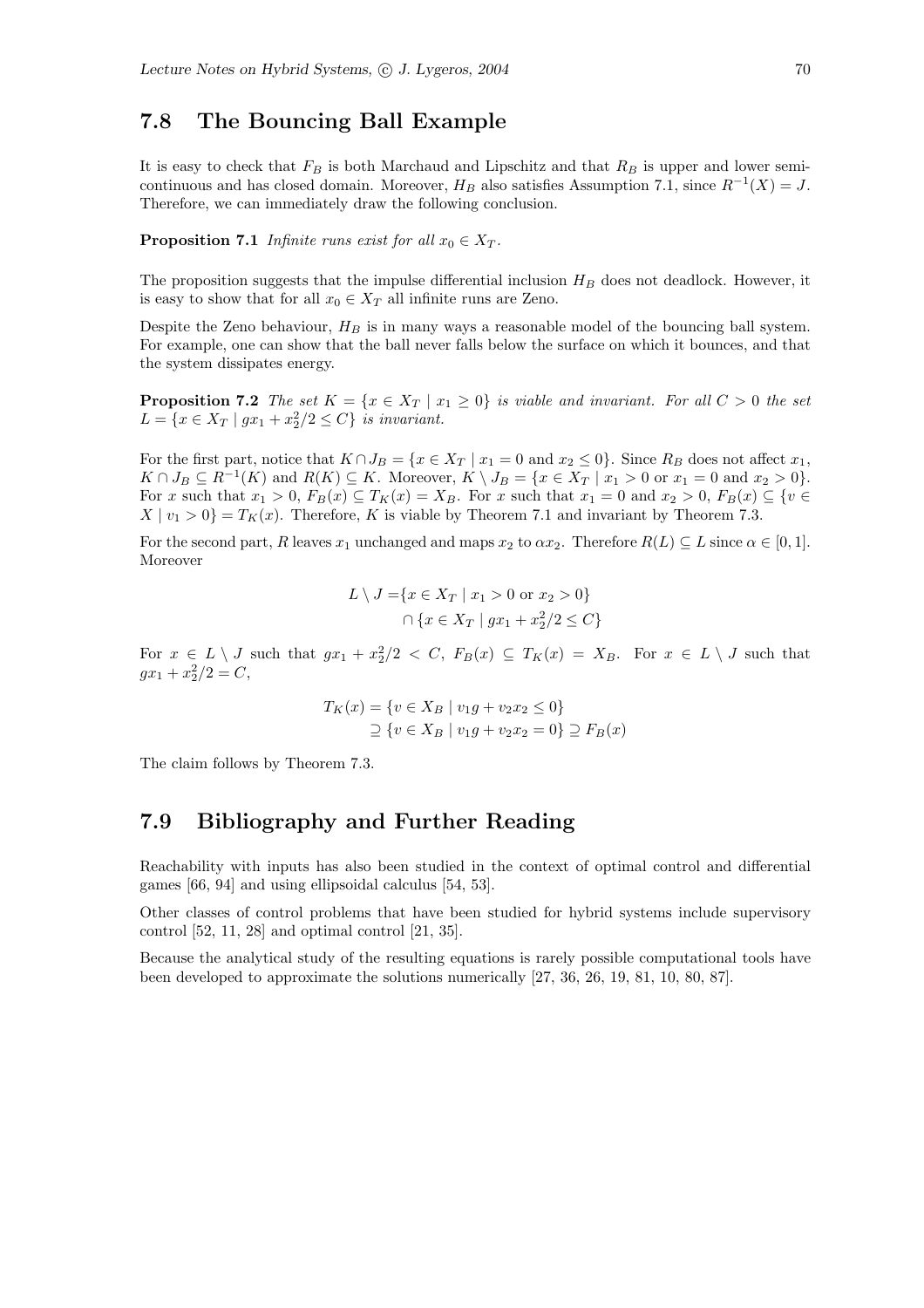## 7.8 The Bouncing Ball Example

It is easy to check that $F_B$ is both Marchaud and Lipschitz and that $R_B$ is upper and lower semi-continuous and has closed domain. Moreover, $H_B$ also satisfies Assumption 7.1, since $R^{-1}(X) = J$. Therefore, we can immediately draw the following conclusion.

**Proposition 7.1** *Infinite runs exist for all $x_0 \in X_T$.*

The proposition suggests that the impulse differential inclusion $H_B$ does not deadlock. However, it is easy to show that for all $x_0 \in X_T$ all infinite runs are Zeno.

Despite the Zeno behaviour, $H_B$ is in many ways a reasonable model of the bouncing ball system. For example, one can show that the ball never falls below the surface on which it bounces, and that the system dissipates energy.

**Proposition 7.2** *The set $K = \{x \in X_T \mid x_1 \geq 0\}$ is viable and invariant. For all $C > 0$ the set $L = \{x \in X_T \mid gx_1 + x_2^2/2 \leq C\}$ is invariant.*

For the first part, notice that $K \cap J_B = \{x \in X_T \mid x_1 = 0 \text{ and } x_2 \leq 0\}$. Since $R_B$ does not affect $x_1$, $K \cap J_B \subseteq R^{-1}(K)$ and $R(K) \subseteq K$. Moreover, $K \setminus J_B = \{x \in X_T \mid x_1 > 0 \text{ or } x_1 = 0 \text{ and } x_2 > 0\}$. For $x$ such that $x_1 > 0$, $F_B(x) \subseteq T_K(x) = X_B$. For $x$ such that $x_1 = 0$ and $x_2 > 0$, $F_B(x) \subseteq \{v \in X \mid v_1 > 0\} = T_K(x)$. Therefore, $K$ is viable by Theorem 7.1 and invariant by Theorem 7.3.

For the second part, $R$ leaves $x_1$ unchanged and maps $x_2$ to $\alpha x_2$. Therefore $R(L) \subseteq L$ since $\alpha \in [0, 1]$. Moreover

$$
\begin{aligned}
L \setminus J = &\{x \in X_T \mid x_1 > 0 \text{ or } x_2 > 0\} \\
&\cap \{x \in X_T \mid gx_1 + x_2^2/2 \leq C\}
\end{aligned}
$$

For $x \in L \setminus J$ such that $gx_1 + x_2^2/2 < C$, $F_B(x) \subseteq T_K(x) = X_B$. For $x \in L \setminus J$ such that $gx_1 + x_2^2/2 = C$,

$$
\begin{aligned}
T_K(x) &= \{v \in X_B \mid v_1 g + v_2 x_2 \leq 0\} \\
&\supseteq \{v \in X_B \mid v_1 g + v_2 x_2 = 0\} \supseteq F_B(x)
\end{aligned}
$$

The claim follows by Theorem 7.3.

## 7.9 Bibliography and Further Reading

Reachability with inputs has also been studied in the context of optimal control and differential games [66, 94] and using ellipsoidal calculus [54, 53].

Other classes of control problems that have been studied for hybrid systems include supervisory control [52, 11, 28] and optimal control [21, 35].

Because the analytical study of the resulting equations is rarely possible computational tools have been developed to approximate the solutions numerically [27, 36, 26, 19, 81, 10, 80, 87].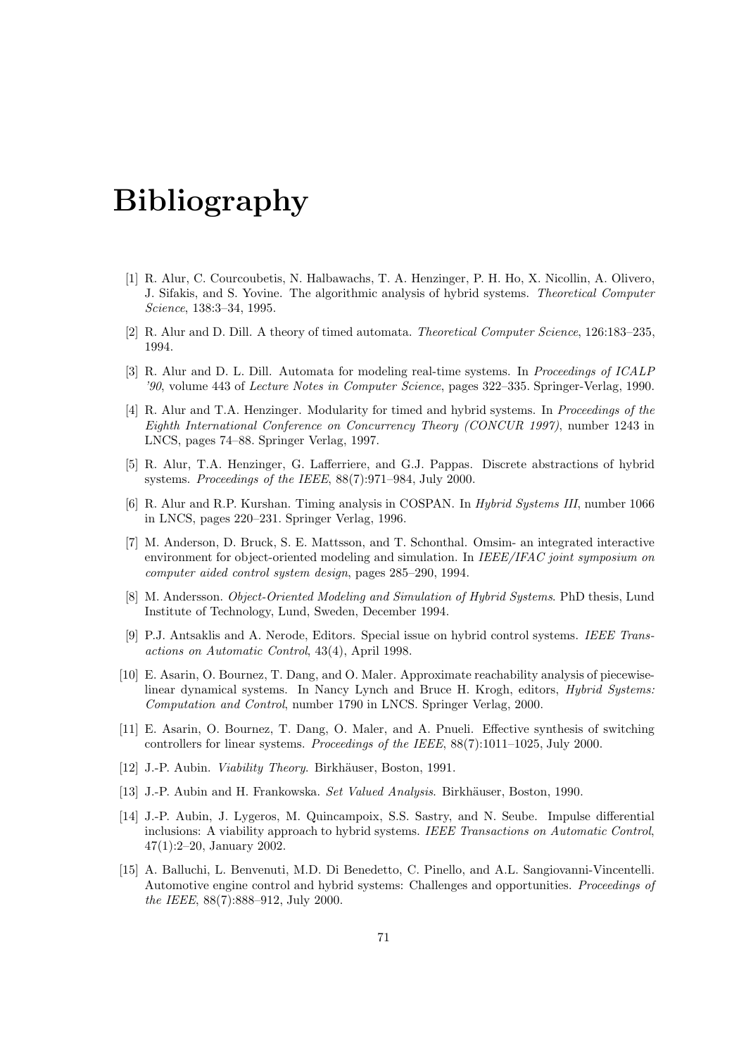# Bibliography

[1] R. Alur, C. Courcoubetis, N. Halbawachs, T. A. Henzinger, P. H. Ho, X. Nicollin, A. Olivero, J. Sifakis, and S. Yovine. The algorithmic analysis of hybrid systems. *Theoretical Computer Science*, 138:3–34, 1995.

[2] R. Alur and D. Dill. A theory of timed automata. *Theoretical Computer Science*, 126:183–235, 1994.

[3] R. Alur and D. L. Dill. Automata for modeling real-time systems. In *Proceedings of ICALP '90*, volume 443 of *Lecture Notes in Computer Science*, pages 322–335. Springer-Verlag, 1990.

[4] R. Alur and T.A. Henzinger. Modularity for timed and hybrid systems. In *Proceedings of the Eighth International Conference on Concurrency Theory (CONCUR 1997)*, number 1243 in LNCS, pages 74–88. Springer Verlag, 1997.

[5] R. Alur, T.A. Henzinger, G. Lafferriere, and G.J. Pappas. Discrete abstractions of hybrid systems. *Proceedings of the IEEE*, 88(7):971–984, July 2000.

[6] R. Alur and R.P. Kurshan. Timing analysis in COSPAN. In *Hybrid Systems III*, number 1066 in LNCS, pages 220–231. Springer Verlag, 1996.

[7] M. Anderson, D. Bruck, S. E. Mattsson, and T. Schonthal. Omsim- an integrated interactive environment for object-oriented modeling and simulation. In *IEEE/IFAC joint symposium on computer aided control system design*, pages 285–290, 1994.

[8] M. Andersson. *Object-Oriented Modeling and Simulation of Hybrid Systems*. PhD thesis, Lund Institute of Technology, Lund, Sweden, December 1994.

[9] P.J. Antsaklis and A. Nerode, Editors. Special issue on hybrid control systems. *IEEE Transactions on Automatic Control*, 43(4), April 1998.

[10] E. Asarin, O. Bournez, T. Dang, and O. Maler. Approximate reachability analysis of piecewise-linear dynamical systems. In Nancy Lynch and Bruce H. Krogh, editors, *Hybrid Systems: Computation and Control*, number 1790 in LNCS. Springer Verlag, 2000.

[11] E. Asarin, O. Bournez, T. Dang, O. Maler, and A. Pnueli. Effective synthesis of switching controllers for linear systems. *Proceedings of the IEEE*, 88(7):1011–1025, July 2000.

[12] J.-P. Aubin. *Viability Theory*. Birkhäuser, Boston, 1991.

[13] J.-P. Aubin and H. Frankowska. *Set Valued Analysis*. Birkhäuser, Boston, 1990.

[14] J.-P. Aubin, J. Lygeros, M. Quincampoix, S.S. Sastry, and N. Seube. Impulse differential inclusions: A viability approach to hybrid systems. *IEEE Transactions on Automatic Control*, 47(1):2–20, January 2002.

[15] A. Balluchi, L. Benvenuti, M.D. Di Benedetto, C. Pinello, and A.L. Sangiovanni-Vincentelli. Automotive engine control and hybrid systems: Challenges and opportunities. *Proceedings of the IEEE*, 88(7):888–912, July 2000.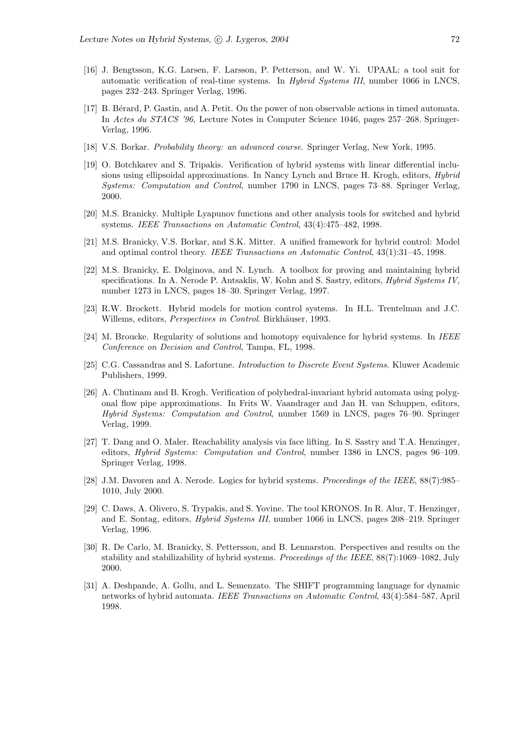[16] J. Bengtsson, K.G. Larsen, F. Larsson, P. Petterson, and W. Yi. UPAAL: a tool suit for automatic verification of real-time systems. In *Hybrid Systems III*, number 1066 in LNCS, pages 232–243. Springer Verlag, 1996.

[17] B. Bérard, P. Gastin, and A. Petit. On the power of non observable actions in timed automata. In *Actes du STACS '96*, Lecture Notes in Computer Science 1046, pages 257–268. Springer-Verlag, 1996.

[18] V.S. Borkar. *Probability theory: an advanced course*. Springer Verlag, New York, 1995.

[19] O. Botchkarev and S. Tripakis. Verification of hybrid systems with linear differential inclusions using ellipsoidal approximations. In Nancy Lynch and Bruce H. Krogh, editors, *Hybrid Systems: Computation and Control*, number 1790 in LNCS, pages 73–88. Springer Verlag, 2000.

[20] M.S. Branicky. Multiple Lyapunov functions and other analysis tools for switched and hybrid systems. *IEEE Transactions on Automatic Control*, 43(4):475–482, 1998.

[21] M.S. Branicky, V.S. Borkar, and S.K. Mitter. A unified framework for hybrid control: Model and optimal control theory. *IEEE Transactions on Automatic Control*, 43(1):31–45, 1998.

[22] M.S. Branicky, E. Dolginova, and N. Lynch. A toolbox for proving and maintaining hybrid specifications. In A. Nerode P. Antsaklis, W. Kohn and S. Sastry, editors, *Hybrid Systems IV*, number 1273 in LNCS, pages 18–30. Springer Verlag, 1997.

[23] R.W. Brockett. Hybrid models for motion control systems. In H.L. Trentelman and J.C. Willems, editors, *Perspectives in Control*. Birkhäuser, 1993.

[24] M. Broucke. Regularity of solutions and homotopy equivalence for hybrid systems. In *IEEE Conference on Decision and Control*, Tampa, FL, 1998.

[25] C.G. Cassandras and S. Lafortune. *Introduction to Discrete Event Systems*. Kluwer Academic Publishers, 1999.

[26] A. Chutinam and B. Krogh. Verification of polyhedral-invariant hybrid automata using polygonal flow pipe approximations. In Frits W. Vaandrager and Jan H. van Schuppen, editors, *Hybrid Systems: Computation and Control*, number 1569 in LNCS, pages 76–90. Springer Verlag, 1999.

[27] T. Dang and O. Maler. Reachability analysis via face lifting. In S. Sastry and T.A. Henzinger, editors, *Hybrid Systems: Computation and Control*, number 1386 in LNCS, pages 96–109. Springer Verlag, 1998.

[28] J.M. Davoren and A. Nerode. Logics for hybrid systems. *Proceedings of the IEEE*, 88(7):985–1010, July 2000.

[29] C. Daws, A. Olivero, S. Trypakis, and S. Yovine. The tool KRONOS. In R. Alur, T. Henzinger, and E. Sontag, editors, *Hybrid Systems III*, number 1066 in LNCS, pages 208–219. Springer Verlag, 1996.

[30] R. De Carlo, M. Branicky, S. Pettersson, and B. Lennarston. Perspectives and results on the stability and stabilizability of hybrid systems. *Proceedings of the IEEE*, 88(7):1069–1082, July 2000.

[31] A. Deshpande, A. Gollu, and L. Semenzato. The SHIFT programming language for dynamic networks of hybrid automata. *IEEE Transactions on Automatic Control*, 43(4):584–587, April 1998.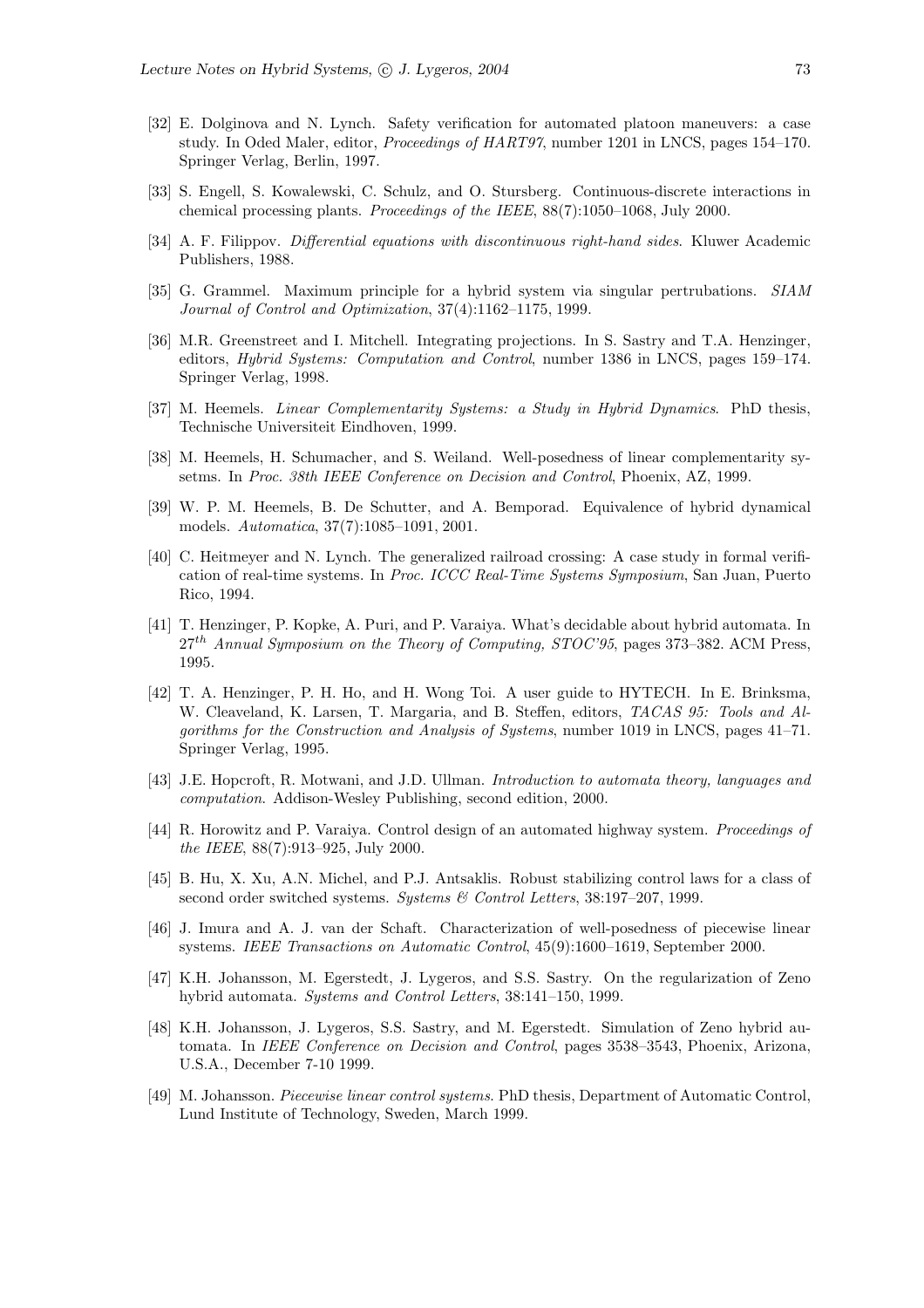[32] E. Dolginova and N. Lynch. Safety verification for automated platoon maneuvers: a case study. In Oded Maler, editor, *Proceedings of HART97*, number 1201 in LNCS, pages 154–170. Springer Verlag, Berlin, 1997.

[33] S. Engell, S. Kowalewski, C. Schulz, and O. Stursberg. Continuous-discrete interactions in chemical processing plants. *Proceedings of the IEEE*, 88(7):1050–1068, July 2000.

[34] A. F. Filippov. *Differential equations with discontinuous right-hand sides*. Kluwer Academic Publishers, 1988.

[35] G. Grammel. Maximum principle for a hybrid system via singular pertrubations. *SIAM Journal of Control and Optimization*, 37(4):1162–1175, 1999.

[36] M.R. Greenstreet and I. Mitchell. Integrating projections. In S. Sastry and T.A. Henzinger, editors, *Hybrid Systems: Computation and Control*, number 1386 in LNCS, pages 159–174. Springer Verlag, 1998.

[37] M. Heemels. *Linear Complementarity Systems: a Study in Hybrid Dynamics*. PhD thesis, Technische Universiteit Eindhoven, 1999.

[38] M. Heemels, H. Schumacher, and S. Weiland. Well-posedness of linear complementarity sysetms. In *Proc. 38th IEEE Conference on Decision and Control*, Phoenix, AZ, 1999.

[39] W. P. M. Heemels, B. De Schutter, and A. Bemporad. Equivalence of hybrid dynamical models. *Automatica*, 37(7):1085–1091, 2001.

[40] C. Heitmeyer and N. Lynch. The generalized railroad crossing: A case study in formal verification of real-time systems. In *Proc. ICCC Real-Time Systems Symposium*, San Juan, Puerto Rico, 1994.

[41] T. Henzinger, P. Kopke, A. Puri, and P. Varaiya. What's decidable about hybrid automata. In $27^{th}$ *Annual Symposium on the Theory of Computing, STOC'95*, pages 373–382. ACM Press, 1995.

[42] T. A. Henzinger, P. H. Ho, and H. Wong Toi. A user guide to HYTECH. In E. Brinksma, W. Cleaveland, K. Larsen, T. Margaria, and B. Steffen, editors, *TACAS 95: Tools and Algorithms for the Construction and Analysis of Systems*, number 1019 in LNCS, pages 41–71. Springer Verlag, 1995.

[43] J.E. Hopcroft, R. Motwani, and J.D. Ullman. *Introduction to automata theory, languages and computation*. Addison-Wesley Publishing, second edition, 2000.

[44] R. Horowitz and P. Varaiya. Control design of an automated highway system. *Proceedings of the IEEE*, 88(7):913–925, July 2000.

[45] B. Hu, X. Xu, A.N. Michel, and P.J. Antsaklis. Robust stabilizing control laws for a class of second order switched systems. *Systems & Control Letters*, 38:197–207, 1999.

[46] J. Imura and A. J. van der Schaft. Characterization of well-posedness of piecewise linear systems. *IEEE Transactions on Automatic Control*, 45(9):1600–1619, September 2000.

[47] K.H. Johansson, M. Egerstedt, J. Lygeros, and S.S. Sastry. On the regularization of Zeno hybrid automata. *Systems and Control Letters*, 38:141–150, 1999.

[48] K.H. Johansson, J. Lygeros, S.S. Sastry, and M. Egerstedt. Simulation of Zeno hybrid automata. In *IEEE Conference on Decision and Control*, pages 3538–3543, Phoenix, Arizona, U.S.A., December 7-10 1999.

[49] M. Johansson. *Piecewise linear control systems*. PhD thesis, Department of Automatic Control, Lund Institute of Technology, Sweden, March 1999.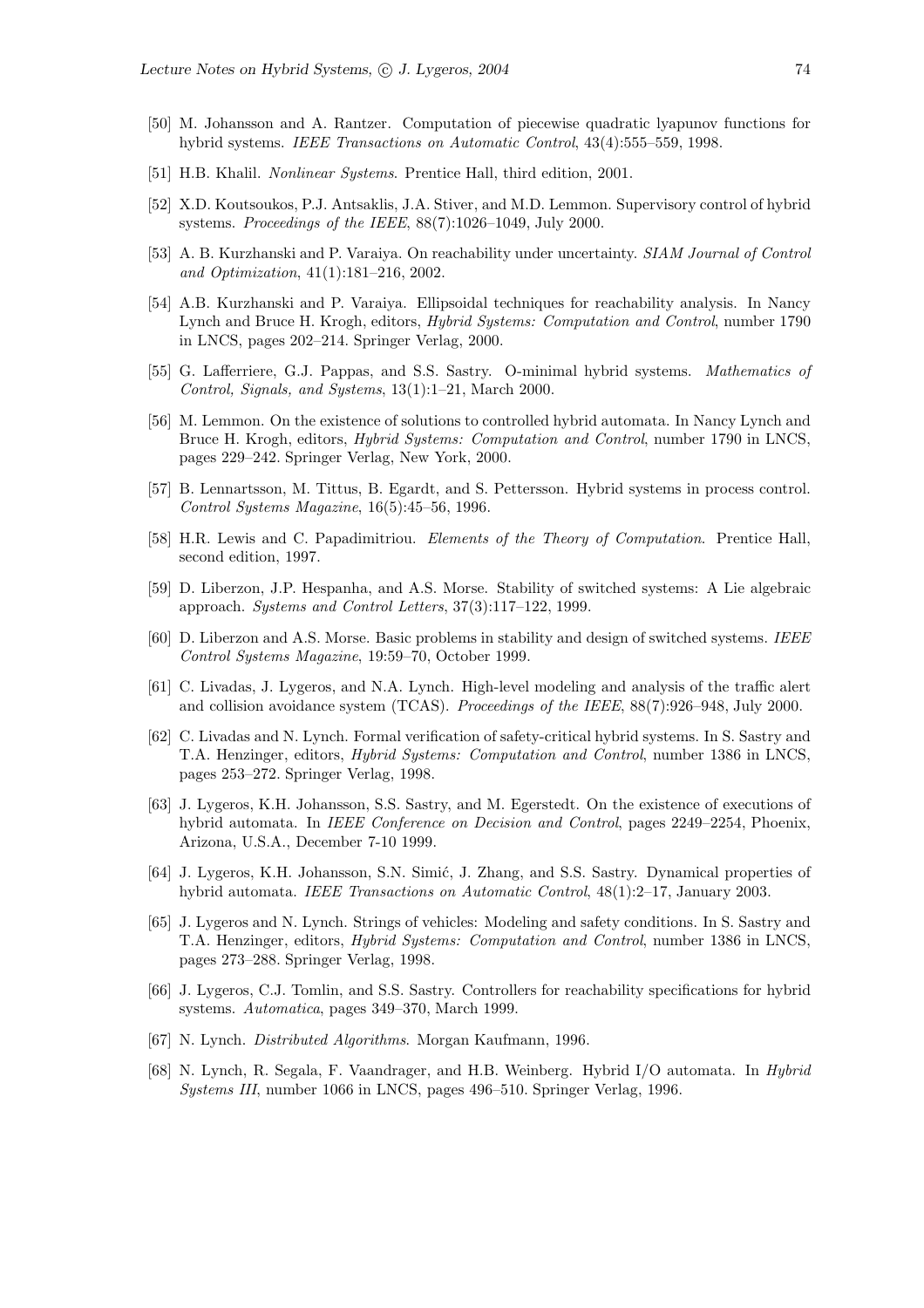[50] M. Johansson and A. Rantzer. Computation of piecewise quadratic lyapunov functions for hybrid systems. *IEEE Transactions on Automatic Control*, 43(4):555–559, 1998.

[51] H.B. Khalil. *Nonlinear Systems*. Prentice Hall, third edition, 2001.

[52] X.D. Koutsoukos, P.J. Antsaklis, J.A. Stiver, and M.D. Lemmon. Supervisory control of hybrid systems. *Proceedings of the IEEE*, 88(7):1026–1049, July 2000.

[53] A. B. Kurzhanski and P. Varaiya. On reachability under uncertainty. *SIAM Journal of Control and Optimization*, 41(1):181–216, 2002.

[54] A.B. Kurzhanski and P. Varaiya. Ellipsoidal techniques for reachability analysis. In Nancy Lynch and Bruce H. Krogh, editors, *Hybrid Systems: Computation and Control*, number 1790 in LNCS, pages 202–214. Springer Verlag, 2000.

[55] G. Lafferriere, G.J. Pappas, and S.S. Sastry. O-minimal hybrid systems. *Mathematics of Control, Signals, and Systems*, 13(1):1–21, March 2000.

[56] M. Lemmon. On the existence of solutions to controlled hybrid automata. In Nancy Lynch and Bruce H. Krogh, editors, *Hybrid Systems: Computation and Control*, number 1790 in LNCS, pages 229–242. Springer Verlag, New York, 2000.

[57] B. Lennartsson, M. Tittus, B. Egardt, and S. Pettersson. Hybrid systems in process control. *Control Systems Magazine*, 16(5):45–56, 1996.

[58] H.R. Lewis and C. Papadimitriou. *Elements of the Theory of Computation*. Prentice Hall, second edition, 1997.

[59] D. Liberzon, J.P. Hespanha, and A.S. Morse. Stability of switched systems: A Lie algebraic approach. *Systems and Control Letters*, 37(3):117–122, 1999.

[60] D. Liberzon and A.S. Morse. Basic problems in stability and design of switched systems. *IEEE Control Systems Magazine*, 19:59–70, October 1999.

[61] C. Livadas, J. Lygeros, and N.A. Lynch. High-level modeling and analysis of the traffic alert and collision avoidance system (TCAS). *Proceedings of the IEEE*, 88(7):926–948, July 2000.

[62] C. Livadas and N. Lynch. Formal verification of safety-critical hybrid systems. In S. Sastry and T.A. Henzinger, editors, *Hybrid Systems: Computation and Control*, number 1386 in LNCS, pages 253–272. Springer Verlag, 1998.

[63] J. Lygeros, K.H. Johansson, S.S. Sastry, and M. Egerstedt. On the existence of executions of hybrid automata. In *IEEE Conference on Decision and Control*, pages 2249–2254, Phoenix, Arizona, U.S.A., December 7-10 1999.

[64] J. Lygeros, K.H. Johansson, S.N. Simić, J. Zhang, and S.S. Sastry. Dynamical properties of hybrid automata. *IEEE Transactions on Automatic Control*, 48(1):2–17, January 2003.

[65] J. Lygeros and N. Lynch. Strings of vehicles: Modeling and safety conditions. In S. Sastry and T.A. Henzinger, editors, *Hybrid Systems: Computation and Control*, number 1386 in LNCS, pages 273–288. Springer Verlag, 1998.

[66] J. Lygeros, C.J. Tomlin, and S.S. Sastry. Controllers for reachability specifications for hybrid systems. *Automatica*, pages 349–370, March 1999.

[67] N. Lynch. *Distributed Algorithms*. Morgan Kaufmann, 1996.

[68] N. Lynch, R. Segala, F. Vaandrager, and H.B. Weinberg. Hybrid I/O automata. In *Hybrid Systems III*, number 1066 in LNCS, pages 496–510. Springer Verlag, 1996.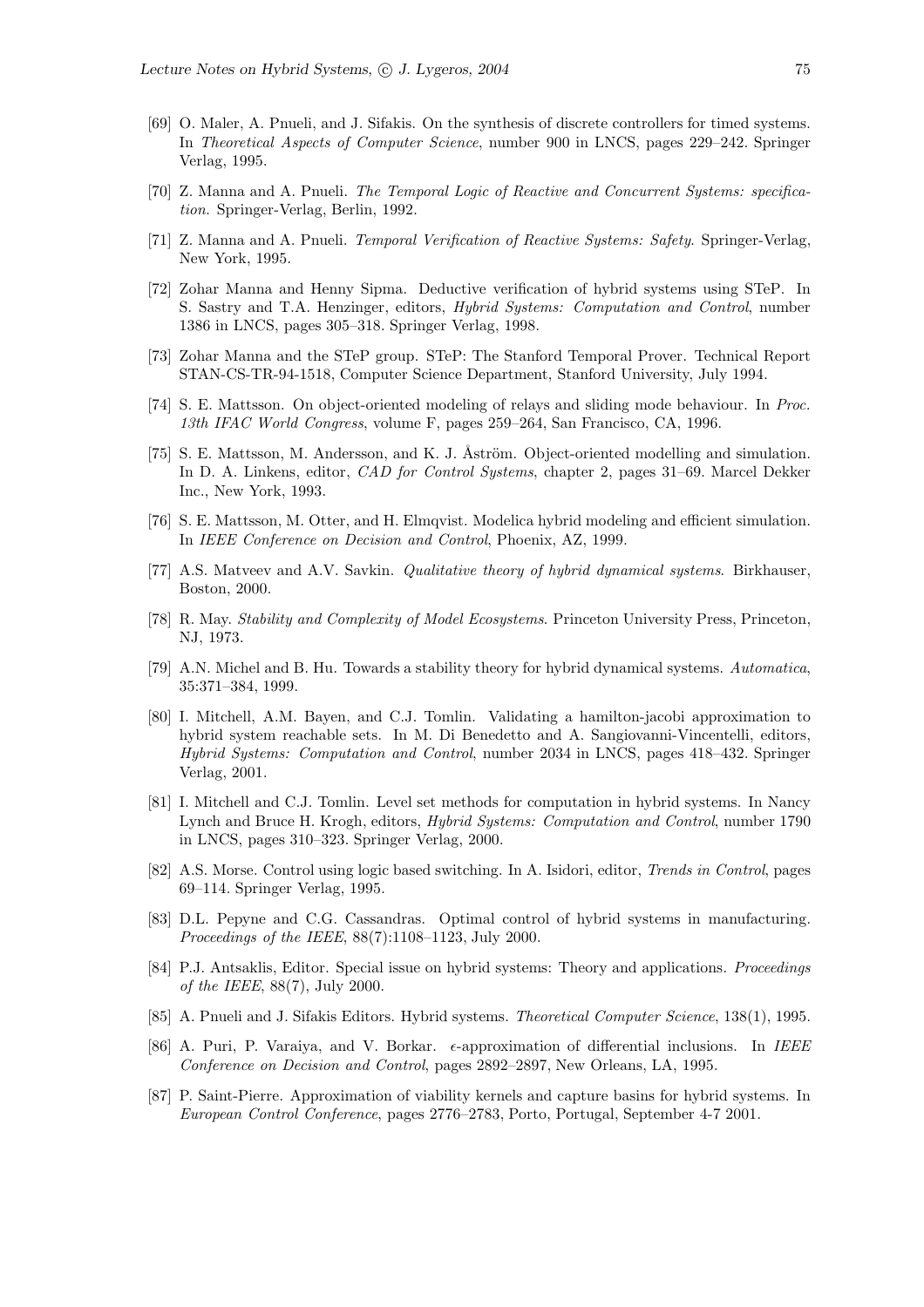[69] O. Maler, A. Pnueli, and J. Sifakis. On the synthesis of discrete controllers for timed systems. In *Theoretical Aspects of Computer Science*, number 900 in LNCS, pages 229–242. Springer Verlag, 1995.

[70] Z. Manna and A. Pnueli. *The Temporal Logic of Reactive and Concurrent Systems: specification.* Springer-Verlag, Berlin, 1992.

[71] Z. Manna and A. Pnueli. *Temporal Verification of Reactive Systems: Safety*. Springer-Verlag, New York, 1995.

[72] Zohar Manna and Henny Sipma. Deductive verification of hybrid systems using STeP. In S. Sastry and T.A. Henzinger, editors, *Hybrid Systems: Computation and Control*, number 1386 in LNCS, pages 305–318. Springer Verlag, 1998.

[73] Zohar Manna and the STeP group. STeP: The Stanford Temporal Prover. Technical Report STAN-CS-TR-94-1518, Computer Science Department, Stanford University, July 1994.

[74] S. E. Mattsson. On object-oriented modeling of relays and sliding mode behaviour. In *Proc. 13th IFAC World Congress*, volume F, pages 259–264, San Francisco, CA, 1996.

[75] S. E. Mattsson, M. Andersson, and K. J. Åström. Object-oriented modelling and simulation. In D. A. Linkens, editor, *CAD for Control Systems*, chapter 2, pages 31–69. Marcel Dekker Inc., New York, 1993.

[76] S. E. Mattsson, M. Otter, and H. Elmqvist. Modelica hybrid modeling and efficient simulation. In *IEEE Conference on Decision and Control*, Phoenix, AZ, 1999.

[77] A.S. Matveev and A.V. Savkin. *Qualitative theory of hybrid dynamical systems*. Birkhauser, Boston, 2000.

[78] R. May. *Stability and Complexity of Model Ecosystems*. Princeton University Press, Princeton, NJ, 1973.

[79] A.N. Michel and B. Hu. Towards a stability theory for hybrid dynamical systems. *Automatica*, 35:371–384, 1999.

[80] I. Mitchell, A.M. Bayen, and C.J. Tomlin. Validating a hamilton-jacobi approximation to hybrid system reachable sets. In M. Di Benedetto and A. Sangiovanni-Vincentelli, editors, *Hybrid Systems: Computation and Control*, number 2034 in LNCS, pages 418–432. Springer Verlag, 2001.

[81] I. Mitchell and C.J. Tomlin. Level set methods for computation in hybrid systems. In Nancy Lynch and Bruce H. Krogh, editors, *Hybrid Systems: Computation and Control*, number 1790 in LNCS, pages 310–323. Springer Verlag, 2000.

[82] A.S. Morse. Control using logic based switching. In A. Isidori, editor, *Trends in Control*, pages 69–114. Springer Verlag, 1995.

[83] D.L. Pepyne and C.G. Cassandras. Optimal control of hybrid systems in manufacturing. *Proceedings of the IEEE*, 88(7):1108–1123, July 2000.

[84] P.J. Antsaklis, Editor. Special issue on hybrid systems: Theory and applications. *Proceedings of the IEEE*, 88(7), July 2000.

[85] A. Pnueli and J. Sifakis Editors. Hybrid systems. *Theoretical Computer Science*, 138(1), 1995.

[86] A. Puri, P. Varaiya, and V. Borkar. $\epsilon$-approximation of differential inclusions. In *IEEE Conference on Decision and Control*, pages 2892–2897, New Orleans, LA, 1995.

[87] P. Saint-Pierre. Approximation of viability kernels and capture basins for hybrid systems. In *European Control Conference*, pages 2776–2783, Porto, Portugal, September 4-7 2001.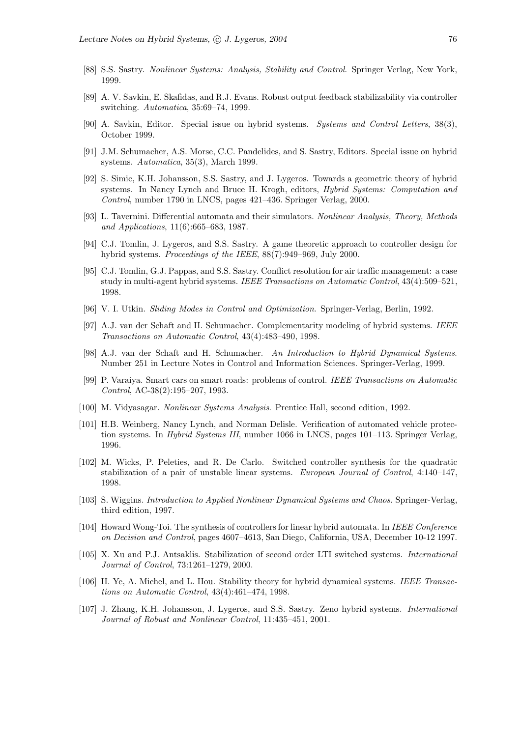[88] S.S. Sastry. *Nonlinear Systems: Analysis, Stability and Control*. Springer Verlag, New York, 1999.

[89] A. V. Savkin, E. Skafidas, and R.J. Evans. Robust output feedback stabilizability via controller switching. *Automatica*, 35:69–74, 1999.

[90] A. Savkin, Editor. Special issue on hybrid systems. *Systems and Control Letters*, 38(3), October 1999.

[91] J.M. Schumacher, A.S. Morse, C.C. Pandelides, and S. Sastry, Editors. Special issue on hybrid systems. *Automatica*, 35(3), March 1999.

[92] S. Simic, K.H. Johansson, S.S. Sastry, and J. Lygeros. Towards a geometric theory of hybrid systems. In Nancy Lynch and Bruce H. Krogh, editors, *Hybrid Systems: Computation and Control*, number 1790 in LNCS, pages 421–436. Springer Verlag, 2000.

[93] L. Tavernini. Differential automata and their simulators. *Nonlinear Analysis, Theory, Methods and Applications*, 11(6):665–683, 1987.

[94] C.J. Tomlin, J. Lygeros, and S.S. Sastry. A game theoretic approach to controller design for hybrid systems. *Proceedings of the IEEE*, 88(7):949–969, July 2000.

[95] C.J. Tomlin, G.J. Pappas, and S.S. Sastry. Conflict resolution for air traffic management: a case study in multi-agent hybrid systems. *IEEE Transactions on Automatic Control*, 43(4):509–521, 1998.

[96] V. I. Utkin. *Sliding Modes in Control and Optimization*. Springer-Verlag, Berlin, 1992.

[97] A.J. van der Schaft and H. Schumacher. Complementarity modeling of hybrid systems. *IEEE Transactions on Automatic Control*, 43(4):483–490, 1998.

[98] A.J. van der Schaft and H. Schumacher. *An Introduction to Hybrid Dynamical Systems*. Number 251 in Lecture Notes in Control and Information Sciences. Springer-Verlag, 1999.

[99] P. Varaiya. Smart cars on smart roads: problems of control. *IEEE Transactions on Automatic Control*, AC-38(2):195–207, 1993.

[100] M. Vidyasagar. *Nonlinear Systems Analysis*. Prentice Hall, second edition, 1992.

[101] H.B. Weinberg, Nancy Lynch, and Norman Delisle. Verification of automated vehicle protection systems. In *Hybrid Systems III*, number 1066 in LNCS, pages 101–113. Springer Verlag, 1996.

[102] M. Wicks, P. Peleties, and R. De Carlo. Switched controller synthesis for the quadratic stabilization of a pair of unstable linear systems. *European Journal of Control*, 4:140–147, 1998.

[103] S. Wiggins. *Introduction to Applied Nonlinear Dynamical Systems and Chaos*. Springer-Verlag, third edition, 1997.

[104] Howard Wong-Toi. The synthesis of controllers for linear hybrid automata. In *IEEE Conference on Decision and Control*, pages 4607–4613, San Diego, California, USA, December 10-12 1997.

[105] X. Xu and P.J. Antsaklis. Stabilization of second order LTI switched systems. *International Journal of Control*, 73:1261–1279, 2000.

[106] H. Ye, A. Michel, and L. Hou. Stability theory for hybrid dynamical systems. *IEEE Transactions on Automatic Control*, 43(4):461–474, 1998.

[107] J. Zhang, K.H. Johansson, J. Lygeros, and S.S. Sastry. Zeno hybrid systems. *International Journal of Robust and Nonlinear Control*, 11:435–451, 2001.